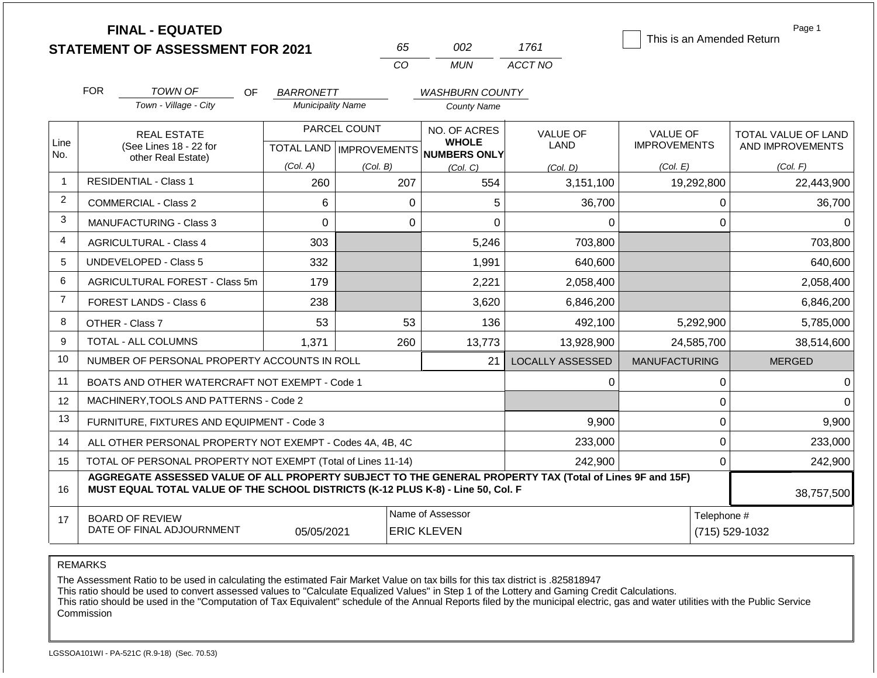# FINAL - EQUATED
## STATEMENT OF ASSESSMENT FOR 2021

| 65 | 002 | 1761 |
|---|---|---|
| CO | MUN | ACCT NO |

☐ This is an Amended Return

FOR *TOWN OF* (Town - Village - City) OF *BARRONETT* (Municipality Name) *WASHBURN COUNTY* (County Name)

| Line No. | REAL ESTATE (See Lines 18 - 22 for other Real Estate) | PARCEL COUNT TOTAL LAND (Col. A) | PARCEL COUNT IMPROVEMENTS (Col. B) | NO. OF ACRES WHOLE NUMBERS ONLY (Col. C) | VALUE OF LAND (Col. D) | VALUE OF IMPROVEMENTS (Col. E) | TOTAL VALUE OF LAND AND IMPROVEMENTS (Col. F) |
|---|---|---|---|---|---|---|---|
| 1 | RESIDENTIAL - Class 1 | 260 | 207 | 554 | 3,151,100 | 19,292,800 | 22,443,900 |
| 2 | COMMERCIAL - Class 2 | 6 | 0 | 5 | 36,700 | 0 | 36,700 |
| 3 | MANUFACTURING - Class 3 | 0 | 0 | 0 | 0 | 0 | 0 |
| 4 | AGRICULTURAL - Class 4 | 303 | | 5,246 | 703,800 | | 703,800 |
| 5 | UNDEVELOPED - Class 5 | 332 | | 1,991 | 640,600 | | 640,600 |
| 6 | AGRICULTURAL FOREST - Class 5m | 179 | | 2,221 | 2,058,400 | | 2,058,400 |
| 7 | FOREST LANDS - Class 6 | 238 | | 3,620 | 6,846,200 | | 6,846,200 |
| 8 | OTHER - Class 7 | 53 | 53 | 136 | 492,100 | 5,292,900 | 5,785,000 |
| 9 | TOTAL - ALL COLUMNS | 1,371 | 260 | 13,773 | 13,928,900 | 24,585,700 | 38,514,600 |
| 10 | NUMBER OF PERSONAL PROPERTY ACCOUNTS IN ROLL | | | 21 | LOCALLY ASSESSED | MANUFACTURING | MERGED |
| 11 | BOATS AND OTHER WATERCRAFT NOT EXEMPT - Code 1 | | | | 0 | 0 | 0 |
| 12 | MACHINERY,TOOLS AND PATTERNS - Code 2 | | | | | 0 | 0 |
| 13 | FURNITURE, FIXTURES AND EQUIPMENT - Code 3 | | | | 9,900 | 0 | 9,900 |
| 14 | ALL OTHER PERSONAL PROPERTY NOT EXEMPT - Codes 4A, 4B, 4C | | | | 233,000 | 0 | 233,000 |
| 15 | TOTAL OF PERSONAL PROPERTY NOT EXEMPT (Total of Lines 11-14) | | | | 242,900 | 0 | 242,900 |
| 16 | **AGGREGATE ASSESSED VALUE OF ALL PROPERTY SUBJECT TO THE GENERAL PROPERTY TAX (Total of Lines 9F and 15F) MUST EQUAL TOTAL VALUE OF THE SCHOOL DISTRICTS (K-12 PLUS K-8) - Line 50, Col. F** | | | | | | 38,757,500 |
| 17 | BOARD OF REVIEW DATE OF FINAL ADJOURNMENT | 05/05/2021 | | Name of Assessor: ERIC KLEVEN | | Telephone #: (715) 529-1032 | |

REMARKS

The Assessment Ratio to be used in calculating the estimated Fair Market Value on tax bills for this tax district is .825818947
This ratio should be used to convert assessed values to "Calculate Equalized Values" in Step 1 of the Lottery and Gaming Credit Calculations.
This ratio should be used in the "Computation of Tax Equivalent" schedule of the Annual Reports filed by the municipal electric, gas and water utilities with the Public Service Commission

LGSSOA101WI - PA-521C (R.9-18) (Sec. 70.53)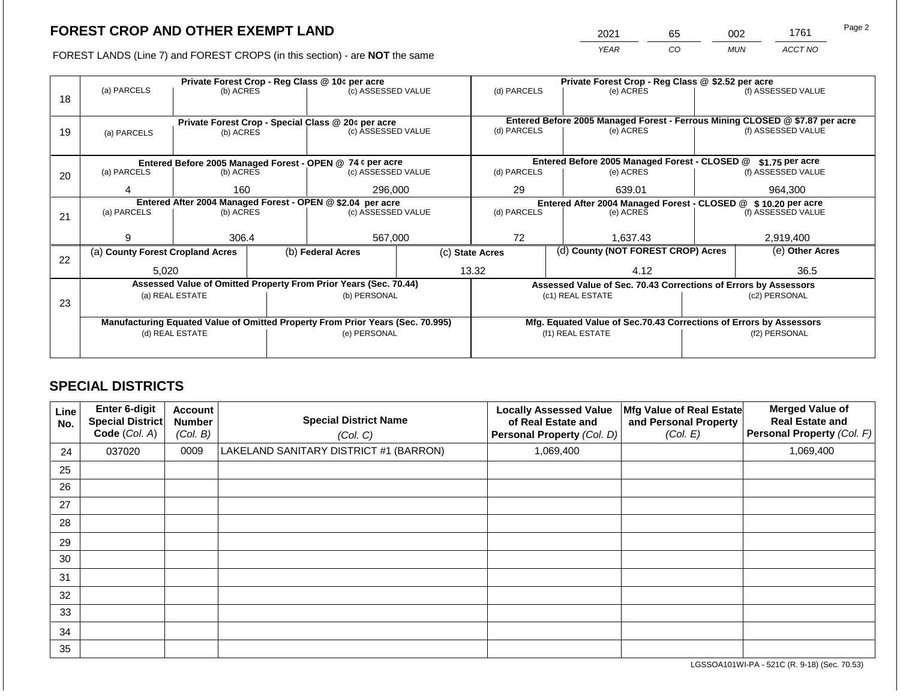# FOREST CROP AND OTHER EXEMPT LAND

FOREST LANDS (Line 7) and FOREST CROPS (in this section) - are **NOT** the same

| 2021 | 65 | 002 | 1761 |
|---|---|---|---|
| YEAR | CO | MUN | ACCT NO |

| Line | Private Forest Crop - Reg Class @ 10¢ per acre | | | Private Forest Crop - Reg Class @ $2.52 per acre | | |
|---|---|---|---|---|---|---|
| 18 | (a) PARCELS | (b) ACRES | (c) ASSESSED VALUE | (d) PARCELS | (e) ACRES | (f) ASSESSED VALUE |
| | | | | | | |
| | **Private Forest Crop - Special Class @ 20¢ per acre** | | | **Entered Before 2005 Managed Forest - Ferrous Mining CLOSED @ $7.87 per acre** | | |
| 19 | (a) PARCELS | (b) ACRES | (c) ASSESSED VALUE | (d) PARCELS | (e) ACRES | (f) ASSESSED VALUE |
| | | | | | | |
| | **Entered Before 2005 Managed Forest - OPEN @ 74 ¢ per acre** | | | **Entered Before 2005 Managed Forest - CLOSED @ $1.75 per acre** | | |
| 20 | (a) PARCELS | (b) ACRES | (c) ASSESSED VALUE | (d) PARCELS | (e) ACRES | (f) ASSESSED VALUE |
| | 4 | 160 | 296,000 | 29 | 639.01 | 964,300 |
| | **Entered After 2004 Managed Forest - OPEN @ $2.04 per acre** | | | **Entered After 2004 Managed Forest - CLOSED @ $ 10.20 per acre** | | |
| 21 | (a) PARCELS | (b) ACRES | (c) ASSESSED VALUE | (d) PARCELS | (e) ACRES | (f) ASSESSED VALUE |
| | 9 | 306.4 | 567,000 | 72 | 1,637.43 | 2,919,400 |

| Line | (a) County Forest Cropland Acres | (b) Federal Acres | (c) State Acres | (d) County (NOT FOREST CROP) Acres | (e) Other Acres |
|---|---|---|---|---|---|
| 22 | 5,020 | | 13.32 | 4.12 | 36.5 |

| Line | Assessed Value of Omitted Property From Prior Years (Sec. 70.44) | | Assessed Value of Sec. 70.43 Corrections of Errors by Assessors | |
|---|---|---|---|---|
| 23 | (a) REAL ESTATE | (b) PERSONAL | (c1) REAL ESTATE | (c2) PERSONAL |
| | | | | |
| | **Manufacturing Equated Value of Omitted Property From Prior Years (Sec. 70.995)** | | **Mfg. Equated Value of Sec.70.43 Corrections of Errors by Assessors** | |
| | (d) REAL ESTATE | (e) PERSONAL | (f1) REAL ESTATE | (f2) PERSONAL |
| | | | | |

## SPECIAL DISTRICTS

| Line No. | Enter 6-digit Special District Code (Col. A) | Account Number (Col. B) | Special District Name (Col. C) | Locally Assessed Value of Real Estate and Personal Property (Col. D) | Mfg Value of Real Estate and Personal Property (Col. E) | Merged Value of Real Estate and Personal Property (Col. F) |
|---|---|---|---|---|---|---|
| 24 | 037020 | 0009 | LAKELAND SANITARY DISTRICT #1 (BARRON) | 1,069,400 | | 1,069,400 |
| 25 | | | | | | |
| 26 | | | | | | |
| 27 | | | | | | |
| 28 | | | | | | |
| 29 | | | | | | |
| 30 | | | | | | |
| 31 | | | | | | |
| 32 | | | | | | |
| 33 | | | | | | |
| 34 | | | | | | |
| 35 | | | | | | |

LGSSOA101WI-PA - 521C (R. 9-18) (Sec. 70.53)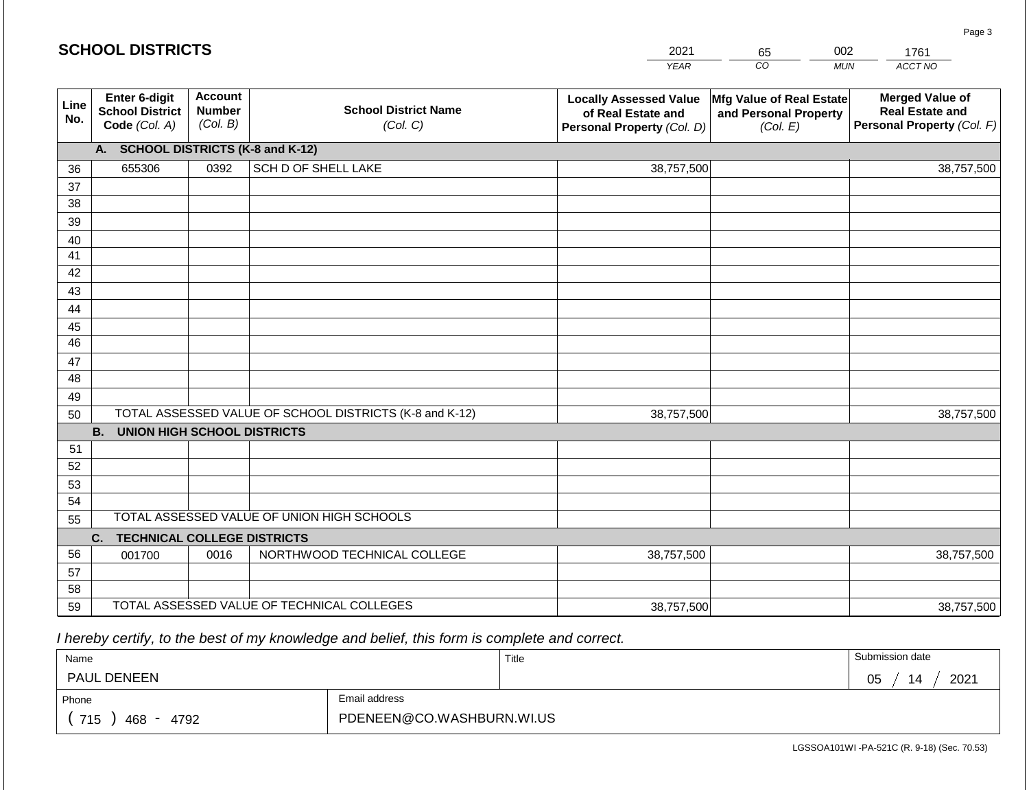## SCHOOL DISTRICTS

| 2021 | 65 | 002 | 1761 |
|---|---|---|---|
| *YEAR* | *CO* | *MUN* | *ACCT NO* |

| Line No. | Enter 6-digit School District Code *(Col. A)* | Account Number *(Col. B)* | School District Name *(Col. C)* | Locally Assessed Value of Real Estate and Personal Property *(Col. D)* | Mfg Value of Real Estate and Personal Property *(Col. E)* | Merged Value of Real Estate and Personal Property *(Col. F)* |
|---|---|---|---|---|---|---|
| | **A. SCHOOL DISTRICTS (K-8 and K-12)** | | | | | |
| 36 | 655306 | 0392 | SCH D OF SHELL LAKE | 38,757,500 | | 38,757,500 |
| 37 | | | | | | |
| 38 | | | | | | |
| 39 | | | | | | |
| 40 | | | | | | |
| 41 | | | | | | |
| 42 | | | | | | |
| 43 | | | | | | |
| 44 | | | | | | |
| 45 | | | | | | |
| 46 | | | | | | |
| 47 | | | | | | |
| 48 | | | | | | |
| 49 | | | | | | |
| 50 | TOTAL ASSESSED VALUE OF SCHOOL DISTRICTS (K-8 and K-12) | | | 38,757,500 | | 38,757,500 |
| | **B. UNION HIGH SCHOOL DISTRICTS** | | | | | |
| 51 | | | | | | |
| 52 | | | | | | |
| 53 | | | | | | |
| 54 | | | | | | |
| 55 | TOTAL ASSESSED VALUE OF UNION HIGH SCHOOLS | | | | | |
| | **C. TECHNICAL COLLEGE DISTRICTS** | | | | | |
| 56 | 001700 | 0016 | NORTHWOOD TECHNICAL COLLEGE | 38,757,500 | | 38,757,500 |
| 57 | | | | | | |
| 58 | | | | | | |
| 59 | TOTAL ASSESSED VALUE OF TECHNICAL COLLEGES | | | 38,757,500 | | 38,757,500 |

*I hereby certify, to the best of my knowledge and belief, this form is complete and correct.*

| Name | Title | Submission date |
|---|---|---|
| PAUL DENEEN | | 05 / 14 / 2021 |

| Phone | Email address |
|---|---|
| ( 715 ) 468 - 4792 | PDENEEN@CO.WASHBURN.WI.US |

LGSSOA101WI -PA-521C (R. 9-18) (Sec. 70.53)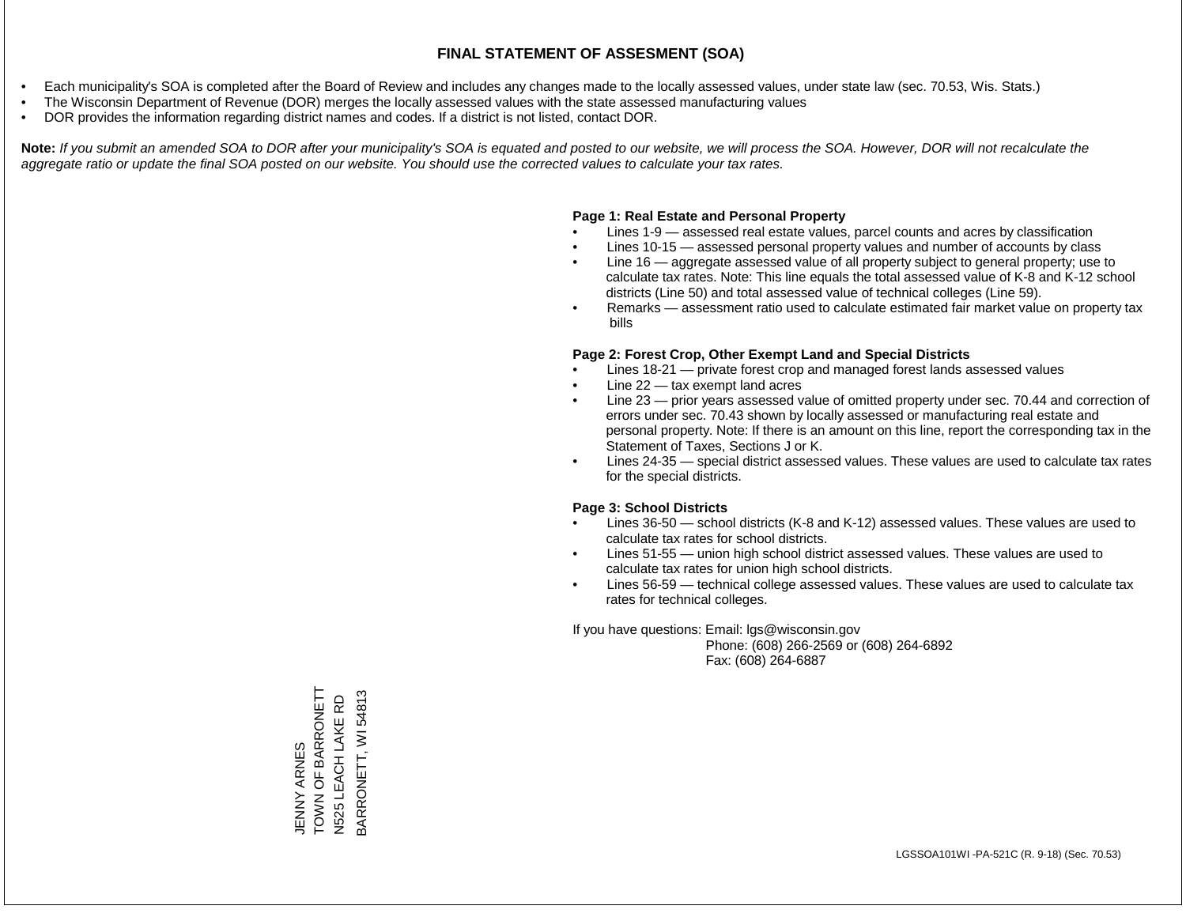# FINAL STATEMENT OF ASSESMENT (SOA)

- Each municipality's SOA is completed after the Board of Review and includes any changes made to the locally assessed values, under state law (sec. 70.53, Wis. Stats.)
- The Wisconsin Department of Revenue (DOR) merges the locally assessed values with the state assessed manufacturing values
- DOR provides the information regarding district names and codes. If a district is not listed, contact DOR.

**Note:** *If you submit an amended SOA to DOR after your municipality's SOA is equated and posted to our website, we will process the SOA. However, DOR will not recalculate the aggregate ratio or update the final SOA posted on our website. You should use the corrected values to calculate your tax rates.*

**Page 1: Real Estate and Personal Property**

- Lines 1-9 — assessed real estate values, parcel counts and acres by classification
- Lines 10-15 — assessed personal property values and number of accounts by class
- Line 16 — aggregate assessed value of all property subject to general property; use to calculate tax rates. Note: This line equals the total assessed value of K-8 and K-12 school districts (Line 50) and total assessed value of technical colleges (Line 59).
- Remarks — assessment ratio used to calculate estimated fair market value on property tax bills

**Page 2: Forest Crop, Other Exempt Land and Special Districts**

- Lines 18-21 — private forest crop and managed forest lands assessed values
- Line 22 — tax exempt land acres
- Line 23 — prior years assessed value of omitted property under sec. 70.44 and correction of errors under sec. 70.43 shown by locally assessed or manufacturing real estate and personal property. Note: If there is an amount on this line, report the corresponding tax in the Statement of Taxes, Sections J or K.
- Lines 24-35 — special district assessed values. These values are used to calculate tax rates for the special districts.

**Page 3: School Districts**

- Lines 36-50 — school districts (K-8 and K-12) assessed values. These values are used to calculate tax rates for school districts.
- Lines 51-55 — union high school district assessed values. These values are used to calculate tax rates for union high school districts.
- Lines 56-59 — technical college assessed values. These values are used to calculate tax rates for technical colleges.

If you have questions: Email: lgs@wisconsin.gov
Phone: (608) 266-2569 or (608) 264-6892
Fax: (608) 264-6887

JENNY ARNES
TOWN OF BARRONETT
N525 LEACH LAKE RD
BARRONETT, WI 54813

LGSSOA101WI -PA-521C (R. 9-18) (Sec. 70.53)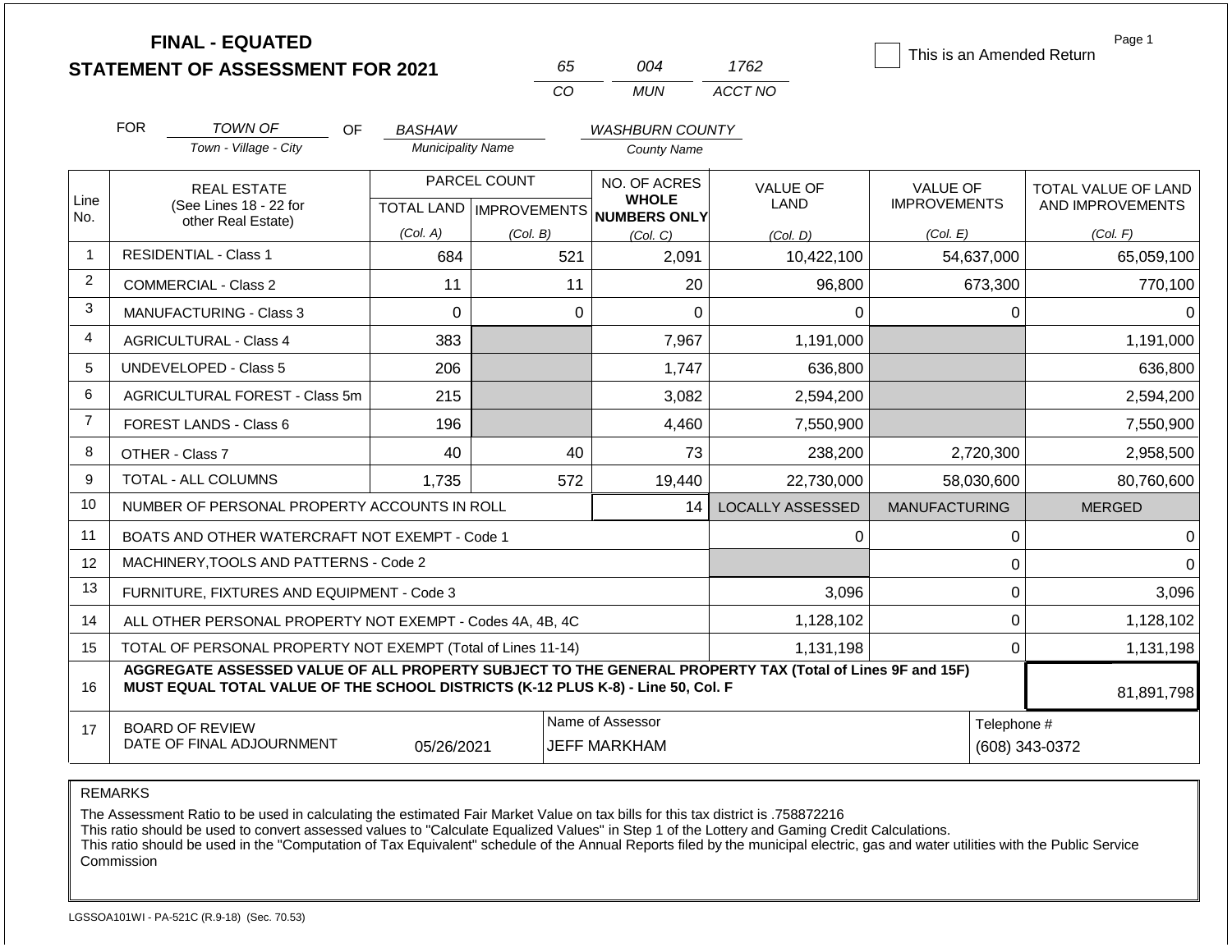# FINAL - EQUATED
## STATEMENT OF ASSESSMENT FOR 2021

| 65 | 004 | 1762 |
|---|---|---|
| CO | MUN | ACCT NO |

☐ This is an Amended Return

FOR TOWN OF (Town - Village - City) OF BASHAW (Municipality Name) WASHBURN COUNTY (County Name)

| Line No. | REAL ESTATE (See Lines 18 - 22 for other Real Estate) | PARCEL COUNT TOTAL LAND (Col. A) | PARCEL COUNT IMPROVEMENTS (Col. B) | NO. OF ACRES WHOLE NUMBERS ONLY (Col. C) | VALUE OF LAND (Col. D) | VALUE OF IMPROVEMENTS (Col. E) | TOTAL VALUE OF LAND AND IMPROVEMENTS (Col. F) |
|---|---|---|---|---|---|---|---|
| 1 | RESIDENTIAL - Class 1 | 684 | 521 | 2,091 | 10,422,100 | 54,637,000 | 65,059,100 |
| 2 | COMMERCIAL - Class 2 | 11 | 11 | 20 | 96,800 | 673,300 | 770,100 |
| 3 | MANUFACTURING - Class 3 | 0 | 0 | 0 | 0 | 0 | 0 |
| 4 | AGRICULTURAL - Class 4 | 383 | | 7,967 | 1,191,000 | | 1,191,000 |
| 5 | UNDEVELOPED - Class 5 | 206 | | 1,747 | 636,800 | | 636,800 |
| 6 | AGRICULTURAL FOREST - Class 5m | 215 | | 3,082 | 2,594,200 | | 2,594,200 |
| 7 | FOREST LANDS - Class 6 | 196 | | 4,460 | 7,550,900 | | 7,550,900 |
| 8 | OTHER - Class 7 | 40 | 40 | 73 | 238,200 | 2,720,300 | 2,958,500 |
| 9 | TOTAL - ALL COLUMNS | 1,735 | 572 | 19,440 | 22,730,000 | 58,030,600 | 80,760,600 |
| 10 | NUMBER OF PERSONAL PROPERTY ACCOUNTS IN ROLL | | | 14 | LOCALLY ASSESSED | MANUFACTURING | MERGED |
| 11 | BOATS AND OTHER WATERCRAFT NOT EXEMPT - Code 1 | | | | 0 | 0 | 0 |
| 12 | MACHINERY,TOOLS AND PATTERNS - Code 2 | | | | | 0 | 0 |
| 13 | FURNITURE, FIXTURES AND EQUIPMENT - Code 3 | | | | 3,096 | 0 | 3,096 |
| 14 | ALL OTHER PERSONAL PROPERTY NOT EXEMPT - Codes 4A, 4B, 4C | | | | 1,128,102 | 0 | 1,128,102 |
| 15 | TOTAL OF PERSONAL PROPERTY NOT EXEMPT (Total of Lines 11-14) | | | | 1,131,198 | 0 | 1,131,198 |
| 16 | **AGGREGATE ASSESSED VALUE OF ALL PROPERTY SUBJECT TO THE GENERAL PROPERTY TAX (Total of Lines 9F and 15F) MUST EQUAL TOTAL VALUE OF THE SCHOOL DISTRICTS (K-12 PLUS K-8) - Line 50, Col. F** | | | | | | 81,891,798 |
| 17 | BOARD OF REVIEW DATE OF FINAL ADJOURNMENT | 05/26/2021 | | Name of Assessor: JEFF MARKHAM | | | Telephone #: (608) 343-0372 |

REMARKS

The Assessment Ratio to be used in calculating the estimated Fair Market Value on tax bills for this tax district is .758872216
This ratio should be used to convert assessed values to "Calculate Equalized Values" in Step 1 of the Lottery and Gaming Credit Calculations.
This ratio should be used in the "Computation of Tax Equivalent" schedule of the Annual Reports filed by the municipal electric, gas and water utilities with the Public Service Commission

LGSSOA101WI - PA-521C (R.9-18) (Sec. 70.53)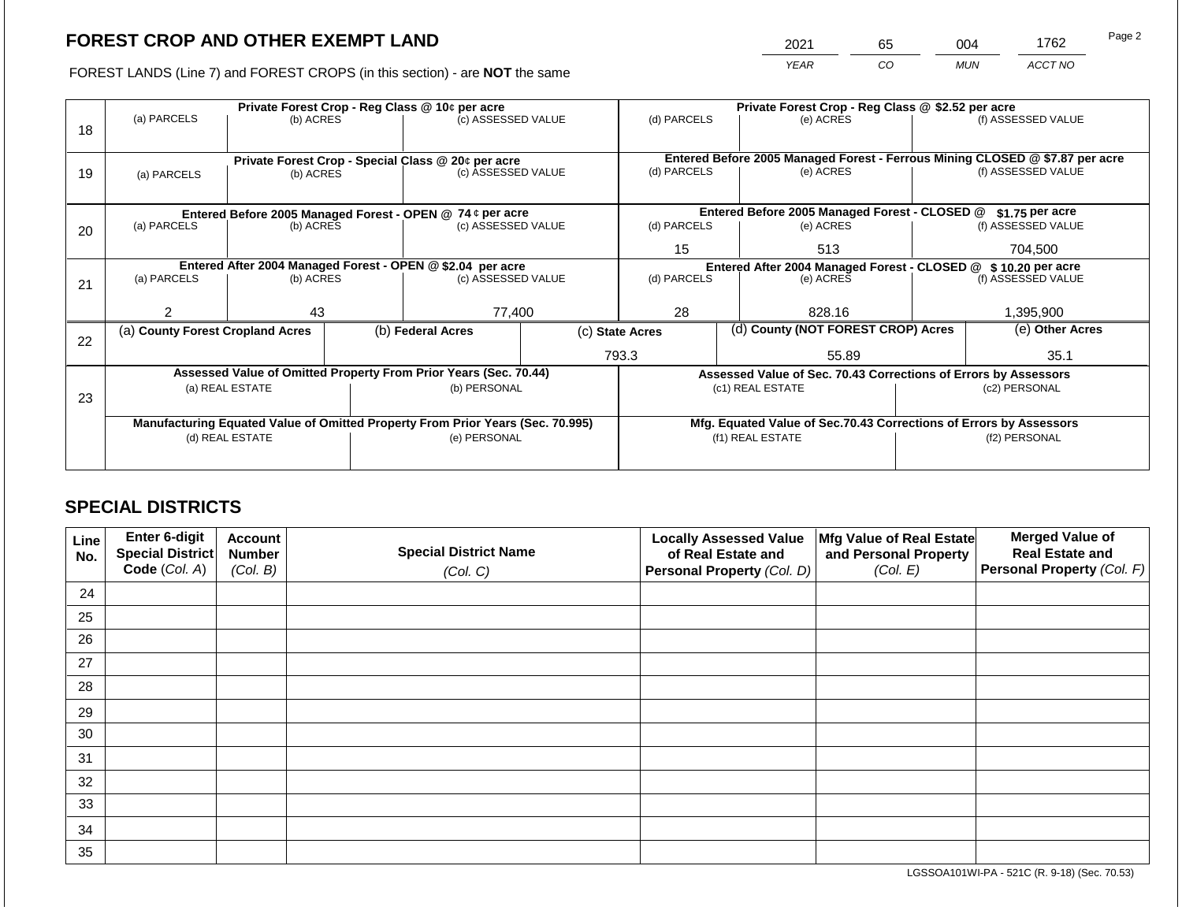# FOREST CROP AND OTHER EXEMPT LAND

FOREST LANDS (Line 7) and FOREST CROPS (in this section) - are **NOT** the same

| 2021 | 65 | 004 | 1762 |
|---|---|---|---|
| YEAR | CO | MUN | ACCT NO |

| | Private Forest Crop - Reg Class @ 10¢ per acre | | | Private Forest Crop - Reg Class @ $2.52 per acre | | |
|---|---|---|---|---|---|---|
| 18 | (a) PARCELS | (b) ACRES | (c) ASSESSED VALUE | (d) PARCELS | (e) ACRES | (f) ASSESSED VALUE |
| | | | | | | |
| | **Private Forest Crop - Special Class @ 20¢ per acre** | | | **Entered Before 2005 Managed Forest - Ferrous Mining CLOSED @ $7.87 per acre** | | |
| 19 | (a) PARCELS | (b) ACRES | (c) ASSESSED VALUE | (d) PARCELS | (e) ACRES | (f) ASSESSED VALUE |
| | | | | | | |
| | **Entered Before 2005 Managed Forest - OPEN @ 74 ¢ per acre** | | | **Entered Before 2005 Managed Forest - CLOSED @ $1.75 per acre** | | |
| 20 | (a) PARCELS | (b) ACRES | (c) ASSESSED VALUE | (d) PARCELS | (e) ACRES | (f) ASSESSED VALUE |
| | | | | 15 | 513 | 704,500 |
| | **Entered After 2004 Managed Forest - OPEN @ $2.04 per acre** | | | **Entered After 2004 Managed Forest - CLOSED @ $ 10.20 per acre** | | |
| 21 | (a) PARCELS | (b) ACRES | (c) ASSESSED VALUE | (d) PARCELS | (e) ACRES | (f) ASSESSED VALUE |
| | 2 | 43 | 77,400 | 28 | 828.16 | 1,395,900 |

| | (a) County Forest Cropland Acres | (b) Federal Acres | (c) State Acres | (d) County (NOT FOREST CROP) Acres | (e) Other Acres |
|---|---|---|---|---|---|
| 22 | | | 793.3 | 55.89 | 35.1 |

| | Assessed Value of Omitted Property From Prior Years (Sec. 70.44) | | Assessed Value of Sec. 70.43 Corrections of Errors by Assessors | |
|---|---|---|---|---|
| 23 | (a) REAL ESTATE | (b) PERSONAL | (c1) REAL ESTATE | (c2) PERSONAL |
| | | | | |
| | **Manufacturing Equated Value of Omitted Property From Prior Years (Sec. 70.995)** | | **Mfg. Equated Value of Sec.70.43 Corrections of Errors by Assessors** | |
| | (d) REAL ESTATE | (e) PERSONAL | (f1) REAL ESTATE | (f2) PERSONAL |
| | | | | |

## SPECIAL DISTRICTS

| Line No. | Enter 6-digit Special District Code (Col. A) | Account Number (Col. B) | Special District Name (Col. C) | Locally Assessed Value of Real Estate and Personal Property (Col. D) | Mfg Value of Real Estate and Personal Property (Col. E) | Merged Value of Real Estate and Personal Property (Col. F) |
|---|---|---|---|---|---|---|
| 24 | | | | | | |
| 25 | | | | | | |
| 26 | | | | | | |
| 27 | | | | | | |
| 28 | | | | | | |
| 29 | | | | | | |
| 30 | | | | | | |
| 31 | | | | | | |
| 32 | | | | | | |
| 33 | | | | | | |
| 34 | | | | | | |
| 35 | | | | | | |

LGSSOA101WI-PA - 521C (R. 9-18) (Sec. 70.53)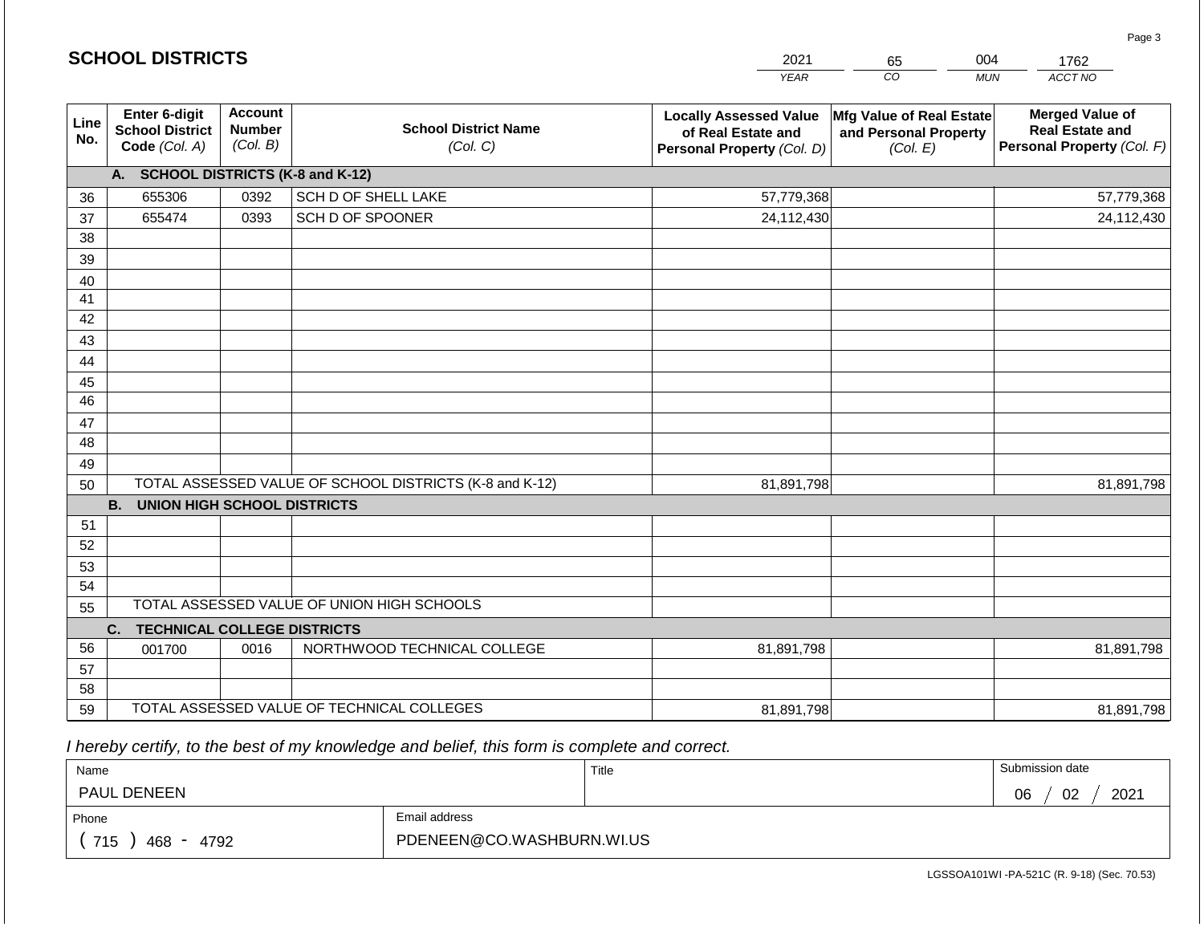## SCHOOL DISTRICTS

| 2021 | 65 | 004 | 1762 |
|---|---|---|---|
| *YEAR* | *CO* | *MUN* | *ACCT NO* |

| Line No. | Enter 6-digit School District Code *(Col. A)* | Account Number *(Col. B)* | School District Name *(Col. C)* | Locally Assessed Value of Real Estate and Personal Property *(Col. D)* | Mfg Value of Real Estate and Personal Property *(Col. E)* | Merged Value of Real Estate and Personal Property *(Col. F)* |
|---|---|---|---|---|---|---|
| | **A. SCHOOL DISTRICTS (K-8 and K-12)** | | | | | |
| 36 | 655306 | 0392 | SCH D OF SHELL LAKE | 57,779,368 | | 57,779,368 |
| 37 | 655474 | 0393 | SCH D OF SPOONER | 24,112,430 | | 24,112,430 |
| 38 | | | | | | |
| 39 | | | | | | |
| 40 | | | | | | |
| 41 | | | | | | |
| 42 | | | | | | |
| 43 | | | | | | |
| 44 | | | | | | |
| 45 | | | | | | |
| 46 | | | | | | |
| 47 | | | | | | |
| 48 | | | | | | |
| 49 | | | | | | |
| 50 | TOTAL ASSESSED VALUE OF SCHOOL DISTRICTS (K-8 and K-12) | | | 81,891,798 | | 81,891,798 |
| | **B. UNION HIGH SCHOOL DISTRICTS** | | | | | |
| 51 | | | | | | |
| 52 | | | | | | |
| 53 | | | | | | |
| 54 | | | | | | |
| 55 | TOTAL ASSESSED VALUE OF UNION HIGH SCHOOLS | | | | | |
| | **C. TECHNICAL COLLEGE DISTRICTS** | | | | | |
| 56 | 001700 | 0016 | NORTHWOOD TECHNICAL COLLEGE | 81,891,798 | | 81,891,798 |
| 57 | | | | | | |
| 58 | | | | | | |
| 59 | TOTAL ASSESSED VALUE OF TECHNICAL COLLEGES | | | 81,891,798 | | 81,891,798 |

*I hereby certify, to the best of my knowledge and belief, this form is complete and correct.*

| Name | Title | Submission date |
|---|---|---|
| PAUL DENEEN | | 06 / 02 / 2021 |
| **Phone** | **Email address** | |
| ( 715 ) 468 - 4792 | PDENEEN@CO.WASHBURN.WI.US | |

LGSSOA101WI -PA-521C (R. 9-18) (Sec. 70.53)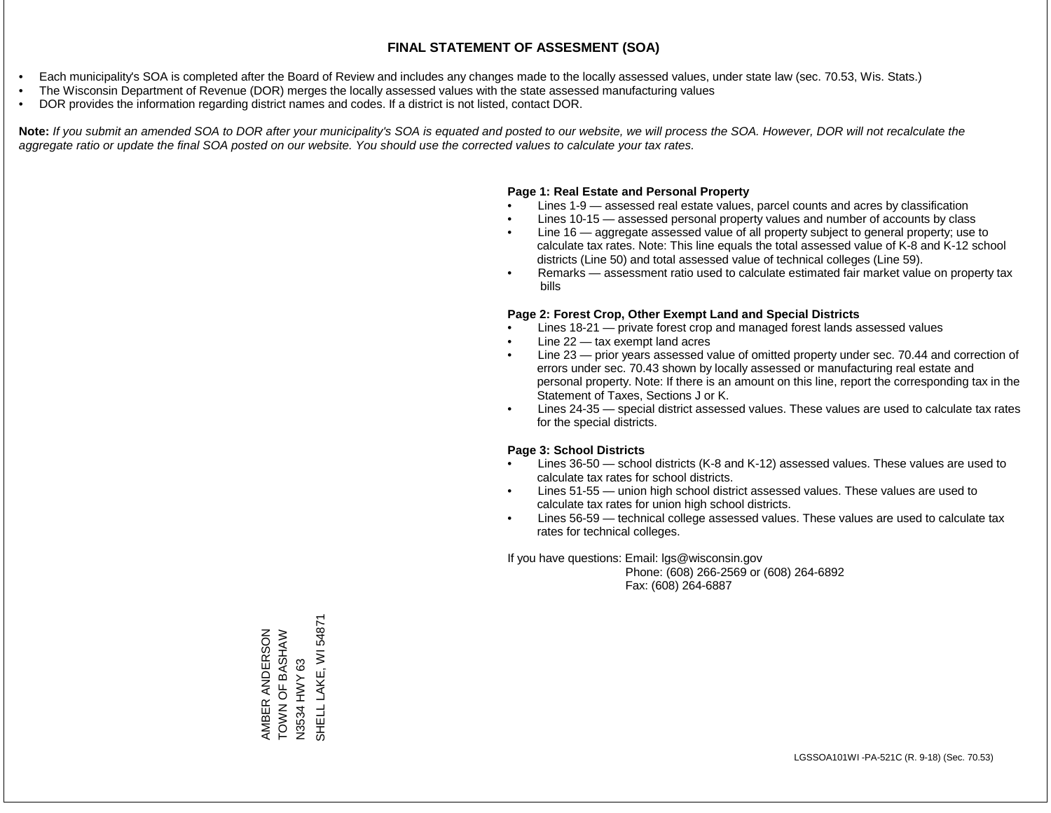# FINAL STATEMENT OF ASSESMENT (SOA)

- Each municipality's SOA is completed after the Board of Review and includes any changes made to the locally assessed values, under state law (sec. 70.53, Wis. Stats.)
- The Wisconsin Department of Revenue (DOR) merges the locally assessed values with the state assessed manufacturing values
- DOR provides the information regarding district names and codes. If a district is not listed, contact DOR.

**Note:** *If you submit an amended SOA to DOR after your municipality's SOA is equated and posted to our website, we will process the SOA. However, DOR will not recalculate the aggregate ratio or update the final SOA posted on our website. You should use the corrected values to calculate your tax rates.*

**Page 1: Real Estate and Personal Property**

- Lines 1-9 — assessed real estate values, parcel counts and acres by classification
- Lines 10-15 — assessed personal property values and number of accounts by class
- Line 16 — aggregate assessed value of all property subject to general property; use to calculate tax rates. Note: This line equals the total assessed value of K-8 and K-12 school districts (Line 50) and total assessed value of technical colleges (Line 59).
- Remarks — assessment ratio used to calculate estimated fair market value on property tax bills

**Page 2: Forest Crop, Other Exempt Land and Special Districts**

- Lines 18-21 — private forest crop and managed forest lands assessed values
- Line 22 — tax exempt land acres
- Line 23 — prior years assessed value of omitted property under sec. 70.44 and correction of errors under sec. 70.43 shown by locally assessed or manufacturing real estate and personal property. Note: If there is an amount on this line, report the corresponding tax in the Statement of Taxes, Sections J or K.
- Lines 24-35 — special district assessed values. These values are used to calculate tax rates for the special districts.

**Page 3: School Districts**

- Lines 36-50 — school districts (K-8 and K-12) assessed values. These values are used to calculate tax rates for school districts.
- Lines 51-55 — union high school district assessed values. These values are used to calculate tax rates for union high school districts.
- Lines 56-59 — technical college assessed values. These values are used to calculate tax rates for technical colleges.

If you have questions: Email: lgs@wisconsin.gov
Phone: (608) 266-2569 or (608) 264-6892
Fax: (608) 264-6887

AMBER ANDERSON
TOWN OF BASHAW
N3534 HWY 63
SHELL LAKE, WI 54871

LGSSOA101WI -PA-521C (R. 9-18) (Sec. 70.53)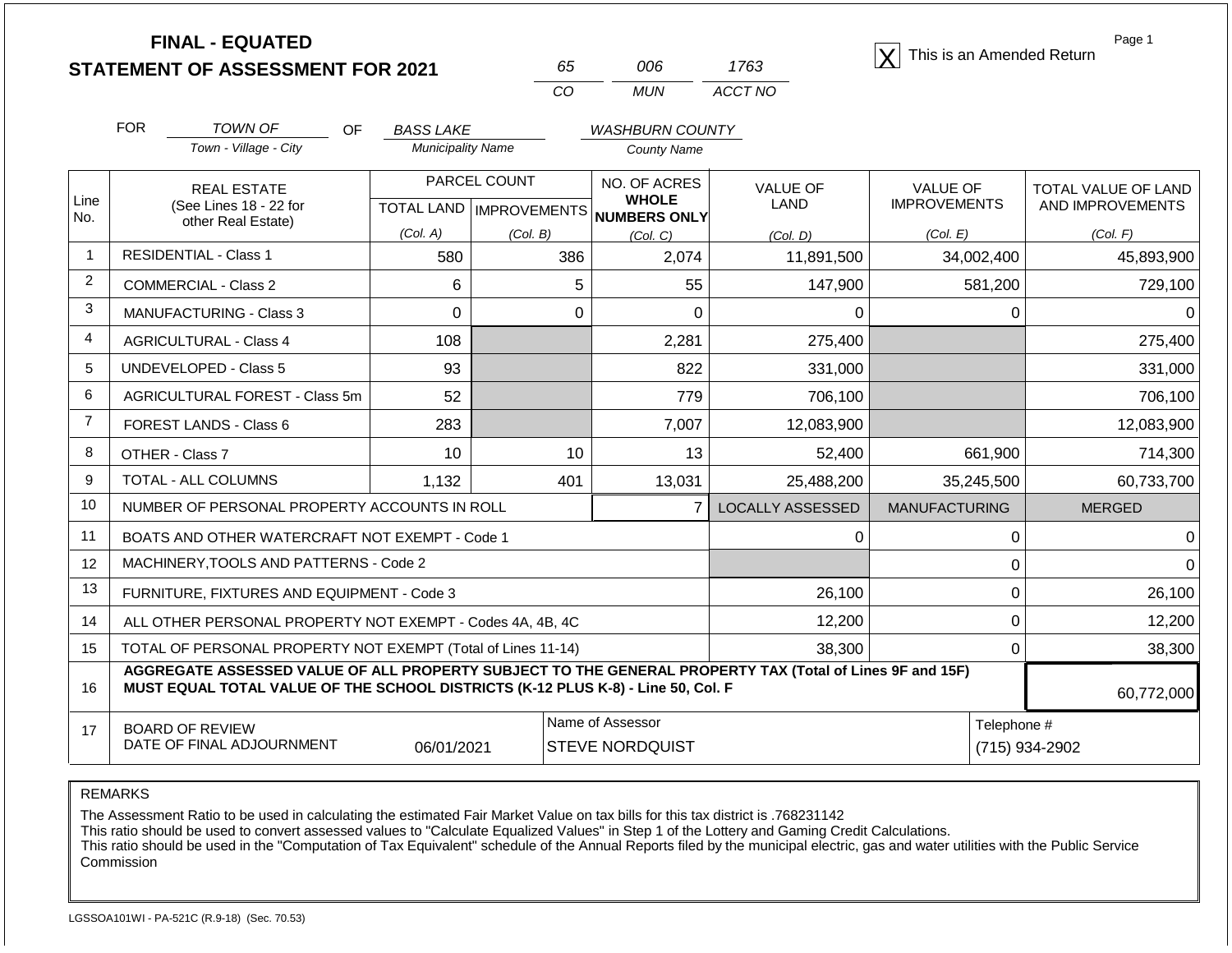# FINAL - EQUATED
# STATEMENT OF ASSESSMENT FOR 2021

| 65 | 006 | 1763 |
|---|---|---|
| CO | MUN | ACCT NO |

[X] This is an Amended Return

FOR *TOWN OF* (Town - Village - City) OF *BASS LAKE* (Municipality Name) *WASHBURN COUNTY* (County Name)

| Line No. | REAL ESTATE (See Lines 18 - 22 for other Real Estate) | PARCEL COUNT TOTAL LAND (Col. A) | PARCEL COUNT IMPROVEMENTS (Col. B) | NO. OF ACRES WHOLE NUMBERS ONLY (Col. C) | VALUE OF LAND (Col. D) | VALUE OF IMPROVEMENTS (Col. E) | TOTAL VALUE OF LAND AND IMPROVEMENTS (Col. F) |
|---|---|---|---|---|---|---|---|
| 1 | RESIDENTIAL - Class 1 | 580 | 386 | 2,074 | 11,891,500 | 34,002,400 | 45,893,900 |
| 2 | COMMERCIAL - Class 2 | 6 | 5 | 55 | 147,900 | 581,200 | 729,100 |
| 3 | MANUFACTURING - Class 3 | 0 | 0 | 0 | 0 | 0 | 0 |
| 4 | AGRICULTURAL - Class 4 | 108 | | 2,281 | 275,400 | | 275,400 |
| 5 | UNDEVELOPED - Class 5 | 93 | | 822 | 331,000 | | 331,000 |
| 6 | AGRICULTURAL FOREST - Class 5m | 52 | | 779 | 706,100 | | 706,100 |
| 7 | FOREST LANDS - Class 6 | 283 | | 7,007 | 12,083,900 | | 12,083,900 |
| 8 | OTHER - Class 7 | 10 | 10 | 13 | 52,400 | 661,900 | 714,300 |
| 9 | TOTAL - ALL COLUMNS | 1,132 | 401 | 13,031 | 25,488,200 | 35,245,500 | 60,733,700 |
| 10 | NUMBER OF PERSONAL PROPERTY ACCOUNTS IN ROLL | | | 7 | LOCALLY ASSESSED | MANUFACTURING | MERGED |
| 11 | BOATS AND OTHER WATERCRAFT NOT EXEMPT - Code 1 | | | | 0 | 0 | 0 |
| 12 | MACHINERY,TOOLS AND PATTERNS - Code 2 | | | | | 0 | 0 |
| 13 | FURNITURE, FIXTURES AND EQUIPMENT - Code 3 | | | | 26,100 | 0 | 26,100 |
| 14 | ALL OTHER PERSONAL PROPERTY NOT EXEMPT - Codes 4A, 4B, 4C | | | | 12,200 | 0 | 12,200 |
| 15 | TOTAL OF PERSONAL PROPERTY NOT EXEMPT (Total of Lines 11-14) | | | | 38,300 | 0 | 38,300 |
| 16 | **AGGREGATE ASSESSED VALUE OF ALL PROPERTY SUBJECT TO THE GENERAL PROPERTY TAX (Total of Lines 9F and 15F) MUST EQUAL TOTAL VALUE OF THE SCHOOL DISTRICTS (K-12 PLUS K-8) - Line 50, Col. F** | | | | | | 60,772,000 |
| 17 | BOARD OF REVIEW DATE OF FINAL ADJOURNMENT | 06/01/2021 | | Name of Assessor: STEVE NORDQUIST | | | Telephone #: (715) 934-2902 |

REMARKS

The Assessment Ratio to be used in calculating the estimated Fair Market Value on tax bills for this tax district is .768231142
This ratio should be used to convert assessed values to "Calculate Equalized Values" in Step 1 of the Lottery and Gaming Credit Calculations.
This ratio should be used in the "Computation of Tax Equivalent" schedule of the Annual Reports filed by the municipal electric, gas and water utilities with the Public Service Commission

LGSSOA101WI - PA-521C (R.9-18) (Sec. 70.53)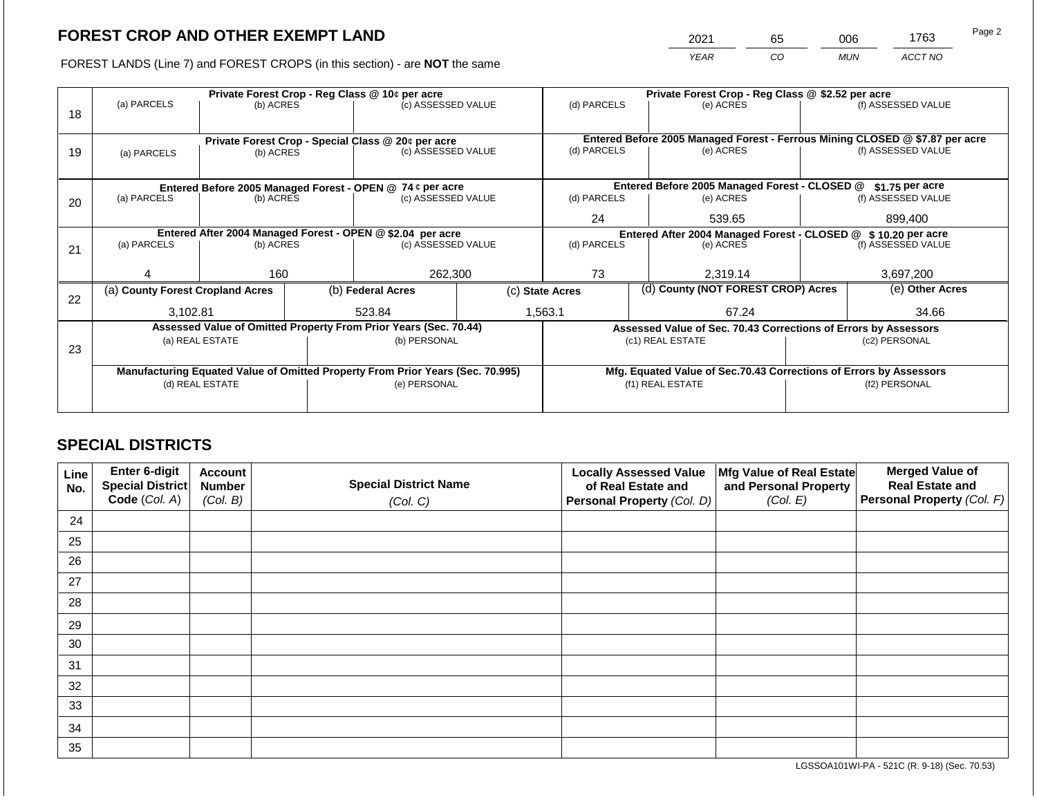# FOREST CROP AND OTHER EXEMPT LAND

FOREST LANDS (Line 7) and FOREST CROPS (in this section) - are **NOT** the same

| 2021 | 65 | 006 | 1763 |
|---|---|---|---|
| YEAR | CO | MUN | ACCT NO |

| Line | Private Forest Crop - Reg Class @ 10¢ per acre | | | Private Forest Crop - Reg Class @ $2.52 per acre | | |
|---|---|---|---|---|---|---|
| 18 | (a) PARCELS | (b) ACRES | (c) ASSESSED VALUE | (d) PARCELS | (e) ACRES | (f) ASSESSED VALUE |
| | | | | | | |
| | **Private Forest Crop - Special Class @ 20¢ per acre** | | | **Entered Before 2005 Managed Forest - Ferrous Mining CLOSED @ $7.87 per acre** | | |
| 19 | (a) PARCELS | (b) ACRES | (c) ASSESSED VALUE | (d) PARCELS | (e) ACRES | (f) ASSESSED VALUE |
| | | | | | | |
| | **Entered Before 2005 Managed Forest - OPEN @ 74 ¢ per acre** | | | **Entered Before 2005 Managed Forest - CLOSED @ $1.75 per acre** | | |
| 20 | (a) PARCELS | (b) ACRES | (c) ASSESSED VALUE | (d) PARCELS | (e) ACRES | (f) ASSESSED VALUE |
| | | | | 24 | 539.65 | 899,400 |
| | **Entered After 2004 Managed Forest - OPEN @ $2.04 per acre** | | | **Entered After 2004 Managed Forest - CLOSED @ $ 10.20 per acre** | | |
| 21 | (a) PARCELS | (b) ACRES | (c) ASSESSED VALUE | (d) PARCELS | (e) ACRES | (f) ASSESSED VALUE |
| | 4 | 160 | 262,300 | 73 | 2,319.14 | 3,697,200 |

| Line | (a) County Forest Cropland Acres | (b) Federal Acres | (c) State Acres | (d) County (NOT FOREST CROP) Acres | (e) Other Acres |
|---|---|---|---|---|---|
| 22 | 3,102.81 | 523.84 | 1,563.1 | 67.24 | 34.66 |

| Line | Assessed Value of Omitted Property From Prior Years (Sec. 70.44) | | Assessed Value of Sec. 70.43 Corrections of Errors by Assessors | |
|---|---|---|---|---|
| 23 | (a) REAL ESTATE | (b) PERSONAL | (c1) REAL ESTATE | (c2) PERSONAL |
| | | | | |
| | **Manufacturing Equated Value of Omitted Property From Prior Years (Sec. 70.995)** | | **Mfg. Equated Value of Sec.70.43 Corrections of Errors by Assessors** | |
| | (d) REAL ESTATE | (e) PERSONAL | (f1) REAL ESTATE | (f2) PERSONAL |
| | | | | |

## SPECIAL DISTRICTS

| Line No. | Enter 6-digit Special District Code (Col. A) | Account Number (Col. B) | Special District Name (Col. C) | Locally Assessed Value of Real Estate and Personal Property (Col. D) | Mfg Value of Real Estate and Personal Property (Col. E) | Merged Value of Real Estate and Personal Property (Col. F) |
|---|---|---|---|---|---|---|
| 24 | | | | | | |
| 25 | | | | | | |
| 26 | | | | | | |
| 27 | | | | | | |
| 28 | | | | | | |
| 29 | | | | | | |
| 30 | | | | | | |
| 31 | | | | | | |
| 32 | | | | | | |
| 33 | | | | | | |
| 34 | | | | | | |
| 35 | | | | | | |

LGSSOA101WI-PA - 521C (R. 9-18) (Sec. 70.53)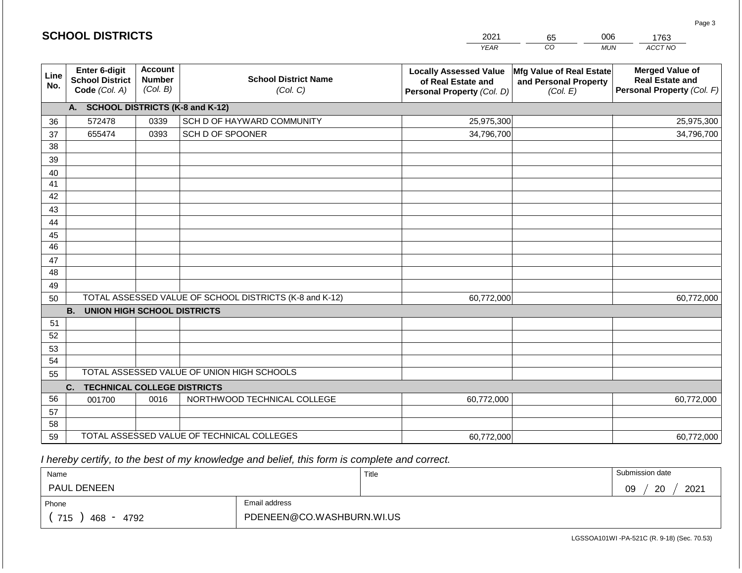## SCHOOL DISTRICTS

| 2021 | 65 | 006 | 1763 |
|---|---|---|---|
| *YEAR* | *CO* | *MUN* | *ACCT NO* |

| Line No. | Enter 6-digit School District Code *(Col. A)* | Account Number *(Col. B)* | School District Name *(Col. C)* | Locally Assessed Value of Real Estate and Personal Property *(Col. D)* | Mfg Value of Real Estate and Personal Property *(Col. E)* | Merged Value of Real Estate and Personal Property *(Col. F)* |
|---|---|---|---|---|---|---|
| | **A. SCHOOL DISTRICTS (K-8 and K-12)** | | | | | |
| 36 | 572478 | 0339 | SCH D OF HAYWARD COMMUNITY | 25,975,300 | | 25,975,300 |
| 37 | 655474 | 0393 | SCH D OF SPOONER | 34,796,700 | | 34,796,700 |
| 38 | | | | | | |
| 39 | | | | | | |
| 40 | | | | | | |
| 41 | | | | | | |
| 42 | | | | | | |
| 43 | | | | | | |
| 44 | | | | | | |
| 45 | | | | | | |
| 46 | | | | | | |
| 47 | | | | | | |
| 48 | | | | | | |
| 49 | | | | | | |
| 50 | TOTAL ASSESSED VALUE OF SCHOOL DISTRICTS (K-8 and K-12) | | | 60,772,000 | | 60,772,000 |
| | **B. UNION HIGH SCHOOL DISTRICTS** | | | | | |
| 51 | | | | | | |
| 52 | | | | | | |
| 53 | | | | | | |
| 54 | | | | | | |
| 55 | TOTAL ASSESSED VALUE OF UNION HIGH SCHOOLS | | | | | |
| | **C. TECHNICAL COLLEGE DISTRICTS** | | | | | |
| 56 | 001700 | 0016 | NORTHWOOD TECHNICAL COLLEGE | 60,772,000 | | 60,772,000 |
| 57 | | | | | | |
| 58 | | | | | | |
| 59 | TOTAL ASSESSED VALUE OF TECHNICAL COLLEGES | | | 60,772,000 | | 60,772,000 |

*I hereby certify, to the best of my knowledge and belief, this form is complete and correct.*

| Name | Title | Submission date |
|---|---|---|
| PAUL DENEEN | | 09 / 20 / 2021 |

| Phone | Email address |
|---|---|
| ( 715 ) 468 - 4792 | PDENEEN@CO.WASHBURN.WI.US |

LGSSOA101WI -PA-521C (R. 9-18) (Sec. 70.53)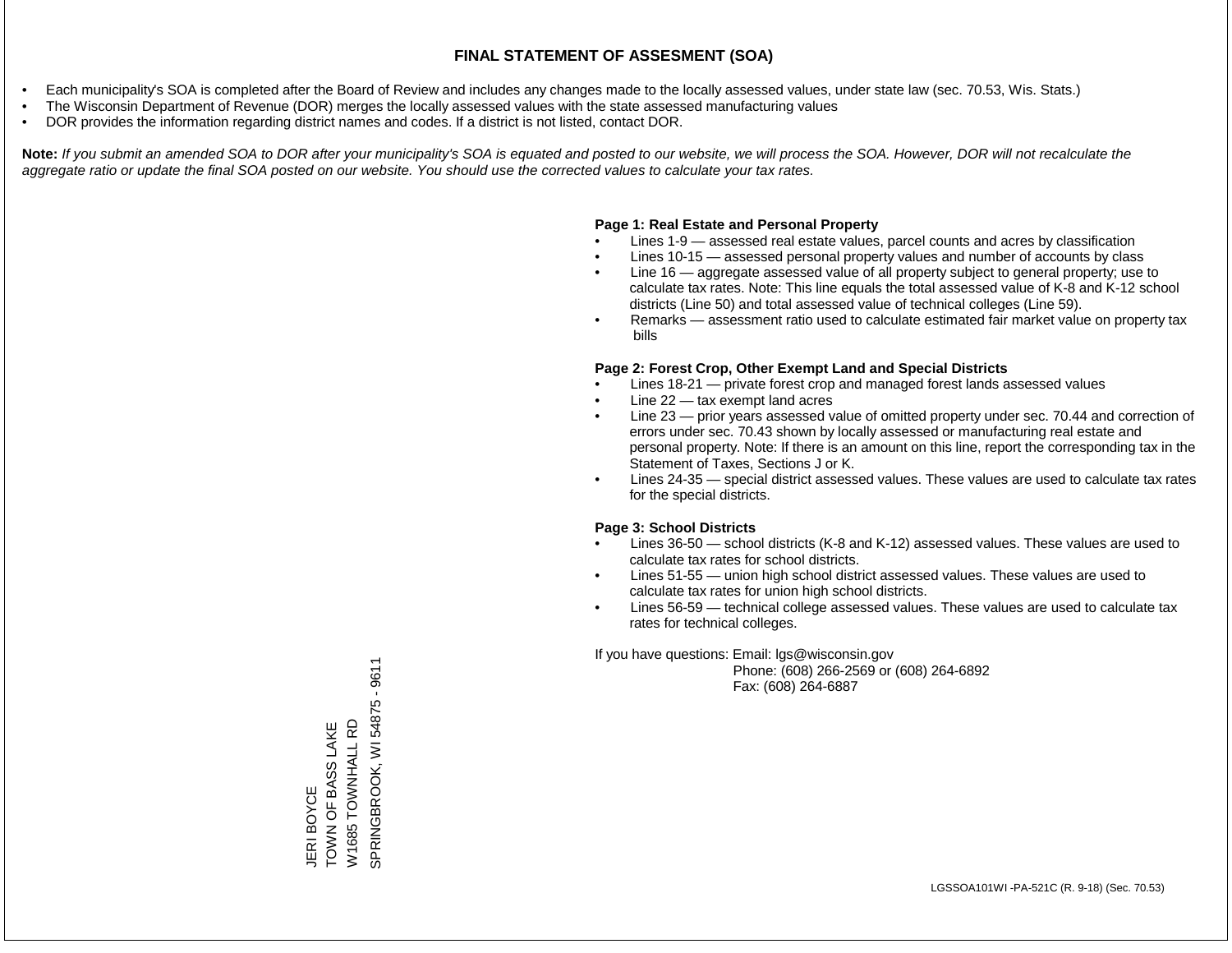# FINAL STATEMENT OF ASSESMENT (SOA)

- Each municipality's SOA is completed after the Board of Review and includes any changes made to the locally assessed values, under state law (sec. 70.53, Wis. Stats.)
- The Wisconsin Department of Revenue (DOR) merges the locally assessed values with the state assessed manufacturing values
- DOR provides the information regarding district names and codes. If a district is not listed, contact DOR.

**Note:** *If you submit an amended SOA to DOR after your municipality's SOA is equated and posted to our website, we will process the SOA. However, DOR will not recalculate the aggregate ratio or update the final SOA posted on our website. You should use the corrected values to calculate your tax rates.*

**Page 1: Real Estate and Personal Property**

- Lines 1-9 — assessed real estate values, parcel counts and acres by classification
- Lines 10-15 — assessed personal property values and number of accounts by class
- Line 16 — aggregate assessed value of all property subject to general property; use to calculate tax rates. Note: This line equals the total assessed value of K-8 and K-12 school districts (Line 50) and total assessed value of technical colleges (Line 59).
- Remarks — assessment ratio used to calculate estimated fair market value on property tax bills

**Page 2: Forest Crop, Other Exempt Land and Special Districts**

- Lines 18-21 — private forest crop and managed forest lands assessed values
- Line 22 — tax exempt land acres
- Line 23 — prior years assessed value of omitted property under sec. 70.44 and correction of errors under sec. 70.43 shown by locally assessed or manufacturing real estate and personal property. Note: If there is an amount on this line, report the corresponding tax in the Statement of Taxes, Sections J or K.
- Lines 24-35 — special district assessed values. These values are used to calculate tax rates for the special districts.

**Page 3: School Districts**

- Lines 36-50 — school districts (K-8 and K-12) assessed values. These values are used to calculate tax rates for school districts.
- Lines 51-55 — union high school district assessed values. These values are used to calculate tax rates for union high school districts.
- Lines 56-59 — technical college assessed values. These values are used to calculate tax rates for technical colleges.

If you have questions: Email: lgs@wisconsin.gov
Phone: (608) 266-2569 or (608) 264-6892
Fax: (608) 264-6887

JERI BOYCE
TOWN OF BASS LAKE
W1685 TOWNHALL RD
SPRINGBROOK, WI 54875 - 9611

LGSSOA101WI -PA-521C (R. 9-18) (Sec. 70.53)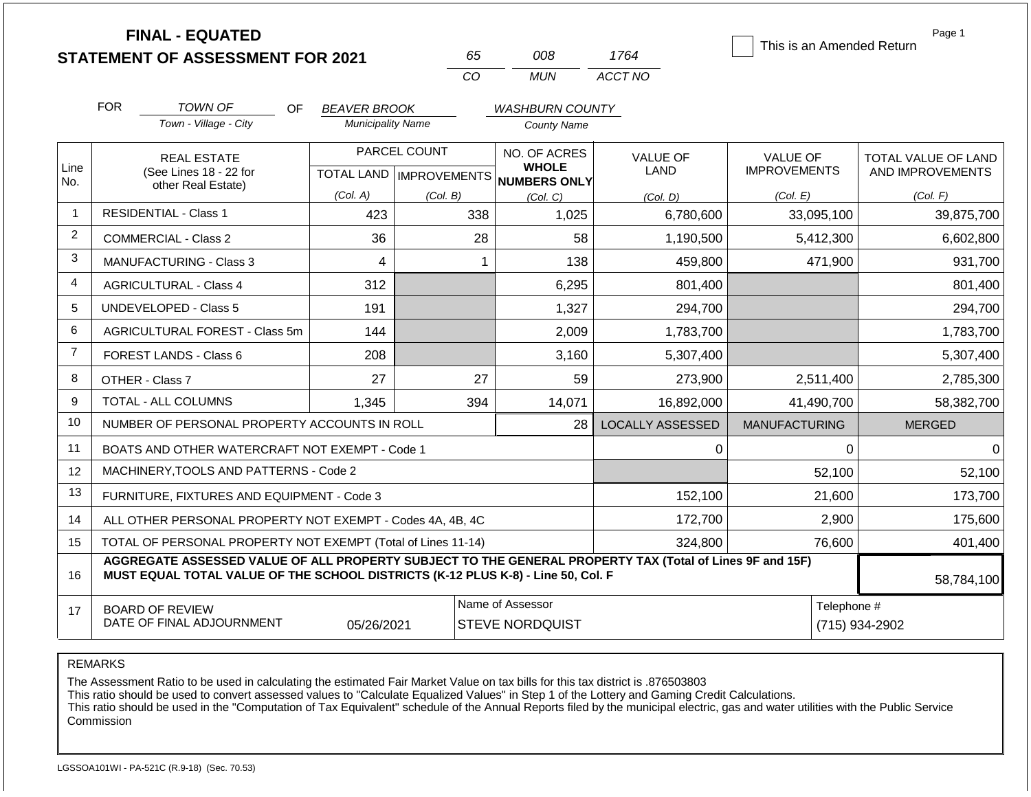# FINAL - EQUATED
## STATEMENT OF ASSESSMENT FOR 2021

| 65 | 008 | 1764 |
|---|---|---|
| CO | MUN | ACCT NO |

☐ This is an Amended Return

FOR *TOWN OF* OF *BEAVER BROOK* *WASHBURN COUNTY*

Town - Village - City | Municipality Name | County Name

| Line No. | REAL ESTATE (See Lines 18 - 22 for other Real Estate) | PARCEL COUNT | | NO. OF ACRES WHOLE NUMBERS ONLY | VALUE OF LAND | VALUE OF IMPROVEMENTS | TOTAL VALUE OF LAND AND IMPROVEMENTS |
|---|---|---|---|---|---|---|---|
| | | TOTAL LAND (Col. A) | IMPROVEMENTS (Col. B) | (Col. C) | (Col. D) | (Col. E) | (Col. F) |
| 1 | RESIDENTIAL - Class 1 | 423 | 338 | 1,025 | 6,780,600 | 33,095,100 | 39,875,700 |
| 2 | COMMERCIAL - Class 2 | 36 | 28 | 58 | 1,190,500 | 5,412,300 | 6,602,800 |
| 3 | MANUFACTURING - Class 3 | 4 | 1 | 138 | 459,800 | 471,900 | 931,700 |
| 4 | AGRICULTURAL - Class 4 | 312 | | 6,295 | 801,400 | | 801,400 |
| 5 | UNDEVELOPED - Class 5 | 191 | | 1,327 | 294,700 | | 294,700 |
| 6 | AGRICULTURAL FOREST - Class 5m | 144 | | 2,009 | 1,783,700 | | 1,783,700 |
| 7 | FOREST LANDS - Class 6 | 208 | | 3,160 | 5,307,400 | | 5,307,400 |
| 8 | OTHER - Class 7 | 27 | 27 | 59 | 273,900 | 2,511,400 | 2,785,300 |
| 9 | TOTAL - ALL COLUMNS | 1,345 | 394 | 14,071 | 16,892,000 | 41,490,700 | 58,382,700 |
| 10 | NUMBER OF PERSONAL PROPERTY ACCOUNTS IN ROLL | | | 28 | LOCALLY ASSESSED | MANUFACTURING | MERGED |
| 11 | BOATS AND OTHER WATERCRAFT NOT EXEMPT - Code 1 | | | | 0 | 0 | 0 |
| 12 | MACHINERY,TOOLS AND PATTERNS - Code 2 | | | | | 52,100 | 52,100 |
| 13 | FURNITURE, FIXTURES AND EQUIPMENT - Code 3 | | | | 152,100 | 21,600 | 173,700 |
| 14 | ALL OTHER PERSONAL PROPERTY NOT EXEMPT - Codes 4A, 4B, 4C | | | | 172,700 | 2,900 | 175,600 |
| 15 | TOTAL OF PERSONAL PROPERTY NOT EXEMPT (Total of Lines 11-14) | | | | 324,800 | 76,600 | 401,400 |
| 16 | **AGGREGATE ASSESSED VALUE OF ALL PROPERTY SUBJECT TO THE GENERAL PROPERTY TAX (Total of Lines 9F and 15F) MUST EQUAL TOTAL VALUE OF THE SCHOOL DISTRICTS (K-12 PLUS K-8) - Line 50, Col. F** | | | | | | 58,784,100 |
| 17 | BOARD OF REVIEW DATE OF FINAL ADJOURNMENT | 05/26/2021 | | Name of Assessor: STEVE NORDQUIST | | | Telephone #: (715) 934-2902 |

REMARKS

The Assessment Ratio to be used in calculating the estimated Fair Market Value on tax bills for this tax district is .876503803
This ratio should be used to convert assessed values to "Calculate Equalized Values" in Step 1 of the Lottery and Gaming Credit Calculations.
This ratio should be used in the "Computation of Tax Equivalent" schedule of the Annual Reports filed by the municipal electric, gas and water utilities with the Public Service Commission

LGSSOA101WI - PA-521C (R.9-18) (Sec. 70.53)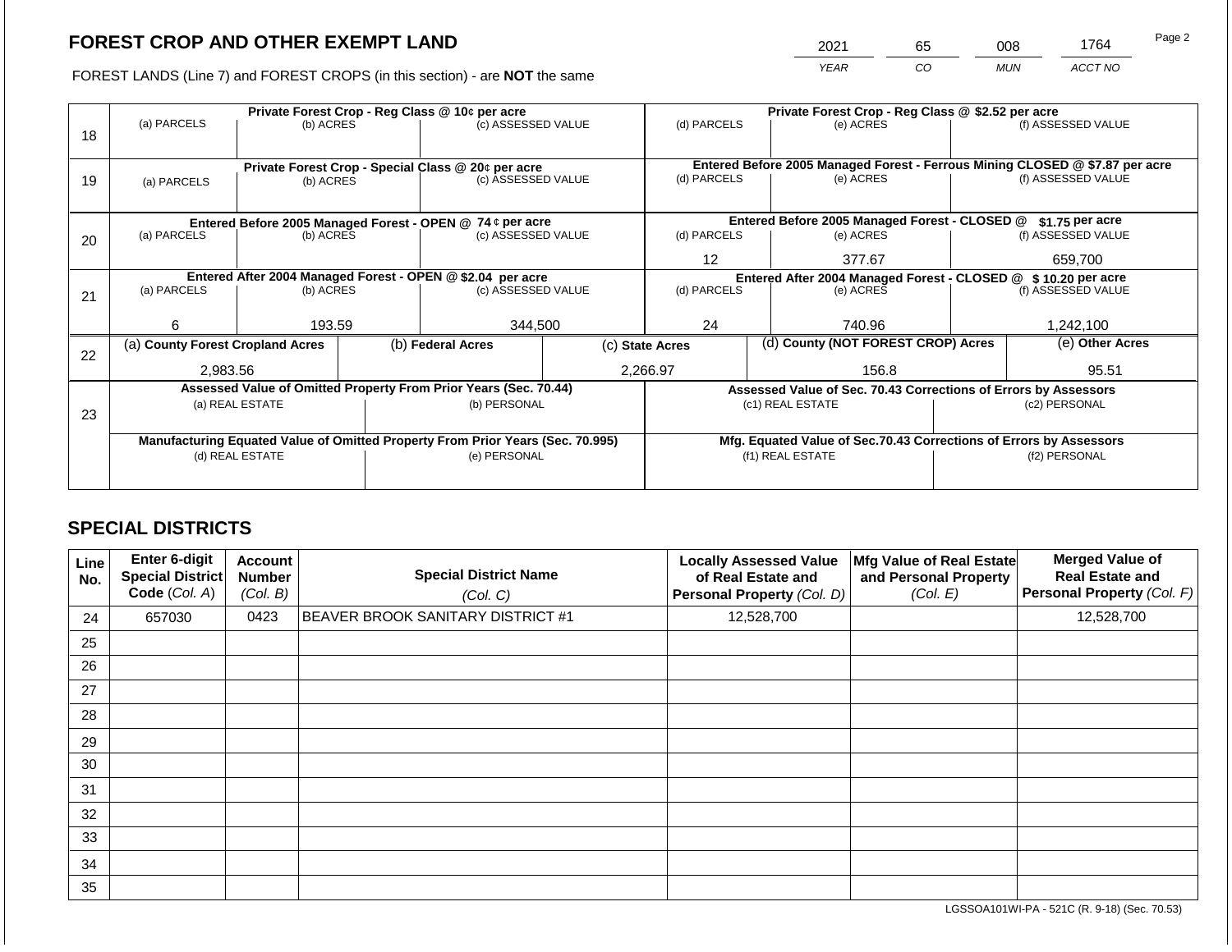## FOREST CROP AND OTHER EXEMPT LAND

| 2021 | 65 | 008 | 1764 |
|---|---|---|---|
| YEAR | CO | MUN | ACCT NO |

FOREST LANDS (Line 7) and FOREST CROPS (in this section) - are **NOT** the same

| Line | (a) PARCELS | (b) ACRES | (c) ASSESSED VALUE | (d) PARCELS | (e) ACRES | (f) ASSESSED VALUE |
|---|---|---|---|---|---|---|
| 18 | Private Forest Crop - Reg Class @ 10¢ per acre | | | Private Forest Crop - Reg Class @ $2.52 per acre | | |
| | | | | | | |
| 19 | Private Forest Crop - Special Class @ 20¢ per acre | | | Entered Before 2005 Managed Forest - Ferrous Mining CLOSED @ $7.87 per acre | | |
| | | | | | | |
| 20 | Entered Before 2005 Managed Forest - OPEN @ 74 ¢ per acre | | | Entered Before 2005 Managed Forest - CLOSED @ $1.75 per acre | | |
| | | | | 12 | 377.67 | 659,700 |
| 21 | Entered After 2004 Managed Forest - OPEN @ $2.04 per acre | | | Entered After 2004 Managed Forest - CLOSED @ $ 10.20 per acre | | |
| | 6 | 193.59 | 344,500 | 24 | 740.96 | 1,242,100 |

| Line | (a) County Forest Cropland Acres | (b) Federal Acres | (c) State Acres | (d) County (NOT FOREST CROP) Acres | (e) Other Acres |
|---|---|---|---|---|---|
| 22 | 2,983.56 | | 2,266.97 | 156.8 | 95.51 |

| Line | Assessed Value of Omitted Property From Prior Years (Sec. 70.44) | | Assessed Value of Sec. 70.43 Corrections of Errors by Assessors | |
|---|---|---|---|---|
| 23 | (a) REAL ESTATE | (b) PERSONAL | (c1) REAL ESTATE | (c2) PERSONAL |
| | | | | |
| | Manufacturing Equated Value of Omitted Property From Prior Years (Sec. 70.995) | | Mfg. Equated Value of Sec.70.43 Corrections of Errors by Assessors | |
| | (d) REAL ESTATE | (e) PERSONAL | (f1) REAL ESTATE | (f2) PERSONAL |
| | | | | |

## SPECIAL DISTRICTS

| Line No. | Enter 6-digit Special District Code (Col. A) | Account Number (Col. B) | Special District Name (Col. C) | Locally Assessed Value of Real Estate and Personal Property (Col. D) | Mfg Value of Real Estate and Personal Property (Col. E) | Merged Value of Real Estate and Personal Property (Col. F) |
|---|---|---|---|---|---|---|
| 24 | 657030 | 0423 | BEAVER BROOK SANITARY DISTRICT #1 | 12,528,700 | | 12,528,700 |
| 25 | | | | | | |
| 26 | | | | | | |
| 27 | | | | | | |
| 28 | | | | | | |
| 29 | | | | | | |
| 30 | | | | | | |
| 31 | | | | | | |
| 32 | | | | | | |
| 33 | | | | | | |
| 34 | | | | | | |
| 35 | | | | | | |

LGSSOA101WI-PA - 521C (R. 9-18) (Sec. 70.53)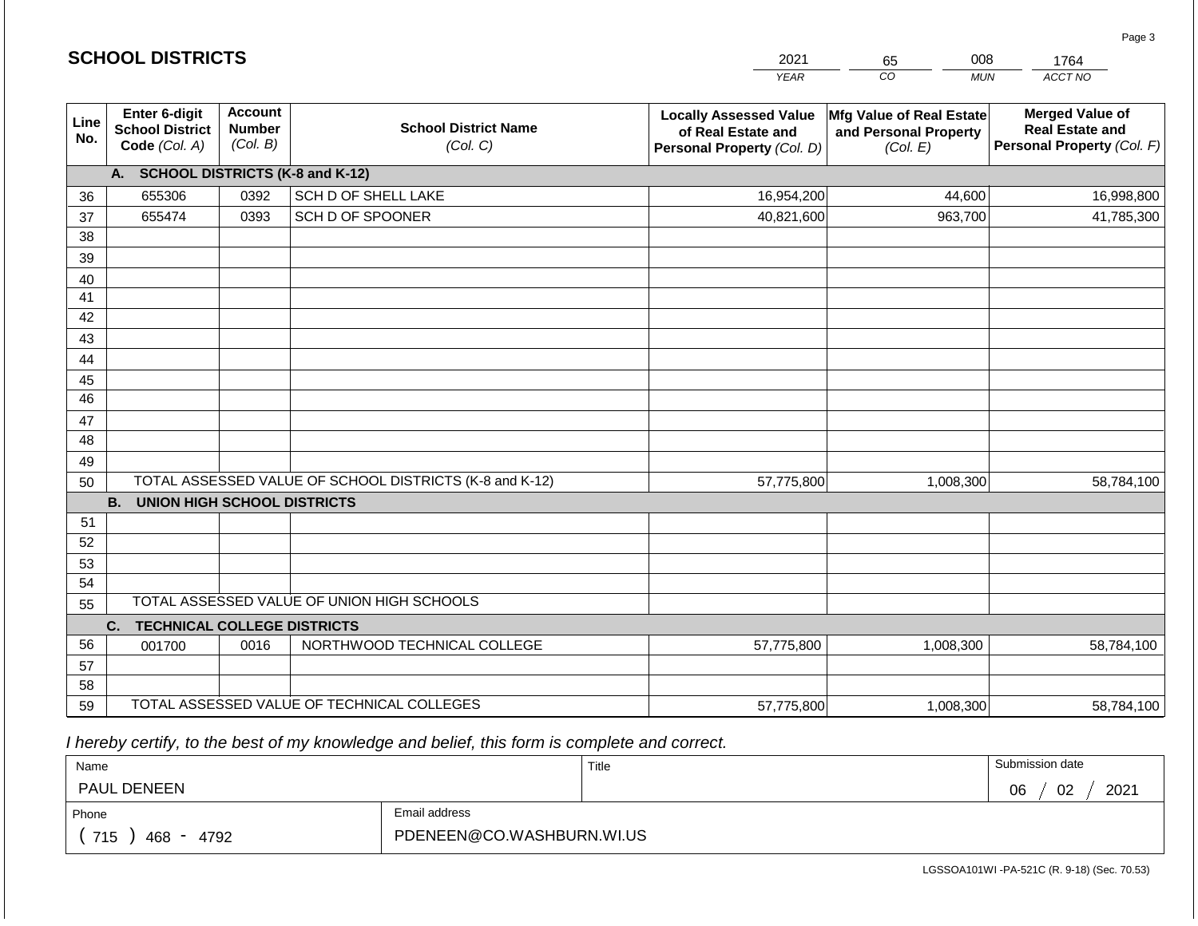## SCHOOL DISTRICTS

| 2021 | 65 | 008 | 1764 |
|---|---|---|---|
| YEAR | CO | MUN | ACCT NO |

| Line No. | Enter 6-digit School District Code *(Col. A)* | Account Number *(Col. B)* | School District Name *(Col. C)* | Locally Assessed Value of Real Estate and Personal Property *(Col. D)* | Mfg Value of Real Estate and Personal Property *(Col. E)* | Merged Value of Real Estate and Personal Property *(Col. F)* |
|---|---|---|---|---|---|---|
| | **A. SCHOOL DISTRICTS (K-8 and K-12)** | | | | | |
| 36 | 655306 | 0392 | SCH D OF SHELL LAKE | 16,954,200 | 44,600 | 16,998,800 |
| 37 | 655474 | 0393 | SCH D OF SPOONER | 40,821,600 | 963,700 | 41,785,300 |
| 38 | | | | | | |
| 39 | | | | | | |
| 40 | | | | | | |
| 41 | | | | | | |
| 42 | | | | | | |
| 43 | | | | | | |
| 44 | | | | | | |
| 45 | | | | | | |
| 46 | | | | | | |
| 47 | | | | | | |
| 48 | | | | | | |
| 49 | | | | | | |
| 50 | TOTAL ASSESSED VALUE OF SCHOOL DISTRICTS (K-8 and K-12) | | | 57,775,800 | 1,008,300 | 58,784,100 |
| | **B. UNION HIGH SCHOOL DISTRICTS** | | | | | |
| 51 | | | | | | |
| 52 | | | | | | |
| 53 | | | | | | |
| 54 | | | | | | |
| 55 | TOTAL ASSESSED VALUE OF UNION HIGH SCHOOLS | | | | | |
| | **C. TECHNICAL COLLEGE DISTRICTS** | | | | | |
| 56 | 001700 | 0016 | NORTHWOOD TECHNICAL COLLEGE | 57,775,800 | 1,008,300 | 58,784,100 |
| 57 | | | | | | |
| 58 | | | | | | |
| 59 | TOTAL ASSESSED VALUE OF TECHNICAL COLLEGES | | | 57,775,800 | 1,008,300 | 58,784,100 |

*I hereby certify, to the best of my knowledge and belief, this form is complete and correct.*

| Name | Title | Submission date |
|---|---|---|
| PAUL DENEEN | | 06 / 02 / 2021 |
| Phone | Email address | |
| ( 715 ) 468 - 4792 | PDENEEN@CO.WASHBURN.WI.US | |

LGSSOA101WI -PA-521C (R. 9-18) (Sec. 70.53)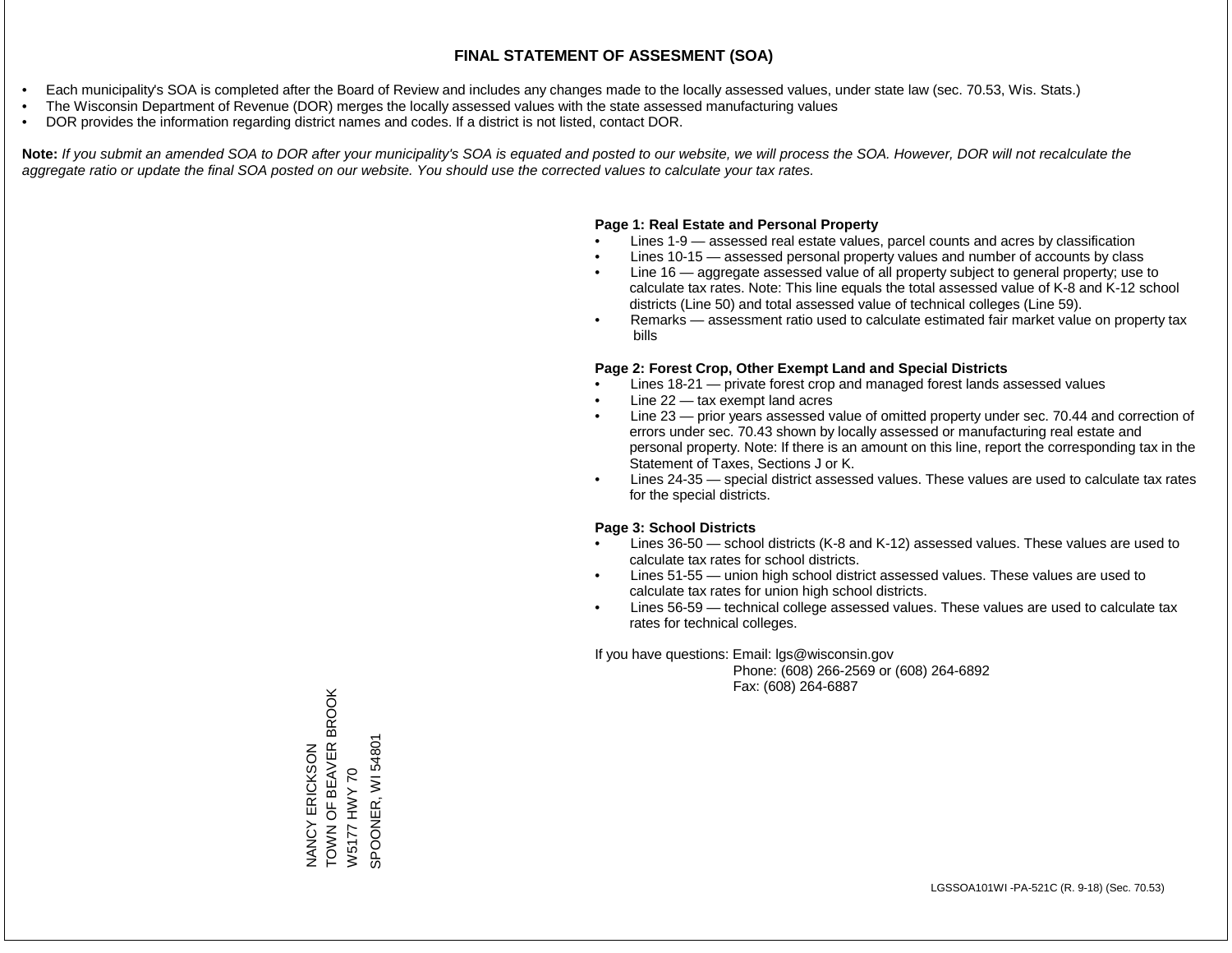# FINAL STATEMENT OF ASSESMENT (SOA)

- Each municipality's SOA is completed after the Board of Review and includes any changes made to the locally assessed values, under state law (sec. 70.53, Wis. Stats.)
- The Wisconsin Department of Revenue (DOR) merges the locally assessed values with the state assessed manufacturing values
- DOR provides the information regarding district names and codes. If a district is not listed, contact DOR.

**Note:** *If you submit an amended SOA to DOR after your municipality's SOA is equated and posted to our website, we will process the SOA. However, DOR will not recalculate the aggregate ratio or update the final SOA posted on our website. You should use the corrected values to calculate your tax rates.*

**Page 1: Real Estate and Personal Property**

- Lines 1-9 — assessed real estate values, parcel counts and acres by classification
- Lines 10-15 — assessed personal property values and number of accounts by class
- Line 16 — aggregate assessed value of all property subject to general property; use to calculate tax rates. Note: This line equals the total assessed value of K-8 and K-12 school districts (Line 50) and total assessed value of technical colleges (Line 59).
- Remarks — assessment ratio used to calculate estimated fair market value on property tax bills

**Page 2: Forest Crop, Other Exempt Land and Special Districts**

- Lines 18-21 — private forest crop and managed forest lands assessed values
- Line 22 — tax exempt land acres
- Line 23 — prior years assessed value of omitted property under sec. 70.44 and correction of errors under sec. 70.43 shown by locally assessed or manufacturing real estate and personal property. Note: If there is an amount on this line, report the corresponding tax in the Statement of Taxes, Sections J or K.
- Lines 24-35 — special district assessed values. These values are used to calculate tax rates for the special districts.

**Page 3: School Districts**

- Lines 36-50 — school districts (K-8 and K-12) assessed values. These values are used to calculate tax rates for school districts.
- Lines 51-55 — union high school district assessed values. These values are used to calculate tax rates for union high school districts.
- Lines 56-59 — technical college assessed values. These values are used to calculate tax rates for technical colleges.

If you have questions: Email: lgs@wisconsin.gov
Phone: (608) 266-2569 or (608) 264-6892
Fax: (608) 264-6887

NANCY ERICKSON
TOWN OF BEAVER BROOK
W5177 HWY 70
SPOONER, WI 54801

LGSSOA101WI -PA-521C (R. 9-18) (Sec. 70.53)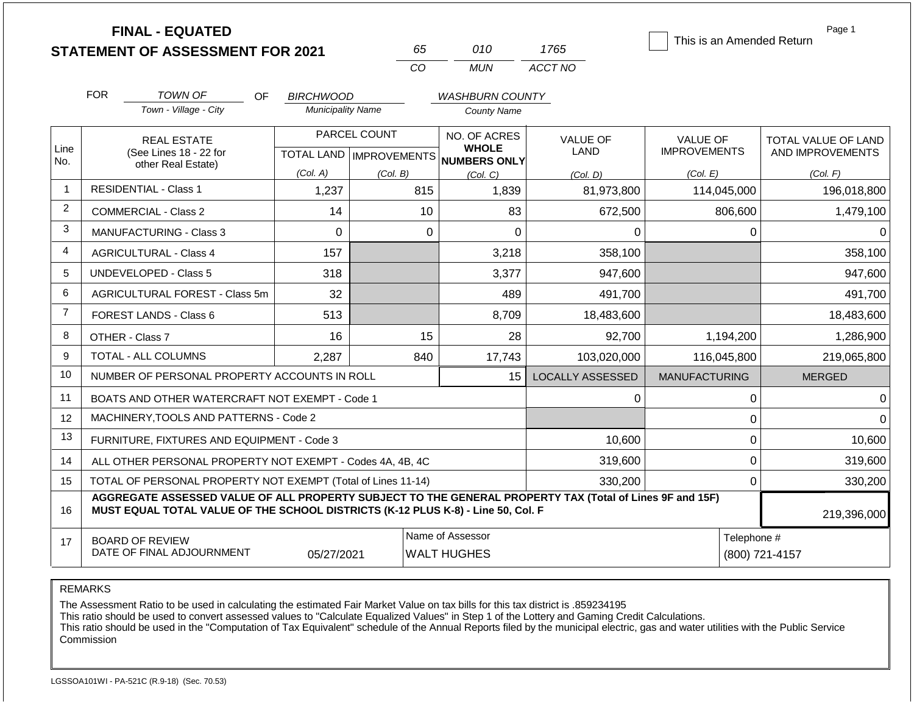# FINAL - EQUATED
## STATEMENT OF ASSESSMENT FOR 2021

| 65 | 010 | 1765 |
|---|---|---|
| CO | MUN | ACCT NO |

☐ This is an Amended Return

Page 1

FOR *TOWN OF* (Town - Village - City) OF *BIRCHWOOD* (Municipality Name) *WASHBURN COUNTY* (County Name)

| Line No. | REAL ESTATE (See Lines 18 - 22 for other Real Estate) | PARCEL COUNT TOTAL LAND (Col. A) | PARCEL COUNT IMPROVEMENTS (Col. B) | NO. OF ACRES WHOLE NUMBERS ONLY (Col. C) | VALUE OF LAND (Col. D) | VALUE OF IMPROVEMENTS (Col. E) | TOTAL VALUE OF LAND AND IMPROVEMENTS (Col. F) |
|---|---|---|---|---|---|---|---|
| 1 | RESIDENTIAL - Class 1 | 1,237 | 815 | 1,839 | 81,973,800 | 114,045,000 | 196,018,800 |
| 2 | COMMERCIAL - Class 2 | 14 | 10 | 83 | 672,500 | 806,600 | 1,479,100 |
| 3 | MANUFACTURING - Class 3 | 0 | 0 | 0 | 0 | 0 | 0 |
| 4 | AGRICULTURAL - Class 4 | 157 | | 3,218 | 358,100 | | 358,100 |
| 5 | UNDEVELOPED - Class 5 | 318 | | 3,377 | 947,600 | | 947,600 |
| 6 | AGRICULTURAL FOREST - Class 5m | 32 | | 489 | 491,700 | | 491,700 |
| 7 | FOREST LANDS - Class 6 | 513 | | 8,709 | 18,483,600 | | 18,483,600 |
| 8 | OTHER - Class 7 | 16 | 15 | 28 | 92,700 | 1,194,200 | 1,286,900 |
| 9 | TOTAL - ALL COLUMNS | 2,287 | 840 | 17,743 | 103,020,000 | 116,045,800 | 219,065,800 |
| 10 | NUMBER OF PERSONAL PROPERTY ACCOUNTS IN ROLL | | | 15 | LOCALLY ASSESSED | MANUFACTURING | MERGED |
| 11 | BOATS AND OTHER WATERCRAFT NOT EXEMPT - Code 1 | | | | 0 | 0 | 0 |
| 12 | MACHINERY,TOOLS AND PATTERNS - Code 2 | | | | | 0 | 0 |
| 13 | FURNITURE, FIXTURES AND EQUIPMENT - Code 3 | | | | 10,600 | 0 | 10,600 |
| 14 | ALL OTHER PERSONAL PROPERTY NOT EXEMPT - Codes 4A, 4B, 4C | | | | 319,600 | 0 | 319,600 |
| 15 | TOTAL OF PERSONAL PROPERTY NOT EXEMPT (Total of Lines 11-14) | | | | 330,200 | 0 | 330,200 |
| 16 | **AGGREGATE ASSESSED VALUE OF ALL PROPERTY SUBJECT TO THE GENERAL PROPERTY TAX (Total of Lines 9F and 15F) MUST EQUAL TOTAL VALUE OF THE SCHOOL DISTRICTS (K-12 PLUS K-8) - Line 50, Col. F** | | | | | | 219,396,000 |
| 17 | BOARD OF REVIEW DATE OF FINAL ADJOURNMENT | 05/27/2021 | | Name of Assessor: WALT HUGHES | | Telephone #: (800) 721-4157 | |

REMARKS

The Assessment Ratio to be used in calculating the estimated Fair Market Value on tax bills for this tax district is .859234195
This ratio should be used to convert assessed values to "Calculate Equalized Values" in Step 1 of the Lottery and Gaming Credit Calculations.
This ratio should be used in the "Computation of Tax Equivalent" schedule of the Annual Reports filed by the municipal electric, gas and water utilities with the Public Service Commission

LGSSOA101WI - PA-521C (R.9-18) (Sec. 70.53)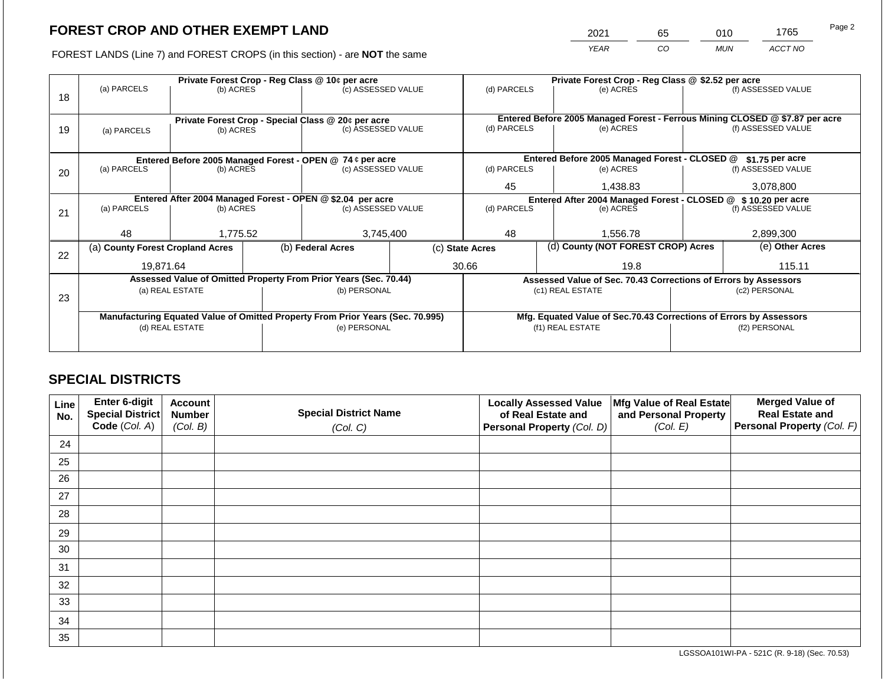# FOREST CROP AND OTHER EXEMPT LAND

| 2021 | 65 | 010 | 1765 |
|---|---|---|---|
| YEAR | CO | MUN | ACCT NO |

FOREST LANDS (Line 7) and FOREST CROPS (in this section) - are **NOT** the same

| Line | | | | | | |
|---|---|---|---|---|---|---|
| 18 | **Private Forest Crop - Reg Class @ 10¢ per acre** | | | **Private Forest Crop - Reg Class @ $2.52 per acre** | | |
| | (a) PARCELS | (b) ACRES | (c) ASSESSED VALUE | (d) PARCELS | (e) ACRES | (f) ASSESSED VALUE |
| | | | | | | |
| 19 | **Private Forest Crop - Special Class @ 20¢ per acre** | | | **Entered Before 2005 Managed Forest - Ferrous Mining CLOSED @ $7.87 per acre** | | |
| | (a) PARCELS | (b) ACRES | (c) ASSESSED VALUE | (d) PARCELS | (e) ACRES | (f) ASSESSED VALUE |
| | | | | | | |
| 20 | **Entered Before 2005 Managed Forest - OPEN @ 74 ¢ per acre** | | | **Entered Before 2005 Managed Forest - CLOSED @ $1.75 per acre** | | |
| | (a) PARCELS | (b) ACRES | (c) ASSESSED VALUE | (d) PARCELS | (e) ACRES | (f) ASSESSED VALUE |
| | | | | 45 | 1,438.83 | 3,078,800 |
| 21 | **Entered After 2004 Managed Forest - OPEN @ $2.04 per acre** | | | **Entered After 2004 Managed Forest - CLOSED @ $ 10.20 per acre** | | |
| | (a) PARCELS | (b) ACRES | (c) ASSESSED VALUE | (d) PARCELS | (e) ACRES | (f) ASSESSED VALUE |
| | 48 | 1,775.52 | 3,745,400 | 48 | 1,556.78 | 2,899,300 |

| Line | (a) County Forest Cropland Acres | (b) Federal Acres | (c) State Acres | (d) County (NOT FOREST CROP) Acres | (e) Other Acres |
|---|---|---|---|---|---|
| 22 | 19,871.64 | | 30.66 | 19.8 | 115.11 |

| Line | **Assessed Value of Omitted Property From Prior Years (Sec. 70.44)** | | **Assessed Value of Sec. 70.43 Corrections of Errors by Assessors** | |
|---|---|---|---|---|
| 23 | (a) REAL ESTATE | (b) PERSONAL | (c1) REAL ESTATE | (c2) PERSONAL |
| | | | | |
| | **Manufacturing Equated Value of Omitted Property From Prior Years (Sec. 70.995)** | | **Mfg. Equated Value of Sec.70.43 Corrections of Errors by Assessors** | |
| | (d) REAL ESTATE | (e) PERSONAL | (f1) REAL ESTATE | (f2) PERSONAL |
| | | | | |

## SPECIAL DISTRICTS

| Line No. | Enter 6-digit Special District Code (Col. A) | Account Number (Col. B) | Special District Name (Col. C) | Locally Assessed Value of Real Estate and Personal Property (Col. D) | Mfg Value of Real Estate and Personal Property (Col. E) | Merged Value of Real Estate and Personal Property (Col. F) |
|---|---|---|---|---|---|---|
| 24 | | | | | | |
| 25 | | | | | | |
| 26 | | | | | | |
| 27 | | | | | | |
| 28 | | | | | | |
| 29 | | | | | | |
| 30 | | | | | | |
| 31 | | | | | | |
| 32 | | | | | | |
| 33 | | | | | | |
| 34 | | | | | | |
| 35 | | | | | | |

LGSSOA101WI-PA - 521C (R. 9-18) (Sec. 70.53)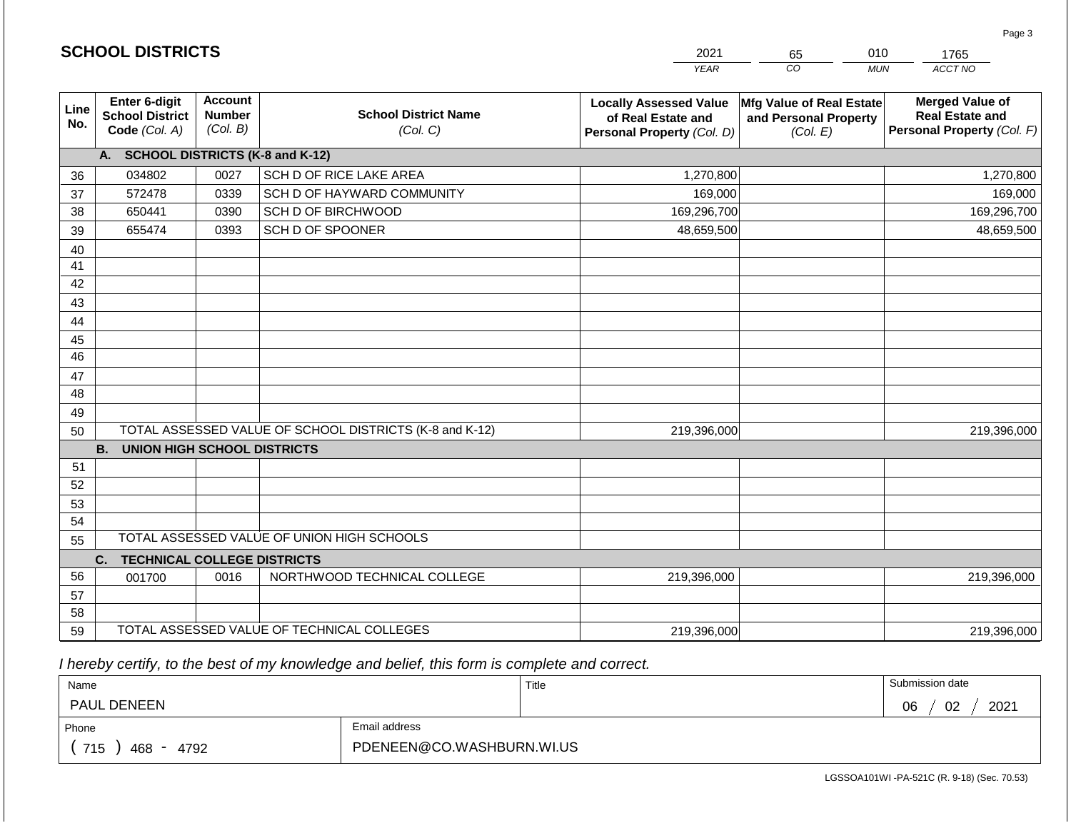## SCHOOL DISTRICTS

| 2021 | 65 | 010 | 1765 |
|---|---|---|---|
| YEAR | CO | MUN | ACCT NO |

| Line No. | Enter 6-digit School District Code (Col. A) | Account Number (Col. B) | School District Name (Col. C) | Locally Assessed Value of Real Estate and Personal Property (Col. D) | Mfg Value of Real Estate and Personal Property (Col. E) | Merged Value of Real Estate and Personal Property (Col. F) |
|---|---|---|---|---|---|---|
| | **A. SCHOOL DISTRICTS (K-8 and K-12)** | | | | | |
| 36 | 034802 | 0027 | SCH D OF RICE LAKE AREA | 1,270,800 | | 1,270,800 |
| 37 | 572478 | 0339 | SCH D OF HAYWARD COMMUNITY | 169,000 | | 169,000 |
| 38 | 650441 | 0390 | SCH D OF BIRCHWOOD | 169,296,700 | | 169,296,700 |
| 39 | 655474 | 0393 | SCH D OF SPOONER | 48,659,500 | | 48,659,500 |
| 40 | | | | | | |
| 41 | | | | | | |
| 42 | | | | | | |
| 43 | | | | | | |
| 44 | | | | | | |
| 45 | | | | | | |
| 46 | | | | | | |
| 47 | | | | | | |
| 48 | | | | | | |
| 49 | | | | | | |
| 50 | | | TOTAL ASSESSED VALUE OF SCHOOL DISTRICTS (K-8 and K-12) | 219,396,000 | | 219,396,000 |
| | **B. UNION HIGH SCHOOL DISTRICTS** | | | | | |
| 51 | | | | | | |
| 52 | | | | | | |
| 53 | | | | | | |
| 54 | | | | | | |
| 55 | | | TOTAL ASSESSED VALUE OF UNION HIGH SCHOOLS | | | |
| | **C. TECHNICAL COLLEGE DISTRICTS** | | | | | |
| 56 | 001700 | 0016 | NORTHWOOD TECHNICAL COLLEGE | 219,396,000 | | 219,396,000 |
| 57 | | | | | | |
| 58 | | | | | | |
| 59 | | | TOTAL ASSESSED VALUE OF TECHNICAL COLLEGES | 219,396,000 | | 219,396,000 |

*I hereby certify, to the best of my knowledge and belief, this form is complete and correct.*

| Name | Title | Submission date |
|---|---|---|
| PAUL DENEEN | | 06 / 02 / 2021 |

| Phone | Email address |
|---|---|
| ( 715 ) 468 - 4792 | PDENEEN@CO.WASHBURN.WI.US |

LGSSOA101WI -PA-521C (R. 9-18) (Sec. 70.53)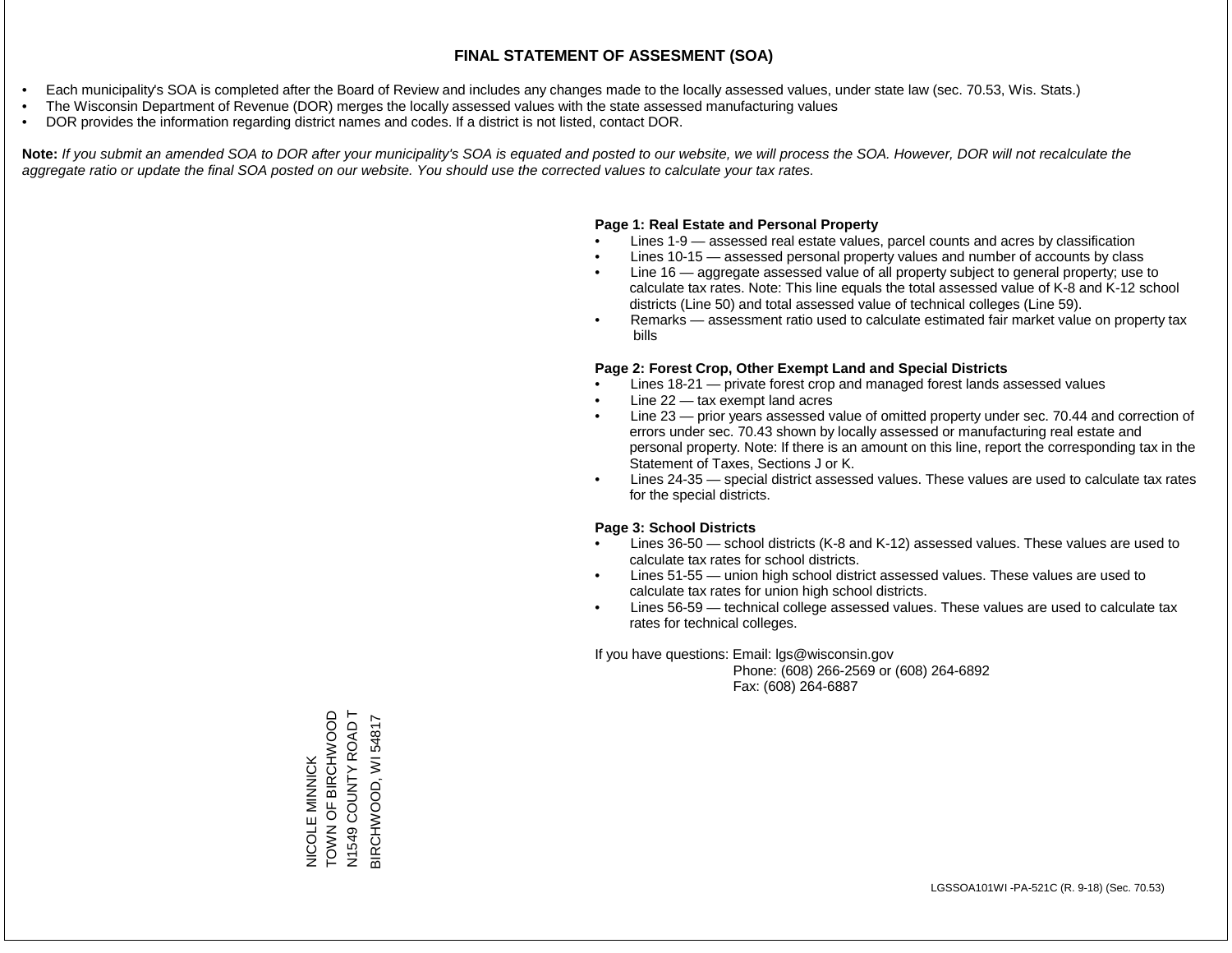# FINAL STATEMENT OF ASSESMENT (SOA)

- Each municipality's SOA is completed after the Board of Review and includes any changes made to the locally assessed values, under state law (sec. 70.53, Wis. Stats.)
- The Wisconsin Department of Revenue (DOR) merges the locally assessed values with the state assessed manufacturing values
- DOR provides the information regarding district names and codes. If a district is not listed, contact DOR.

**Note:** *If you submit an amended SOA to DOR after your municipality's SOA is equated and posted to our website, we will process the SOA. However, DOR will not recalculate the aggregate ratio or update the final SOA posted on our website. You should use the corrected values to calculate your tax rates.*

**Page 1: Real Estate and Personal Property**

- Lines 1-9 — assessed real estate values, parcel counts and acres by classification
- Lines 10-15 — assessed personal property values and number of accounts by class
- Line 16 — aggregate assessed value of all property subject to general property; use to calculate tax rates. Note: This line equals the total assessed value of K-8 and K-12 school districts (Line 50) and total assessed value of technical colleges (Line 59).
- Remarks — assessment ratio used to calculate estimated fair market value on property tax bills

**Page 2: Forest Crop, Other Exempt Land and Special Districts**

- Lines 18-21 — private forest crop and managed forest lands assessed values
- Line 22 — tax exempt land acres
- Line 23 — prior years assessed value of omitted property under sec. 70.44 and correction of errors under sec. 70.43 shown by locally assessed or manufacturing real estate and personal property. Note: If there is an amount on this line, report the corresponding tax in the Statement of Taxes, Sections J or K.
- Lines 24-35 — special district assessed values. These values are used to calculate tax rates for the special districts.

**Page 3: School Districts**

- Lines 36-50 — school districts (K-8 and K-12) assessed values. These values are used to calculate tax rates for school districts.
- Lines 51-55 — union high school district assessed values. These values are used to calculate tax rates for union high school districts.
- Lines 56-59 — technical college assessed values. These values are used to calculate tax rates for technical colleges.

If you have questions: Email: lgs@wisconsin.gov
Phone: (608) 266-2569 or (608) 264-6892
Fax: (608) 264-6887

NICOLE MINNICK
TOWN OF BIRCHWOOD
N1549 COUNTY ROAD T
BIRCHWOOD, WI 54817

LGSSOA101WI -PA-521C (R. 9-18) (Sec. 70.53)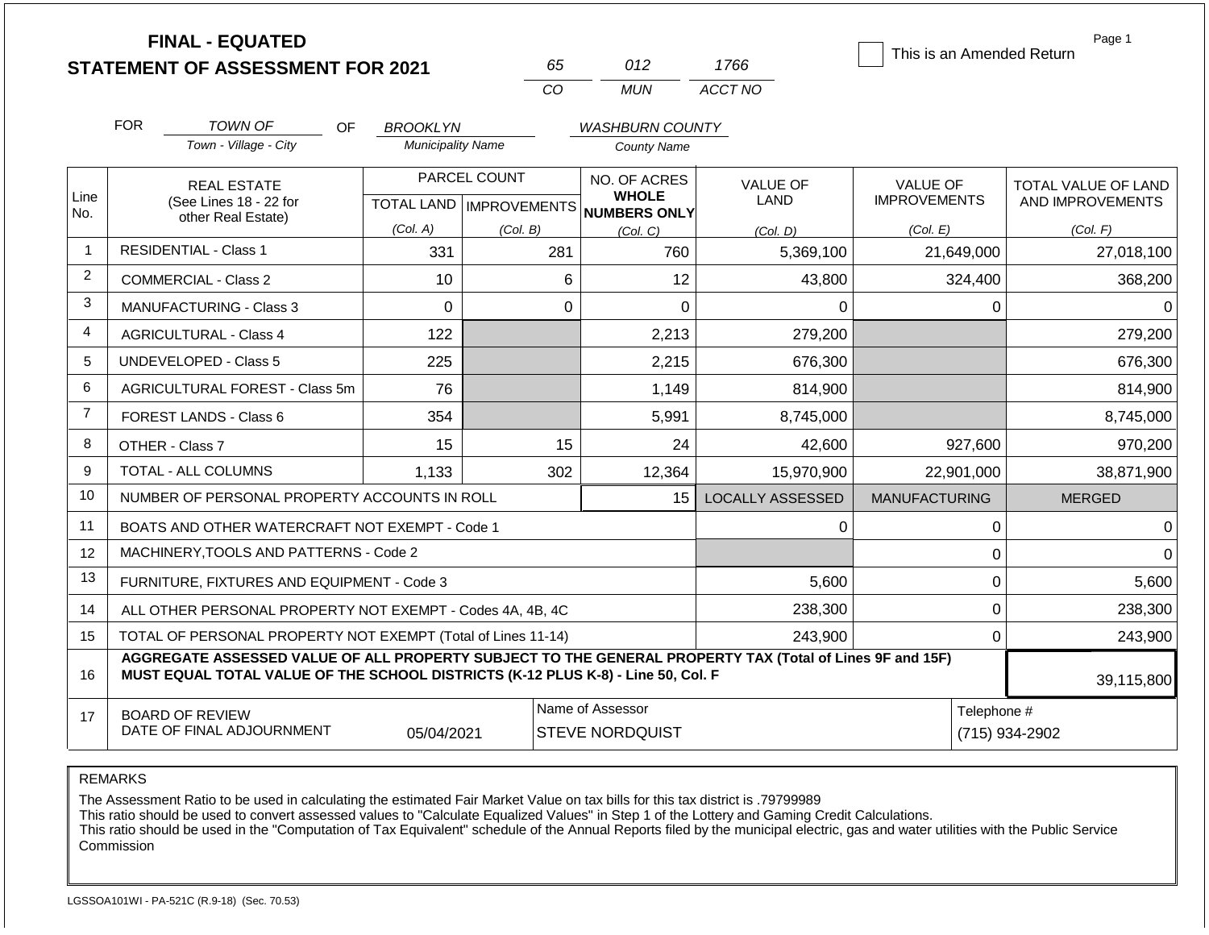# FINAL - EQUATED
## STATEMENT OF ASSESSMENT FOR 2021

| 65 | 012 | 1766 |
|---|---|---|
| CO | MUN | ACCT NO |

☐ This is an Amended Return

FOR *TOWN OF* (Town - Village - City) OF *BROOKLYN* (Municipality Name) *WASHBURN COUNTY* (County Name)

| Line No. | REAL ESTATE (See Lines 18 - 22 for other Real Estate) | PARCEL COUNT TOTAL LAND (Col. A) | PARCEL COUNT IMPROVEMENTS (Col. B) | NO. OF ACRES WHOLE NUMBERS ONLY (Col. C) | VALUE OF LAND (Col. D) | VALUE OF IMPROVEMENTS (Col. E) | TOTAL VALUE OF LAND AND IMPROVEMENTS (Col. F) |
|---|---|---|---|---|---|---|---|
| 1 | RESIDENTIAL - Class 1 | 331 | 281 | 760 | 5,369,100 | 21,649,000 | 27,018,100 |
| 2 | COMMERCIAL - Class 2 | 10 | 6 | 12 | 43,800 | 324,400 | 368,200 |
| 3 | MANUFACTURING - Class 3 | 0 | 0 | 0 | 0 | 0 | 0 |
| 4 | AGRICULTURAL - Class 4 | 122 | | 2,213 | 279,200 | | 279,200 |
| 5 | UNDEVELOPED - Class 5 | 225 | | 2,215 | 676,300 | | 676,300 |
| 6 | AGRICULTURAL FOREST - Class 5m | 76 | | 1,149 | 814,900 | | 814,900 |
| 7 | FOREST LANDS - Class 6 | 354 | | 5,991 | 8,745,000 | | 8,745,000 |
| 8 | OTHER - Class 7 | 15 | 15 | 24 | 42,600 | 927,600 | 970,200 |
| 9 | TOTAL - ALL COLUMNS | 1,133 | 302 | 12,364 | 15,970,900 | 22,901,000 | 38,871,900 |
| 10 | NUMBER OF PERSONAL PROPERTY ACCOUNTS IN ROLL | | | 15 | LOCALLY ASSESSED | MANUFACTURING | MERGED |
| 11 | BOATS AND OTHER WATERCRAFT NOT EXEMPT - Code 1 | | | | 0 | 0 | 0 |
| 12 | MACHINERY,TOOLS AND PATTERNS - Code 2 | | | | | 0 | 0 |
| 13 | FURNITURE, FIXTURES AND EQUIPMENT - Code 3 | | | | 5,600 | 0 | 5,600 |
| 14 | ALL OTHER PERSONAL PROPERTY NOT EXEMPT - Codes 4A, 4B, 4C | | | | 238,300 | 0 | 238,300 |
| 15 | TOTAL OF PERSONAL PROPERTY NOT EXEMPT (Total of Lines 11-14) | | | | 243,900 | 0 | 243,900 |
| 16 | **AGGREGATE ASSESSED VALUE OF ALL PROPERTY SUBJECT TO THE GENERAL PROPERTY TAX (Total of Lines 9F and 15F) MUST EQUAL TOTAL VALUE OF THE SCHOOL DISTRICTS (K-12 PLUS K-8) - Line 50, Col. F** | | | | | | 39,115,800 |
| 17 | BOARD OF REVIEW DATE OF FINAL ADJOURNMENT | 05/04/2021 | | Name of Assessor: STEVE NORDQUIST | | | Telephone #: (715) 934-2902 |

REMARKS

The Assessment Ratio to be used in calculating the estimated Fair Market Value on tax bills for this tax district is .79799989
This ratio should be used to convert assessed values to "Calculate Equalized Values" in Step 1 of the Lottery and Gaming Credit Calculations.
This ratio should be used in the "Computation of Tax Equivalent" schedule of the Annual Reports filed by the municipal electric, gas and water utilities with the Public Service Commission

LGSSOA101WI - PA-521C (R.9-18) (Sec. 70.53)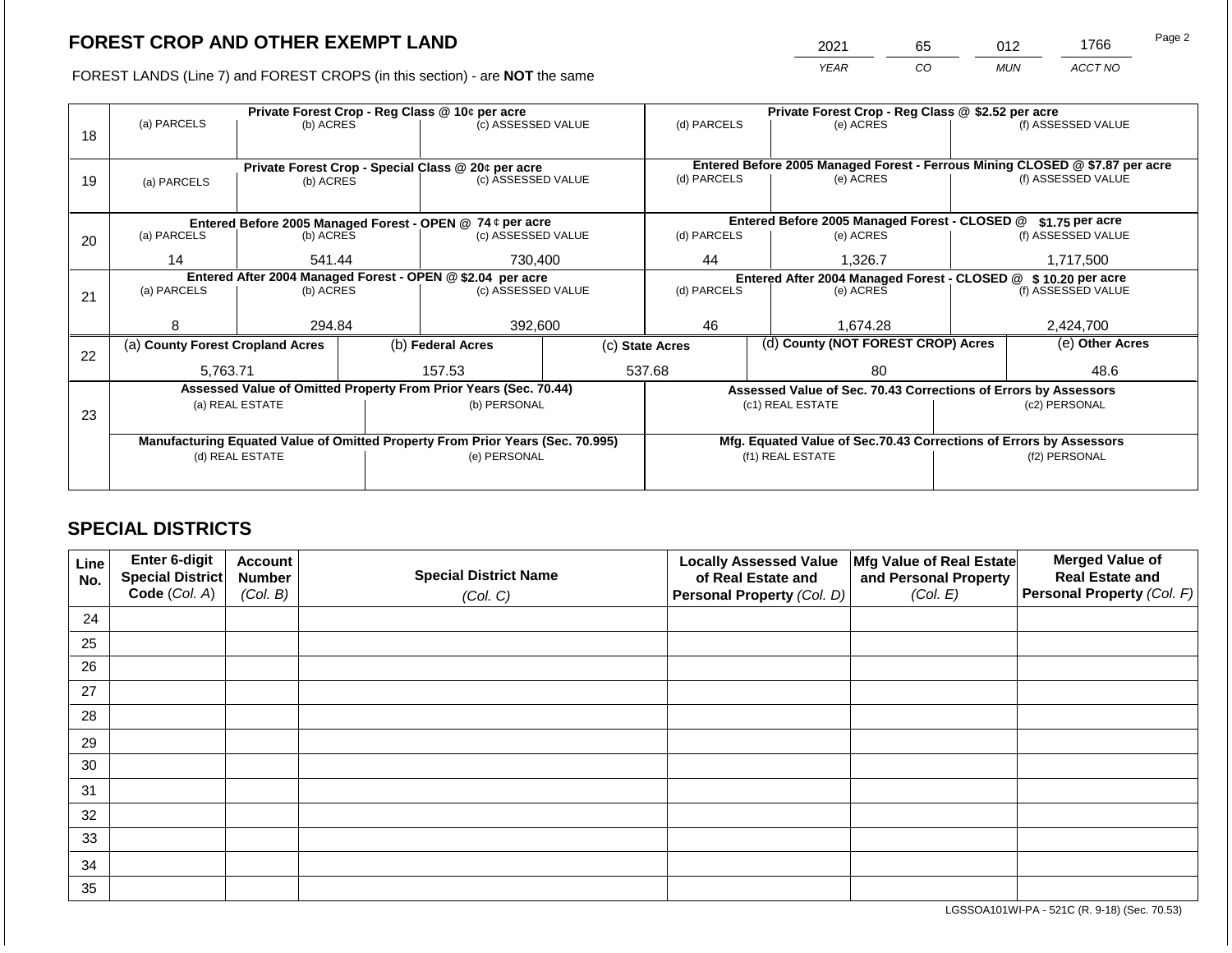# FOREST CROP AND OTHER EXEMPT LAND

| 2021 | 65 | 012 | 1766 |
|---|---|---|---|
| *YEAR* | *CO* | *MUN* | *ACCT NO* |

FOREST LANDS (Line 7) and FOREST CROPS (in this section) - are **NOT** the same

| Line | Private Forest Crop - Reg Class @ 10¢ per acre | | | Private Forest Crop - Reg Class @ $2.52 per acre | | |
|---|---|---|---|---|---|---|
| 18 | (a) PARCELS | (b) ACRES | (c) ASSESSED VALUE | (d) PARCELS | (e) ACRES | (f) ASSESSED VALUE |
| | | | | | | |
| | **Private Forest Crop - Special Class @ 20¢ per acre** | | | **Entered Before 2005 Managed Forest - Ferrous Mining CLOSED @ $7.87 per acre** | | |
| 19 | (a) PARCELS | (b) ACRES | (c) ASSESSED VALUE | (d) PARCELS | (e) ACRES | (f) ASSESSED VALUE |
| | | | | | | |
| | **Entered Before 2005 Managed Forest - OPEN @ 74 ¢ per acre** | | | **Entered Before 2005 Managed Forest - CLOSED @ $1.75 per acre** | | |
| 20 | (a) PARCELS | (b) ACRES | (c) ASSESSED VALUE | (d) PARCELS | (e) ACRES | (f) ASSESSED VALUE |
| | 14 | 541.44 | 730,400 | 44 | 1,326.7 | 1,717,500 |
| | **Entered After 2004 Managed Forest - OPEN @ $2.04 per acre** | | | **Entered After 2004 Managed Forest - CLOSED @ $ 10.20 per acre** | | |
| 21 | (a) PARCELS | (b) ACRES | (c) ASSESSED VALUE | (d) PARCELS | (e) ACRES | (f) ASSESSED VALUE |
| | 8 | 294.84 | 392,600 | 46 | 1,674.28 | 2,424,700 |

| Line | (a) County Forest Cropland Acres | (b) Federal Acres | (c) State Acres | (d) County (NOT FOREST CROP) Acres | (e) Other Acres |
|---|---|---|---|---|---|
| 22 | 5,763.71 | 157.53 | 537.68 | 80 | 48.6 |

| Line | Assessed Value of Omitted Property From Prior Years (Sec. 70.44) | | Assessed Value of Sec. 70.43 Corrections of Errors by Assessors | |
|---|---|---|---|---|
| 23 | (a) REAL ESTATE | (b) PERSONAL | (c1) REAL ESTATE | (c2) PERSONAL |
| | | | | |
| | **Manufacturing Equated Value of Omitted Property From Prior Years (Sec. 70.995)** | | **Mfg. Equated Value of Sec.70.43 Corrections of Errors by Assessors** | |
| | (d) REAL ESTATE | (e) PERSONAL | (f1) REAL ESTATE | (f2) PERSONAL |
| | | | | |

## SPECIAL DISTRICTS

| Line No. | Enter 6-digit Special District Code *(Col. A)* | Account Number *(Col. B)* | Special District Name *(Col. C)* | Locally Assessed Value of Real Estate and Personal Property *(Col. D)* | Mfg Value of Real Estate and Personal Property *(Col. E)* | Merged Value of Real Estate and Personal Property *(Col. F)* |
|---|---|---|---|---|---|---|
| 24 | | | | | | |
| 25 | | | | | | |
| 26 | | | | | | |
| 27 | | | | | | |
| 28 | | | | | | |
| 29 | | | | | | |
| 30 | | | | | | |
| 31 | | | | | | |
| 32 | | | | | | |
| 33 | | | | | | |
| 34 | | | | | | |
| 35 | | | | | | |

LGSSOA101WI-PA - 521C (R. 9-18) (Sec. 70.53)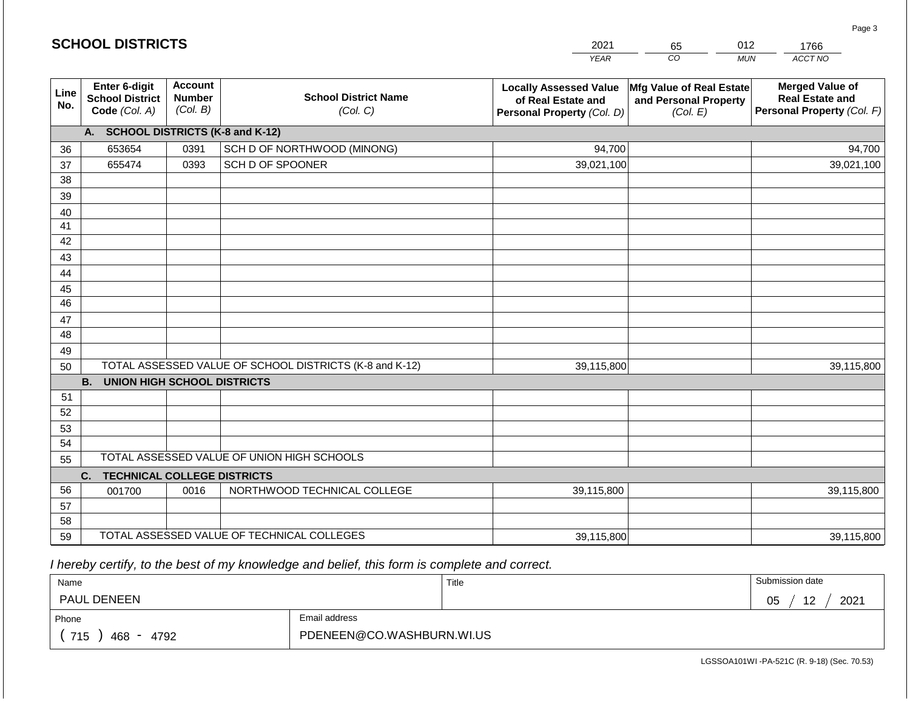## SCHOOL DISTRICTS

| 2021 | 65 | 012 | 1766 |
|---|---|---|---|
| *YEAR* | *CO* | *MUN* | *ACCT NO* |

| Line No. | Enter 6-digit School District Code *(Col. A)* | Account Number *(Col. B)* | School District Name *(Col. C)* | Locally Assessed Value of Real Estate and Personal Property *(Col. D)* | Mfg Value of Real Estate and Personal Property *(Col. E)* | Merged Value of Real Estate and Personal Property *(Col. F)* |
|---|---|---|---|---|---|---|
| | **A. SCHOOL DISTRICTS (K-8 and K-12)** | | | | | |
| 36 | 653654 | 0391 | SCH D OF NORTHWOOD (MINONG) | 94,700 | | 94,700 |
| 37 | 655474 | 0393 | SCH D OF SPOONER | 39,021,100 | | 39,021,100 |
| 38 | | | | | | |
| 39 | | | | | | |
| 40 | | | | | | |
| 41 | | | | | | |
| 42 | | | | | | |
| 43 | | | | | | |
| 44 | | | | | | |
| 45 | | | | | | |
| 46 | | | | | | |
| 47 | | | | | | |
| 48 | | | | | | |
| 49 | | | | | | |
| 50 | TOTAL ASSESSED VALUE OF SCHOOL DISTRICTS (K-8 and K-12) | | | 39,115,800 | | 39,115,800 |
| | **B. UNION HIGH SCHOOL DISTRICTS** | | | | | |
| 51 | | | | | | |
| 52 | | | | | | |
| 53 | | | | | | |
| 54 | | | | | | |
| 55 | TOTAL ASSESSED VALUE OF UNION HIGH SCHOOLS | | | | | |
| | **C. TECHNICAL COLLEGE DISTRICTS** | | | | | |
| 56 | 001700 | 0016 | NORTHWOOD TECHNICAL COLLEGE | 39,115,800 | | 39,115,800 |
| 57 | | | | | | |
| 58 | | | | | | |
| 59 | TOTAL ASSESSED VALUE OF TECHNICAL COLLEGES | | | 39,115,800 | | 39,115,800 |

*I hereby certify, to the best of my knowledge and belief, this form is complete and correct.*

| Name | Title | Submission date |
|---|---|---|
| PAUL DENEEN | | 05 / 12 / 2021 |
| **Phone** | **Email address** | |
| ( 715 ) 468 - 4792 | PDENEEN@CO.WASHBURN.WI.US | |

LGSSOA101WI -PA-521C (R. 9-18) (Sec. 70.53)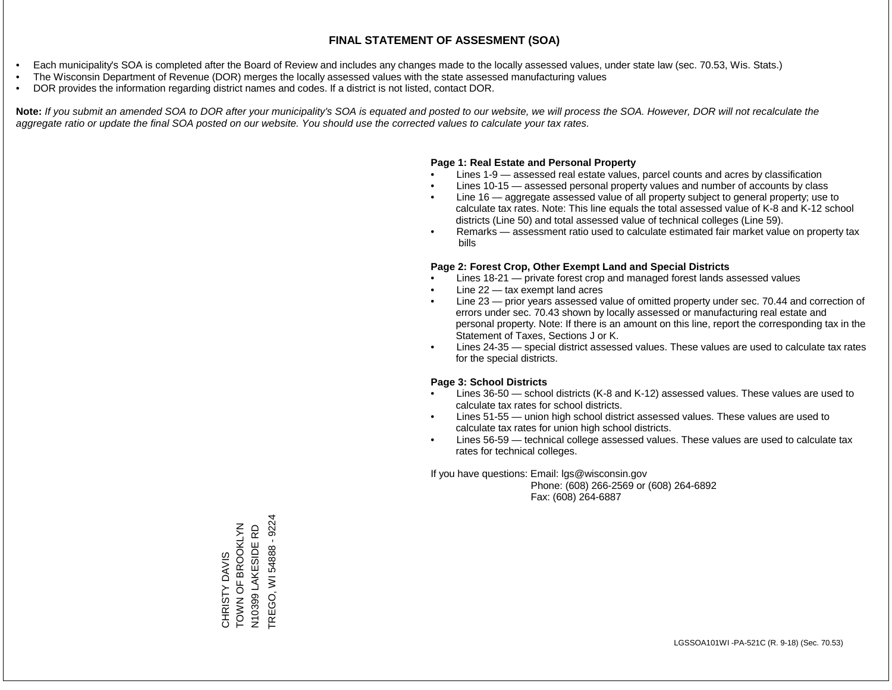# FINAL STATEMENT OF ASSESMENT (SOA)

- Each municipality's SOA is completed after the Board of Review and includes any changes made to the locally assessed values, under state law (sec. 70.53, Wis. Stats.)
- The Wisconsin Department of Revenue (DOR) merges the locally assessed values with the state assessed manufacturing values
- DOR provides the information regarding district names and codes. If a district is not listed, contact DOR.

**Note:** *If you submit an amended SOA to DOR after your municipality's SOA is equated and posted to our website, we will process the SOA. However, DOR will not recalculate the aggregate ratio or update the final SOA posted on our website. You should use the corrected values to calculate your tax rates.*

**Page 1: Real Estate and Personal Property**

- Lines 1-9 — assessed real estate values, parcel counts and acres by classification
- Lines 10-15 — assessed personal property values and number of accounts by class
- Line 16 — aggregate assessed value of all property subject to general property; use to calculate tax rates. Note: This line equals the total assessed value of K-8 and K-12 school districts (Line 50) and total assessed value of technical colleges (Line 59).
- Remarks — assessment ratio used to calculate estimated fair market value on property tax bills

**Page 2: Forest Crop, Other Exempt Land and Special Districts**

- Lines 18-21 — private forest crop and managed forest lands assessed values
- Line 22 — tax exempt land acres
- Line 23 — prior years assessed value of omitted property under sec. 70.44 and correction of errors under sec. 70.43 shown by locally assessed or manufacturing real estate and personal property. Note: If there is an amount on this line, report the corresponding tax in the Statement of Taxes, Sections J or K.
- Lines 24-35 — special district assessed values. These values are used to calculate tax rates for the special districts.

**Page 3: School Districts**

- Lines 36-50 — school districts (K-8 and K-12) assessed values. These values are used to calculate tax rates for school districts.
- Lines 51-55 — union high school district assessed values. These values are used to calculate tax rates for union high school districts.
- Lines 56-59 — technical college assessed values. These values are used to calculate tax rates for technical colleges.

If you have questions: Email: lgs@wisconsin.gov
Phone: (608) 266-2569 or (608) 264-6892
Fax: (608) 264-6887

CHRISTY DAVIS
TOWN OF BROOKLYN
N10399 LAKESIDE RD
TREGO, WI 54888 - 9224

LGSSOA101WI -PA-521C (R. 9-18) (Sec. 70.53)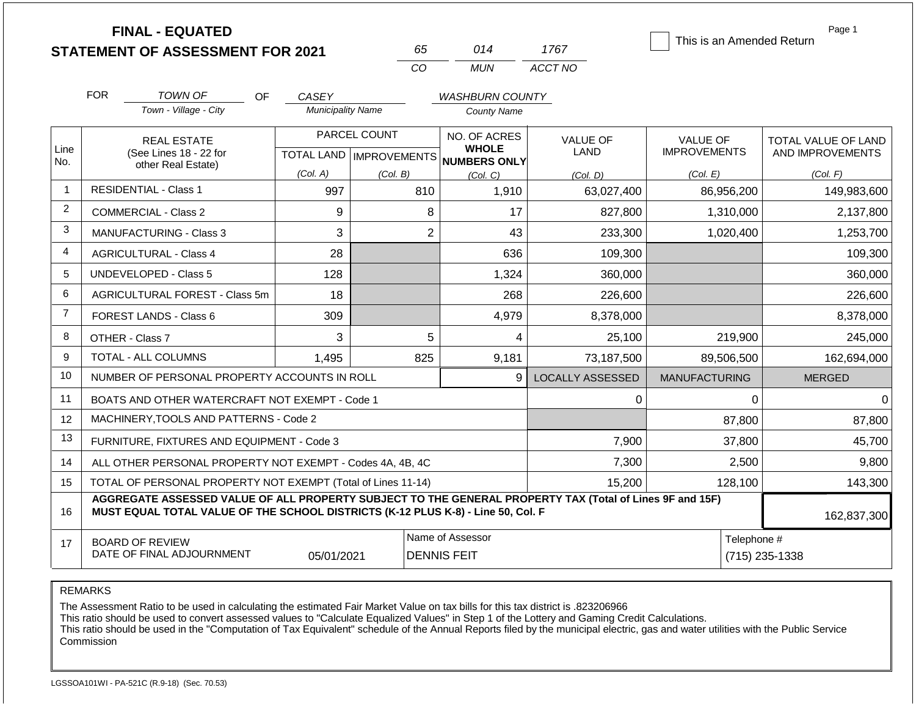**FINAL - EQUATED**
**STATEMENT OF ASSESSMENT FOR 2021**

| 65 | 014 | 1767 |
|---|---|---|
| CO | MUN | ACCT NO |

☐ This is an Amended Return

Page 1

FOR *TOWN OF* (Town - Village - City) OF *CASEY* (Municipality Name) *WASHBURN COUNTY* (County Name)

| Line No. | REAL ESTATE (See Lines 18 - 22 for other Real Estate) | PARCEL COUNT TOTAL LAND (Col. A) | PARCEL COUNT IMPROVEMENTS (Col. B) | NO. OF ACRES WHOLE NUMBERS ONLY (Col. C) | VALUE OF LAND (Col. D) | VALUE OF IMPROVEMENTS (Col. E) | TOTAL VALUE OF LAND AND IMPROVEMENTS (Col. F) |
|---|---|---|---|---|---|---|---|
| 1 | RESIDENTIAL - Class 1 | 997 | 810 | 1,910 | 63,027,400 | 86,956,200 | 149,983,600 |
| 2 | COMMERCIAL - Class 2 | 9 | 8 | 17 | 827,800 | 1,310,000 | 2,137,800 |
| 3 | MANUFACTURING - Class 3 | 3 | 2 | 43 | 233,300 | 1,020,400 | 1,253,700 |
| 4 | AGRICULTURAL - Class 4 | 28 | | 636 | 109,300 | | 109,300 |
| 5 | UNDEVELOPED - Class 5 | 128 | | 1,324 | 360,000 | | 360,000 |
| 6 | AGRICULTURAL FOREST - Class 5m | 18 | | 268 | 226,600 | | 226,600 |
| 7 | FOREST LANDS - Class 6 | 309 | | 4,979 | 8,378,000 | | 8,378,000 |
| 8 | OTHER - Class 7 | 3 | 5 | 4 | 25,100 | 219,900 | 245,000 |
| 9 | TOTAL - ALL COLUMNS | 1,495 | 825 | 9,181 | 73,187,500 | 89,506,500 | 162,694,000 |
| 10 | NUMBER OF PERSONAL PROPERTY ACCOUNTS IN ROLL | | | 9 | LOCALLY ASSESSED | MANUFACTURING | MERGED |
| 11 | BOATS AND OTHER WATERCRAFT NOT EXEMPT - Code 1 | | | | 0 | 0 | 0 |
| 12 | MACHINERY,TOOLS AND PATTERNS - Code 2 | | | | | 87,800 | 87,800 |
| 13 | FURNITURE, FIXTURES AND EQUIPMENT - Code 3 | | | | 7,900 | 37,800 | 45,700 |
| 14 | ALL OTHER PERSONAL PROPERTY NOT EXEMPT - Codes 4A, 4B, 4C | | | | 7,300 | 2,500 | 9,800 |
| 15 | TOTAL OF PERSONAL PROPERTY NOT EXEMPT (Total of Lines 11-14) | | | | 15,200 | 128,100 | 143,300 |
| 16 | **AGGREGATE ASSESSED VALUE OF ALL PROPERTY SUBJECT TO THE GENERAL PROPERTY TAX (Total of Lines 9F and 15F) MUST EQUAL TOTAL VALUE OF THE SCHOOL DISTRICTS (K-12 PLUS K-8) - Line 50, Col. F** | | | | | | 162,837,300 |
| 17 | BOARD OF REVIEW DATE OF FINAL ADJOURNMENT | 05/01/2021 | | Name of Assessor: DENNIS FEIT | | | Telephone #: (715) 235-1338 |

REMARKS

The Assessment Ratio to be used in calculating the estimated Fair Market Value on tax bills for this tax district is .823206966
This ratio should be used to convert assessed values to "Calculate Equalized Values" in Step 1 of the Lottery and Gaming Credit Calculations.
This ratio should be used in the "Computation of Tax Equivalent" schedule of the Annual Reports filed by the municipal electric, gas and water utilities with the Public Service Commission

LGSSOA101WI - PA-521C (R.9-18) (Sec. 70.53)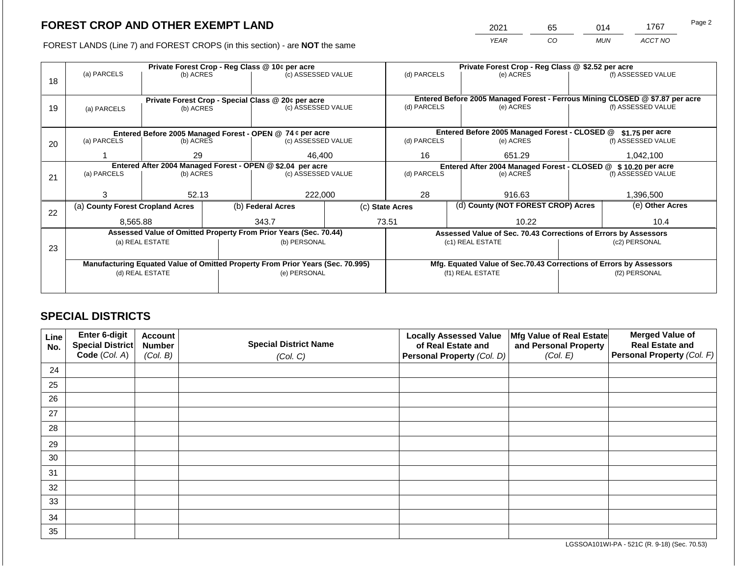# FOREST CROP AND OTHER EXEMPT LAND

FOREST LANDS (Line 7) and FOREST CROPS (in this section) - are **NOT** the same

| 2021 | 65 | 014 | 1767 |
|---|---|---|---|
| YEAR | CO | MUN | ACCT NO |

| Line | Private Forest Crop - Reg Class @ 10¢ per acre | | | Private Forest Crop - Reg Class @ $2.52 per acre | | |
|---|---|---|---|---|---|---|
| 18 | (a) PARCELS | (b) ACRES | (c) ASSESSED VALUE | (d) PARCELS | (e) ACRES | (f) ASSESSED VALUE |
| | | | | | | |
| | **Private Forest Crop - Special Class @ 20¢ per acre** | | | **Entered Before 2005 Managed Forest - Ferrous Mining CLOSED @ $7.87 per acre** | | |
| 19 | (a) PARCELS | (b) ACRES | (c) ASSESSED VALUE | (d) PARCELS | (e) ACRES | (f) ASSESSED VALUE |
| | | | | | | |
| | **Entered Before 2005 Managed Forest - OPEN @ 74 ¢ per acre** | | | **Entered Before 2005 Managed Forest - CLOSED @ $1.75 per acre** | | |
| 20 | (a) PARCELS | (b) ACRES | (c) ASSESSED VALUE | (d) PARCELS | (e) ACRES | (f) ASSESSED VALUE |
| | 1 | 29 | 46,400 | 16 | 651.29 | 1,042,100 |
| | **Entered After 2004 Managed Forest - OPEN @ $2.04 per acre** | | | **Entered After 2004 Managed Forest - CLOSED @ $ 10.20 per acre** | | |
| 21 | (a) PARCELS | (b) ACRES | (c) ASSESSED VALUE | (d) PARCELS | (e) ACRES | (f) ASSESSED VALUE |
| | 3 | 52.13 | 222,000 | 28 | 916.63 | 1,396,500 |

| Line | (a) County Forest Cropland Acres | (b) Federal Acres | (c) State Acres | (d) County (NOT FOREST CROP) Acres | (e) Other Acres |
|---|---|---|---|---|---|
| 22 | 8,565.88 | 343.7 | 73.51 | 10.22 | 10.4 |

| Line | Assessed Value of Omitted Property From Prior Years (Sec. 70.44) | | Assessed Value of Sec. 70.43 Corrections of Errors by Assessors | |
|---|---|---|---|---|
| 23 | (a) REAL ESTATE | (b) PERSONAL | (c1) REAL ESTATE | (c2) PERSONAL |
| | | | | |
| | **Manufacturing Equated Value of Omitted Property From Prior Years (Sec. 70.995)** | | **Mfg. Equated Value of Sec.70.43 Corrections of Errors by Assessors** | |
| | (d) REAL ESTATE | (e) PERSONAL | (f1) REAL ESTATE | (f2) PERSONAL |
| | | | | |

## SPECIAL DISTRICTS

| Line No. | Enter 6-digit Special District Code (Col. A) | Account Number (Col. B) | Special District Name (Col. C) | Locally Assessed Value of Real Estate and Personal Property (Col. D) | Mfg Value of Real Estate and Personal Property (Col. E) | Merged Value of Real Estate and Personal Property (Col. F) |
|---|---|---|---|---|---|---|
| 24 | | | | | | |
| 25 | | | | | | |
| 26 | | | | | | |
| 27 | | | | | | |
| 28 | | | | | | |
| 29 | | | | | | |
| 30 | | | | | | |
| 31 | | | | | | |
| 32 | | | | | | |
| 33 | | | | | | |
| 34 | | | | | | |
| 35 | | | | | | |

LGSSOA101WI-PA - 521C (R. 9-18) (Sec. 70.53)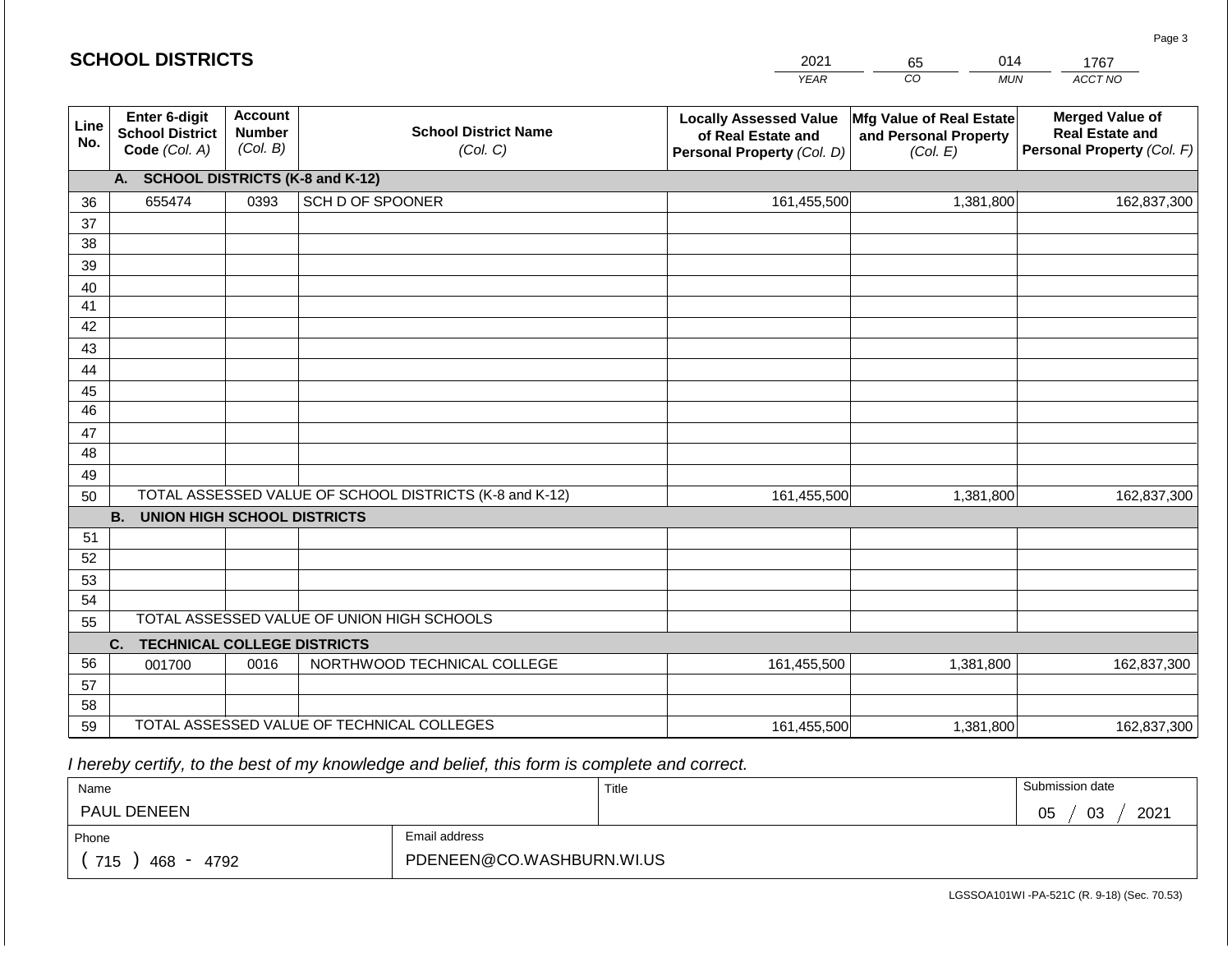## SCHOOL DISTRICTS

| 2021 | 65 | 014 | 1767 |
|---|---|---|---|
| YEAR | CO | MUN | ACCT NO |

| Line No. | Enter 6-digit School District Code (Col. A) | Account Number (Col. B) | School District Name (Col. C) | Locally Assessed Value of Real Estate and Personal Property (Col. D) | Mfg Value of Real Estate and Personal Property (Col. E) | Merged Value of Real Estate and Personal Property (Col. F) |
|---|---|---|---|---|---|---|
| | **A. SCHOOL DISTRICTS (K-8 and K-12)** | | | | | |
| 36 | 655474 | 0393 | SCH D OF SPOONER | 161,455,500 | 1,381,800 | 162,837,300 |
| 37 | | | | | | |
| 38 | | | | | | |
| 39 | | | | | | |
| 40 | | | | | | |
| 41 | | | | | | |
| 42 | | | | | | |
| 43 | | | | | | |
| 44 | | | | | | |
| 45 | | | | | | |
| 46 | | | | | | |
| 47 | | | | | | |
| 48 | | | | | | |
| 49 | | | | | | |
| 50 | TOTAL ASSESSED VALUE OF SCHOOL DISTRICTS (K-8 and K-12) | | | 161,455,500 | 1,381,800 | 162,837,300 |
| | **B. UNION HIGH SCHOOL DISTRICTS** | | | | | |
| 51 | | | | | | |
| 52 | | | | | | |
| 53 | | | | | | |
| 54 | | | | | | |
| 55 | TOTAL ASSESSED VALUE OF UNION HIGH SCHOOLS | | | | | |
| | **C. TECHNICAL COLLEGE DISTRICTS** | | | | | |
| 56 | 001700 | 0016 | NORTHWOOD TECHNICAL COLLEGE | 161,455,500 | 1,381,800 | 162,837,300 |
| 57 | | | | | | |
| 58 | | | | | | |
| 59 | TOTAL ASSESSED VALUE OF TECHNICAL COLLEGES | | | 161,455,500 | 1,381,800 | 162,837,300 |

*I hereby certify, to the best of my knowledge and belief, this form is complete and correct.*

| Name | Title | Submission date |
|---|---|---|
| PAUL DENEEN | | 05 / 03 / 2021 |

| Phone | Email address |
|---|---|
| ( 715 ) 468 - 4792 | PDENEEN@CO.WASHBURN.WI.US |

LGSSOA101WI -PA-521C (R. 9-18) (Sec. 70.53)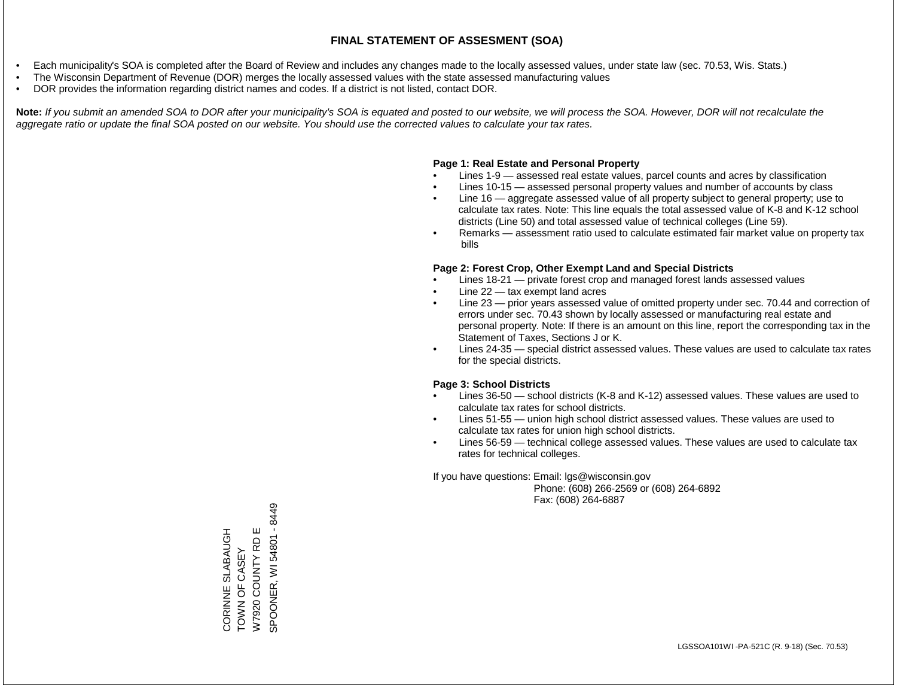# FINAL STATEMENT OF ASSESMENT (SOA)

- Each municipality's SOA is completed after the Board of Review and includes any changes made to the locally assessed values, under state law (sec. 70.53, Wis. Stats.)
- The Wisconsin Department of Revenue (DOR) merges the locally assessed values with the state assessed manufacturing values
- DOR provides the information regarding district names and codes. If a district is not listed, contact DOR.

**Note:** *If you submit an amended SOA to DOR after your municipality's SOA is equated and posted to our website, we will process the SOA. However, DOR will not recalculate the aggregate ratio or update the final SOA posted on our website. You should use the corrected values to calculate your tax rates.*

**Page 1: Real Estate and Personal Property**

- Lines 1-9 — assessed real estate values, parcel counts and acres by classification
- Lines 10-15 — assessed personal property values and number of accounts by class
- Line 16 — aggregate assessed value of all property subject to general property; use to calculate tax rates. Note: This line equals the total assessed value of K-8 and K-12 school districts (Line 50) and total assessed value of technical colleges (Line 59).
- Remarks — assessment ratio used to calculate estimated fair market value on property tax bills

**Page 2: Forest Crop, Other Exempt Land and Special Districts**

- Lines 18-21 — private forest crop and managed forest lands assessed values
- Line 22 — tax exempt land acres
- Line 23 — prior years assessed value of omitted property under sec. 70.44 and correction of errors under sec. 70.43 shown by locally assessed or manufacturing real estate and personal property. Note: If there is an amount on this line, report the corresponding tax in the Statement of Taxes, Sections J or K.
- Lines 24-35 — special district assessed values. These values are used to calculate tax rates for the special districts.

**Page 3: School Districts**

- Lines 36-50 — school districts (K-8 and K-12) assessed values. These values are used to calculate tax rates for school districts.
- Lines 51-55 — union high school district assessed values. These values are used to calculate tax rates for union high school districts.
- Lines 56-59 — technical college assessed values. These values are used to calculate tax rates for technical colleges.

If you have questions: Email: lgs@wisconsin.gov
Phone: (608) 266-2569 or (608) 264-6892
Fax: (608) 264-6887

CORINNE SLABAUGH
TOWN OF CASEY
W7920 COUNTY RD E
SPOONER, WI 54801 - 8449

LGSSOA101WI -PA-521C (R. 9-18) (Sec. 70.53)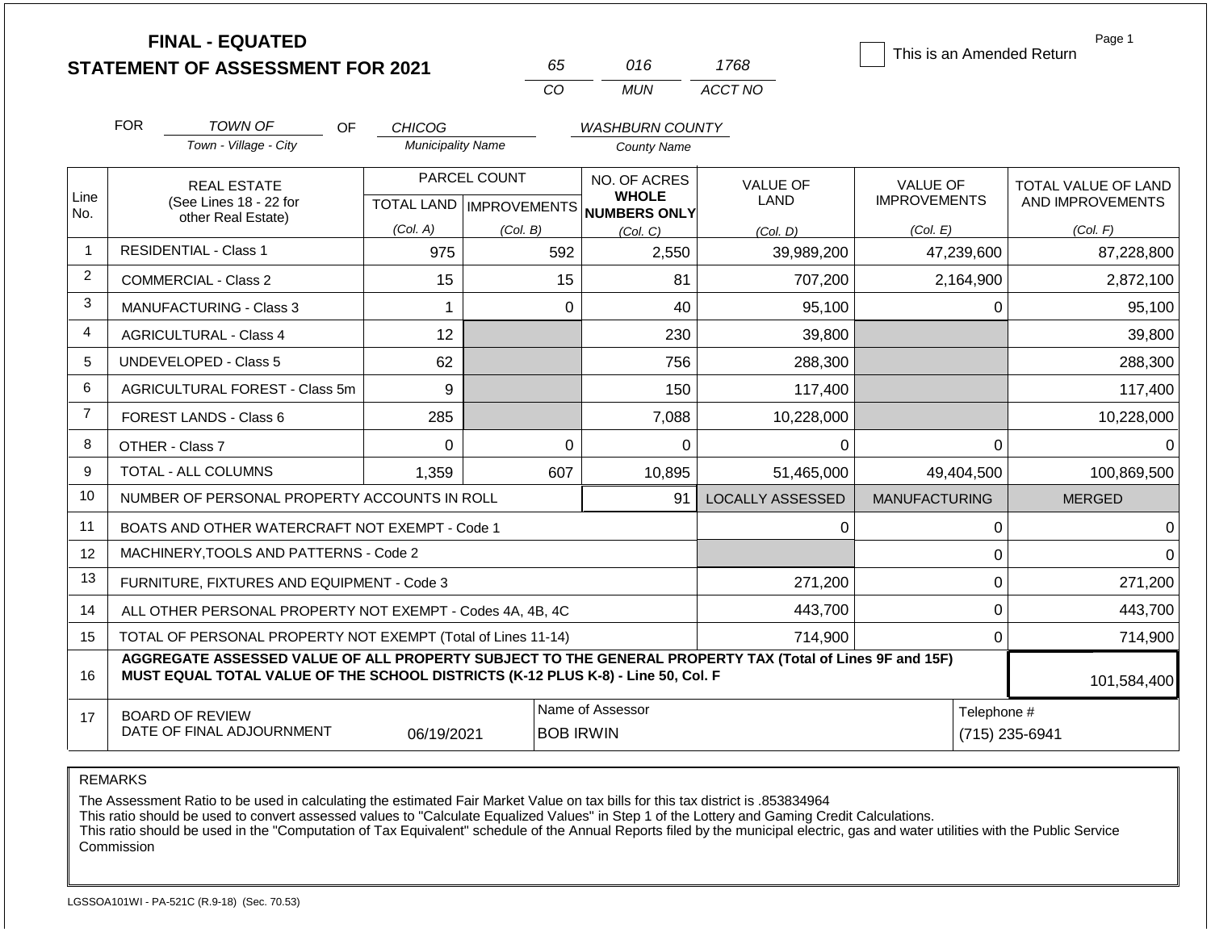# FINAL - EQUATED
## STATEMENT OF ASSESSMENT FOR 2021

| 65 | 016 | 1768 |
|---|---|---|
| CO | MUN | ACCT NO |

☐ This is an Amended Return

FOR *TOWN OF* (Town - Village - City) OF *CHICOG* (Municipality Name) *WASHBURN COUNTY* (County Name)

| Line No. | REAL ESTATE (See Lines 18 - 22 for other Real Estate) | PARCEL COUNT TOTAL LAND (Col. A) | PARCEL COUNT IMPROVEMENTS (Col. B) | NO. OF ACRES WHOLE NUMBERS ONLY (Col. C) | VALUE OF LAND (Col. D) | VALUE OF IMPROVEMENTS (Col. E) | TOTAL VALUE OF LAND AND IMPROVEMENTS (Col. F) |
|---|---|---|---|---|---|---|---|
| 1 | RESIDENTIAL - Class 1 | 975 | 592 | 2,550 | 39,989,200 | 47,239,600 | 87,228,800 |
| 2 | COMMERCIAL - Class 2 | 15 | 15 | 81 | 707,200 | 2,164,900 | 2,872,100 |
| 3 | MANUFACTURING - Class 3 | 1 | 0 | 40 | 95,100 | 0 | 95,100 |
| 4 | AGRICULTURAL - Class 4 | 12 | | 230 | 39,800 | | 39,800 |
| 5 | UNDEVELOPED - Class 5 | 62 | | 756 | 288,300 | | 288,300 |
| 6 | AGRICULTURAL FOREST - Class 5m | 9 | | 150 | 117,400 | | 117,400 |
| 7 | FOREST LANDS - Class 6 | 285 | | 7,088 | 10,228,000 | | 10,228,000 |
| 8 | OTHER - Class 7 | 0 | 0 | 0 | 0 | 0 | 0 |
| 9 | TOTAL - ALL COLUMNS | 1,359 | 607 | 10,895 | 51,465,000 | 49,404,500 | 100,869,500 |
| 10 | NUMBER OF PERSONAL PROPERTY ACCOUNTS IN ROLL | | | 91 | LOCALLY ASSESSED | MANUFACTURING | MERGED |
| 11 | BOATS AND OTHER WATERCRAFT NOT EXEMPT - Code 1 | | | | 0 | 0 | 0 |
| 12 | MACHINERY,TOOLS AND PATTERNS - Code 2 | | | | | 0 | 0 |
| 13 | FURNITURE, FIXTURES AND EQUIPMENT - Code 3 | | | | 271,200 | 0 | 271,200 |
| 14 | ALL OTHER PERSONAL PROPERTY NOT EXEMPT - Codes 4A, 4B, 4C | | | | 443,700 | 0 | 443,700 |
| 15 | TOTAL OF PERSONAL PROPERTY NOT EXEMPT (Total of Lines 11-14) | | | | 714,900 | 0 | 714,900 |
| 16 | **AGGREGATE ASSESSED VALUE OF ALL PROPERTY SUBJECT TO THE GENERAL PROPERTY TAX (Total of Lines 9F and 15F) MUST EQUAL TOTAL VALUE OF THE SCHOOL DISTRICTS (K-12 PLUS K-8) - Line 50, Col. F** | | | | | | 101,584,400 |
| 17 | BOARD OF REVIEW DATE OF FINAL ADJOURNMENT | 06/19/2021 | Name of Assessor | BOB IRWIN | | Telephone # | (715) 235-6941 |

REMARKS

The Assessment Ratio to be used in calculating the estimated Fair Market Value on tax bills for this tax district is .853834964
This ratio should be used to convert assessed values to "Calculate Equalized Values" in Step 1 of the Lottery and Gaming Credit Calculations.
This ratio should be used in the "Computation of Tax Equivalent" schedule of the Annual Reports filed by the municipal electric, gas and water utilities with the Public Service Commission

LGSSOA101WI - PA-521C (R.9-18) (Sec. 70.53)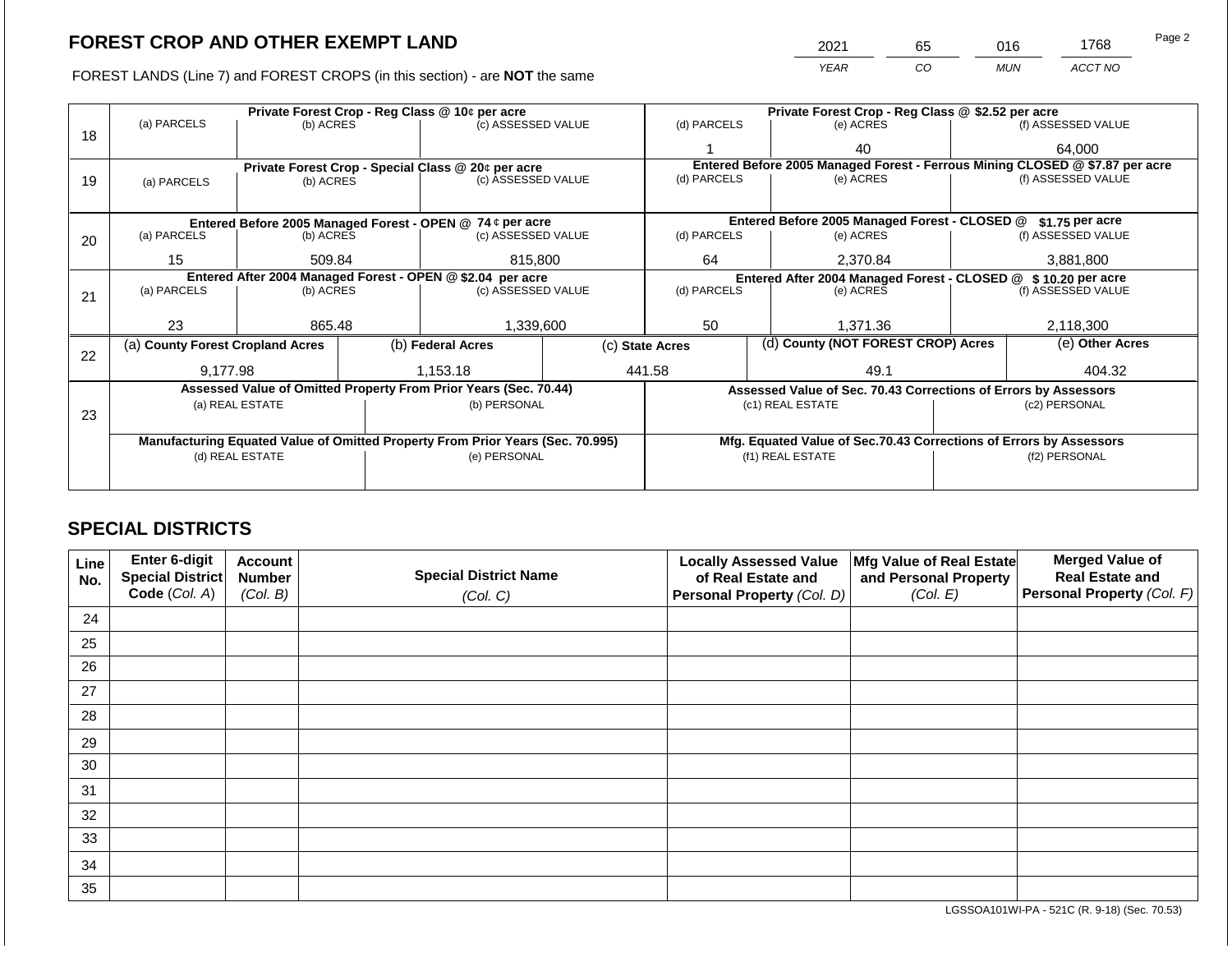# FOREST CROP AND OTHER EXEMPT LAND

| 2021 | 65 | 016 | 1768 |
|---|---|---|---|
| YEAR | CO | MUN | ACCT NO |

FOREST LANDS (Line 7) and FOREST CROPS (in this section) - are **NOT** the same

| Line | Private Forest Crop - Reg Class @ 10¢ per acre | | | Private Forest Crop - Reg Class @ $2.52 per acre | | |
|---|---|---|---|---|---|---|
| | (a) PARCELS | (b) ACRES | (c) ASSESSED VALUE | (d) PARCELS | (e) ACRES | (f) ASSESSED VALUE |
| 18 | | | | 1 | 40 | 64,000 |
| | **Private Forest Crop - Special Class @ 20¢ per acre** | | | **Entered Before 2005 Managed Forest - Ferrous Mining CLOSED @ $7.87 per acre** | | |
| 19 | (a) PARCELS | (b) ACRES | (c) ASSESSED VALUE | (d) PARCELS | (e) ACRES | (f) ASSESSED VALUE |
| | | | | | | |
| | **Entered Before 2005 Managed Forest - OPEN @ 74 ¢ per acre** | | | **Entered Before 2005 Managed Forest - CLOSED @ $1.75 per acre** | | |
| | (a) PARCELS | (b) ACRES | (c) ASSESSED VALUE | (d) PARCELS | (e) ACRES | (f) ASSESSED VALUE |
| 20 | 15 | 509.84 | 815,800 | 64 | 2,370.84 | 3,881,800 |
| | **Entered After 2004 Managed Forest - OPEN @ $2.04 per acre** | | | **Entered After 2004 Managed Forest - CLOSED @ $ 10.20 per acre** | | |
| | (a) PARCELS | (b) ACRES | (c) ASSESSED VALUE | (d) PARCELS | (e) ACRES | (f) ASSESSED VALUE |
| 21 | 23 | 865.48 | 1,339,600 | 50 | 1,371.36 | 2,118,300 |

| Line | (a) County Forest Cropland Acres | (b) Federal Acres | (c) State Acres | (d) County (NOT FOREST CROP) Acres | (e) Other Acres |
|---|---|---|---|---|---|
| 22 | 9,177.98 | 1,153.18 | 441.58 | 49.1 | 404.32 |

| Line | Assessed Value of Omitted Property From Prior Years (Sec. 70.44) | | Assessed Value of Sec. 70.43 Corrections of Errors by Assessors | |
|---|---|---|---|---|
| 23 | (a) REAL ESTATE | (b) PERSONAL | (c1) REAL ESTATE | (c2) PERSONAL |
| | | | | |
| | **Manufacturing Equated Value of Omitted Property From Prior Years (Sec. 70.995)** | | **Mfg. Equated Value of Sec.70.43 Corrections of Errors by Assessors** | |
| | (d) REAL ESTATE | (e) PERSONAL | (f1) REAL ESTATE | (f2) PERSONAL |
| | | | | |

## SPECIAL DISTRICTS

| Line No. | Enter 6-digit Special District Code (Col. A) | Account Number (Col. B) | Special District Name (Col. C) | Locally Assessed Value of Real Estate and Personal Property (Col. D) | Mfg Value of Real Estate and Personal Property (Col. E) | Merged Value of Real Estate and Personal Property (Col. F) |
|---|---|---|---|---|---|---|
| 24 | | | | | | |
| 25 | | | | | | |
| 26 | | | | | | |
| 27 | | | | | | |
| 28 | | | | | | |
| 29 | | | | | | |
| 30 | | | | | | |
| 31 | | | | | | |
| 32 | | | | | | |
| 33 | | | | | | |
| 34 | | | | | | |
| 35 | | | | | | |

LGSSOA101WI-PA - 521C (R. 9-18) (Sec. 70.53)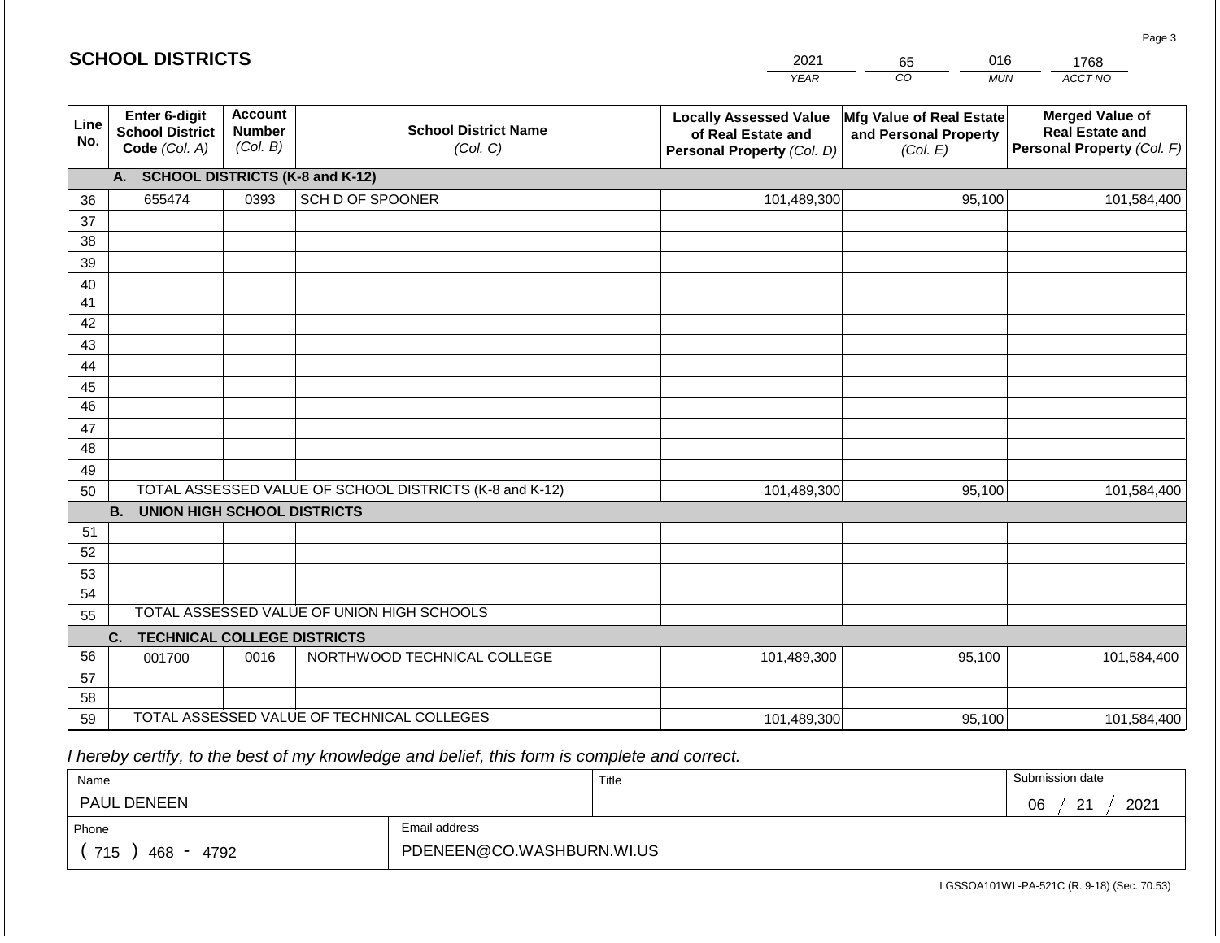## SCHOOL DISTRICTS

| 2021 | 65 | 016 | 1768 |
|---|---|---|---|
| YEAR | CO | MUN | ACCT NO |

| Line No. | Enter 6-digit School District Code *(Col. A)* | Account Number *(Col. B)* | School District Name *(Col. C)* | Locally Assessed Value of Real Estate and Personal Property *(Col. D)* | Mfg Value of Real Estate and Personal Property *(Col. E)* | Merged Value of Real Estate and Personal Property *(Col. F)* |
|---|---|---|---|---|---|---|
| | **A. SCHOOL DISTRICTS (K-8 and K-12)** | | | | | |
| 36 | 655474 | 0393 | SCH D OF SPOONER | 101,489,300 | 95,100 | 101,584,400 |
| 37 | | | | | | |
| 38 | | | | | | |
| 39 | | | | | | |
| 40 | | | | | | |
| 41 | | | | | | |
| 42 | | | | | | |
| 43 | | | | | | |
| 44 | | | | | | |
| 45 | | | | | | |
| 46 | | | | | | |
| 47 | | | | | | |
| 48 | | | | | | |
| 49 | | | | | | |
| 50 | TOTAL ASSESSED VALUE OF SCHOOL DISTRICTS (K-8 and K-12) | | | 101,489,300 | 95,100 | 101,584,400 |
| | **B. UNION HIGH SCHOOL DISTRICTS** | | | | | |
| 51 | | | | | | |
| 52 | | | | | | |
| 53 | | | | | | |
| 54 | | | | | | |
| 55 | TOTAL ASSESSED VALUE OF UNION HIGH SCHOOLS | | | | | |
| | **C. TECHNICAL COLLEGE DISTRICTS** | | | | | |
| 56 | 001700 | 0016 | NORTHWOOD TECHNICAL COLLEGE | 101,489,300 | 95,100 | 101,584,400 |
| 57 | | | | | | |
| 58 | | | | | | |
| 59 | TOTAL ASSESSED VALUE OF TECHNICAL COLLEGES | | | 101,489,300 | 95,100 | 101,584,400 |

*I hereby certify, to the best of my knowledge and belief, this form is complete and correct.*

| Name | Title | Submission date |
|---|---|---|
| PAUL DENEEN | | 06 / 21 / 2021 |

| Phone | Email address |
|---|---|
| ( 715 ) 468 - 4792 | PDENEEN@CO.WASHBURN.WI.US |

LGSSOA101WI -PA-521C (R. 9-18) (Sec. 70.53)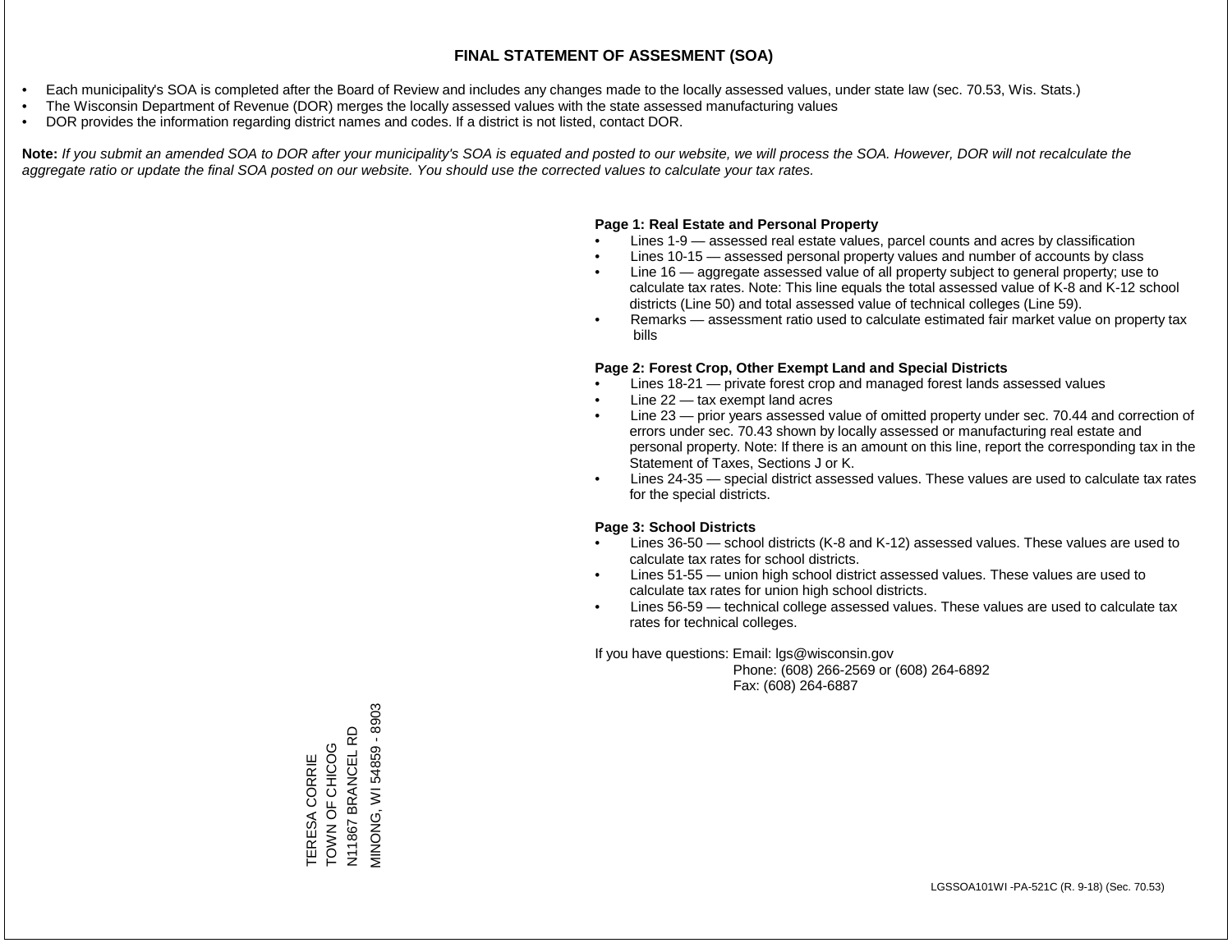# FINAL STATEMENT OF ASSESMENT (SOA)

- Each municipality's SOA is completed after the Board of Review and includes any changes made to the locally assessed values, under state law (sec. 70.53, Wis. Stats.)
- The Wisconsin Department of Revenue (DOR) merges the locally assessed values with the state assessed manufacturing values
- DOR provides the information regarding district names and codes. If a district is not listed, contact DOR.

**Note:** *If you submit an amended SOA to DOR after your municipality's SOA is equated and posted to our website, we will process the SOA. However, DOR will not recalculate the aggregate ratio or update the final SOA posted on our website. You should use the corrected values to calculate your tax rates.*

**Page 1: Real Estate and Personal Property**

- Lines 1-9 — assessed real estate values, parcel counts and acres by classification
- Lines 10-15 — assessed personal property values and number of accounts by class
- Line 16 — aggregate assessed value of all property subject to general property; use to calculate tax rates. Note: This line equals the total assessed value of K-8 and K-12 school districts (Line 50) and total assessed value of technical colleges (Line 59).
- Remarks — assessment ratio used to calculate estimated fair market value on property tax bills

**Page 2: Forest Crop, Other Exempt Land and Special Districts**

- Lines 18-21 — private forest crop and managed forest lands assessed values
- Line 22 — tax exempt land acres
- Line 23 — prior years assessed value of omitted property under sec. 70.44 and correction of errors under sec. 70.43 shown by locally assessed or manufacturing real estate and personal property. Note: If there is an amount on this line, report the corresponding tax in the Statement of Taxes, Sections J or K.
- Lines 24-35 — special district assessed values. These values are used to calculate tax rates for the special districts.

**Page 3: School Districts**

- Lines 36-50 — school districts (K-8 and K-12) assessed values. These values are used to calculate tax rates for school districts.
- Lines 51-55 — union high school district assessed values. These values are used to calculate tax rates for union high school districts.
- Lines 56-59 — technical college assessed values. These values are used to calculate tax rates for technical colleges.

If you have questions: Email: lgs@wisconsin.gov
Phone: (608) 266-2569 or (608) 264-6892
Fax: (608) 264-6887

TERESA CORRIE
TOWN OF CHICOG
N11867 BRANCEL RD
MINONG, WI 54859 - 8903

LGSSOA101WI -PA-521C (R. 9-18) (Sec. 70.53)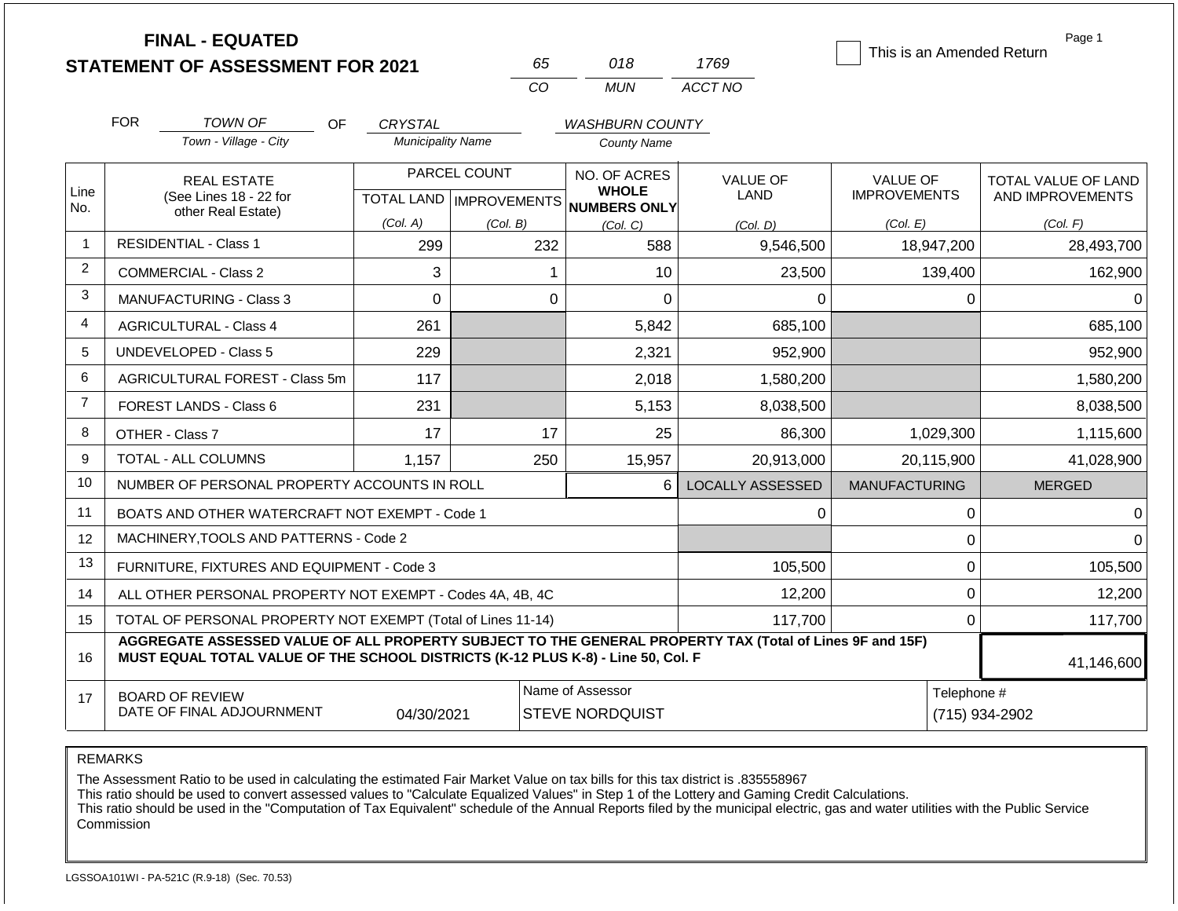# FINAL - EQUATED
# STATEMENT OF ASSESSMENT FOR 2021

| 65 | 018 | 1769 |
|---|---|---|
| CO | MUN | ACCT NO |

☐ This is an Amended Return

Page 1

FOR *TOWN OF* (Town - Village - City) OF *CRYSTAL* (Municipality Name) *WASHBURN COUNTY* (County Name)

| Line No. | REAL ESTATE (See Lines 18 - 22 for other Real Estate) | PARCEL COUNT TOTAL LAND (Col. A) | PARCEL COUNT IMPROVEMENTS (Col. B) | NO. OF ACRES WHOLE NUMBERS ONLY (Col. C) | VALUE OF LAND (Col. D) | VALUE OF IMPROVEMENTS (Col. E) | TOTAL VALUE OF LAND AND IMPROVEMENTS (Col. F) |
|---|---|---|---|---|---|---|---|
| 1 | RESIDENTIAL - Class 1 | 299 | 232 | 588 | 9,546,500 | 18,947,200 | 28,493,700 |
| 2 | COMMERCIAL - Class 2 | 3 | 1 | 10 | 23,500 | 139,400 | 162,900 |
| 3 | MANUFACTURING - Class 3 | 0 | 0 | 0 | 0 | 0 | 0 |
| 4 | AGRICULTURAL - Class 4 | 261 | | 5,842 | 685,100 | | 685,100 |
| 5 | UNDEVELOPED - Class 5 | 229 | | 2,321 | 952,900 | | 952,900 |
| 6 | AGRICULTURAL FOREST - Class 5m | 117 | | 2,018 | 1,580,200 | | 1,580,200 |
| 7 | FOREST LANDS - Class 6 | 231 | | 5,153 | 8,038,500 | | 8,038,500 |
| 8 | OTHER - Class 7 | 17 | 17 | 25 | 86,300 | 1,029,300 | 1,115,600 |
| 9 | TOTAL - ALL COLUMNS | 1,157 | 250 | 15,957 | 20,913,000 | 20,115,900 | 41,028,900 |
| 10 | NUMBER OF PERSONAL PROPERTY ACCOUNTS IN ROLL | | | 6 | LOCALLY ASSESSED | MANUFACTURING | MERGED |
| 11 | BOATS AND OTHER WATERCRAFT NOT EXEMPT - Code 1 | | | | 0 | 0 | 0 |
| 12 | MACHINERY,TOOLS AND PATTERNS - Code 2 | | | | | 0 | 0 |
| 13 | FURNITURE, FIXTURES AND EQUIPMENT - Code 3 | | | | 105,500 | 0 | 105,500 |
| 14 | ALL OTHER PERSONAL PROPERTY NOT EXEMPT - Codes 4A, 4B, 4C | | | | 12,200 | 0 | 12,200 |
| 15 | TOTAL OF PERSONAL PROPERTY NOT EXEMPT (Total of Lines 11-14) | | | | 117,700 | 0 | 117,700 |
| 16 | **AGGREGATE ASSESSED VALUE OF ALL PROPERTY SUBJECT TO THE GENERAL PROPERTY TAX (Total of Lines 9F and 15F) MUST EQUAL TOTAL VALUE OF THE SCHOOL DISTRICTS (K-12 PLUS K-8) - Line 50, Col. F** | | | | | | 41,146,600 |
| 17 | BOARD OF REVIEW DATE OF FINAL ADJOURNMENT | 04/30/2021 | | Name of Assessor: STEVE NORDQUIST | | Telephone #: (715) 934-2902 | |

REMARKS

The Assessment Ratio to be used in calculating the estimated Fair Market Value on tax bills for this tax district is .835558967
This ratio should be used to convert assessed values to "Calculate Equalized Values" in Step 1 of the Lottery and Gaming Credit Calculations.
This ratio should be used in the "Computation of Tax Equivalent" schedule of the Annual Reports filed by the municipal electric, gas and water utilities with the Public Service Commission

LGSSOA101WI - PA-521C (R.9-18) (Sec. 70.53)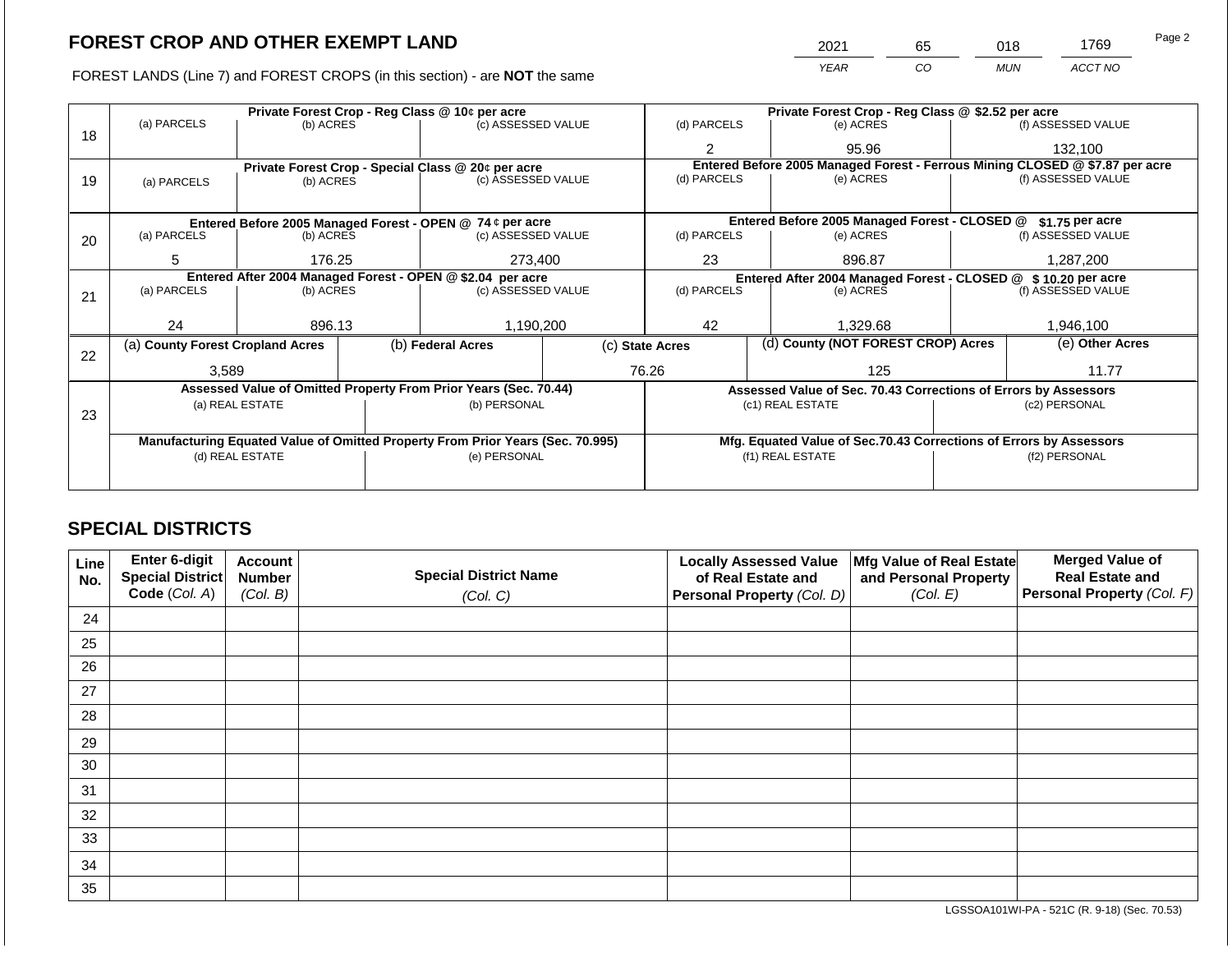# FOREST CROP AND OTHER EXEMPT LAND

| 2021 | 65 | 018 | 1769 |
|---|---|---|---|
| *YEAR* | *CO* | *MUN* | *ACCT NO* |

FOREST LANDS (Line 7) and FOREST CROPS (in this section) - are **NOT** the same

| Line | Private Forest Crop - Reg Class @ 10¢ per acre | | | Private Forest Crop - Reg Class @ $2.52 per acre | | |
|---|---|---|---|---|---|---|
| | (a) PARCELS | (b) ACRES | (c) ASSESSED VALUE | (d) PARCELS | (e) ACRES | (f) ASSESSED VALUE |
| 18 | | | | 2 | 95.96 | 132,100 |
| | **Private Forest Crop - Special Class @ 20¢ per acre** | | | **Entered Before 2005 Managed Forest - Ferrous Mining CLOSED @ $7.87 per acre** | | |
| | (a) PARCELS | (b) ACRES | (c) ASSESSED VALUE | (d) PARCELS | (e) ACRES | (f) ASSESSED VALUE |
| 19 | | | | | | |
| | **Entered Before 2005 Managed Forest - OPEN @ 74 ¢ per acre** | | | **Entered Before 2005 Managed Forest - CLOSED @ $1.75 per acre** | | |
| | (a) PARCELS | (b) ACRES | (c) ASSESSED VALUE | (d) PARCELS | (e) ACRES | (f) ASSESSED VALUE |
| 20 | 5 | 176.25 | 273,400 | 23 | 896.87 | 1,287,200 |
| | **Entered After 2004 Managed Forest - OPEN @ $2.04 per acre** | | | **Entered After 2004 Managed Forest - CLOSED @ $ 10.20 per acre** | | |
| | (a) PARCELS | (b) ACRES | (c) ASSESSED VALUE | (d) PARCELS | (e) ACRES | (f) ASSESSED VALUE |
| 21 | 24 | 896.13 | 1,190,200 | 42 | 1,329.68 | 1,946,100 |

| Line | (a) County Forest Cropland Acres | (b) Federal Acres | (c) State Acres | (d) County (NOT FOREST CROP) Acres | (e) Other Acres |
|---|---|---|---|---|---|
| 22 | 3,589 | | 76.26 | 125 | 11.77 |

| Line | Assessed Value of Omitted Property From Prior Years (Sec. 70.44) | | Assessed Value of Sec. 70.43 Corrections of Errors by Assessors | |
|---|---|---|---|---|
| | (a) REAL ESTATE | (b) PERSONAL | (c1) REAL ESTATE | (c2) PERSONAL |
| 23 | | | | |
| | **Manufacturing Equated Value of Omitted Property From Prior Years (Sec. 70.995)** | | **Mfg. Equated Value of Sec.70.43 Corrections of Errors by Assessors** | |
| | (d) REAL ESTATE | (e) PERSONAL | (f1) REAL ESTATE | (f2) PERSONAL |
| | | | | |

## SPECIAL DISTRICTS

| Line No. | Enter 6-digit Special District Code *(Col. A)* | Account Number *(Col. B)* | Special District Name *(Col. C)* | Locally Assessed Value of Real Estate and Personal Property *(Col. D)* | Mfg Value of Real Estate and Personal Property *(Col. E)* | Merged Value of Real Estate and Personal Property *(Col. F)* |
|---|---|---|---|---|---|---|
| 24 | | | | | | |
| 25 | | | | | | |
| 26 | | | | | | |
| 27 | | | | | | |
| 28 | | | | | | |
| 29 | | | | | | |
| 30 | | | | | | |
| 31 | | | | | | |
| 32 | | | | | | |
| 33 | | | | | | |
| 34 | | | | | | |
| 35 | | | | | | |

LGSSOA101WI-PA - 521C (R. 9-18) (Sec. 70.53)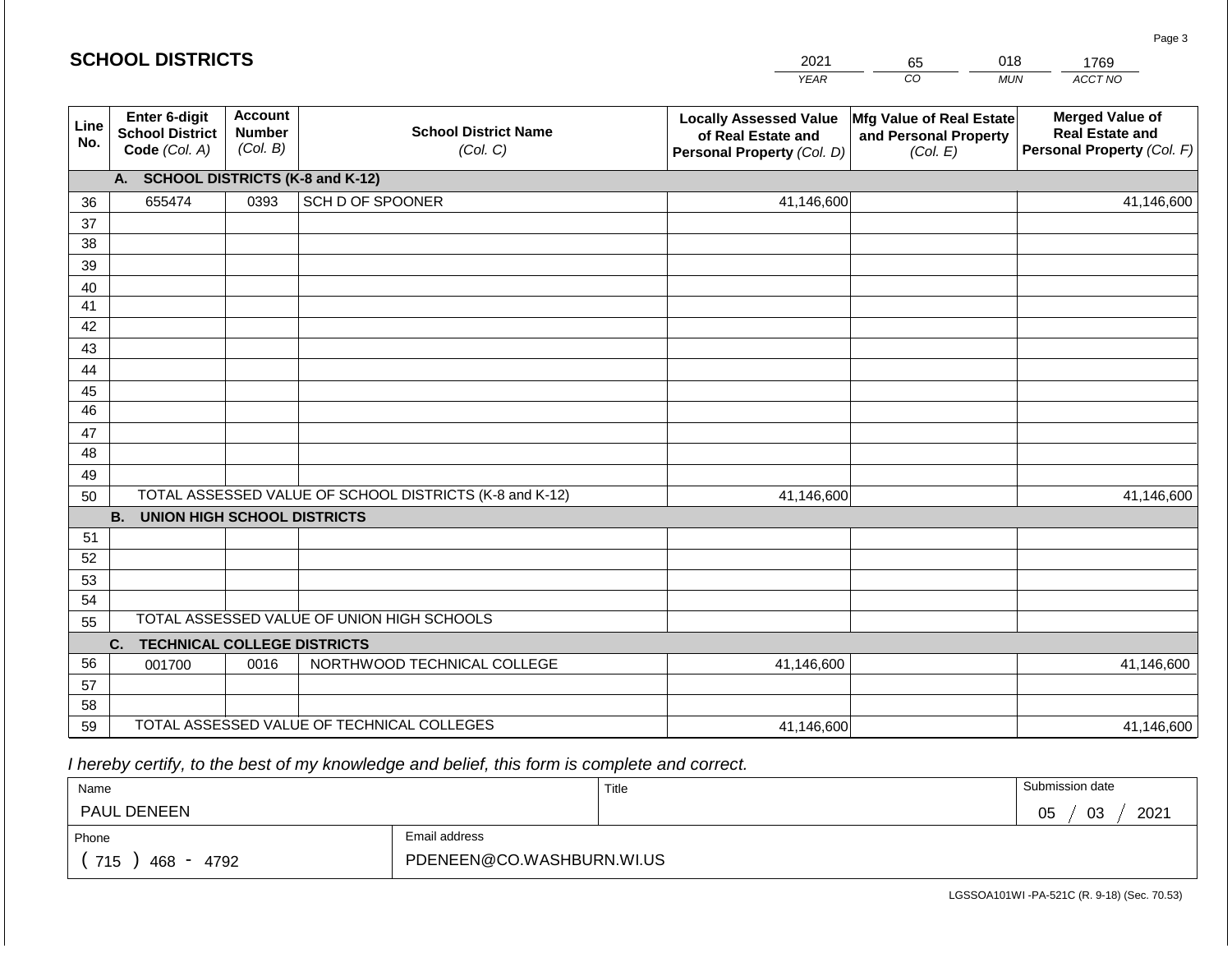## SCHOOL DISTRICTS

| 2021 | 65 | 018 | 1769 |
|---|---|---|---|
| YEAR | CO | MUN | ACCT NO |

| Line No. | Enter 6-digit School District Code (Col. A) | Account Number (Col. B) | School District Name (Col. C) | Locally Assessed Value of Real Estate and Personal Property (Col. D) | Mfg Value of Real Estate and Personal Property (Col. E) | Merged Value of Real Estate and Personal Property (Col. F) |
|---|---|---|---|---|---|---|
| | **A. SCHOOL DISTRICTS (K-8 and K-12)** | | | | | |
| 36 | 655474 | 0393 | SCH D OF SPOONER | 41,146,600 | | 41,146,600 |
| 37 | | | | | | |
| 38 | | | | | | |
| 39 | | | | | | |
| 40 | | | | | | |
| 41 | | | | | | |
| 42 | | | | | | |
| 43 | | | | | | |
| 44 | | | | | | |
| 45 | | | | | | |
| 46 | | | | | | |
| 47 | | | | | | |
| 48 | | | | | | |
| 49 | | | | | | |
| 50 | TOTAL ASSESSED VALUE OF SCHOOL DISTRICTS (K-8 and K-12) | | | 41,146,600 | | 41,146,600 |
| | **B. UNION HIGH SCHOOL DISTRICTS** | | | | | |
| 51 | | | | | | |
| 52 | | | | | | |
| 53 | | | | | | |
| 54 | | | | | | |
| 55 | TOTAL ASSESSED VALUE OF UNION HIGH SCHOOLS | | | | | |
| | **C. TECHNICAL COLLEGE DISTRICTS** | | | | | |
| 56 | 001700 | 0016 | NORTHWOOD TECHNICAL COLLEGE | 41,146,600 | | 41,146,600 |
| 57 | | | | | | |
| 58 | | | | | | |
| 59 | TOTAL ASSESSED VALUE OF TECHNICAL COLLEGES | | | 41,146,600 | | 41,146,600 |

*I hereby certify, to the best of my knowledge and belief, this form is complete and correct.*

| Name | Title | Submission date |
|---|---|---|
| PAUL DENEEN | | 05 / 03 / 2021 |
| Phone | Email address | |
| ( 715 ) 468 - 4792 | PDENEEN@CO.WASHBURN.WI.US | |

LGSSOA101WI -PA-521C (R. 9-18) (Sec. 70.53)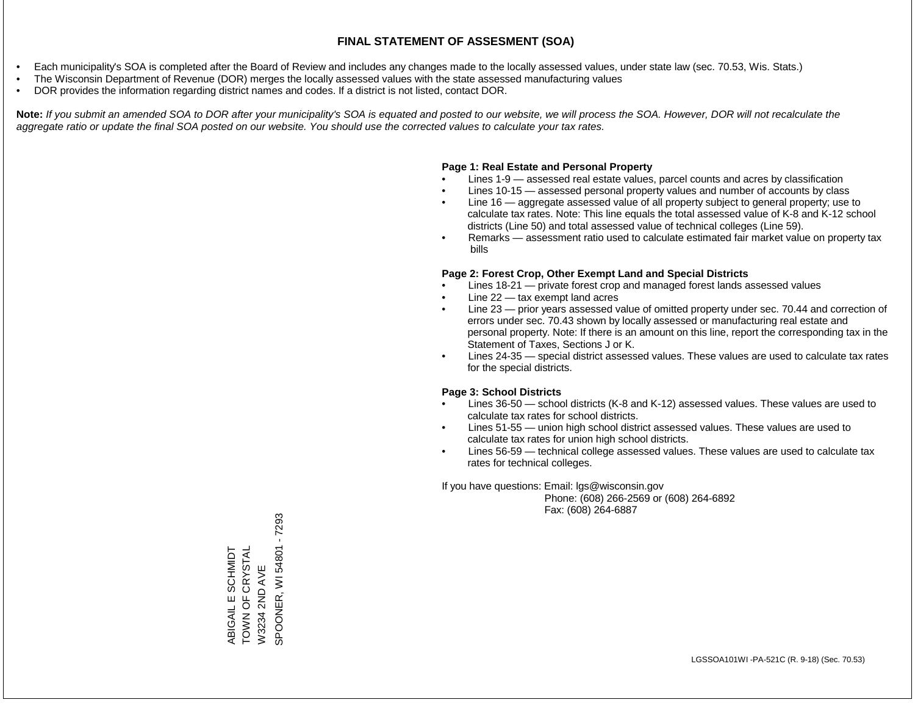# FINAL STATEMENT OF ASSESMENT (SOA)

- Each municipality's SOA is completed after the Board of Review and includes any changes made to the locally assessed values, under state law (sec. 70.53, Wis. Stats.)
- The Wisconsin Department of Revenue (DOR) merges the locally assessed values with the state assessed manufacturing values
- DOR provides the information regarding district names and codes. If a district is not listed, contact DOR.

**Note:** *If you submit an amended SOA to DOR after your municipality's SOA is equated and posted to our website, we will process the SOA. However, DOR will not recalculate the aggregate ratio or update the final SOA posted on our website. You should use the corrected values to calculate your tax rates.*

**Page 1: Real Estate and Personal Property**

- Lines 1-9 — assessed real estate values, parcel counts and acres by classification
- Lines 10-15 — assessed personal property values and number of accounts by class
- Line 16 — aggregate assessed value of all property subject to general property; use to calculate tax rates. Note: This line equals the total assessed value of K-8 and K-12 school districts (Line 50) and total assessed value of technical colleges (Line 59).
- Remarks — assessment ratio used to calculate estimated fair market value on property tax bills

**Page 2: Forest Crop, Other Exempt Land and Special Districts**

- Lines 18-21 — private forest crop and managed forest lands assessed values
- Line 22 — tax exempt land acres
- Line 23 — prior years assessed value of omitted property under sec. 70.44 and correction of errors under sec. 70.43 shown by locally assessed or manufacturing real estate and personal property. Note: If there is an amount on this line, report the corresponding tax in the Statement of Taxes, Sections J or K.
- Lines 24-35 — special district assessed values. These values are used to calculate tax rates for the special districts.

**Page 3: School Districts**

- Lines 36-50 — school districts (K-8 and K-12) assessed values. These values are used to calculate tax rates for school districts.
- Lines 51-55 — union high school district assessed values. These values are used to calculate tax rates for union high school districts.
- Lines 56-59 — technical college assessed values. These values are used to calculate tax rates for technical colleges.

If you have questions: Email: lgs@wisconsin.gov
Phone: (608) 266-2569 or (608) 264-6892
Fax: (608) 264-6887

ABIGAIL E SCHMIDT
TOWN OF CRYSTAL
W3234 2ND AVE
SPOONER, WI 54801 - 7293

LGSSOA101WI -PA-521C (R. 9-18) (Sec. 70.53)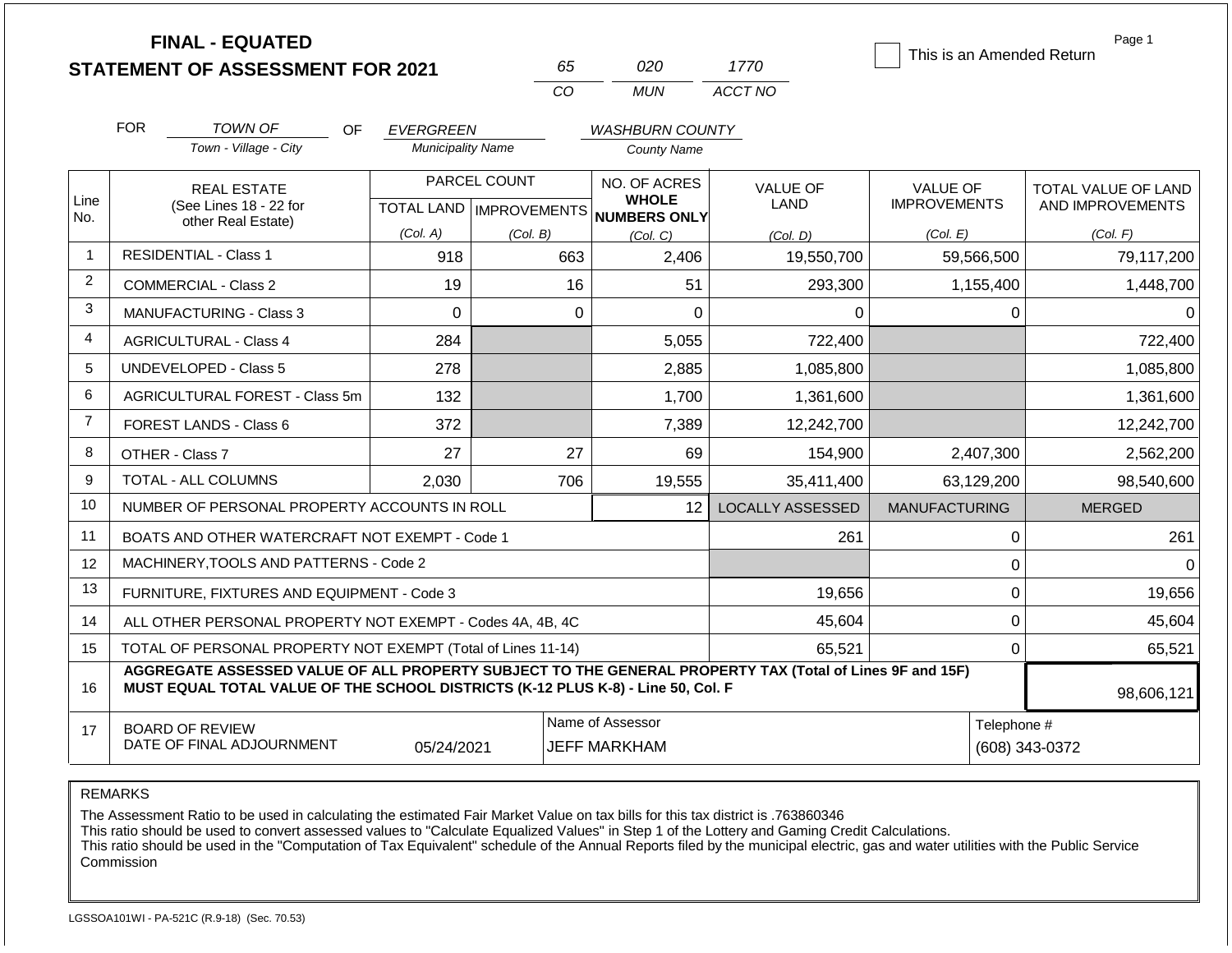# FINAL - EQUATED
## STATEMENT OF ASSESSMENT FOR 2021

| 65 | 020 | 1770 |
|---|---|---|
| CO | MUN | ACCT NO |

☐ This is an Amended Return

Page 1

FOR *TOWN OF* (Town - Village - City) OF *EVERGREEN* (Municipality Name) *WASHBURN COUNTY* (County Name)

| Line No. | REAL ESTATE (See Lines 18 - 22 for other Real Estate) | PARCEL COUNT TOTAL LAND (Col. A) | PARCEL COUNT IMPROVEMENTS (Col. B) | NO. OF ACRES WHOLE NUMBERS ONLY (Col. C) | VALUE OF LAND (Col. D) | VALUE OF IMPROVEMENTS (Col. E) | TOTAL VALUE OF LAND AND IMPROVEMENTS (Col. F) |
|---|---|---|---|---|---|---|---|
| 1 | RESIDENTIAL - Class 1 | 918 | 663 | 2,406 | 19,550,700 | 59,566,500 | 79,117,200 |
| 2 | COMMERCIAL - Class 2 | 19 | 16 | 51 | 293,300 | 1,155,400 | 1,448,700 |
| 3 | MANUFACTURING - Class 3 | 0 | 0 | 0 | 0 | 0 | 0 |
| 4 | AGRICULTURAL - Class 4 | 284 | | 5,055 | 722,400 | | 722,400 |
| 5 | UNDEVELOPED - Class 5 | 278 | | 2,885 | 1,085,800 | | 1,085,800 |
| 6 | AGRICULTURAL FOREST - Class 5m | 132 | | 1,700 | 1,361,600 | | 1,361,600 |
| 7 | FOREST LANDS - Class 6 | 372 | | 7,389 | 12,242,700 | | 12,242,700 |
| 8 | OTHER - Class 7 | 27 | 27 | 69 | 154,900 | 2,407,300 | 2,562,200 |
| 9 | TOTAL - ALL COLUMNS | 2,030 | 706 | 19,555 | 35,411,400 | 63,129,200 | 98,540,600 |
| 10 | NUMBER OF PERSONAL PROPERTY ACCOUNTS IN ROLL | | | 12 | LOCALLY ASSESSED | MANUFACTURING | MERGED |
| 11 | BOATS AND OTHER WATERCRAFT NOT EXEMPT - Code 1 | | | | 261 | 0 | 261 |
| 12 | MACHINERY,TOOLS AND PATTERNS - Code 2 | | | | | 0 | 0 |
| 13 | FURNITURE, FIXTURES AND EQUIPMENT - Code 3 | | | | 19,656 | 0 | 19,656 |
| 14 | ALL OTHER PERSONAL PROPERTY NOT EXEMPT - Codes 4A, 4B, 4C | | | | 45,604 | 0 | 45,604 |
| 15 | TOTAL OF PERSONAL PROPERTY NOT EXEMPT (Total of Lines 11-14) | | | | 65,521 | 0 | 65,521 |
| 16 | AGGREGATE ASSESSED VALUE OF ALL PROPERTY SUBJECT TO THE GENERAL PROPERTY TAX (Total of Lines 9F and 15F) MUST EQUAL TOTAL VALUE OF THE SCHOOL DISTRICTS (K-12 PLUS K-8) - Line 50, Col. F | | | | | | 98,606,121 |
| 17 | BOARD OF REVIEW DATE OF FINAL ADJOURNMENT | 05/24/2021 | | Name of Assessor: JEFF MARKHAM | | | Telephone #: (608) 343-0372 |

REMARKS

The Assessment Ratio to be used in calculating the estimated Fair Market Value on tax bills for this tax district is .763860346
This ratio should be used to convert assessed values to "Calculate Equalized Values" in Step 1 of the Lottery and Gaming Credit Calculations.
This ratio should be used in the "Computation of Tax Equivalent" schedule of the Annual Reports filed by the municipal electric, gas and water utilities with the Public Service Commission

LGSSOA101WI - PA-521C (R.9-18) (Sec. 70.53)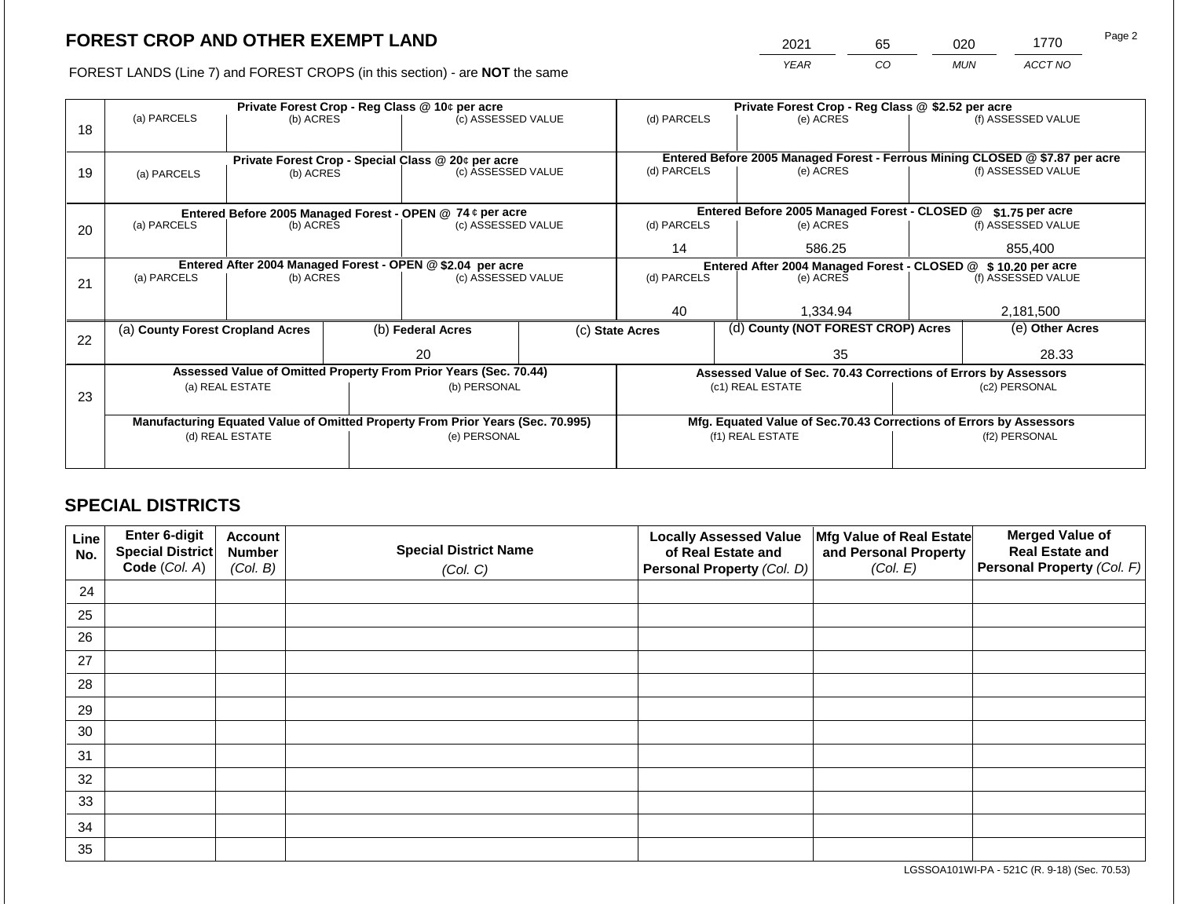# FOREST CROP AND OTHER EXEMPT LAND

| 2021 | 65 | 020 | 1770 |
|---|---|---|---|
| YEAR | CO | MUN | ACCT NO |

FOREST LANDS (Line 7) and FOREST CROPS (in this section) - are **NOT** the same

| Line | Private Forest Crop - Reg Class @ 10¢ per acre | | | Private Forest Crop - Reg Class @ $2.52 per acre | | |
|---|---|---|---|---|---|---|
| | (a) PARCELS | (b) ACRES | (c) ASSESSED VALUE | (d) PARCELS | (e) ACRES | (f) ASSESSED VALUE |
| 18 | | | | | | |
| | **Private Forest Crop - Special Class @ 20¢ per acre** | | | **Entered Before 2005 Managed Forest - Ferrous Mining CLOSED @ $7.87 per acre** | | |
| | (a) PARCELS | (b) ACRES | (c) ASSESSED VALUE | (d) PARCELS | (e) ACRES | (f) ASSESSED VALUE |
| 19 | | | | | | |
| | **Entered Before 2005 Managed Forest - OPEN @ 74 ¢ per acre** | | | **Entered Before 2005 Managed Forest - CLOSED @ $1.75 per acre** | | |
| | (a) PARCELS | (b) ACRES | (c) ASSESSED VALUE | (d) PARCELS | (e) ACRES | (f) ASSESSED VALUE |
| 20 | | | | 14 | 586.25 | 855,400 |
| | **Entered After 2004 Managed Forest - OPEN @ $2.04 per acre** | | | **Entered After 2004 Managed Forest - CLOSED @ $ 10.20 per acre** | | |
| | (a) PARCELS | (b) ACRES | (c) ASSESSED VALUE | (d) PARCELS | (e) ACRES | (f) ASSESSED VALUE |
| 21 | | | | 40 | 1,334.94 | 2,181,500 |

| Line | (a) County Forest Cropland Acres | (b) Federal Acres | (c) State Acres | (d) County (NOT FOREST CROP) Acres | (e) Other Acres |
|---|---|---|---|---|---|
| 22 | | 20 | | 35 | 28.33 |

| Line | Assessed Value of Omitted Property From Prior Years (Sec. 70.44) | | Assessed Value of Sec. 70.43 Corrections of Errors by Assessors | |
|---|---|---|---|---|
| | (a) REAL ESTATE | (b) PERSONAL | (c1) REAL ESTATE | (c2) PERSONAL |
| 23 | | | | |
| | **Manufacturing Equated Value of Omitted Property From Prior Years (Sec. 70.995)** | | **Mfg. Equated Value of Sec.70.43 Corrections of Errors by Assessors** | |
| | (d) REAL ESTATE | (e) PERSONAL | (f1) REAL ESTATE | (f2) PERSONAL |
| | | | | |

## SPECIAL DISTRICTS

| Line No. | Enter 6-digit Special District Code (Col. A) | Account Number (Col. B) | Special District Name (Col. C) | Locally Assessed Value of Real Estate and Personal Property (Col. D) | Mfg Value of Real Estate and Personal Property (Col. E) | Merged Value of Real Estate and Personal Property (Col. F) |
|---|---|---|---|---|---|---|
| 24 | | | | | | |
| 25 | | | | | | |
| 26 | | | | | | |
| 27 | | | | | | |
| 28 | | | | | | |
| 29 | | | | | | |
| 30 | | | | | | |
| 31 | | | | | | |
| 32 | | | | | | |
| 33 | | | | | | |
| 34 | | | | | | |
| 35 | | | | | | |

LGSSOA101WI-PA - 521C (R. 9-18) (Sec. 70.53)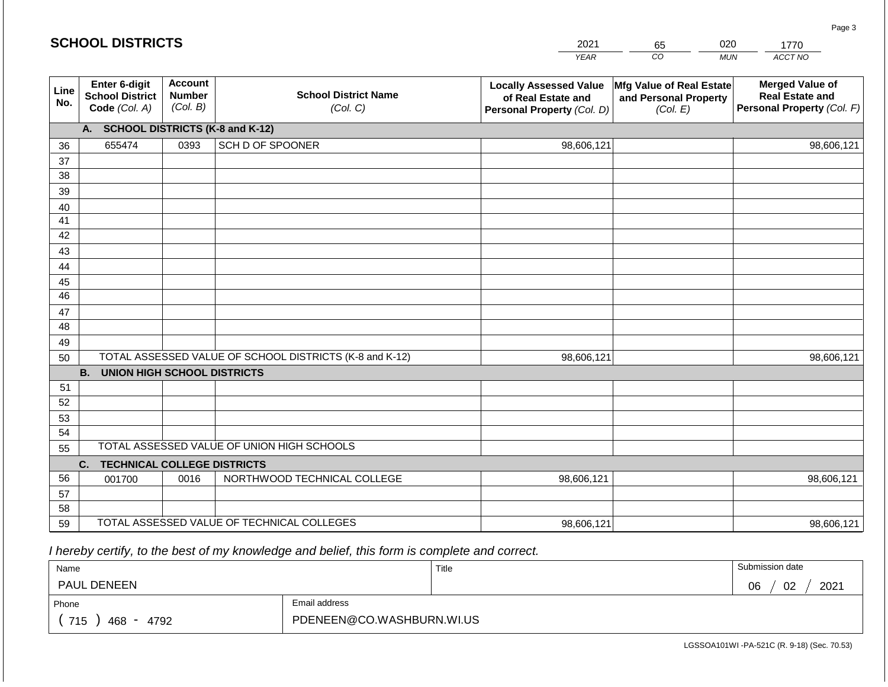## SCHOOL DISTRICTS

| 2021 | 65 | 020 | 1770 |
|---|---|---|---|
| YEAR | CO | MUN | ACCT NO |

| Line No. | Enter 6-digit School District Code (Col. A) | Account Number (Col. B) | School District Name (Col. C) | Locally Assessed Value of Real Estate and Personal Property (Col. D) | Mfg Value of Real Estate and Personal Property (Col. E) | Merged Value of Real Estate and Personal Property (Col. F) |
|---|---|---|---|---|---|---|
| | **A. SCHOOL DISTRICTS (K-8 and K-12)** | | | | | |
| 36 | 655474 | 0393 | SCH D OF SPOONER | 98,606,121 | | 98,606,121 |
| 37 | | | | | | |
| 38 | | | | | | |
| 39 | | | | | | |
| 40 | | | | | | |
| 41 | | | | | | |
| 42 | | | | | | |
| 43 | | | | | | |
| 44 | | | | | | |
| 45 | | | | | | |
| 46 | | | | | | |
| 47 | | | | | | |
| 48 | | | | | | |
| 49 | | | | | | |
| 50 | TOTAL ASSESSED VALUE OF SCHOOL DISTRICTS (K-8 and K-12) | | | 98,606,121 | | 98,606,121 |
| | **B. UNION HIGH SCHOOL DISTRICTS** | | | | | |
| 51 | | | | | | |
| 52 | | | | | | |
| 53 | | | | | | |
| 54 | | | | | | |
| 55 | TOTAL ASSESSED VALUE OF UNION HIGH SCHOOLS | | | | | |
| | **C. TECHNICAL COLLEGE DISTRICTS** | | | | | |
| 56 | 001700 | 0016 | NORTHWOOD TECHNICAL COLLEGE | 98,606,121 | | 98,606,121 |
| 57 | | | | | | |
| 58 | | | | | | |
| 59 | TOTAL ASSESSED VALUE OF TECHNICAL COLLEGES | | | 98,606,121 | | 98,606,121 |

*I hereby certify, to the best of my knowledge and belief, this form is complete and correct.*

| Name | Title | Submission date |
|---|---|---|
| PAUL DENEEN | | 06 / 02 / 2021 |
| Phone | Email address | |
| ( 715 ) 468 - 4792 | PDENEEN@CO.WASHBURN.WI.US | |

LGSSOA101WI -PA-521C (R. 9-18) (Sec. 70.53)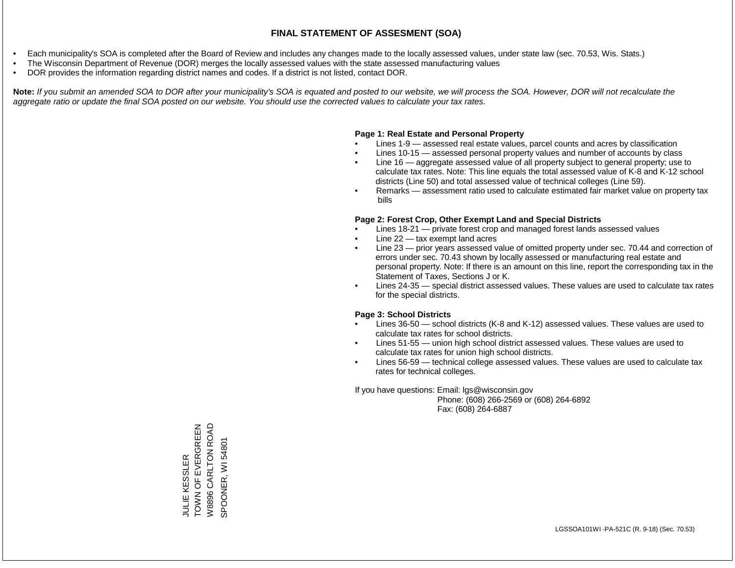# FINAL STATEMENT OF ASSESMENT (SOA)

- Each municipality's SOA is completed after the Board of Review and includes any changes made to the locally assessed values, under state law (sec. 70.53, Wis. Stats.)
- The Wisconsin Department of Revenue (DOR) merges the locally assessed values with the state assessed manufacturing values
- DOR provides the information regarding district names and codes. If a district is not listed, contact DOR.

**Note:** *If you submit an amended SOA to DOR after your municipality's SOA is equated and posted to our website, we will process the SOA. However, DOR will not recalculate the aggregate ratio or update the final SOA posted on our website. You should use the corrected values to calculate your tax rates.*

**Page 1: Real Estate and Personal Property**

- Lines 1-9 — assessed real estate values, parcel counts and acres by classification
- Lines 10-15 — assessed personal property values and number of accounts by class
- Line 16 — aggregate assessed value of all property subject to general property; use to calculate tax rates. Note: This line equals the total assessed value of K-8 and K-12 school districts (Line 50) and total assessed value of technical colleges (Line 59).
- Remarks — assessment ratio used to calculate estimated fair market value on property tax bills

**Page 2: Forest Crop, Other Exempt Land and Special Districts**

- Lines 18-21 — private forest crop and managed forest lands assessed values
- Line 22 — tax exempt land acres
- Line 23 — prior years assessed value of omitted property under sec. 70.44 and correction of errors under sec. 70.43 shown by locally assessed or manufacturing real estate and personal property. Note: If there is an amount on this line, report the corresponding tax in the Statement of Taxes, Sections J or K.
- Lines 24-35 — special district assessed values. These values are used to calculate tax rates for the special districts.

**Page 3: School Districts**

- Lines 36-50 — school districts (K-8 and K-12) assessed values. These values are used to calculate tax rates for school districts.
- Lines 51-55 — union high school district assessed values. These values are used to calculate tax rates for union high school districts.
- Lines 56-59 — technical college assessed values. These values are used to calculate tax rates for technical colleges.

If you have questions: Email: lgs@wisconsin.gov
Phone: (608) 266-2569 or (608) 264-6892
Fax: (608) 264-6887

JULIE KESSLER
TOWN OF EVERGREEN
W8896 CARLTON ROAD
SPOONER, WI 54801

LGSSOA101WI -PA-521C (R. 9-18) (Sec. 70.53)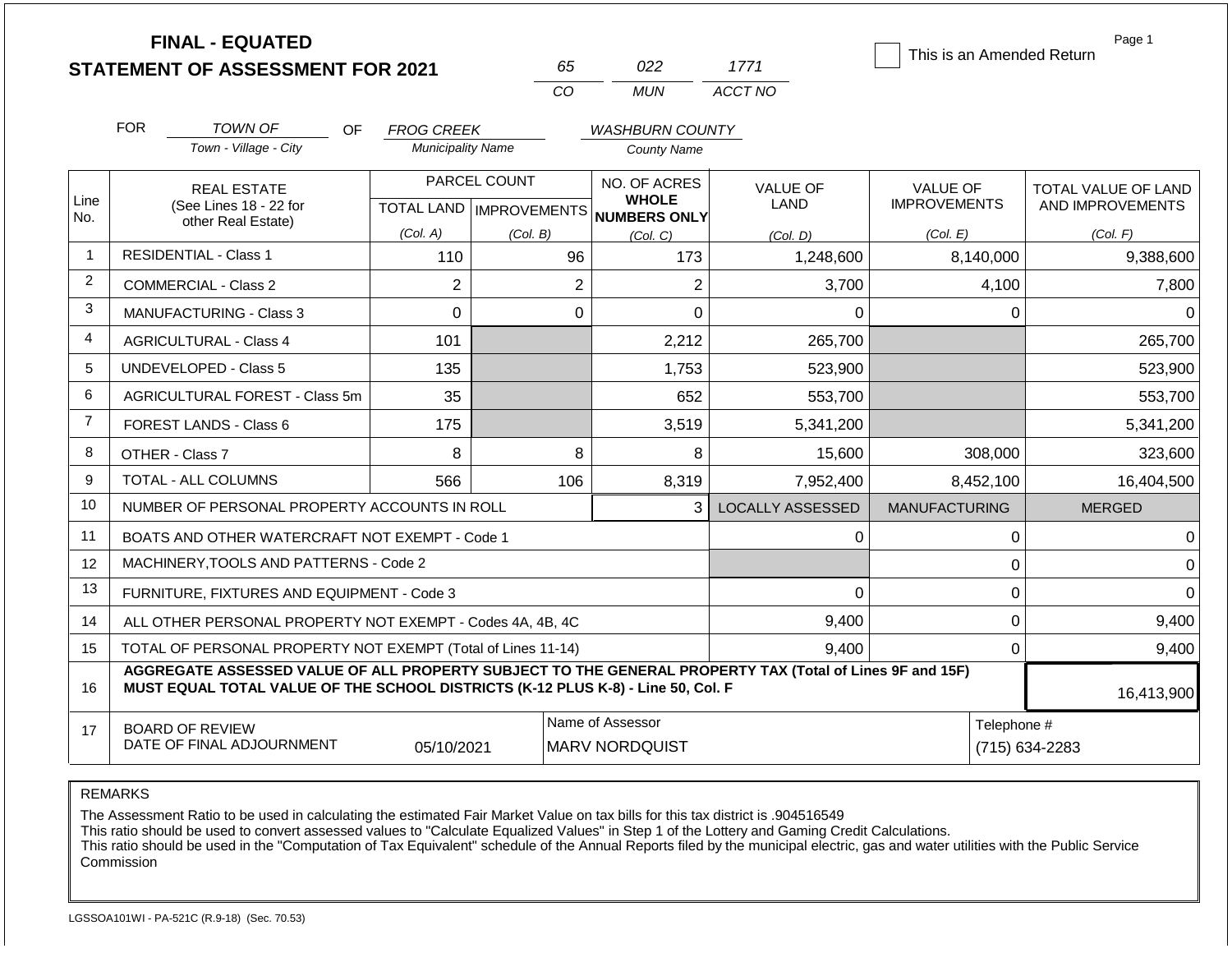# FINAL - EQUATED
## STATEMENT OF ASSESSMENT FOR 2021

| 65 | 022 | 1771 |
|---|---|---|
| CO | MUN | ACCT NO |

☐ This is an Amended Return

FOR *TOWN OF* (Town - Village - City) OF *FROG CREEK* (Municipality Name) *WASHBURN COUNTY* (County Name)

| Line No. | REAL ESTATE (See Lines 18 - 22 for other Real Estate) | PARCEL COUNT TOTAL LAND (Col. A) | PARCEL COUNT IMPROVEMENTS (Col. B) | NO. OF ACRES WHOLE NUMBERS ONLY (Col. C) | VALUE OF LAND (Col. D) | VALUE OF IMPROVEMENTS (Col. E) | TOTAL VALUE OF LAND AND IMPROVEMENTS (Col. F) |
|---|---|---|---|---|---|---|---|
| 1 | RESIDENTIAL - Class 1 | 110 | 96 | 173 | 1,248,600 | 8,140,000 | 9,388,600 |
| 2 | COMMERCIAL - Class 2 | 2 | 2 | 2 | 3,700 | 4,100 | 7,800 |
| 3 | MANUFACTURING - Class 3 | 0 | 0 | 0 | 0 | 0 | 0 |
| 4 | AGRICULTURAL - Class 4 | 101 | | 2,212 | 265,700 | | 265,700 |
| 5 | UNDEVELOPED - Class 5 | 135 | | 1,753 | 523,900 | | 523,900 |
| 6 | AGRICULTURAL FOREST - Class 5m | 35 | | 652 | 553,700 | | 553,700 |
| 7 | FOREST LANDS - Class 6 | 175 | | 3,519 | 5,341,200 | | 5,341,200 |
| 8 | OTHER - Class 7 | 8 | 8 | 8 | 15,600 | 308,000 | 323,600 |
| 9 | TOTAL - ALL COLUMNS | 566 | 106 | 8,319 | 7,952,400 | 8,452,100 | 16,404,500 |

| Line No. | | | LOCALLY ASSESSED | MANUFACTURING | MERGED |
|---|---|---|---|---|---|
| 10 | NUMBER OF PERSONAL PROPERTY ACCOUNTS IN ROLL | 3 | | | |
| 11 | BOATS AND OTHER WATERCRAFT NOT EXEMPT - Code 1 | | 0 | 0 | 0 |
| 12 | MACHINERY,TOOLS AND PATTERNS - Code 2 | | | 0 | 0 |
| 13 | FURNITURE, FIXTURES AND EQUIPMENT - Code 3 | | 0 | 0 | 0 |
| 14 | ALL OTHER PERSONAL PROPERTY NOT EXEMPT - Codes 4A, 4B, 4C | | 9,400 | 0 | 9,400 |
| 15 | TOTAL OF PERSONAL PROPERTY NOT EXEMPT (Total of Lines 11-14) | | 9,400 | 0 | 9,400 |
| 16 | **AGGREGATE ASSESSED VALUE OF ALL PROPERTY SUBJECT TO THE GENERAL PROPERTY TAX (Total of Lines 9F and 15F) MUST EQUAL TOTAL VALUE OF THE SCHOOL DISTRICTS (K-12 PLUS K-8) - Line 50, Col. F** | | | | 16,413,900 |

| 17 | BOARD OF REVIEW DATE OF FINAL ADJOURNMENT | 05/10/2021 | Name of Assessor: MARV NORDQUIST | Telephone #: (715) 634-2283 |
|---|---|---|---|---|

REMARKS

The Assessment Ratio to be used in calculating the estimated Fair Market Value on tax bills for this tax district is .904516549
This ratio should be used to convert assessed values to "Calculate Equalized Values" in Step 1 of the Lottery and Gaming Credit Calculations.
This ratio should be used in the "Computation of Tax Equivalent" schedule of the Annual Reports filed by the municipal electric, gas and water utilities with the Public Service Commission

LGSSOA101WI - PA-521C (R.9-18) (Sec. 70.53)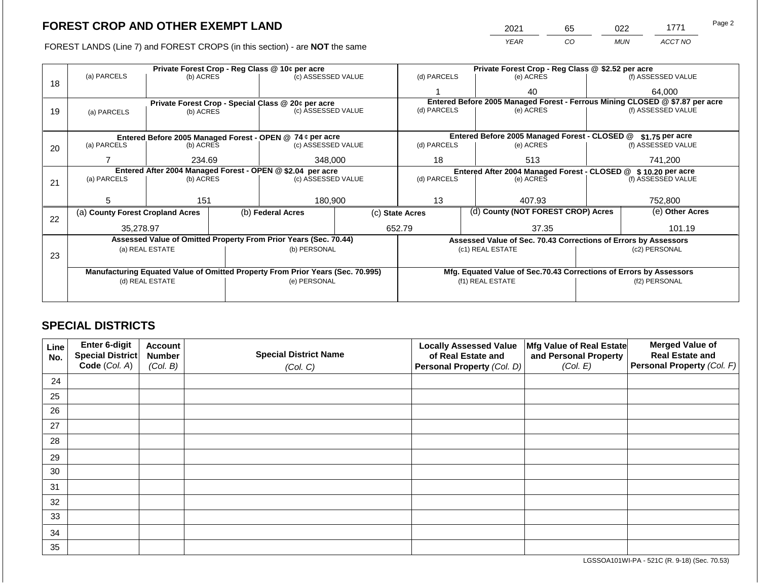# FOREST CROP AND OTHER EXEMPT LAND

FOREST LANDS (Line 7) and FOREST CROPS (in this section) - are **NOT** the same

| YEAR | CO | MUN | ACCT NO |
|---|---|---|---|
| 2021 | 65 | 022 | 1771 |

| Line | Private Forest Crop - Reg Class @ 10¢ per acre | | | Private Forest Crop - Reg Class @ $2.52 per acre | | |
|---|---|---|---|---|---|---|
| | (a) PARCELS | (b) ACRES | (c) ASSESSED VALUE | (d) PARCELS | (e) ACRES | (f) ASSESSED VALUE |
| 18 | | | | 1 | 40 | 64,000 |
| | **Private Forest Crop - Special Class @ 20¢ per acre** | | | **Entered Before 2005 Managed Forest - Ferrous Mining CLOSED @ $7.87 per acre** | | |
| | (a) PARCELS | (b) ACRES | (c) ASSESSED VALUE | (d) PARCELS | (e) ACRES | (f) ASSESSED VALUE |
| 19 | | | | | | |
| | **Entered Before 2005 Managed Forest - OPEN @ 74 ¢ per acre** | | | **Entered Before 2005 Managed Forest - CLOSED @ $1.75 per acre** | | |
| | (a) PARCELS | (b) ACRES | (c) ASSESSED VALUE | (d) PARCELS | (e) ACRES | (f) ASSESSED VALUE |
| 20 | 7 | 234.69 | 348,000 | 18 | 513 | 741,200 |
| | **Entered After 2004 Managed Forest - OPEN @ $2.04 per acre** | | | **Entered After 2004 Managed Forest - CLOSED @ $ 10.20 per acre** | | |
| | (a) PARCELS | (b) ACRES | (c) ASSESSED VALUE | (d) PARCELS | (e) ACRES | (f) ASSESSED VALUE |
| 21 | 5 | 151 | 180,900 | 13 | 407.93 | 752,800 |

| Line | (a) County Forest Cropland Acres | (b) Federal Acres | (c) State Acres | (d) County (NOT FOREST CROP) Acres | (e) Other Acres |
|---|---|---|---|---|---|
| 22 | 35,278.97 | | 652.79 | 37.35 | 101.19 |

| Line | Assessed Value of Omitted Property From Prior Years (Sec. 70.44) | | Assessed Value of Sec. 70.43 Corrections of Errors by Assessors | |
|---|---|---|---|---|
| | (a) REAL ESTATE | (b) PERSONAL | (c1) REAL ESTATE | (c2) PERSONAL |
| 23 | | | | |
| | **Manufacturing Equated Value of Omitted Property From Prior Years (Sec. 70.995)** | | **Mfg. Equated Value of Sec.70.43 Corrections of Errors by Assessors** | |
| | (d) REAL ESTATE | (e) PERSONAL | (f1) REAL ESTATE | (f2) PERSONAL |
| | | | | |

## SPECIAL DISTRICTS

| Line No. | Enter 6-digit Special District Code (Col. A) | Account Number (Col. B) | Special District Name (Col. C) | Locally Assessed Value of Real Estate and Personal Property (Col. D) | Mfg Value of Real Estate and Personal Property (Col. E) | Merged Value of Real Estate and Personal Property (Col. F) |
|---|---|---|---|---|---|---|
| 24 | | | | | | |
| 25 | | | | | | |
| 26 | | | | | | |
| 27 | | | | | | |
| 28 | | | | | | |
| 29 | | | | | | |
| 30 | | | | | | |
| 31 | | | | | | |
| 32 | | | | | | |
| 33 | | | | | | |
| 34 | | | | | | |
| 35 | | | | | | |

LGSSOA101WI-PA - 521C (R. 9-18) (Sec. 70.53)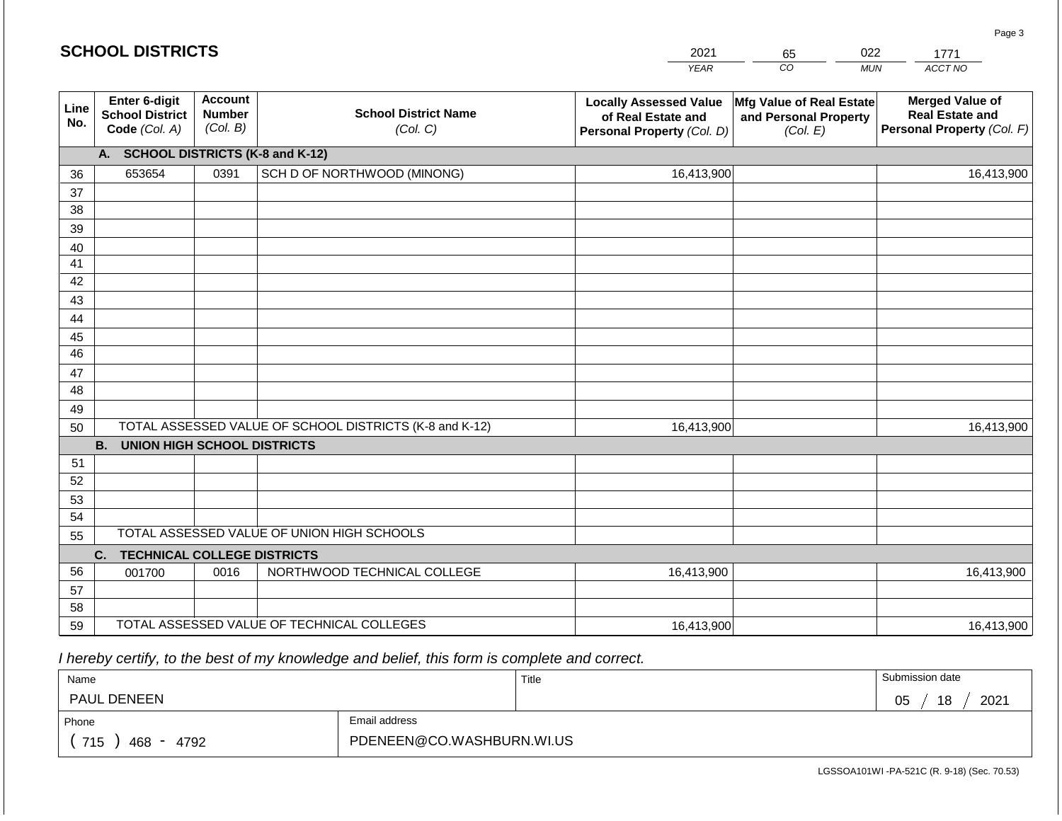## SCHOOL DISTRICTS

| 2021 | 65 | 022 | 1771 |
|---|---|---|---|
| YEAR | CO | MUN | ACCT NO |

| Line No. | Enter 6-digit School District Code (Col. A) | Account Number (Col. B) | School District Name (Col. C) | Locally Assessed Value of Real Estate and Personal Property (Col. D) | Mfg Value of Real Estate and Personal Property (Col. E) | Merged Value of Real Estate and Personal Property (Col. F) |
|---|---|---|---|---|---|---|
| | **A. SCHOOL DISTRICTS (K-8 and K-12)** | | | | | |
| 36 | 653654 | 0391 | SCH D OF NORTHWOOD (MINONG) | 16,413,900 | | 16,413,900 |
| 37 | | | | | | |
| 38 | | | | | | |
| 39 | | | | | | |
| 40 | | | | | | |
| 41 | | | | | | |
| 42 | | | | | | |
| 43 | | | | | | |
| 44 | | | | | | |
| 45 | | | | | | |
| 46 | | | | | | |
| 47 | | | | | | |
| 48 | | | | | | |
| 49 | | | | | | |
| 50 | TOTAL ASSESSED VALUE OF SCHOOL DISTRICTS (K-8 and K-12) | | | 16,413,900 | | 16,413,900 |
| | **B. UNION HIGH SCHOOL DISTRICTS** | | | | | |
| 51 | | | | | | |
| 52 | | | | | | |
| 53 | | | | | | |
| 54 | | | | | | |
| 55 | TOTAL ASSESSED VALUE OF UNION HIGH SCHOOLS | | | | | |
| | **C. TECHNICAL COLLEGE DISTRICTS** | | | | | |
| 56 | 001700 | 0016 | NORTHWOOD TECHNICAL COLLEGE | 16,413,900 | | 16,413,900 |
| 57 | | | | | | |
| 58 | | | | | | |
| 59 | TOTAL ASSESSED VALUE OF TECHNICAL COLLEGES | | | 16,413,900 | | 16,413,900 |

*I hereby certify, to the best of my knowledge and belief, this form is complete and correct.*

| Name | Title | Submission date |
|---|---|---|
| PAUL DENEEN | | 05 / 18 / 2021 |

| Phone | Email address |
|---|---|
| ( 715 ) 468 - 4792 | PDENEEN@CO.WASHBURN.WI.US |

LGSSOA101WI -PA-521C (R. 9-18) (Sec. 70.53)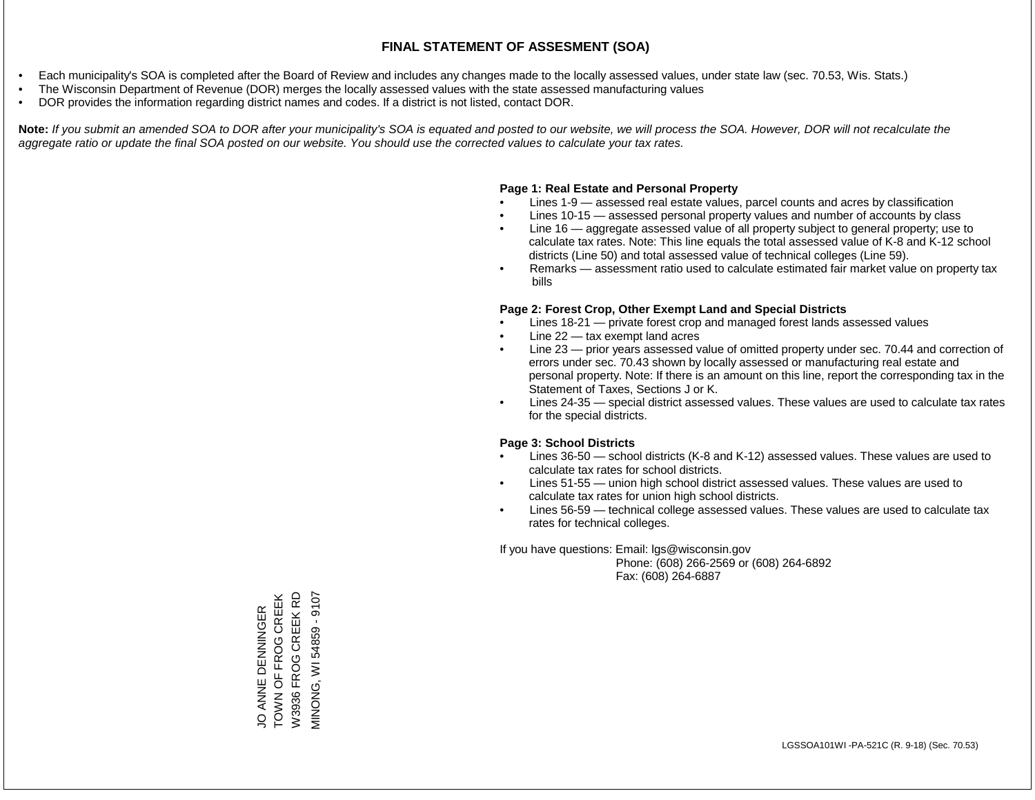# FINAL STATEMENT OF ASSESMENT (SOA)

- Each municipality's SOA is completed after the Board of Review and includes any changes made to the locally assessed values, under state law (sec. 70.53, Wis. Stats.)
- The Wisconsin Department of Revenue (DOR) merges the locally assessed values with the state assessed manufacturing values
- DOR provides the information regarding district names and codes. If a district is not listed, contact DOR.

**Note:** *If you submit an amended SOA to DOR after your municipality's SOA is equated and posted to our website, we will process the SOA. However, DOR will not recalculate the aggregate ratio or update the final SOA posted on our website. You should use the corrected values to calculate your tax rates.*

**Page 1: Real Estate and Personal Property**

- Lines 1-9 — assessed real estate values, parcel counts and acres by classification
- Lines 10-15 — assessed personal property values and number of accounts by class
- Line 16 — aggregate assessed value of all property subject to general property; use to calculate tax rates. Note: This line equals the total assessed value of K-8 and K-12 school districts (Line 50) and total assessed value of technical colleges (Line 59).
- Remarks — assessment ratio used to calculate estimated fair market value on property tax bills

**Page 2: Forest Crop, Other Exempt Land and Special Districts**

- Lines 18-21 — private forest crop and managed forest lands assessed values
- Line 22 — tax exempt land acres
- Line 23 — prior years assessed value of omitted property under sec. 70.44 and correction of errors under sec. 70.43 shown by locally assessed or manufacturing real estate and personal property. Note: If there is an amount on this line, report the corresponding tax in the Statement of Taxes, Sections J or K.
- Lines 24-35 — special district assessed values. These values are used to calculate tax rates for the special districts.

**Page 3: School Districts**

- Lines 36-50 — school districts (K-8 and K-12) assessed values. These values are used to calculate tax rates for school districts.
- Lines 51-55 — union high school district assessed values. These values are used to calculate tax rates for union high school districts.
- Lines 56-59 — technical college assessed values. These values are used to calculate tax rates for technical colleges.

If you have questions: Email: lgs@wisconsin.gov
Phone: (608) 266-2569 or (608) 264-6892
Fax: (608) 264-6887

JO ANNE DENNINGER
TOWN OF FROG CREEK
W3936 FROG CREEK RD
MINONG, WI 54859 - 9107

LGSSOA101WI -PA-521C (R. 9-18) (Sec. 70.53)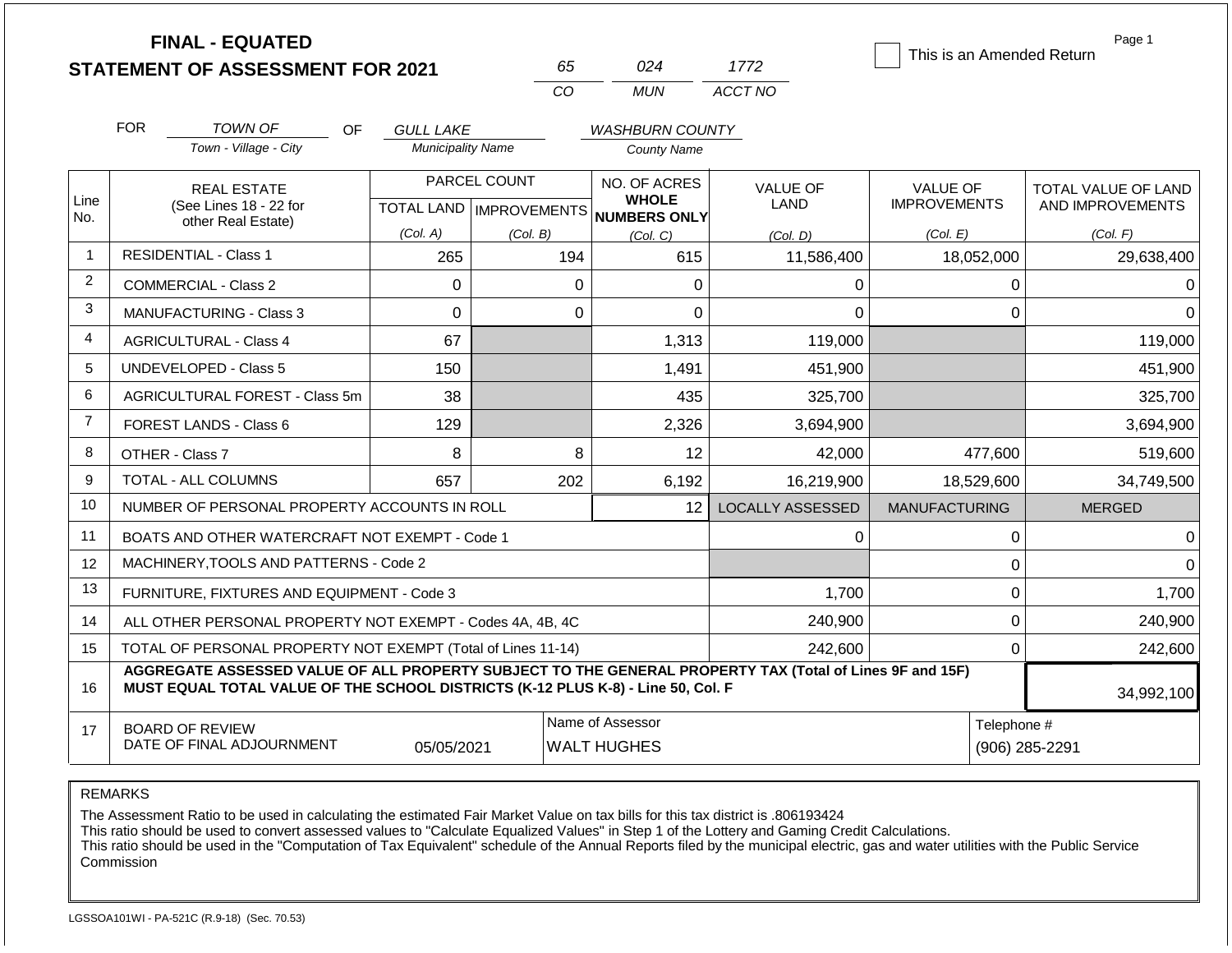# FINAL - EQUATED
## STATEMENT OF ASSESSMENT FOR 2021

| 65 | 024 | 1772 |
|---|---|---|
| CO | MUN | ACCT NO |

☐ This is an Amended Return

FOR *TOWN OF* (Town - Village - City) OF *GULL LAKE* (Municipality Name) *WASHBURN COUNTY* (County Name)

| Line No. | REAL ESTATE (See Lines 18 - 22 for other Real Estate) | PARCEL COUNT TOTAL LAND (Col. A) | IMPROVEMENTS (Col. B) | NO. OF ACRES WHOLE NUMBERS ONLY (Col. C) | VALUE OF LAND (Col. D) | VALUE OF IMPROVEMENTS (Col. E) | TOTAL VALUE OF LAND AND IMPROVEMENTS (Col. F) |
|---|---|---|---|---|---|---|---|
| 1 | RESIDENTIAL - Class 1 | 265 | 194 | 615 | 11,586,400 | 18,052,000 | 29,638,400 |
| 2 | COMMERCIAL - Class 2 | 0 | 0 | 0 | 0 | 0 | 0 |
| 3 | MANUFACTURING - Class 3 | 0 | 0 | 0 | 0 | 0 | 0 |
| 4 | AGRICULTURAL - Class 4 | 67 | | 1,313 | 119,000 | | 119,000 |
| 5 | UNDEVELOPED - Class 5 | 150 | | 1,491 | 451,900 | | 451,900 |
| 6 | AGRICULTURAL FOREST - Class 5m | 38 | | 435 | 325,700 | | 325,700 |
| 7 | FOREST LANDS - Class 6 | 129 | | 2,326 | 3,694,900 | | 3,694,900 |
| 8 | OTHER - Class 7 | 8 | 8 | 12 | 42,000 | 477,600 | 519,600 |
| 9 | TOTAL - ALL COLUMNS | 657 | 202 | 6,192 | 16,219,900 | 18,529,600 | 34,749,500 |
| 10 | NUMBER OF PERSONAL PROPERTY ACCOUNTS IN ROLL | | | 12 | LOCALLY ASSESSED | MANUFACTURING | MERGED |
| 11 | BOATS AND OTHER WATERCRAFT NOT EXEMPT - Code 1 | | | | 0 | 0 | 0 |
| 12 | MACHINERY,TOOLS AND PATTERNS - Code 2 | | | | | 0 | 0 |
| 13 | FURNITURE, FIXTURES AND EQUIPMENT - Code 3 | | | | 1,700 | 0 | 1,700 |
| 14 | ALL OTHER PERSONAL PROPERTY NOT EXEMPT - Codes 4A, 4B, 4C | | | | 240,900 | 0 | 240,900 |
| 15 | TOTAL OF PERSONAL PROPERTY NOT EXEMPT (Total of Lines 11-14) | | | | 242,600 | 0 | 242,600 |
| 16 | **AGGREGATE ASSESSED VALUE OF ALL PROPERTY SUBJECT TO THE GENERAL PROPERTY TAX (Total of Lines 9F and 15F) MUST EQUAL TOTAL VALUE OF THE SCHOOL DISTRICTS (K-12 PLUS K-8) - Line 50, Col. F** | | | | | | 34,992,100 |
| 17 | BOARD OF REVIEW DATE OF FINAL ADJOURNMENT | 05/05/2021 | Name of Assessor: WALT HUGHES | | | Telephone #: (906) 285-2291 | |

REMARKS

The Assessment Ratio to be used in calculating the estimated Fair Market Value on tax bills for this tax district is .806193424
This ratio should be used to convert assessed values to "Calculate Equalized Values" in Step 1 of the Lottery and Gaming Credit Calculations.
This ratio should be used in the "Computation of Tax Equivalent" schedule of the Annual Reports filed by the municipal electric, gas and water utilities with the Public Service Commission

LGSSOA101WI - PA-521C (R.9-18) (Sec. 70.53)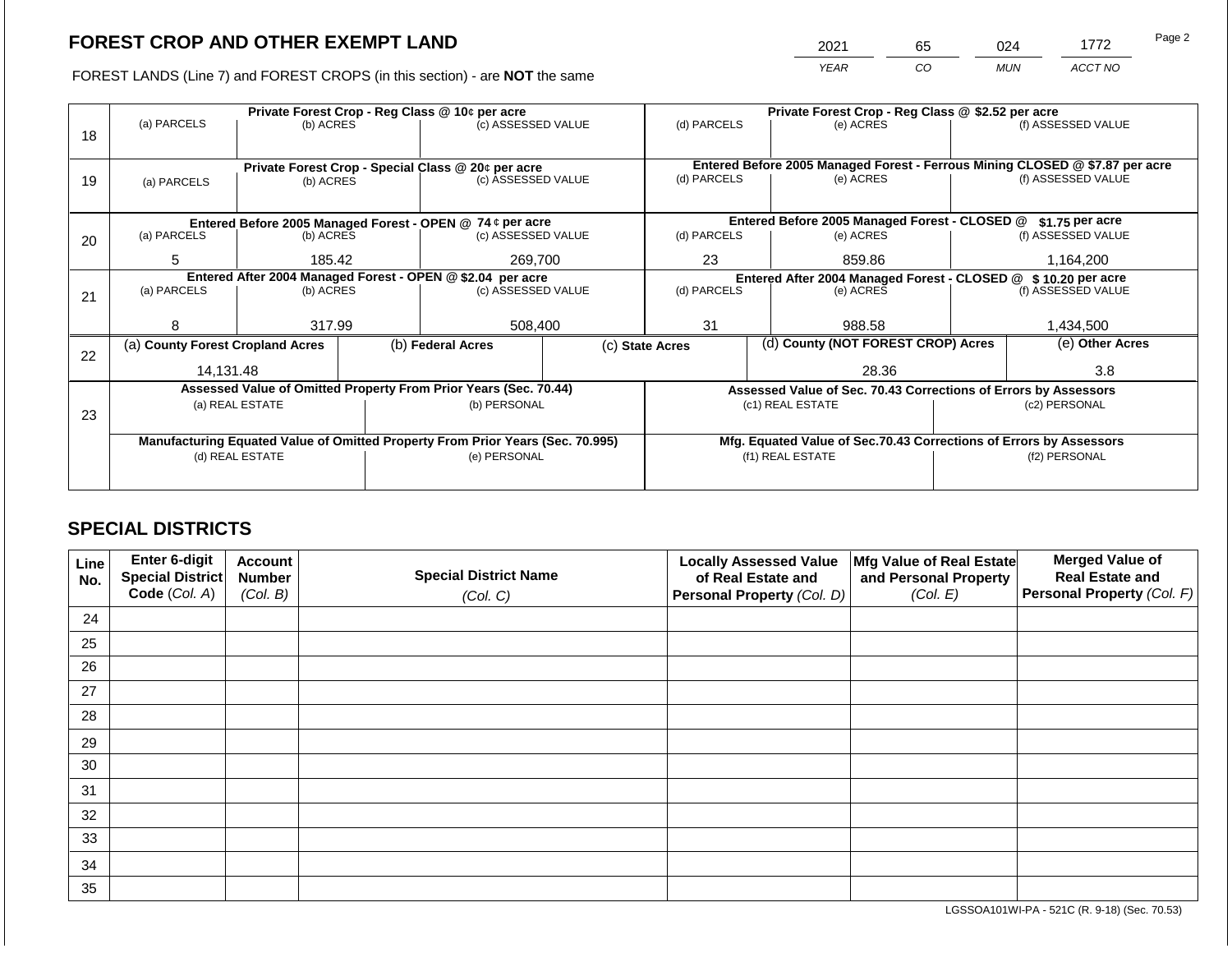# FOREST CROP AND OTHER EXEMPT LAND

FOREST LANDS (Line 7) and FOREST CROPS (in this section) - are **NOT** the same

| 2021 | 65 | 024 | 1772 |
|---|---|---|---|
| *YEAR* | *CO* | *MUN* | *ACCT NO* |

| Line | Private Forest Crop - Reg Class @ 10¢ per acre | | | Private Forest Crop - Reg Class @ $2.52 per acre | | |
|---|---|---|---|---|---|---|
| | (a) PARCELS | (b) ACRES | (c) ASSESSED VALUE | (d) PARCELS | (e) ACRES | (f) ASSESSED VALUE |
| 18 | | | | | | |
| | **Private Forest Crop - Special Class @ 20¢ per acre** | | | **Entered Before 2005 Managed Forest - Ferrous Mining CLOSED @ $7.87 per acre** | | |
| | (a) PARCELS | (b) ACRES | (c) ASSESSED VALUE | (d) PARCELS | (e) ACRES | (f) ASSESSED VALUE |
| 19 | | | | | | |
| | **Entered Before 2005 Managed Forest - OPEN @ 74 ¢ per acre** | | | **Entered Before 2005 Managed Forest - CLOSED @ $1.75 per acre** | | |
| | (a) PARCELS | (b) ACRES | (c) ASSESSED VALUE | (d) PARCELS | (e) ACRES | (f) ASSESSED VALUE |
| 20 | 5 | 185.42 | 269,700 | 23 | 859.86 | 1,164,200 |
| | **Entered After 2004 Managed Forest - OPEN @ $2.04 per acre** | | | **Entered After 2004 Managed Forest - CLOSED @ $ 10.20 per acre** | | |
| | (a) PARCELS | (b) ACRES | (c) ASSESSED VALUE | (d) PARCELS | (e) ACRES | (f) ASSESSED VALUE |
| 21 | 8 | 317.99 | 508,400 | 31 | 988.58 | 1,434,500 |

| Line | (a) County Forest Cropland Acres | (b) Federal Acres | (c) State Acres | (d) County (NOT FOREST CROP) Acres | (e) Other Acres |
|---|---|---|---|---|---|
| 22 | 14,131.48 | | | 28.36 | 3.8 |

| Line | Assessed Value of Omitted Property From Prior Years (Sec. 70.44) | | Assessed Value of Sec. 70.43 Corrections of Errors by Assessors | |
|---|---|---|---|---|
| | (a) REAL ESTATE | (b) PERSONAL | (c1) REAL ESTATE | (c2) PERSONAL |
| 23 | | | | |
| | **Manufacturing Equated Value of Omitted Property From Prior Years (Sec. 70.995)** | | **Mfg. Equated Value of Sec.70.43 Corrections of Errors by Assessors** | |
| | (d) REAL ESTATE | (e) PERSONAL | (f1) REAL ESTATE | (f2) PERSONAL |
| | | | | |

## SPECIAL DISTRICTS

| Line No. | Enter 6-digit Special District Code *(Col. A)* | Account Number *(Col. B)* | Special District Name *(Col. C)* | Locally Assessed Value of Real Estate and Personal Property *(Col. D)* | Mfg Value of Real Estate and Personal Property *(Col. E)* | Merged Value of Real Estate and Personal Property *(Col. F)* |
|---|---|---|---|---|---|---|
| 24 | | | | | | |
| 25 | | | | | | |
| 26 | | | | | | |
| 27 | | | | | | |
| 28 | | | | | | |
| 29 | | | | | | |
| 30 | | | | | | |
| 31 | | | | | | |
| 32 | | | | | | |
| 33 | | | | | | |
| 34 | | | | | | |
| 35 | | | | | | |

LGSSOA101WI-PA - 521C (R. 9-18) (Sec. 70.53)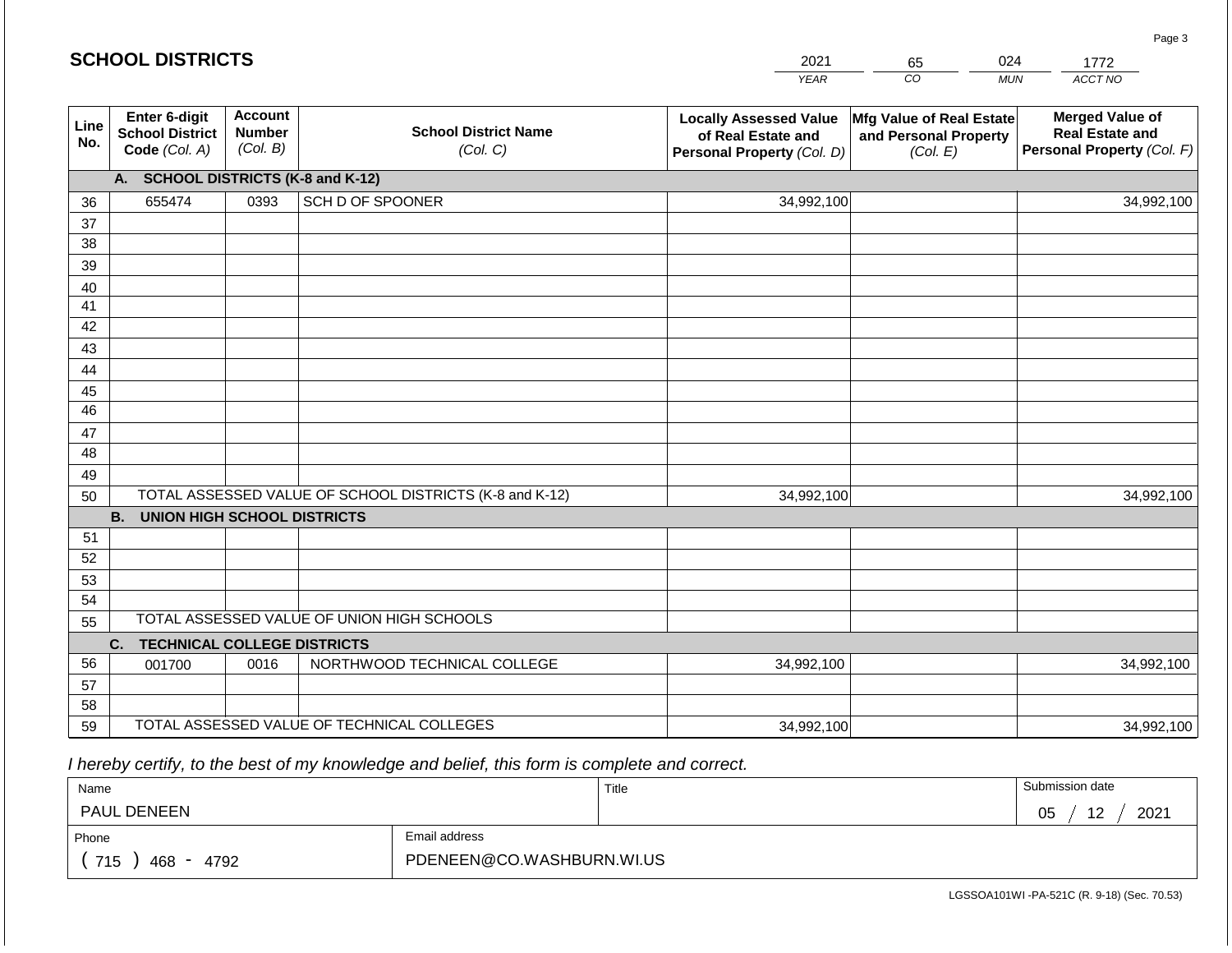## SCHOOL DISTRICTS

| 2021 | 65 | 024 | 1772 |
|---|---|---|---|
| *YEAR* | *CO* | *MUN* | *ACCT NO* |

| Line No. | Enter 6-digit School District Code *(Col. A)* | Account Number *(Col. B)* | School District Name *(Col. C)* | Locally Assessed Value of Real Estate and Personal Property *(Col. D)* | Mfg Value of Real Estate and Personal Property *(Col. E)* | Merged Value of Real Estate and Personal Property *(Col. F)* |
|---|---|---|---|---|---|---|
| | **A. SCHOOL DISTRICTS (K-8 and K-12)** | | | | | |
| 36 | 655474 | 0393 | SCH D OF SPOONER | 34,992,100 | | 34,992,100 |
| 37 | | | | | | |
| 38 | | | | | | |
| 39 | | | | | | |
| 40 | | | | | | |
| 41 | | | | | | |
| 42 | | | | | | |
| 43 | | | | | | |
| 44 | | | | | | |
| 45 | | | | | | |
| 46 | | | | | | |
| 47 | | | | | | |
| 48 | | | | | | |
| 49 | | | | | | |
| 50 | TOTAL ASSESSED VALUE OF SCHOOL DISTRICTS (K-8 and K-12) | | | 34,992,100 | | 34,992,100 |
| | **B. UNION HIGH SCHOOL DISTRICTS** | | | | | |
| 51 | | | | | | |
| 52 | | | | | | |
| 53 | | | | | | |
| 54 | | | | | | |
| 55 | TOTAL ASSESSED VALUE OF UNION HIGH SCHOOLS | | | | | |
| | **C. TECHNICAL COLLEGE DISTRICTS** | | | | | |
| 56 | 001700 | 0016 | NORTHWOOD TECHNICAL COLLEGE | 34,992,100 | | 34,992,100 |
| 57 | | | | | | |
| 58 | | | | | | |
| 59 | TOTAL ASSESSED VALUE OF TECHNICAL COLLEGES | | | 34,992,100 | | 34,992,100 |

*I hereby certify, to the best of my knowledge and belief, this form is complete and correct.*

| Name | Title | Submission date |
|---|---|---|
| PAUL DENEEN | | 05 / 12 / 2021 |
| **Phone** | **Email address** | |
| ( 715 ) 468 - 4792 | PDENEEN@CO.WASHBURN.WI.US | |

LGSSOA101WI -PA-521C (R. 9-18) (Sec. 70.53)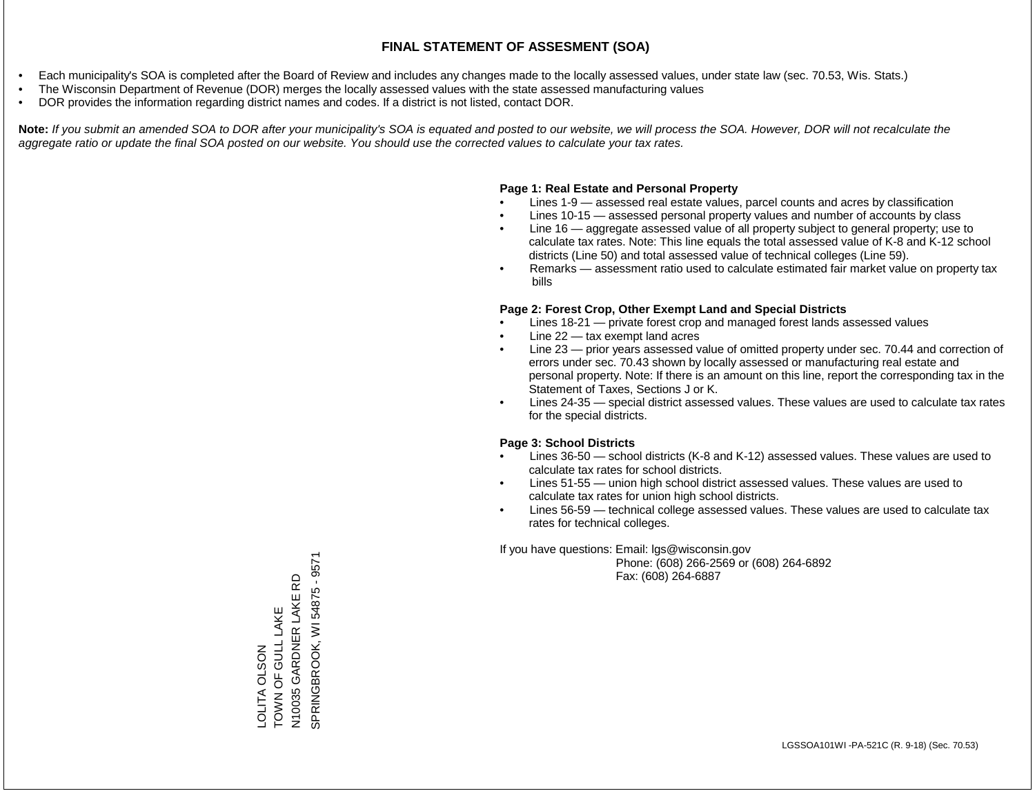# FINAL STATEMENT OF ASSESMENT (SOA)

- Each municipality's SOA is completed after the Board of Review and includes any changes made to the locally assessed values, under state law (sec. 70.53, Wis. Stats.)
- The Wisconsin Department of Revenue (DOR) merges the locally assessed values with the state assessed manufacturing values
- DOR provides the information regarding district names and codes. If a district is not listed, contact DOR.

**Note:** *If you submit an amended SOA to DOR after your municipality's SOA is equated and posted to our website, we will process the SOA. However, DOR will not recalculate the aggregate ratio or update the final SOA posted on our website. You should use the corrected values to calculate your tax rates.*

**Page 1: Real Estate and Personal Property**

- Lines 1-9 — assessed real estate values, parcel counts and acres by classification
- Lines 10-15 — assessed personal property values and number of accounts by class
- Line 16 — aggregate assessed value of all property subject to general property; use to calculate tax rates. Note: This line equals the total assessed value of K-8 and K-12 school districts (Line 50) and total assessed value of technical colleges (Line 59).
- Remarks — assessment ratio used to calculate estimated fair market value on property tax bills

**Page 2: Forest Crop, Other Exempt Land and Special Districts**

- Lines 18-21 — private forest crop and managed forest lands assessed values
- Line 22 — tax exempt land acres
- Line 23 — prior years assessed value of omitted property under sec. 70.44 and correction of errors under sec. 70.43 shown by locally assessed or manufacturing real estate and personal property. Note: If there is an amount on this line, report the corresponding tax in the Statement of Taxes, Sections J or K.
- Lines 24-35 — special district assessed values. These values are used to calculate tax rates for the special districts.

**Page 3: School Districts**

- Lines 36-50 — school districts (K-8 and K-12) assessed values. These values are used to calculate tax rates for school districts.
- Lines 51-55 — union high school district assessed values. These values are used to calculate tax rates for union high school districts.
- Lines 56-59 — technical college assessed values. These values are used to calculate tax rates for technical colleges.

If you have questions: Email: lgs@wisconsin.gov
Phone: (608) 266-2569 or (608) 264-6892
Fax: (608) 264-6887

LOLITA OLSON
TOWN OF GULL LAKE
N10035 GARDNER LAKE RD
SPRINGBROOK, WI 54875 - 9571

LGSSOA101WI -PA-521C (R. 9-18) (Sec. 70.53)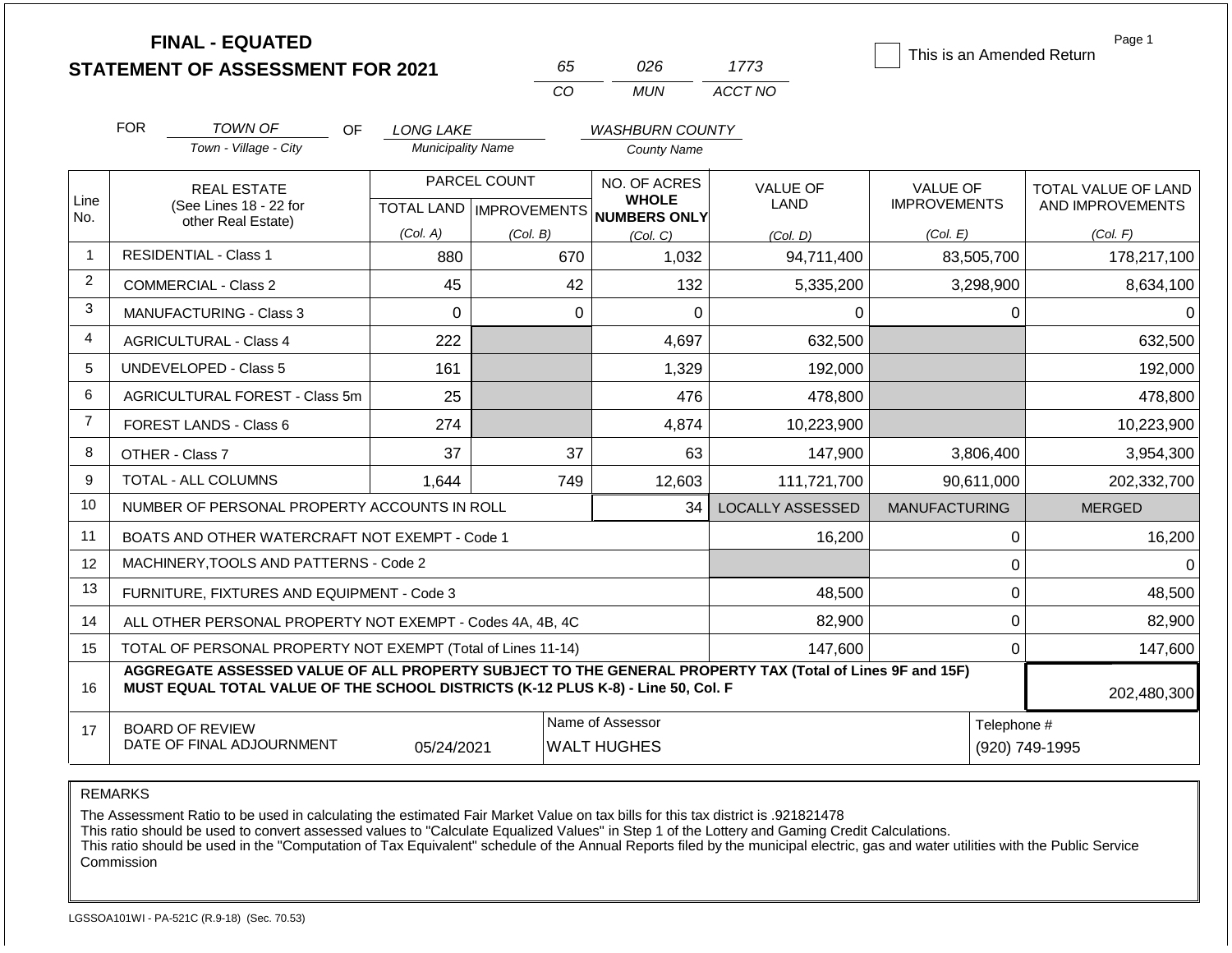**FINAL - EQUATED**
**STATEMENT OF ASSESSMENT FOR 2021**

| 65 | 026 | 1773 |
|---|---|---|
| CO | MUN | ACCT NO |

☐ This is an Amended Return

FOR *TOWN OF* (Town - Village - City) OF *LONG LAKE* (Municipality Name) *WASHBURN COUNTY* (County Name)

| Line No. | REAL ESTATE (See Lines 18 - 22 for other Real Estate) | PARCEL COUNT TOTAL LAND (Col. A) | PARCEL COUNT IMPROVEMENTS (Col. B) | NO. OF ACRES WHOLE NUMBERS ONLY (Col. C) | VALUE OF LAND (Col. D) | VALUE OF IMPROVEMENTS (Col. E) | TOTAL VALUE OF LAND AND IMPROVEMENTS (Col. F) |
|---|---|---|---|---|---|---|---|
| 1 | RESIDENTIAL - Class 1 | 880 | 670 | 1,032 | 94,711,400 | 83,505,700 | 178,217,100 |
| 2 | COMMERCIAL - Class 2 | 45 | 42 | 132 | 5,335,200 | 3,298,900 | 8,634,100 |
| 3 | MANUFACTURING - Class 3 | 0 | 0 | 0 | 0 | 0 | 0 |
| 4 | AGRICULTURAL - Class 4 | 222 | | 4,697 | 632,500 | | 632,500 |
| 5 | UNDEVELOPED - Class 5 | 161 | | 1,329 | 192,000 | | 192,000 |
| 6 | AGRICULTURAL FOREST - Class 5m | 25 | | 476 | 478,800 | | 478,800 |
| 7 | FOREST LANDS - Class 6 | 274 | | 4,874 | 10,223,900 | | 10,223,900 |
| 8 | OTHER - Class 7 | 37 | 37 | 63 | 147,900 | 3,806,400 | 3,954,300 |
| 9 | TOTAL - ALL COLUMNS | 1,644 | 749 | 12,603 | 111,721,700 | 90,611,000 | 202,332,700 |
| 10 | NUMBER OF PERSONAL PROPERTY ACCOUNTS IN ROLL | | | 34 | LOCALLY ASSESSED | MANUFACTURING | MERGED |
| 11 | BOATS AND OTHER WATERCRAFT NOT EXEMPT - Code 1 | | | | 16,200 | 0 | 16,200 |
| 12 | MACHINERY,TOOLS AND PATTERNS - Code 2 | | | | | 0 | 0 |
| 13 | FURNITURE, FIXTURES AND EQUIPMENT - Code 3 | | | | 48,500 | 0 | 48,500 |
| 14 | ALL OTHER PERSONAL PROPERTY NOT EXEMPT - Codes 4A, 4B, 4C | | | | 82,900 | 0 | 82,900 |
| 15 | TOTAL OF PERSONAL PROPERTY NOT EXEMPT (Total of Lines 11-14) | | | | 147,600 | 0 | 147,600 |
| 16 | **AGGREGATE ASSESSED VALUE OF ALL PROPERTY SUBJECT TO THE GENERAL PROPERTY TAX (Total of Lines 9F and 15F) MUST EQUAL TOTAL VALUE OF THE SCHOOL DISTRICTS (K-12 PLUS K-8) - Line 50, Col. F** | | | | | | 202,480,300 |
| 17 | BOARD OF REVIEW DATE OF FINAL ADJOURNMENT | 05/24/2021 | | Name of Assessor: WALT HUGHES | | | Telephone #: (920) 749-1995 |

REMARKS

The Assessment Ratio to be used in calculating the estimated Fair Market Value on tax bills for this tax district is .921821478
This ratio should be used to convert assessed values to "Calculate Equalized Values" in Step 1 of the Lottery and Gaming Credit Calculations.
This ratio should be used in the "Computation of Tax Equivalent" schedule of the Annual Reports filed by the municipal electric, gas and water utilities with the Public Service Commission

LGSSOA101WI - PA-521C (R.9-18) (Sec. 70.53)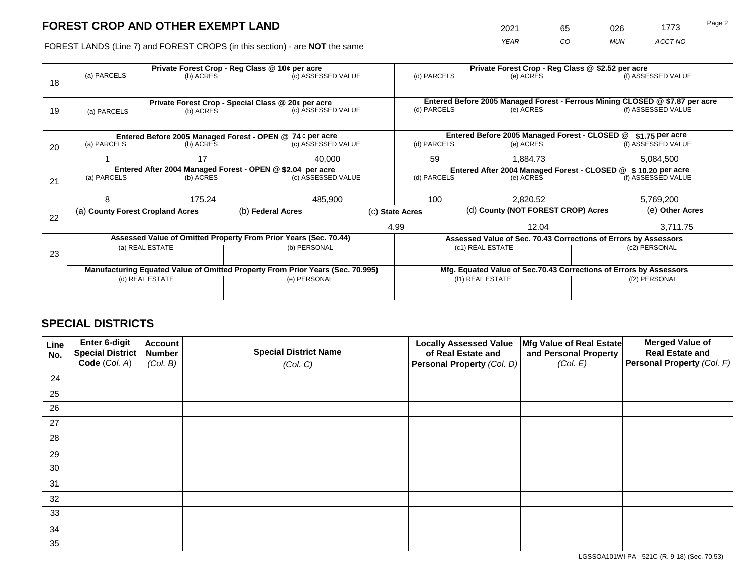## FOREST CROP AND OTHER EXEMPT LAND

FOREST LANDS (Line 7) and FOREST CROPS (in this section) - are **NOT** the same

| YEAR | CO | MUN | ACCT NO |
|---|---|---|---|
| 2021 | 65 | 026 | 1773 |

| Line | Private Forest Crop - Reg Class @ 10¢ per acre | | | Private Forest Crop - Reg Class @ $2.52 per acre | | |
|---|---|---|---|---|---|---|
| 18 | (a) PARCELS | (b) ACRES | (c) ASSESSED VALUE | (d) PARCELS | (e) ACRES | (f) ASSESSED VALUE |
| | | | | | | |
| | **Private Forest Crop - Special Class @ 20¢ per acre** | | | **Entered Before 2005 Managed Forest - Ferrous Mining CLOSED @ $7.87 per acre** | | |
| 19 | (a) PARCELS | (b) ACRES | (c) ASSESSED VALUE | (d) PARCELS | (e) ACRES | (f) ASSESSED VALUE |
| | | | | | | |
| | **Entered Before 2005 Managed Forest - OPEN @ 74 ¢ per acre** | | | **Entered Before 2005 Managed Forest - CLOSED @ $1.75 per acre** | | |
| 20 | (a) PARCELS | (b) ACRES | (c) ASSESSED VALUE | (d) PARCELS | (e) ACRES | (f) ASSESSED VALUE |
| | 1 | 17 | 40,000 | 59 | 1,884.73 | 5,084,500 |
| | **Entered After 2004 Managed Forest - OPEN @ $2.04 per acre** | | | **Entered After 2004 Managed Forest - CLOSED @ $ 10.20 per acre** | | |
| 21 | (a) PARCELS | (b) ACRES | (c) ASSESSED VALUE | (d) PARCELS | (e) ACRES | (f) ASSESSED VALUE |
| | 8 | 175.24 | 485,900 | 100 | 2,820.52 | 5,769,200 |

| Line | (a) County Forest Cropland Acres | (b) Federal Acres | (c) State Acres | (d) County (NOT FOREST CROP) Acres | (e) Other Acres |
|---|---|---|---|---|---|
| 22 | | | 4.99 | 12.04 | 3,711.75 |

| Line | Assessed Value of Omitted Property From Prior Years (Sec. 70.44) | | Assessed Value of Sec. 70.43 Corrections of Errors by Assessors | |
|---|---|---|---|---|
| 23 | (a) REAL ESTATE | (b) PERSONAL | (c1) REAL ESTATE | (c2) PERSONAL |
| | | | | |
| | **Manufacturing Equated Value of Omitted Property From Prior Years (Sec. 70.995)** | | **Mfg. Equated Value of Sec.70.43 Corrections of Errors by Assessors** | |
| | (d) REAL ESTATE | (e) PERSONAL | (f1) REAL ESTATE | (f2) PERSONAL |
| | | | | |

## SPECIAL DISTRICTS

| Line No. | Enter 6-digit Special District Code (Col. A) | Account Number (Col. B) | Special District Name (Col. C) | Locally Assessed Value of Real Estate and Personal Property (Col. D) | Mfg Value of Real Estate and Personal Property (Col. E) | Merged Value of Real Estate and Personal Property (Col. F) |
|---|---|---|---|---|---|---|
| 24 | | | | | | |
| 25 | | | | | | |
| 26 | | | | | | |
| 27 | | | | | | |
| 28 | | | | | | |
| 29 | | | | | | |
| 30 | | | | | | |
| 31 | | | | | | |
| 32 | | | | | | |
| 33 | | | | | | |
| 34 | | | | | | |
| 35 | | | | | | |

LGSSOA101WI-PA - 521C (R. 9-18) (Sec. 70.53)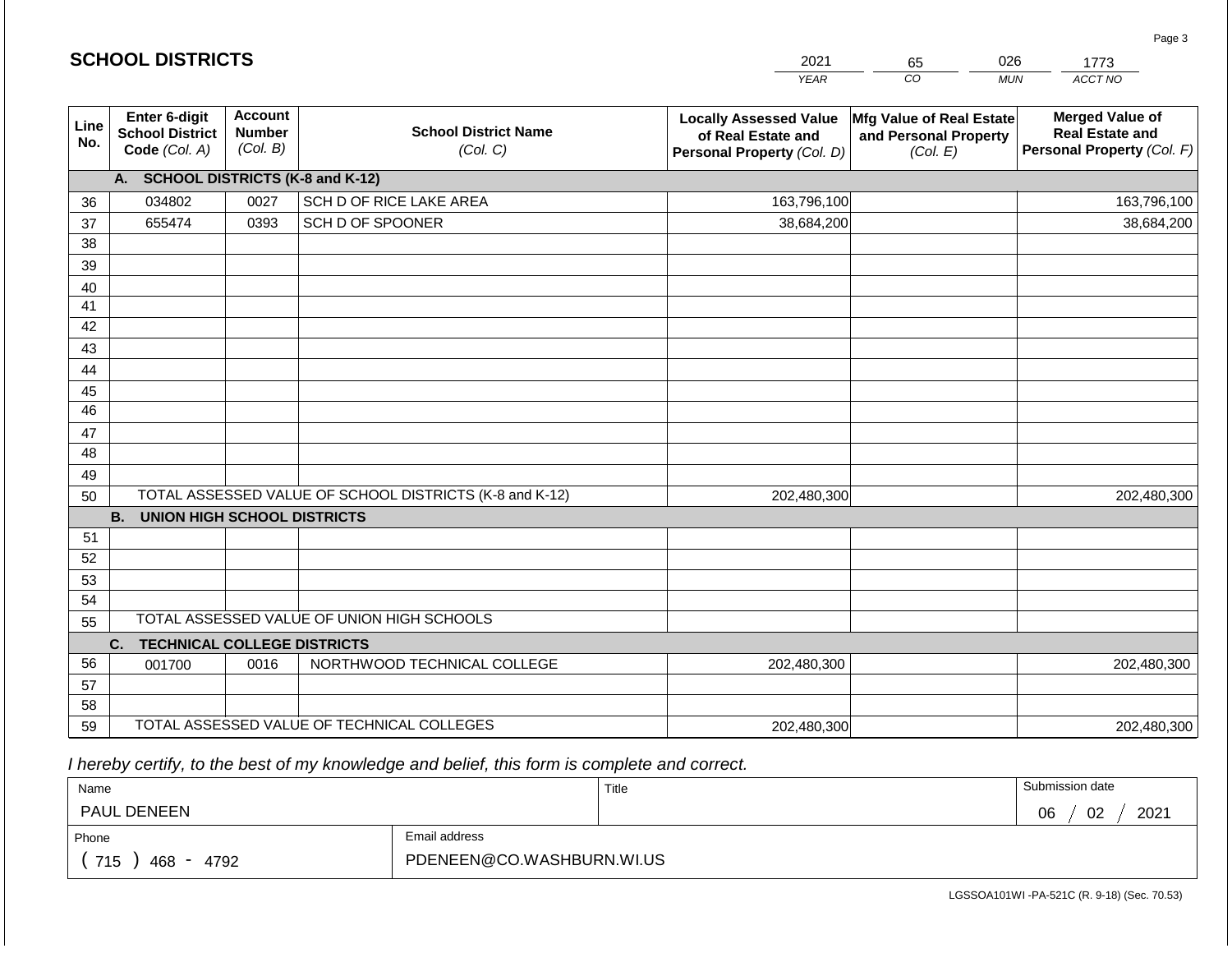## SCHOOL DISTRICTS

| 2021 | 65 | 026 | 1773 |
|---|---|---|---|
| YEAR | CO | MUN | ACCT NO |

| Line No. | Enter 6-digit School District Code (Col. A) | Account Number (Col. B) | School District Name (Col. C) | Locally Assessed Value of Real Estate and Personal Property (Col. D) | Mfg Value of Real Estate and Personal Property (Col. E) | Merged Value of Real Estate and Personal Property (Col. F) |
|---|---|---|---|---|---|---|
| | **A. SCHOOL DISTRICTS (K-8 and K-12)** | | | | | |
| 36 | 034802 | 0027 | SCH D OF RICE LAKE AREA | 163,796,100 | | 163,796,100 |
| 37 | 655474 | 0393 | SCH D OF SPOONER | 38,684,200 | | 38,684,200 |
| 38 | | | | | | |
| 39 | | | | | | |
| 40 | | | | | | |
| 41 | | | | | | |
| 42 | | | | | | |
| 43 | | | | | | |
| 44 | | | | | | |
| 45 | | | | | | |
| 46 | | | | | | |
| 47 | | | | | | |
| 48 | | | | | | |
| 49 | | | | | | |
| 50 | TOTAL ASSESSED VALUE OF SCHOOL DISTRICTS (K-8 and K-12) | | | 202,480,300 | | 202,480,300 |
| | **B. UNION HIGH SCHOOL DISTRICTS** | | | | | |
| 51 | | | | | | |
| 52 | | | | | | |
| 53 | | | | | | |
| 54 | | | | | | |
| 55 | TOTAL ASSESSED VALUE OF UNION HIGH SCHOOLS | | | | | |
| | **C. TECHNICAL COLLEGE DISTRICTS** | | | | | |
| 56 | 001700 | 0016 | NORTHWOOD TECHNICAL COLLEGE | 202,480,300 | | 202,480,300 |
| 57 | | | | | | |
| 58 | | | | | | |
| 59 | TOTAL ASSESSED VALUE OF TECHNICAL COLLEGES | | | 202,480,300 | | 202,480,300 |

*I hereby certify, to the best of my knowledge and belief, this form is complete and correct.*

| Name | Title | Submission date |
|---|---|---|
| PAUL DENEEN | | 06 / 02 / 2021 |
| Phone | Email address | |
| ( 715 ) 468 - 4792 | PDENEEN@CO.WASHBURN.WI.US | |

LGSSOA101WI -PA-521C (R. 9-18) (Sec. 70.53)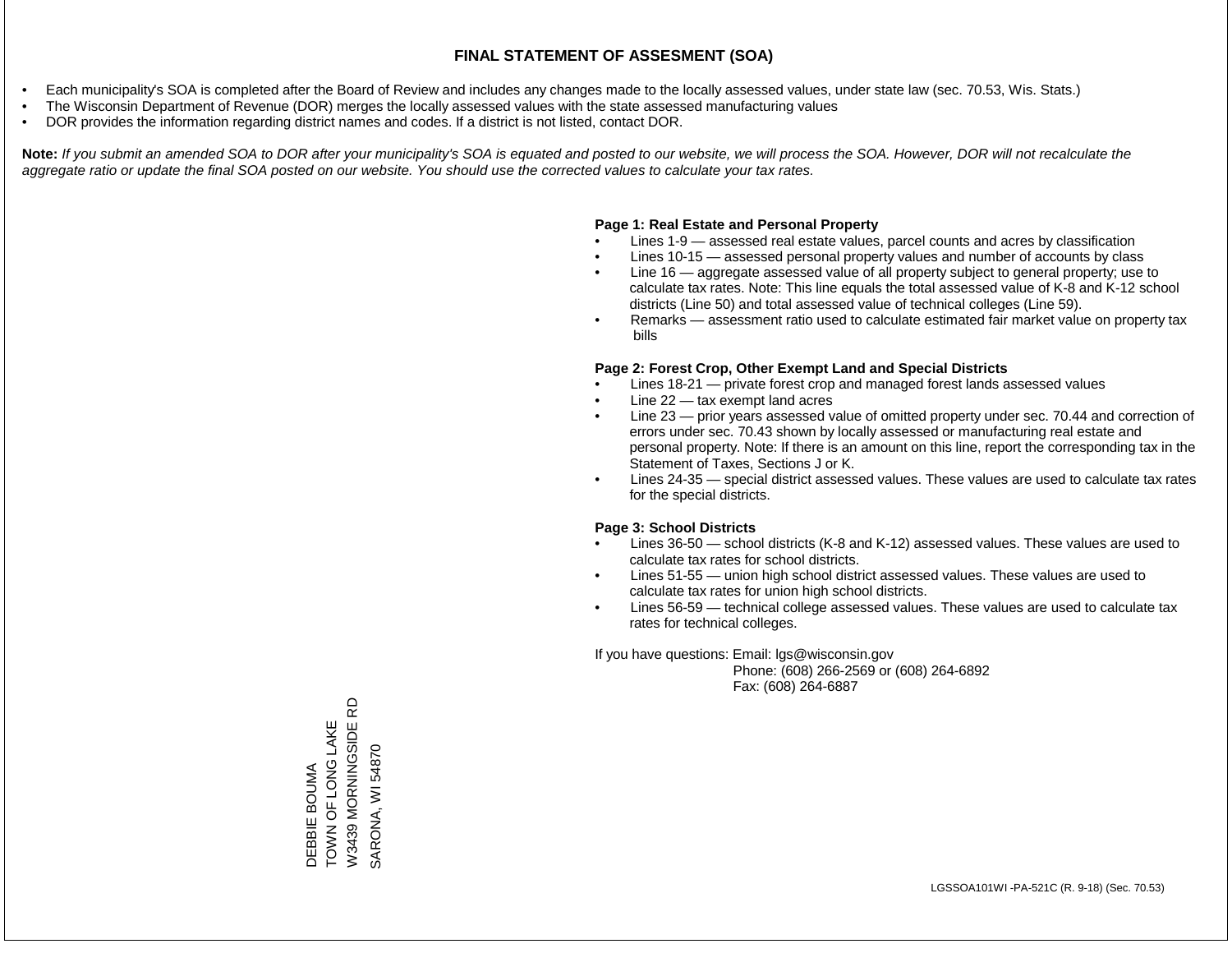# FINAL STATEMENT OF ASSESMENT (SOA)

- Each municipality's SOA is completed after the Board of Review and includes any changes made to the locally assessed values, under state law (sec. 70.53, Wis. Stats.)
- The Wisconsin Department of Revenue (DOR) merges the locally assessed values with the state assessed manufacturing values
- DOR provides the information regarding district names and codes. If a district is not listed, contact DOR.

**Note:** *If you submit an amended SOA to DOR after your municipality's SOA is equated and posted to our website, we will process the SOA. However, DOR will not recalculate the aggregate ratio or update the final SOA posted on our website. You should use the corrected values to calculate your tax rates.*

**Page 1: Real Estate and Personal Property**

- Lines 1-9 — assessed real estate values, parcel counts and acres by classification
- Lines 10-15 — assessed personal property values and number of accounts by class
- Line 16 — aggregate assessed value of all property subject to general property; use to calculate tax rates. Note: This line equals the total assessed value of K-8 and K-12 school districts (Line 50) and total assessed value of technical colleges (Line 59).
- Remarks — assessment ratio used to calculate estimated fair market value on property tax bills

**Page 2: Forest Crop, Other Exempt Land and Special Districts**

- Lines 18-21 — private forest crop and managed forest lands assessed values
- Line 22 — tax exempt land acres
- Line 23 — prior years assessed value of omitted property under sec. 70.44 and correction of errors under sec. 70.43 shown by locally assessed or manufacturing real estate and personal property. Note: If there is an amount on this line, report the corresponding tax in the Statement of Taxes, Sections J or K.
- Lines 24-35 — special district assessed values. These values are used to calculate tax rates for the special districts.

**Page 3: School Districts**

- Lines 36-50 — school districts (K-8 and K-12) assessed values. These values are used to calculate tax rates for school districts.
- Lines 51-55 — union high school district assessed values. These values are used to calculate tax rates for union high school districts.
- Lines 56-59 — technical college assessed values. These values are used to calculate tax rates for technical colleges.

If you have questions: Email: lgs@wisconsin.gov
Phone: (608) 266-2569 or (608) 264-6892
Fax: (608) 264-6887

DEBBIE BOUMA
TOWN OF LONG LAKE
W3439 MORNINGSIDE RD
SARONA, WI 54870

LGSSOA101WI -PA-521C (R. 9-18) (Sec. 70.53)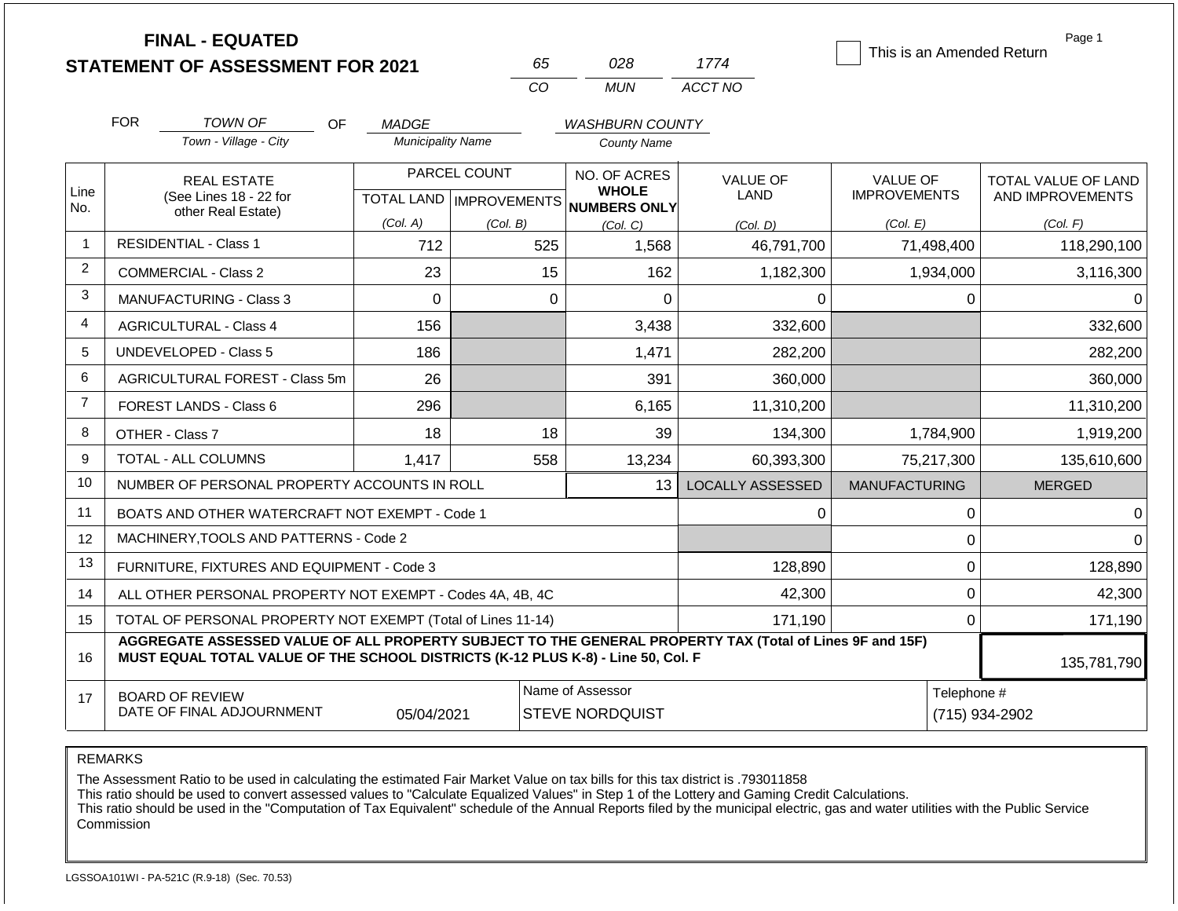# FINAL - EQUATED
## STATEMENT OF ASSESSMENT FOR 2021

| 65 | 028 | 1774 |
|---|---|---|
| CO | MUN | ACCT NO |

☐ This is an Amended Return

Page 1

FOR TOWN OF (Town - Village - City) OF MADGE (Municipality Name) WASHBURN COUNTY (County Name)

| Line No. | REAL ESTATE (See Lines 18 - 22 for other Real Estate) | PARCEL COUNT TOTAL LAND (Col. A) | PARCEL COUNT IMPROVEMENTS (Col. B) | NO. OF ACRES WHOLE NUMBERS ONLY (Col. C) | VALUE OF LAND (Col. D) | VALUE OF IMPROVEMENTS (Col. E) | TOTAL VALUE OF LAND AND IMPROVEMENTS (Col. F) |
|---|---|---|---|---|---|---|---|
| 1 | RESIDENTIAL - Class 1 | 712 | 525 | 1,568 | 46,791,700 | 71,498,400 | 118,290,100 |
| 2 | COMMERCIAL - Class 2 | 23 | 15 | 162 | 1,182,300 | 1,934,000 | 3,116,300 |
| 3 | MANUFACTURING - Class 3 | 0 | 0 | 0 | 0 | 0 | 0 |
| 4 | AGRICULTURAL - Class 4 | 156 | | 3,438 | 332,600 | | 332,600 |
| 5 | UNDEVELOPED - Class 5 | 186 | | 1,471 | 282,200 | | 282,200 |
| 6 | AGRICULTURAL FOREST - Class 5m | 26 | | 391 | 360,000 | | 360,000 |
| 7 | FOREST LANDS - Class 6 | 296 | | 6,165 | 11,310,200 | | 11,310,200 |
| 8 | OTHER - Class 7 | 18 | 18 | 39 | 134,300 | 1,784,900 | 1,919,200 |
| 9 | TOTAL - ALL COLUMNS | 1,417 | 558 | 13,234 | 60,393,300 | 75,217,300 | 135,610,600 |
| 10 | NUMBER OF PERSONAL PROPERTY ACCOUNTS IN ROLL | | | 13 | LOCALLY ASSESSED | MANUFACTURING | MERGED |
| 11 | BOATS AND OTHER WATERCRAFT NOT EXEMPT - Code 1 | | | | 0 | 0 | 0 |
| 12 | MACHINERY,TOOLS AND PATTERNS - Code 2 | | | | | 0 | 0 |
| 13 | FURNITURE, FIXTURES AND EQUIPMENT - Code 3 | | | | 128,890 | 0 | 128,890 |
| 14 | ALL OTHER PERSONAL PROPERTY NOT EXEMPT - Codes 4A, 4B, 4C | | | | 42,300 | 0 | 42,300 |
| 15 | TOTAL OF PERSONAL PROPERTY NOT EXEMPT (Total of Lines 11-14) | | | | 171,190 | 0 | 171,190 |
| 16 | **AGGREGATE ASSESSED VALUE OF ALL PROPERTY SUBJECT TO THE GENERAL PROPERTY TAX (Total of Lines 9F and 15F) MUST EQUAL TOTAL VALUE OF THE SCHOOL DISTRICTS (K-12 PLUS K-8) - Line 50, Col. F** | | | | | | 135,781,790 |
| 17 | BOARD OF REVIEW DATE OF FINAL ADJOURNMENT | 05/04/2021 | Name of Assessor | STEVE NORDQUIST | | Telephone # | (715) 934-2902 |

REMARKS

The Assessment Ratio to be used in calculating the estimated Fair Market Value on tax bills for this tax district is .793011858
This ratio should be used to convert assessed values to "Calculate Equalized Values" in Step 1 of the Lottery and Gaming Credit Calculations.
This ratio should be used in the "Computation of Tax Equivalent" schedule of the Annual Reports filed by the municipal electric, gas and water utilities with the Public Service Commission

LGSSOA101WI - PA-521C (R.9-18) (Sec. 70.53)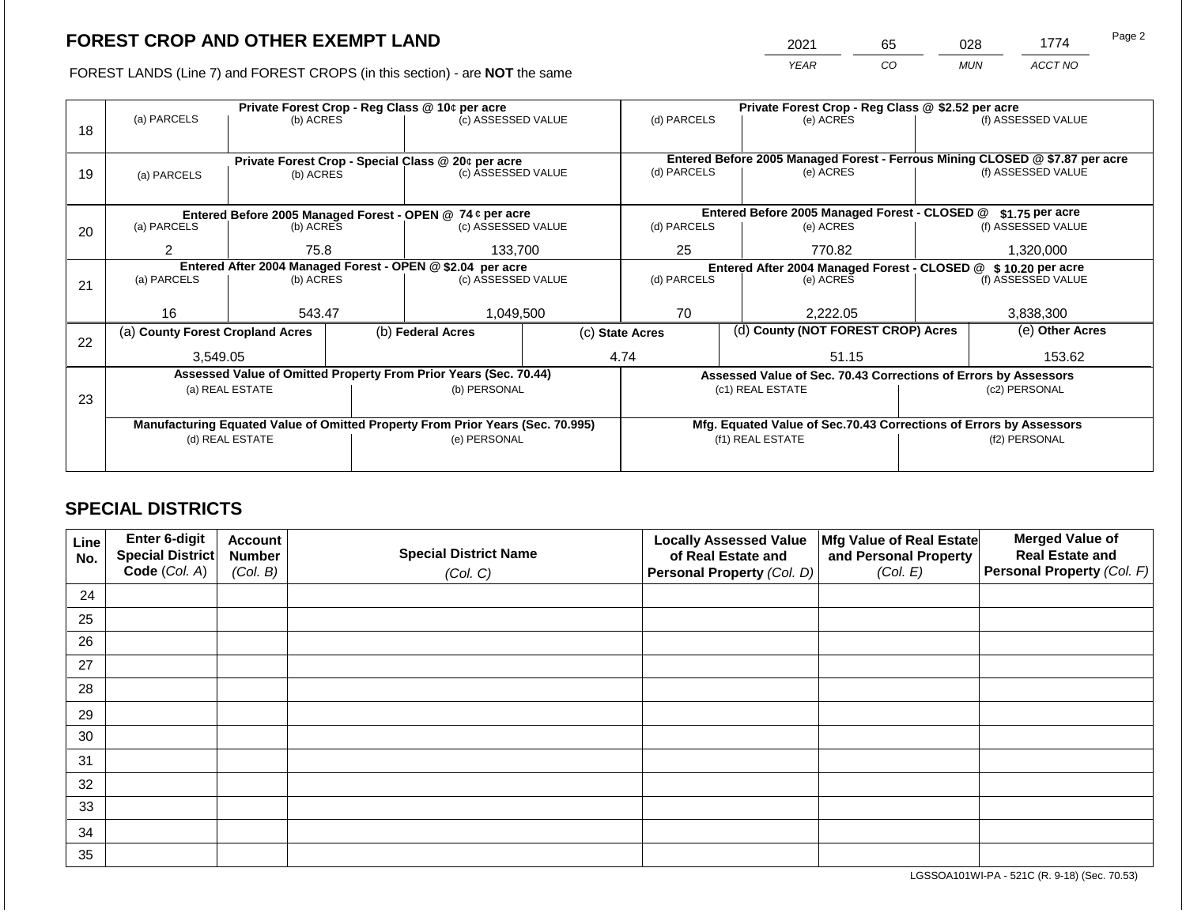# FOREST CROP AND OTHER EXEMPT LAND

| 2021 | 65 | 028 | 1774 |
|---|---|---|---|
| *YEAR* | *CO* | *MUN* | *ACCT NO* |

FOREST LANDS (Line 7) and FOREST CROPS (in this section) - are **NOT** the same

| Line | (a) PARCELS | (b) ACRES | (c) ASSESSED VALUE | (d) PARCELS | (e) ACRES | (f) ASSESSED VALUE |
|---|---|---|---|---|---|---|
| 18 | **Private Forest Crop - Reg Class @ 10¢ per acre** | | | **Private Forest Crop - Reg Class @ $2.52 per acre** | | |
| 18 | | | | | | |
| 19 | **Private Forest Crop - Special Class @ 20¢ per acre** | | | **Entered Before 2005 Managed Forest - Ferrous Mining CLOSED @ $7.87 per acre** | | |
| 19 | | | | | | |
| 20 | **Entered Before 2005 Managed Forest - OPEN @ 74 ¢ per acre** | | | **Entered Before 2005 Managed Forest - CLOSED @ $1.75 per acre** | | |
| 20 | 2 | 75.8 | 133,700 | 25 | 770.82 | 1,320,000 |
| 21 | **Entered After 2004 Managed Forest - OPEN @ $2.04 per acre** | | | **Entered After 2004 Managed Forest - CLOSED @ $10.20 per acre** | | |
| 21 | 16 | 543.47 | 1,049,500 | 70 | 2,222.05 | 3,838,300 |

| Line | (a) County Forest Cropland Acres | (b) Federal Acres | (c) State Acres | (d) County (NOT FOREST CROP) Acres | (e) Other Acres |
|---|---|---|---|---|---|
| 22 | 3,549.05 | | 4.74 | 51.15 | 153.62 |

| Line | Assessed Value of Omitted Property From Prior Years (Sec. 70.44) | | Assessed Value of Sec. 70.43 Corrections of Errors by Assessors | |
|---|---|---|---|---|
| 23 | (a) REAL ESTATE | (b) PERSONAL | (c1) REAL ESTATE | (c2) PERSONAL |
| | | | | |
| | **Manufacturing Equated Value of Omitted Property From Prior Years (Sec. 70.995)** | | **Mfg. Equated Value of Sec.70.43 Corrections of Errors by Assessors** | |
| | (d) REAL ESTATE | (e) PERSONAL | (f1) REAL ESTATE | (f2) PERSONAL |
| | | | | |

## SPECIAL DISTRICTS

| Line No. | Enter 6-digit Special District Code (Col. A) | Account Number (Col. B) | Special District Name (Col. C) | Locally Assessed Value of Real Estate and Personal Property (Col. D) | Mfg Value of Real Estate and Personal Property (Col. E) | Merged Value of Real Estate and Personal Property (Col. F) |
|---|---|---|---|---|---|---|
| 24 | | | | | | |
| 25 | | | | | | |
| 26 | | | | | | |
| 27 | | | | | | |
| 28 | | | | | | |
| 29 | | | | | | |
| 30 | | | | | | |
| 31 | | | | | | |
| 32 | | | | | | |
| 33 | | | | | | |
| 34 | | | | | | |
| 35 | | | | | | |

LGSSOA101WI-PA - 521C (R. 9-18) (Sec. 70.53)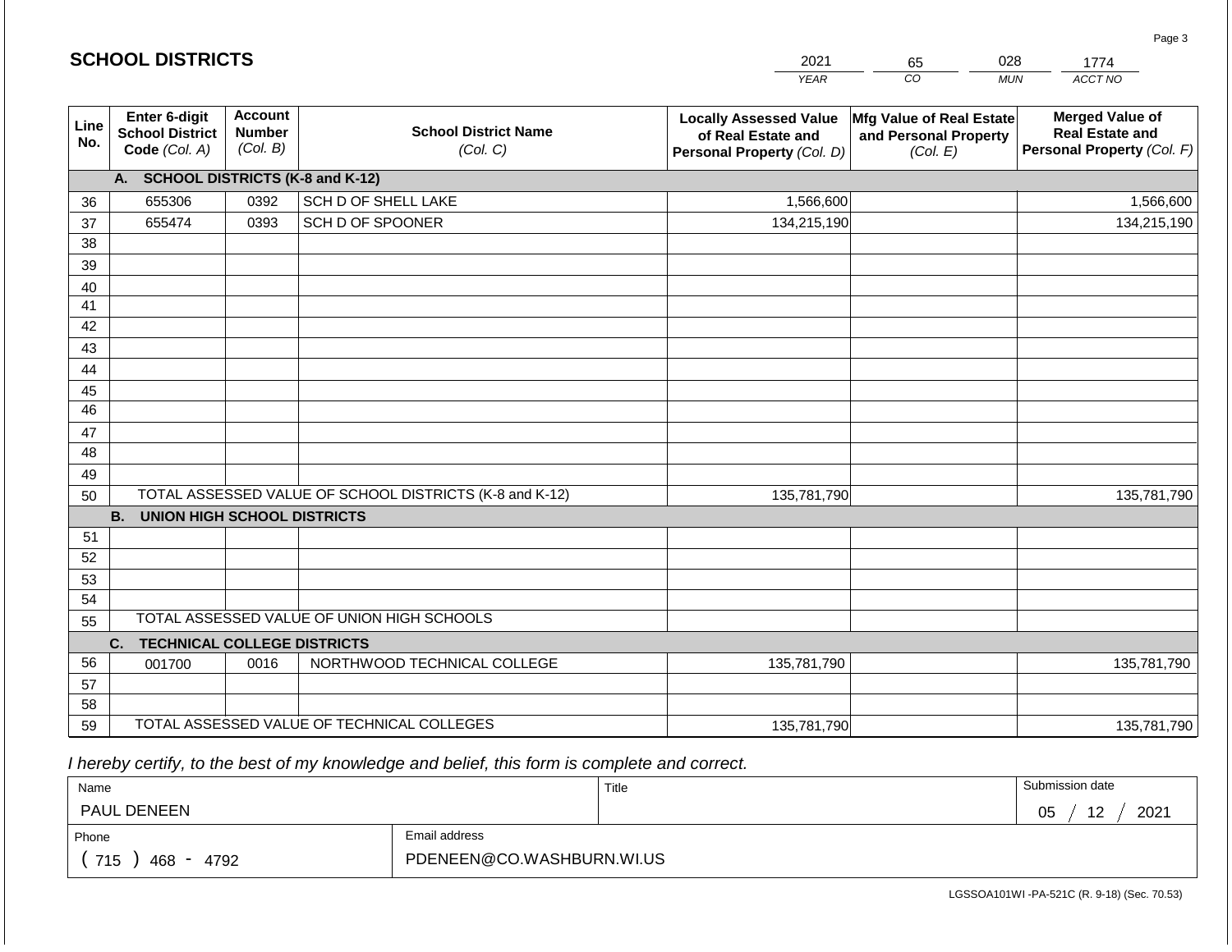## SCHOOL DISTRICTS

| 2021 | 65 | 028 | 1774 |
|---|---|---|---|
| YEAR | CO | MUN | ACCT NO |

| Line No. | Enter 6-digit School District Code (Col. A) | Account Number (Col. B) | School District Name (Col. C) | Locally Assessed Value of Real Estate and Personal Property (Col. D) | Mfg Value of Real Estate and Personal Property (Col. E) | Merged Value of Real Estate and Personal Property (Col. F) |
|---|---|---|---|---|---|---|
| | **A. SCHOOL DISTRICTS (K-8 and K-12)** | | | | | |
| 36 | 655306 | 0392 | SCH D OF SHELL LAKE | 1,566,600 | | 1,566,600 |
| 37 | 655474 | 0393 | SCH D OF SPOONER | 134,215,190 | | 134,215,190 |
| 38 | | | | | | |
| 39 | | | | | | |
| 40 | | | | | | |
| 41 | | | | | | |
| 42 | | | | | | |
| 43 | | | | | | |
| 44 | | | | | | |
| 45 | | | | | | |
| 46 | | | | | | |
| 47 | | | | | | |
| 48 | | | | | | |
| 49 | | | | | | |
| 50 | TOTAL ASSESSED VALUE OF SCHOOL DISTRICTS (K-8 and K-12) | | | 135,781,790 | | 135,781,790 |
| | **B. UNION HIGH SCHOOL DISTRICTS** | | | | | |
| 51 | | | | | | |
| 52 | | | | | | |
| 53 | | | | | | |
| 54 | | | | | | |
| 55 | TOTAL ASSESSED VALUE OF UNION HIGH SCHOOLS | | | | | |
| | **C. TECHNICAL COLLEGE DISTRICTS** | | | | | |
| 56 | 001700 | 0016 | NORTHWOOD TECHNICAL COLLEGE | 135,781,790 | | 135,781,790 |
| 57 | | | | | | |
| 58 | | | | | | |
| 59 | TOTAL ASSESSED VALUE OF TECHNICAL COLLEGES | | | 135,781,790 | | 135,781,790 |

*I hereby certify, to the best of my knowledge and belief, this form is complete and correct.*

| Name | Title | Submission date |
|---|---|---|
| PAUL DENEEN | | 05 / 12 / 2021 |
| Phone | Email address | |
| ( 715 ) 468 - 4792 | PDENEEN@CO.WASHBURN.WI.US | |

LGSSOA101WI -PA-521C (R. 9-18) (Sec. 70.53)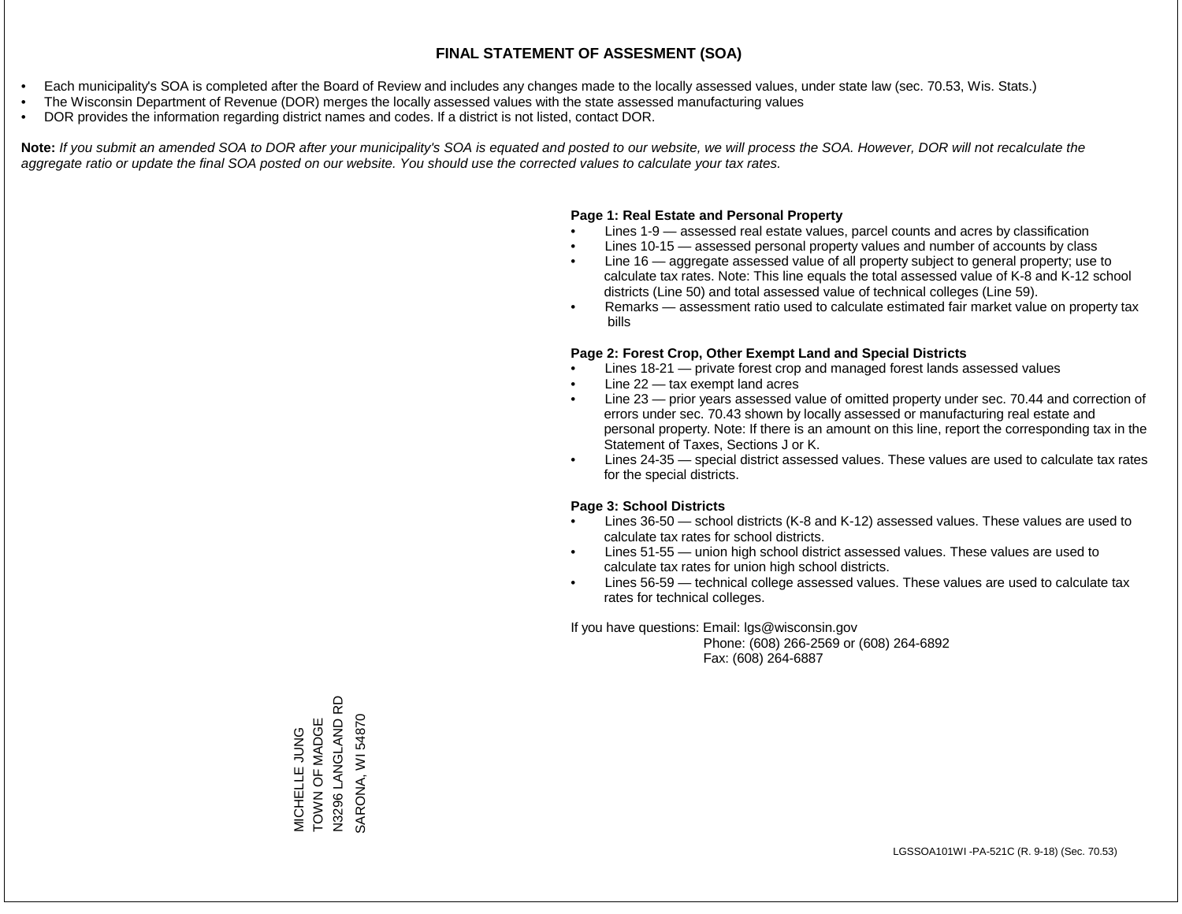# FINAL STATEMENT OF ASSESMENT (SOA)

- Each municipality's SOA is completed after the Board of Review and includes any changes made to the locally assessed values, under state law (sec. 70.53, Wis. Stats.)
- The Wisconsin Department of Revenue (DOR) merges the locally assessed values with the state assessed manufacturing values
- DOR provides the information regarding district names and codes. If a district is not listed, contact DOR.

**Note:** *If you submit an amended SOA to DOR after your municipality's SOA is equated and posted to our website, we will process the SOA. However, DOR will not recalculate the aggregate ratio or update the final SOA posted on our website. You should use the corrected values to calculate your tax rates.*

**Page 1: Real Estate and Personal Property**

- Lines 1-9 — assessed real estate values, parcel counts and acres by classification
- Lines 10-15 — assessed personal property values and number of accounts by class
- Line 16 — aggregate assessed value of all property subject to general property; use to calculate tax rates. Note: This line equals the total assessed value of K-8 and K-12 school districts (Line 50) and total assessed value of technical colleges (Line 59).
- Remarks — assessment ratio used to calculate estimated fair market value on property tax bills

**Page 2: Forest Crop, Other Exempt Land and Special Districts**

- Lines 18-21 — private forest crop and managed forest lands assessed values
- Line 22 — tax exempt land acres
- Line 23 — prior years assessed value of omitted property under sec. 70.44 and correction of errors under sec. 70.43 shown by locally assessed or manufacturing real estate and personal property. Note: If there is an amount on this line, report the corresponding tax in the Statement of Taxes, Sections J or K.
- Lines 24-35 — special district assessed values. These values are used to calculate tax rates for the special districts.

**Page 3: School Districts**

- Lines 36-50 — school districts (K-8 and K-12) assessed values. These values are used to calculate tax rates for school districts.
- Lines 51-55 — union high school district assessed values. These values are used to calculate tax rates for union high school districts.
- Lines 56-59 — technical college assessed values. These values are used to calculate tax rates for technical colleges.

If you have questions: Email: lgs@wisconsin.gov
Phone: (608) 266-2569 or (608) 264-6892
Fax: (608) 264-6887

MICHELLE JUNG
TOWN OF MADGE
N3296 LANGLAND RD
SARONA, WI 54870

LGSSOA101WI -PA-521C (R. 9-18) (Sec. 70.53)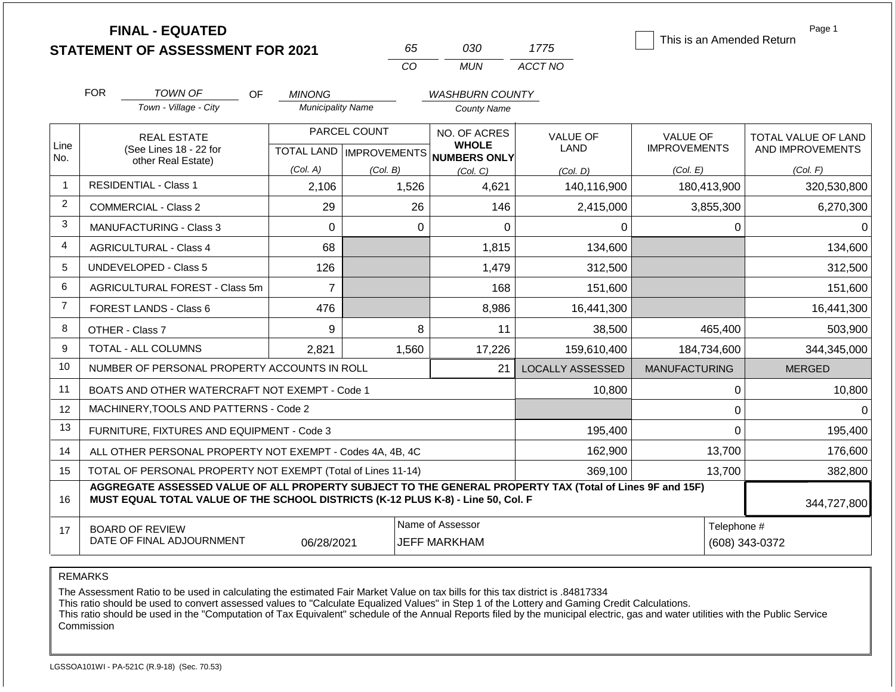# FINAL - EQUATED
## STATEMENT OF ASSESSMENT FOR 2021

| 65 | 030 | 1775 |
|---|---|---|
| CO | MUN | ACCT NO |

☐ This is an Amended Return

FOR *TOWN OF* (Town - Village - City) OF *MINONG* (Municipality Name) *WASHBURN COUNTY* (County Name)

| Line No. | REAL ESTATE (See Lines 18 - 22 for other Real Estate) | PARCEL COUNT TOTAL LAND (Col. A) | IMPROVEMENTS (Col. B) | NO. OF ACRES WHOLE NUMBERS ONLY (Col. C) | VALUE OF LAND (Col. D) | VALUE OF IMPROVEMENTS (Col. E) | TOTAL VALUE OF LAND AND IMPROVEMENTS (Col. F) |
|---|---|---|---|---|---|---|---|
| 1 | RESIDENTIAL - Class 1 | 2,106 | 1,526 | 4,621 | 140,116,900 | 180,413,900 | 320,530,800 |
| 2 | COMMERCIAL - Class 2 | 29 | 26 | 146 | 2,415,000 | 3,855,300 | 6,270,300 |
| 3 | MANUFACTURING - Class 3 | 0 | 0 | 0 | 0 | 0 | 0 |
| 4 | AGRICULTURAL - Class 4 | 68 | | 1,815 | 134,600 | | 134,600 |
| 5 | UNDEVELOPED - Class 5 | 126 | | 1,479 | 312,500 | | 312,500 |
| 6 | AGRICULTURAL FOREST - Class 5m | 7 | | 168 | 151,600 | | 151,600 |
| 7 | FOREST LANDS - Class 6 | 476 | | 8,986 | 16,441,300 | | 16,441,300 |
| 8 | OTHER - Class 7 | 9 | 8 | 11 | 38,500 | 465,400 | 503,900 |
| 9 | TOTAL - ALL COLUMNS | 2,821 | 1,560 | 17,226 | 159,610,400 | 184,734,600 | 344,345,000 |
| 10 | NUMBER OF PERSONAL PROPERTY ACCOUNTS IN ROLL | | | 21 | LOCALLY ASSESSED | MANUFACTURING | MERGED |
| 11 | BOATS AND OTHER WATERCRAFT NOT EXEMPT - Code 1 | | | | 10,800 | 0 | 10,800 |
| 12 | MACHINERY,TOOLS AND PATTERNS - Code 2 | | | | | 0 | 0 |
| 13 | FURNITURE, FIXTURES AND EQUIPMENT - Code 3 | | | | 195,400 | 0 | 195,400 |
| 14 | ALL OTHER PERSONAL PROPERTY NOT EXEMPT - Codes 4A, 4B, 4C | | | | 162,900 | 13,700 | 176,600 |
| 15 | TOTAL OF PERSONAL PROPERTY NOT EXEMPT (Total of Lines 11-14) | | | | 369,100 | 13,700 | 382,800 |
| 16 | **AGGREGATE ASSESSED VALUE OF ALL PROPERTY SUBJECT TO THE GENERAL PROPERTY TAX (Total of Lines 9F and 15F) MUST EQUAL TOTAL VALUE OF THE SCHOOL DISTRICTS (K-12 PLUS K-8) - Line 50, Col. F** | | | | | | 344,727,800 |
| 17 | BOARD OF REVIEW DATE OF FINAL ADJOURNMENT | 06/28/2021 | | Name of Assessor: JEFF MARKHAM | | Telephone #: (608) 343-0372 | |

REMARKS

The Assessment Ratio to be used in calculating the estimated Fair Market Value on tax bills for this tax district is .84817334
This ratio should be used to convert assessed values to "Calculate Equalized Values" in Step 1 of the Lottery and Gaming Credit Calculations.
This ratio should be used in the "Computation of Tax Equivalent" schedule of the Annual Reports filed by the municipal electric, gas and water utilities with the Public Service Commission

LGSSOA101WI - PA-521C (R.9-18) (Sec. 70.53)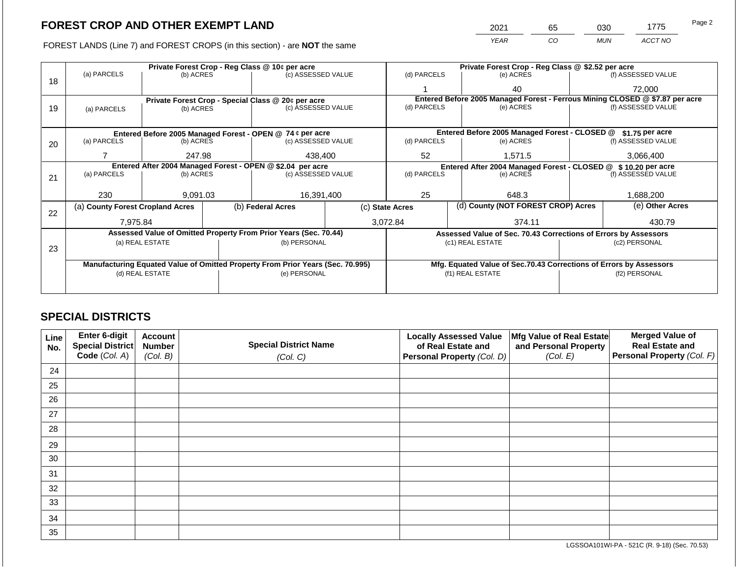## FOREST CROP AND OTHER EXEMPT LAND

FOREST LANDS (Line 7) and FOREST CROPS (in this section) - are **NOT** the same

| 2021 | 65 | 030 | 1775 |
|---|---|---|---|
| YEAR | CO | MUN | ACCT NO |

| Line | | | | | | |
|---|---|---|---|---|---|---|
| 18 | **Private Forest Crop - Reg Class @ 10¢ per acre** | | | **Private Forest Crop - Reg Class @ $2.52 per acre** | | |
| | (a) PARCELS | (b) ACRES | (c) ASSESSED VALUE | (d) PARCELS | (e) ACRES | (f) ASSESSED VALUE |
| | | | | 1 | 40 | 72,000 |
| 19 | **Private Forest Crop - Special Class @ 20¢ per acre** | | | **Entered Before 2005 Managed Forest - Ferrous Mining CLOSED @ $7.87 per acre** | | |
| | (a) PARCELS | (b) ACRES | (c) ASSESSED VALUE | (d) PARCELS | (e) ACRES | (f) ASSESSED VALUE |
| | | | | | | |
| 20 | **Entered Before 2005 Managed Forest - OPEN @ 74 ¢ per acre** | | | **Entered Before 2005 Managed Forest - CLOSED @ $1.75 per acre** | | |
| | (a) PARCELS | (b) ACRES | (c) ASSESSED VALUE | (d) PARCELS | (e) ACRES | (f) ASSESSED VALUE |
| | 7 | 247.98 | 438,400 | 52 | 1,571.5 | 3,066,400 |
| 21 | **Entered After 2004 Managed Forest - OPEN @ $2.04 per acre** | | | **Entered After 2004 Managed Forest - CLOSED @ $ 10.20 per acre** | | |
| | (a) PARCELS | (b) ACRES | (c) ASSESSED VALUE | (d) PARCELS | (e) ACRES | (f) ASSESSED VALUE |
| | 230 | 9,091.03 | 16,391,400 | 25 | 648.3 | 1,688,200 |

| Line | (a) County Forest Cropland Acres | (b) Federal Acres | (c) State Acres | (d) County (NOT FOREST CROP) Acres | (e) Other Acres |
|---|---|---|---|---|---|
| 22 | 7,975.84 | | 3,072.84 | 374.11 | 430.79 |

| Line | **Assessed Value of Omitted Property From Prior Years (Sec. 70.44)** | | **Assessed Value of Sec. 70.43 Corrections of Errors by Assessors** | |
|---|---|---|---|---|
| 23 | (a) REAL ESTATE | (b) PERSONAL | (c1) REAL ESTATE | (c2) PERSONAL |
| | | | | |
| | **Manufacturing Equated Value of Omitted Property From Prior Years (Sec. 70.995)** | | **Mfg. Equated Value of Sec.70.43 Corrections of Errors by Assessors** | |
| | (d) REAL ESTATE | (e) PERSONAL | (f1) REAL ESTATE | (f2) PERSONAL |
| | | | | |

## SPECIAL DISTRICTS

| Line No. | Enter 6-digit Special District Code (Col. A) | Account Number (Col. B) | Special District Name (Col. C) | Locally Assessed Value of Real Estate and Personal Property (Col. D) | Mfg Value of Real Estate and Personal Property (Col. E) | Merged Value of Real Estate and Personal Property (Col. F) |
|---|---|---|---|---|---|---|
| 24 | | | | | | |
| 25 | | | | | | |
| 26 | | | | | | |
| 27 | | | | | | |
| 28 | | | | | | |
| 29 | | | | | | |
| 30 | | | | | | |
| 31 | | | | | | |
| 32 | | | | | | |
| 33 | | | | | | |
| 34 | | | | | | |
| 35 | | | | | | |

LGSSOA101WI-PA - 521C (R. 9-18) (Sec. 70.53)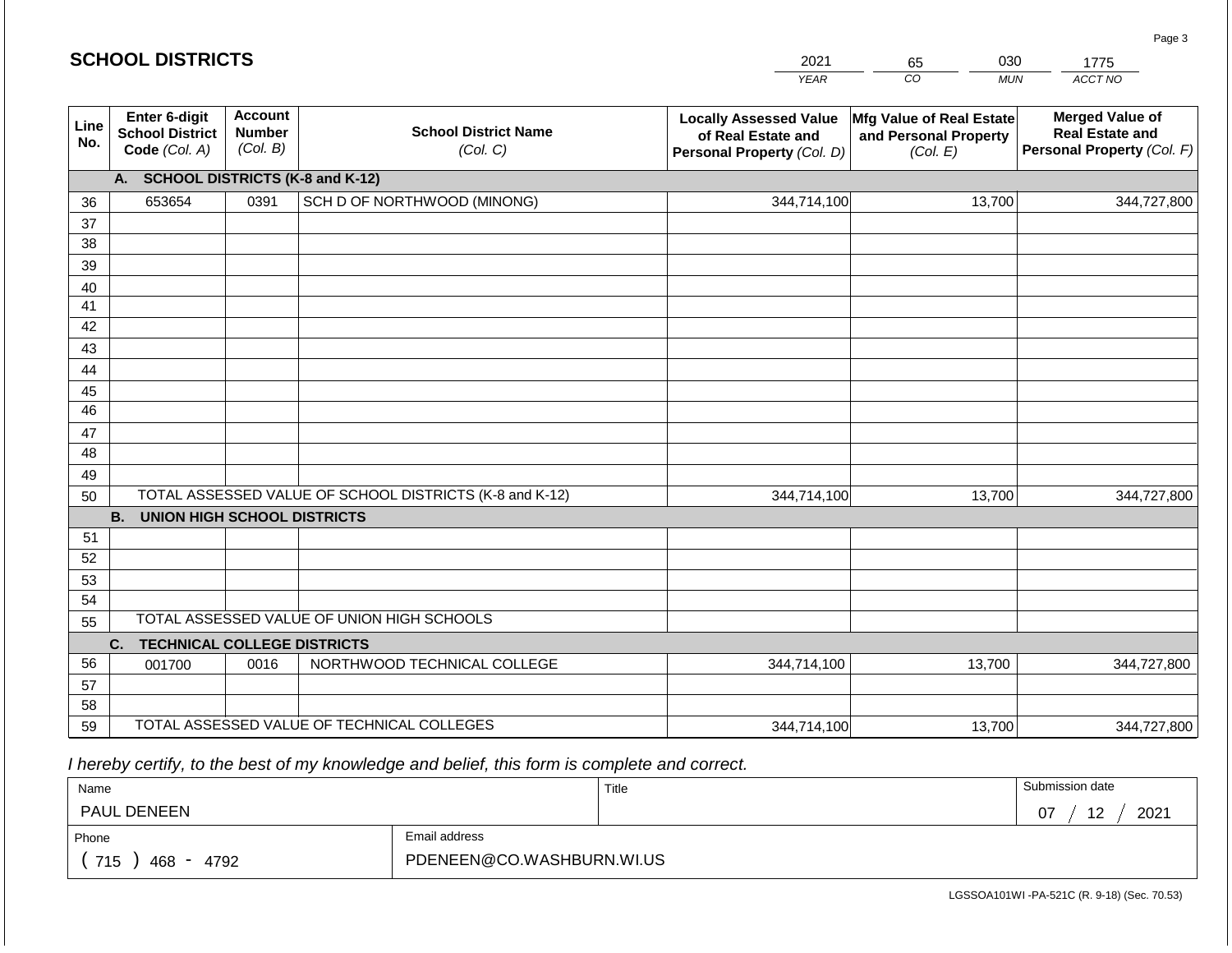## SCHOOL DISTRICTS

| 2021 | 65 | 030 | 1775 |
|---|---|---|---|
| *YEAR* | *CO* | *MUN* | *ACCT NO* |

| Line No. | Enter 6-digit School District Code *(Col. A)* | Account Number *(Col. B)* | School District Name *(Col. C)* | Locally Assessed Value of Real Estate and Personal Property *(Col. D)* | Mfg Value of Real Estate and Personal Property *(Col. E)* | Merged Value of Real Estate and Personal Property *(Col. F)* |
|---|---|---|---|---|---|---|
| | **A. SCHOOL DISTRICTS (K-8 and K-12)** | | | | | |
| 36 | 653654 | 0391 | SCH D OF NORTHWOOD (MINONG) | 344,714,100 | 13,700 | 344,727,800 |
| 37 | | | | | | |
| 38 | | | | | | |
| 39 | | | | | | |
| 40 | | | | | | |
| 41 | | | | | | |
| 42 | | | | | | |
| 43 | | | | | | |
| 44 | | | | | | |
| 45 | | | | | | |
| 46 | | | | | | |
| 47 | | | | | | |
| 48 | | | | | | |
| 49 | | | | | | |
| 50 | TOTAL ASSESSED VALUE OF SCHOOL DISTRICTS (K-8 and K-12) | | | 344,714,100 | 13,700 | 344,727,800 |
| | **B. UNION HIGH SCHOOL DISTRICTS** | | | | | |
| 51 | | | | | | |
| 52 | | | | | | |
| 53 | | | | | | |
| 54 | | | | | | |
| 55 | TOTAL ASSESSED VALUE OF UNION HIGH SCHOOLS | | | | | |
| | **C. TECHNICAL COLLEGE DISTRICTS** | | | | | |
| 56 | 001700 | 0016 | NORTHWOOD TECHNICAL COLLEGE | 344,714,100 | 13,700 | 344,727,800 |
| 57 | | | | | | |
| 58 | | | | | | |
| 59 | TOTAL ASSESSED VALUE OF TECHNICAL COLLEGES | | | 344,714,100 | 13,700 | 344,727,800 |

*I hereby certify, to the best of my knowledge and belief, this form is complete and correct.*

| Name | Title | Submission date |
|---|---|---|
| PAUL DENEEN | | 07 / 12 / 2021 |

| Phone | Email address |
|---|---|
| ( 715 ) 468 - 4792 | PDENEEN@CO.WASHBURN.WI.US |

LGSSOA101WI -PA-521C (R. 9-18) (Sec. 70.53)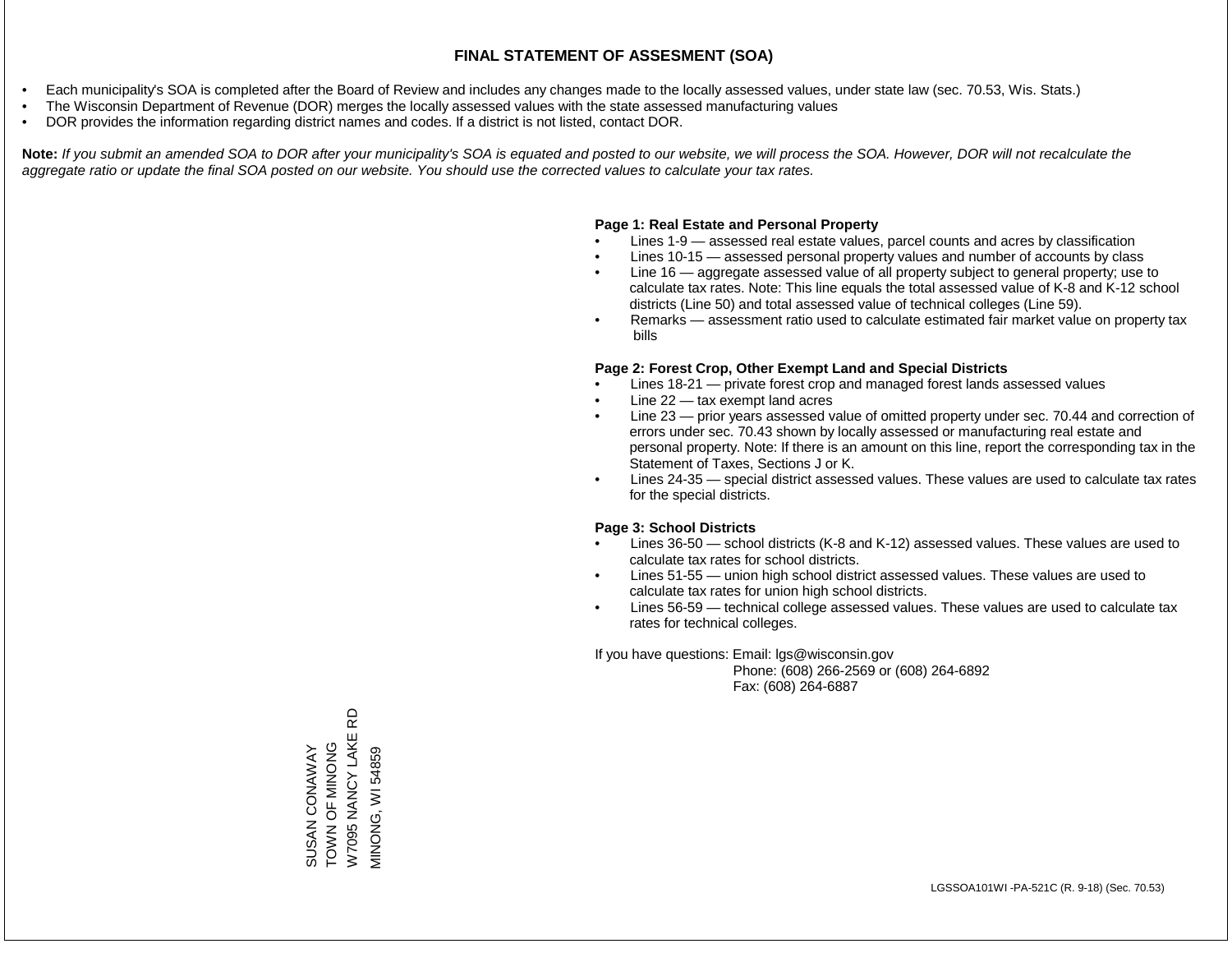# FINAL STATEMENT OF ASSESMENT (SOA)

- Each municipality's SOA is completed after the Board of Review and includes any changes made to the locally assessed values, under state law (sec. 70.53, Wis. Stats.)
- The Wisconsin Department of Revenue (DOR) merges the locally assessed values with the state assessed manufacturing values
- DOR provides the information regarding district names and codes. If a district is not listed, contact DOR.

**Note:** *If you submit an amended SOA to DOR after your municipality's SOA is equated and posted to our website, we will process the SOA. However, DOR will not recalculate the aggregate ratio or update the final SOA posted on our website. You should use the corrected values to calculate your tax rates.*

**Page 1: Real Estate and Personal Property**

- Lines 1-9 — assessed real estate values, parcel counts and acres by classification
- Lines 10-15 — assessed personal property values and number of accounts by class
- Line 16 — aggregate assessed value of all property subject to general property; use to calculate tax rates. Note: This line equals the total assessed value of K-8 and K-12 school districts (Line 50) and total assessed value of technical colleges (Line 59).
- Remarks — assessment ratio used to calculate estimated fair market value on property tax bills

**Page 2: Forest Crop, Other Exempt Land and Special Districts**

- Lines 18-21 — private forest crop and managed forest lands assessed values
- Line 22 — tax exempt land acres
- Line 23 — prior years assessed value of omitted property under sec. 70.44 and correction of errors under sec. 70.43 shown by locally assessed or manufacturing real estate and personal property. Note: If there is an amount on this line, report the corresponding tax in the Statement of Taxes, Sections J or K.
- Lines 24-35 — special district assessed values. These values are used to calculate tax rates for the special districts.

**Page 3: School Districts**

- Lines 36-50 — school districts (K-8 and K-12) assessed values. These values are used to calculate tax rates for school districts.
- Lines 51-55 — union high school district assessed values. These values are used to calculate tax rates for union high school districts.
- Lines 56-59 — technical college assessed values. These values are used to calculate tax rates for technical colleges.

If you have questions: Email: lgs@wisconsin.gov
Phone: (608) 266-2569 or (608) 264-6892
Fax: (608) 264-6887

SUSAN CONAWAY
TOWN OF MINONG
W7095 NANCY LAKE RD
MINONG, WI 54859

LGSSOA101WI -PA-521C (R. 9-18) (Sec. 70.53)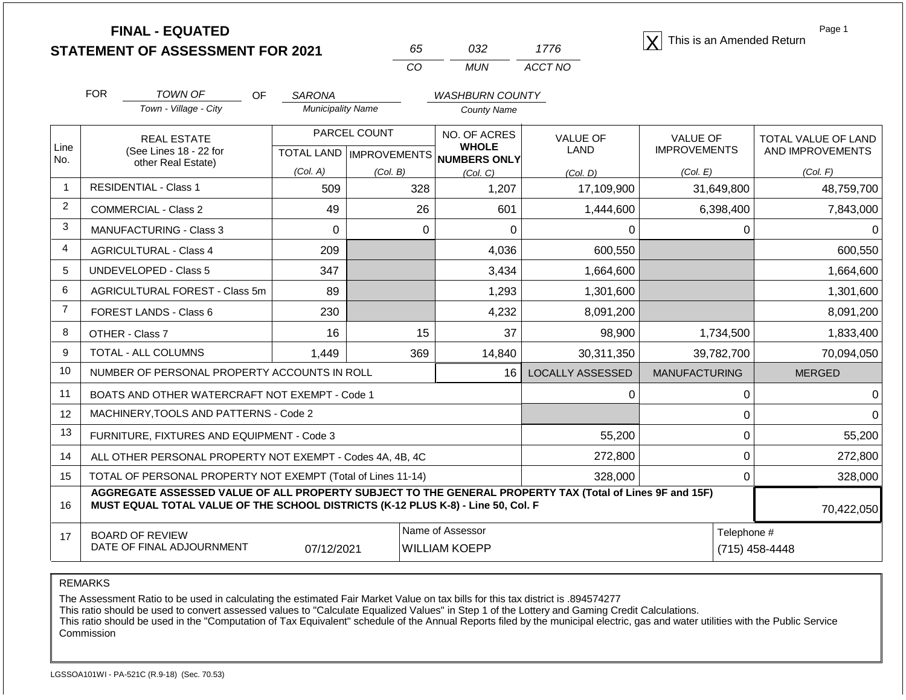**FINAL - EQUATED**
**STATEMENT OF ASSESSMENT FOR 2021**

| 65 | 032 | 1776 |
|---|---|---|
| CO | MUN | ACCT NO |

☒ This is an Amended Return

FOR *TOWN OF* (Town - Village - City) OF *SARONA* (Municipality Name) *WASHBURN COUNTY* (County Name)

| Line No. | REAL ESTATE (See Lines 18 - 22 for other Real Estate) | PARCEL COUNT | | NO. OF ACRES **WHOLE NUMBERS ONLY** | VALUE OF LAND | VALUE OF IMPROVEMENTS | TOTAL VALUE OF LAND AND IMPROVEMENTS |
|---|---|---|---|---|---|---|---|
| | | TOTAL LAND *(Col. A)* | IMPROVEMENTS *(Col. B)* | *(Col. C)* | *(Col. D)* | *(Col. E)* | *(Col. F)* |
| 1 | RESIDENTIAL - Class 1 | 509 | 328 | 1,207 | 17,109,900 | 31,649,800 | 48,759,700 |
| 2 | COMMERCIAL - Class 2 | 49 | 26 | 601 | 1,444,600 | 6,398,400 | 7,843,000 |
| 3 | MANUFACTURING - Class 3 | 0 | 0 | 0 | 0 | 0 | 0 |
| 4 | AGRICULTURAL - Class 4 | 209 | | 4,036 | 600,550 | | 600,550 |
| 5 | UNDEVELOPED - Class 5 | 347 | | 3,434 | 1,664,600 | | 1,664,600 |
| 6 | AGRICULTURAL FOREST - Class 5m | 89 | | 1,293 | 1,301,600 | | 1,301,600 |
| 7 | FOREST LANDS - Class 6 | 230 | | 4,232 | 8,091,200 | | 8,091,200 |
| 8 | OTHER - Class 7 | 16 | 15 | 37 | 98,900 | 1,734,500 | 1,833,400 |
| 9 | TOTAL - ALL COLUMNS | 1,449 | 369 | 14,840 | 30,311,350 | 39,782,700 | 70,094,050 |
| 10 | NUMBER OF PERSONAL PROPERTY ACCOUNTS IN ROLL | | | 16 | LOCALLY ASSESSED | MANUFACTURING | MERGED |
| 11 | BOATS AND OTHER WATERCRAFT NOT EXEMPT - Code 1 | | | | 0 | 0 | 0 |
| 12 | MACHINERY,TOOLS AND PATTERNS - Code 2 | | | | | 0 | 0 |
| 13 | FURNITURE, FIXTURES AND EQUIPMENT - Code 3 | | | | 55,200 | 0 | 55,200 |
| 14 | ALL OTHER PERSONAL PROPERTY NOT EXEMPT - Codes 4A, 4B, 4C | | | | 272,800 | 0 | 272,800 |
| 15 | TOTAL OF PERSONAL PROPERTY NOT EXEMPT (Total of Lines 11-14) | | | | 328,000 | 0 | 328,000 |
| 16 | **AGGREGATE ASSESSED VALUE OF ALL PROPERTY SUBJECT TO THE GENERAL PROPERTY TAX (Total of Lines 9F and 15F) MUST EQUAL TOTAL VALUE OF THE SCHOOL DISTRICTS (K-12 PLUS K-8) - Line 50, Col. F** | | | | | | 70,422,050 |
| 17 | BOARD OF REVIEW DATE OF FINAL ADJOURNMENT | 07/12/2021 | | Name of Assessor: WILLIAM KOEPP | | | Telephone #: (715) 458-4448 |

REMARKS

The Assessment Ratio to be used in calculating the estimated Fair Market Value on tax bills for this tax district is .894574277
This ratio should be used to convert assessed values to "Calculate Equalized Values" in Step 1 of the Lottery and Gaming Credit Calculations.
This ratio should be used in the "Computation of Tax Equivalent" schedule of the Annual Reports filed by the municipal electric, gas and water utilities with the Public Service Commission

LGSSOA101WI - PA-521C (R.9-18) (Sec. 70.53)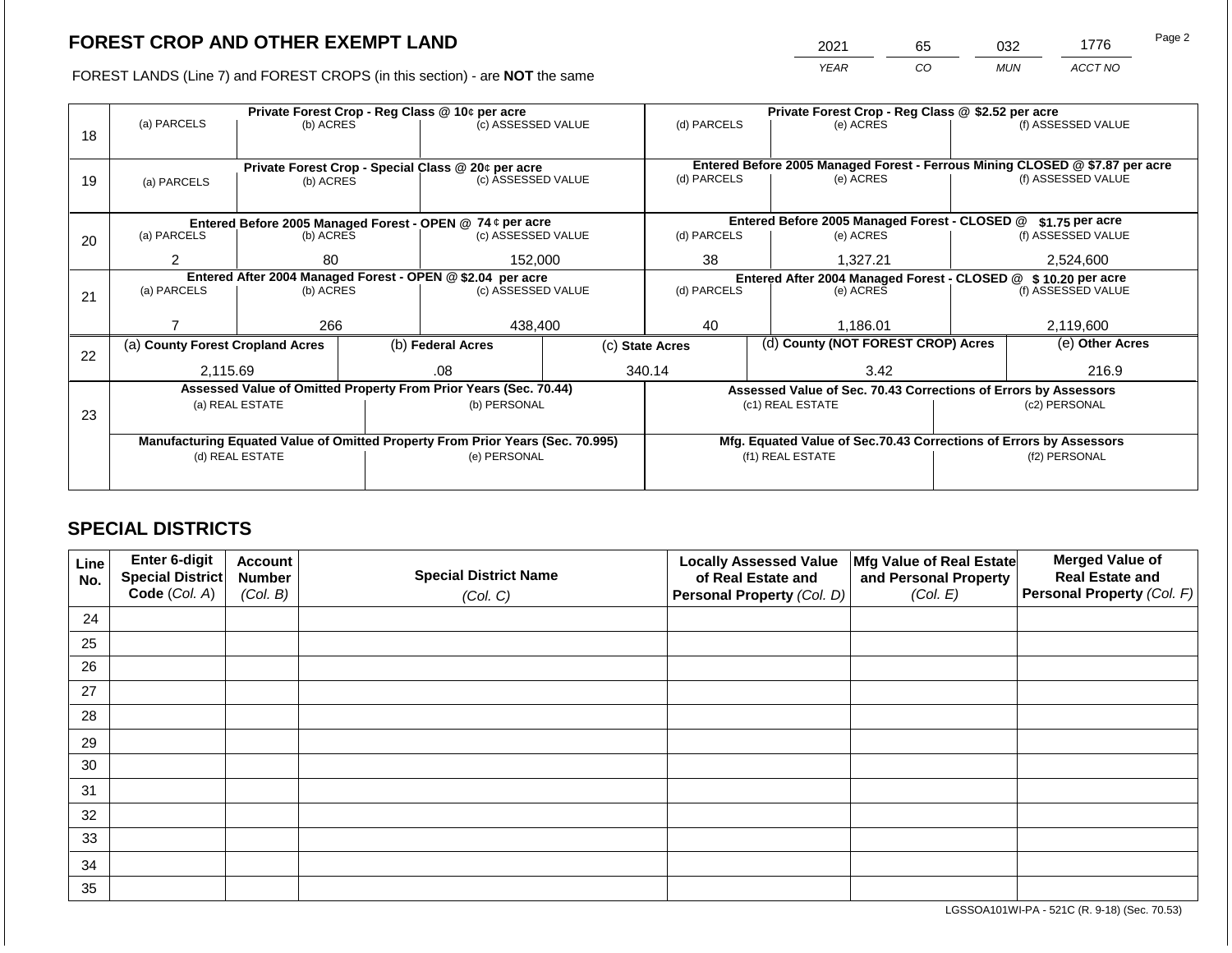# FOREST CROP AND OTHER EXEMPT LAND

FOREST LANDS (Line 7) and FOREST CROPS (in this section) - are **NOT** the same

| 2021 | 65 | 032 | 1776 |
|---|---|---|---|
| YEAR | CO | MUN | ACCT NO |

| Line | | | | | | |
|---|---|---|---|---|---|---|
| 18 | **Private Forest Crop - Reg Class @ 10¢ per acre** | | | **Private Forest Crop - Reg Class @ $2.52 per acre** | | |
| | (a) PARCELS | (b) ACRES | (c) ASSESSED VALUE | (d) PARCELS | (e) ACRES | (f) ASSESSED VALUE |
| | | | | | | |
| 19 | **Private Forest Crop - Special Class @ 20¢ per acre** | | | **Entered Before 2005 Managed Forest - Ferrous Mining CLOSED @ $7.87 per acre** | | |
| | (a) PARCELS | (b) ACRES | (c) ASSESSED VALUE | (d) PARCELS | (e) ACRES | (f) ASSESSED VALUE |
| | | | | | | |
| 20 | **Entered Before 2005 Managed Forest - OPEN @ 74 ¢ per acre** | | | **Entered Before 2005 Managed Forest - CLOSED @ $1.75 per acre** | | |
| | (a) PARCELS | (b) ACRES | (c) ASSESSED VALUE | (d) PARCELS | (e) ACRES | (f) ASSESSED VALUE |
| | 2 | 80 | 152,000 | 38 | 1,327.21 | 2,524,600 |
| 21 | **Entered After 2004 Managed Forest - OPEN @ $2.04 per acre** | | | **Entered After 2004 Managed Forest - CLOSED @ $ 10.20 per acre** | | |
| | (a) PARCELS | (b) ACRES | (c) ASSESSED VALUE | (d) PARCELS | (e) ACRES | (f) ASSESSED VALUE |
| | 7 | 266 | 438,400 | 40 | 1,186.01 | 2,119,600 |

| Line | (a) County Forest Cropland Acres | (b) Federal Acres | (c) State Acres | (d) County (NOT FOREST CROP) Acres | (e) Other Acres |
|---|---|---|---|---|---|
| 22 | 2,115.69 | .08 | 340.14 | 3.42 | 216.9 |

| Line | **Assessed Value of Omitted Property From Prior Years (Sec. 70.44)** | | **Assessed Value of Sec. 70.43 Corrections of Errors by Assessors** | |
|---|---|---|---|---|
| 23 | (a) REAL ESTATE | (b) PERSONAL | (c1) REAL ESTATE | (c2) PERSONAL |
| | | | | |
| | **Manufacturing Equated Value of Omitted Property From Prior Years (Sec. 70.995)** | | **Mfg. Equated Value of Sec.70.43 Corrections of Errors by Assessors** | |
| | (d) REAL ESTATE | (e) PERSONAL | (f1) REAL ESTATE | (f2) PERSONAL |
| | | | | |

## SPECIAL DISTRICTS

| Line No. | Enter 6-digit Special District Code (Col. A) | Account Number (Col. B) | Special District Name (Col. C) | Locally Assessed Value of Real Estate and Personal Property (Col. D) | Mfg Value of Real Estate and Personal Property (Col. E) | Merged Value of Real Estate and Personal Property (Col. F) |
|---|---|---|---|---|---|---|
| 24 | | | | | | |
| 25 | | | | | | |
| 26 | | | | | | |
| 27 | | | | | | |
| 28 | | | | | | |
| 29 | | | | | | |
| 30 | | | | | | |
| 31 | | | | | | |
| 32 | | | | | | |
| 33 | | | | | | |
| 34 | | | | | | |
| 35 | | | | | | |

LGSSOA101WI-PA - 521C (R. 9-18) (Sec. 70.53)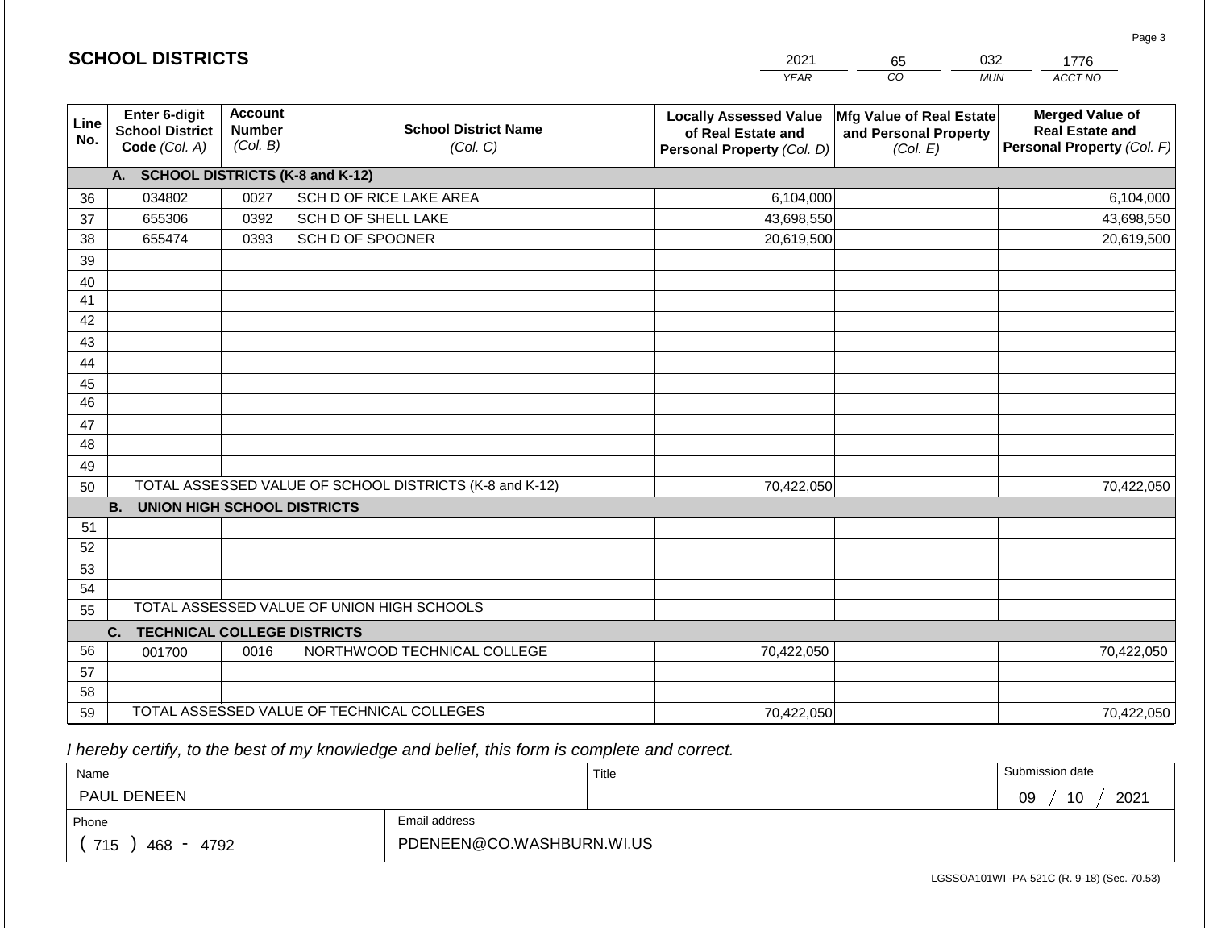## SCHOOL DISTRICTS

| 2021 | 65 | 032 | 1776 |
|---|---|---|---|
| YEAR | CO | MUN | ACCT NO |

| Line No. | Enter 6-digit School District Code *(Col. A)* | Account Number *(Col. B)* | School District Name *(Col. C)* | Locally Assessed Value of Real Estate and Personal Property *(Col. D)* | Mfg Value of Real Estate and Personal Property *(Col. E)* | Merged Value of Real Estate and Personal Property *(Col. F)* |
|---|---|---|---|---|---|---|
| | **A. SCHOOL DISTRICTS (K-8 and K-12)** | | | | | |
| 36 | 034802 | 0027 | SCH D OF RICE LAKE AREA | 6,104,000 | | 6,104,000 |
| 37 | 655306 | 0392 | SCH D OF SHELL LAKE | 43,698,550 | | 43,698,550 |
| 38 | 655474 | 0393 | SCH D OF SPOONER | 20,619,500 | | 20,619,500 |
| 39 | | | | | | |
| 40 | | | | | | |
| 41 | | | | | | |
| 42 | | | | | | |
| 43 | | | | | | |
| 44 | | | | | | |
| 45 | | | | | | |
| 46 | | | | | | |
| 47 | | | | | | |
| 48 | | | | | | |
| 49 | | | | | | |
| 50 | TOTAL ASSESSED VALUE OF SCHOOL DISTRICTS (K-8 and K-12) | | | 70,422,050 | | 70,422,050 |
| | **B. UNION HIGH SCHOOL DISTRICTS** | | | | | |
| 51 | | | | | | |
| 52 | | | | | | |
| 53 | | | | | | |
| 54 | | | | | | |
| 55 | TOTAL ASSESSED VALUE OF UNION HIGH SCHOOLS | | | | | |
| | **C. TECHNICAL COLLEGE DISTRICTS** | | | | | |
| 56 | 001700 | 0016 | NORTHWOOD TECHNICAL COLLEGE | 70,422,050 | | 70,422,050 |
| 57 | | | | | | |
| 58 | | | | | | |
| 59 | TOTAL ASSESSED VALUE OF TECHNICAL COLLEGES | | | 70,422,050 | | 70,422,050 |

*I hereby certify, to the best of my knowledge and belief, this form is complete and correct.*

| Name | Title | Submission date |
|---|---|---|
| PAUL DENEEN | | 09 / 10 / 2021 |

| Phone | Email address |
|---|---|
| ( 715 ) 468 - 4792 | PDENEEN@CO.WASHBURN.WI.US |

LGSSOA101WI -PA-521C (R. 9-18) (Sec. 70.53)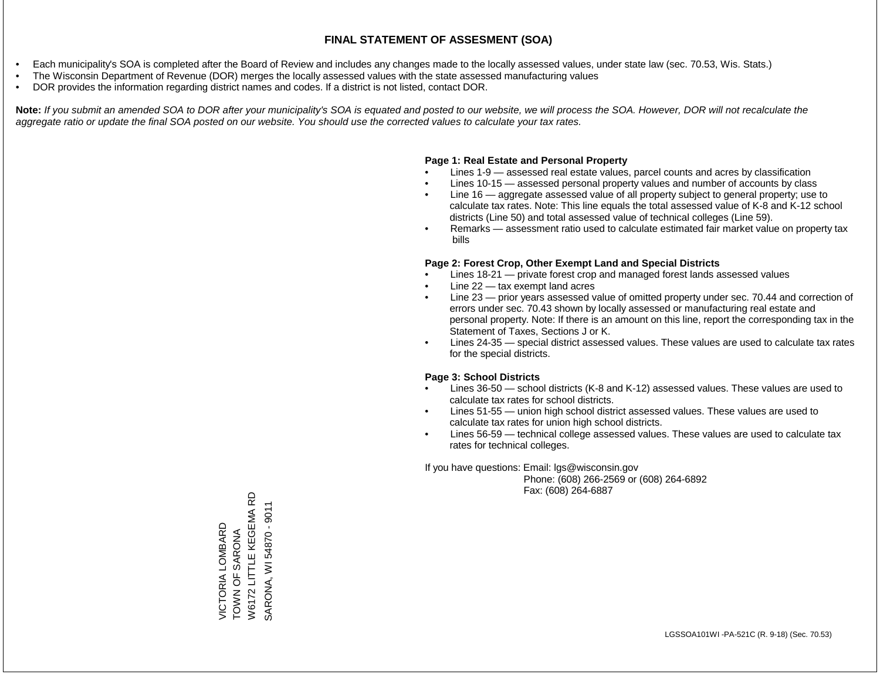# FINAL STATEMENT OF ASSESMENT (SOA)

- Each municipality's SOA is completed after the Board of Review and includes any changes made to the locally assessed values, under state law (sec. 70.53, Wis. Stats.)
- The Wisconsin Department of Revenue (DOR) merges the locally assessed values with the state assessed manufacturing values
- DOR provides the information regarding district names and codes. If a district is not listed, contact DOR.

**Note:** *If you submit an amended SOA to DOR after your municipality's SOA is equated and posted to our website, we will process the SOA. However, DOR will not recalculate the aggregate ratio or update the final SOA posted on our website. You should use the corrected values to calculate your tax rates.*

**Page 1: Real Estate and Personal Property**

- Lines 1-9 — assessed real estate values, parcel counts and acres by classification
- Lines 10-15 — assessed personal property values and number of accounts by class
- Line 16 — aggregate assessed value of all property subject to general property; use to calculate tax rates. Note: This line equals the total assessed value of K-8 and K-12 school districts (Line 50) and total assessed value of technical colleges (Line 59).
- Remarks — assessment ratio used to calculate estimated fair market value on property tax bills

**Page 2: Forest Crop, Other Exempt Land and Special Districts**

- Lines 18-21 — private forest crop and managed forest lands assessed values
- Line 22 — tax exempt land acres
- Line 23 — prior years assessed value of omitted property under sec. 70.44 and correction of errors under sec. 70.43 shown by locally assessed or manufacturing real estate and personal property. Note: If there is an amount on this line, report the corresponding tax in the Statement of Taxes, Sections J or K.
- Lines 24-35 — special district assessed values. These values are used to calculate tax rates for the special districts.

**Page 3: School Districts**

- Lines 36-50 — school districts (K-8 and K-12) assessed values. These values are used to calculate tax rates for school districts.
- Lines 51-55 — union high school district assessed values. These values are used to calculate tax rates for union high school districts.
- Lines 56-59 — technical college assessed values. These values are used to calculate tax rates for technical colleges.

If you have questions: Email: lgs@wisconsin.gov
Phone: (608) 266-2569 or (608) 264-6892
Fax: (608) 264-6887

VICTORIA LOMBARD
TOWN OF SARONA
W6172 LITTLE KEGEMA RD
SARONA, WI 54870 - 9011

LGSSOA101WI -PA-521C (R. 9-18) (Sec. 70.53)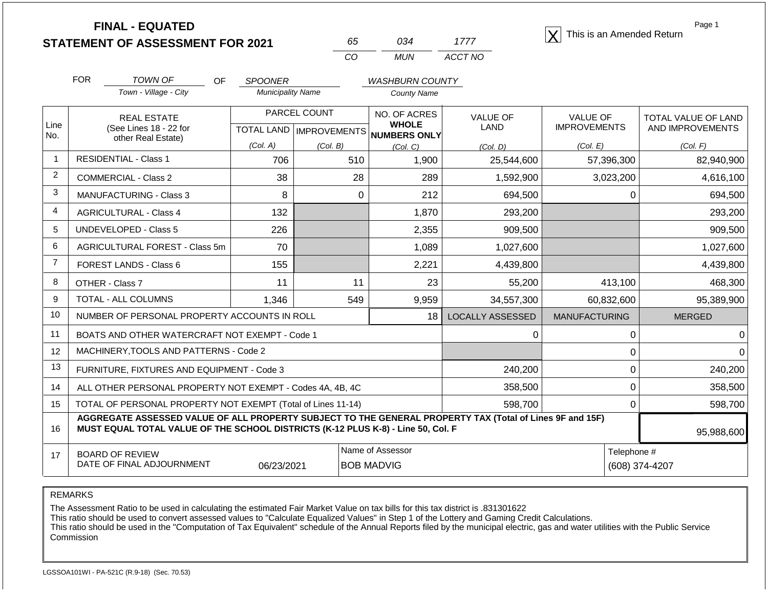# FINAL - EQUATED
# STATEMENT OF ASSESSMENT FOR 2021

| 65 | 034 | 1777 |
|---|---|---|
| CO | MUN | ACCT NO |

[X] This is an Amended Return

FOR *TOWN OF* (Town - Village - City) OF *SPOONER* (Municipality Name) *WASHBURN COUNTY* (County Name)

| Line No. | REAL ESTATE (See Lines 18 - 22 for other Real Estate) | PARCEL COUNT TOTAL LAND (Col. A) | PARCEL COUNT IMPROVEMENTS (Col. B) | NO. OF ACRES WHOLE NUMBERS ONLY (Col. C) | VALUE OF LAND (Col. D) | VALUE OF IMPROVEMENTS (Col. E) | TOTAL VALUE OF LAND AND IMPROVEMENTS (Col. F) |
|---|---|---|---|---|---|---|---|
| 1 | RESIDENTIAL - Class 1 | 706 | 510 | 1,900 | 25,544,600 | 57,396,300 | 82,940,900 |
| 2 | COMMERCIAL - Class 2 | 38 | 28 | 289 | 1,592,900 | 3,023,200 | 4,616,100 |
| 3 | MANUFACTURING - Class 3 | 8 | 0 | 212 | 694,500 | 0 | 694,500 |
| 4 | AGRICULTURAL - Class 4 | 132 | | 1,870 | 293,200 | | 293,200 |
| 5 | UNDEVELOPED - Class 5 | 226 | | 2,355 | 909,500 | | 909,500 |
| 6 | AGRICULTURAL FOREST - Class 5m | 70 | | 1,089 | 1,027,600 | | 1,027,600 |
| 7 | FOREST LANDS - Class 6 | 155 | | 2,221 | 4,439,800 | | 4,439,800 |
| 8 | OTHER - Class 7 | 11 | 11 | 23 | 55,200 | 413,100 | 468,300 |
| 9 | TOTAL - ALL COLUMNS | 1,346 | 549 | 9,959 | 34,557,300 | 60,832,600 | 95,389,900 |
| 10 | NUMBER OF PERSONAL PROPERTY ACCOUNTS IN ROLL | | | 18 | LOCALLY ASSESSED | MANUFACTURING | MERGED |
| 11 | BOATS AND OTHER WATERCRAFT NOT EXEMPT - Code 1 | | | | 0 | 0 | 0 |
| 12 | MACHINERY,TOOLS AND PATTERNS - Code 2 | | | | | 0 | 0 |
| 13 | FURNITURE, FIXTURES AND EQUIPMENT - Code 3 | | | | 240,200 | 0 | 240,200 |
| 14 | ALL OTHER PERSONAL PROPERTY NOT EXEMPT - Codes 4A, 4B, 4C | | | | 358,500 | 0 | 358,500 |
| 15 | TOTAL OF PERSONAL PROPERTY NOT EXEMPT (Total of Lines 11-14) | | | | 598,700 | 0 | 598,700 |
| 16 | **AGGREGATE ASSESSED VALUE OF ALL PROPERTY SUBJECT TO THE GENERAL PROPERTY TAX (Total of Lines 9F and 15F) MUST EQUAL TOTAL VALUE OF THE SCHOOL DISTRICTS (K-12 PLUS K-8) - Line 50, Col. F** | | | | | | 95,988,600 |
| 17 | BOARD OF REVIEW DATE OF FINAL ADJOURNMENT | 06/23/2021 | | Name of Assessor: BOB MADVIG | | | Telephone #: (608) 374-4207 |

REMARKS

The Assessment Ratio to be used in calculating the estimated Fair Market Value on tax bills for this tax district is .831301622
This ratio should be used to convert assessed values to "Calculate Equalized Values" in Step 1 of the Lottery and Gaming Credit Calculations.
This ratio should be used in the "Computation of Tax Equivalent" schedule of the Annual Reports filed by the municipal electric, gas and water utilities with the Public Service Commission

LGSSOA101WI - PA-521C (R.9-18) (Sec. 70.53)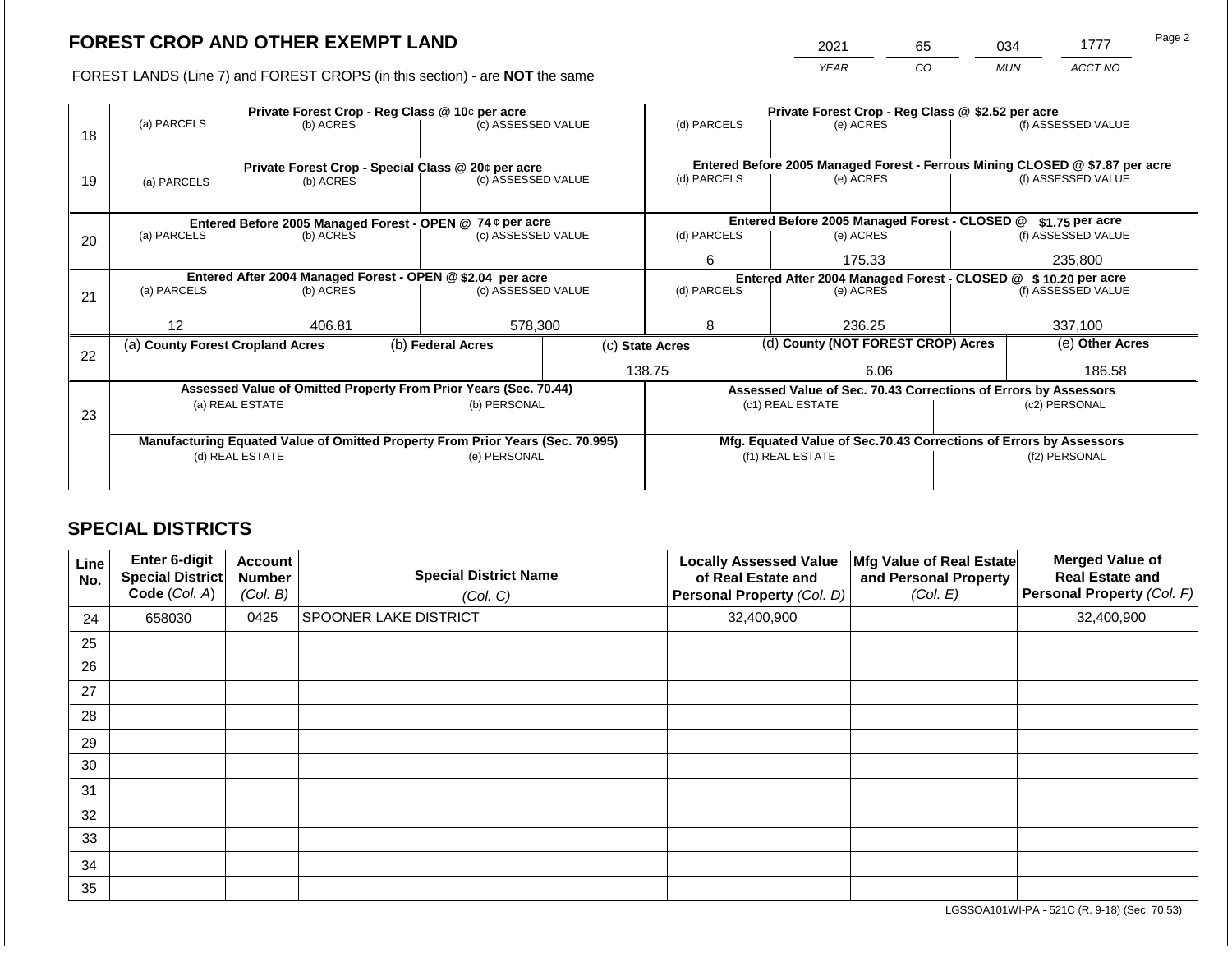# FOREST CROP AND OTHER EXEMPT LAND

| 2021 | 65 | 034 | 1777 |
|---|---|---|---|
| YEAR | CO | MUN | ACCT NO |

FOREST LANDS (Line 7) and FOREST CROPS (in this section) - are **NOT** the same

| Line | | | | | | |
|---|---|---|---|---|---|---|
| 18 | **Private Forest Crop - Reg Class @ 10¢ per acre** | | | **Private Forest Crop - Reg Class @ $2.52 per acre** | | |
| | (a) PARCELS | (b) ACRES | (c) ASSESSED VALUE | (d) PARCELS | (e) ACRES | (f) ASSESSED VALUE |
| | | | | | | |
| 19 | **Private Forest Crop - Special Class @ 20¢ per acre** | | | **Entered Before 2005 Managed Forest - Ferrous Mining CLOSED @ $7.87 per acre** | | |
| | (a) PARCELS | (b) ACRES | (c) ASSESSED VALUE | (d) PARCELS | (e) ACRES | (f) ASSESSED VALUE |
| | | | | | | |
| 20 | **Entered Before 2005 Managed Forest - OPEN @ 74 ¢ per acre** | | | **Entered Before 2005 Managed Forest - CLOSED @ $1.75 per acre** | | |
| | (a) PARCELS | (b) ACRES | (c) ASSESSED VALUE | (d) PARCELS | (e) ACRES | (f) ASSESSED VALUE |
| | | | | 6 | 175.33 | 235,800 |
| 21 | **Entered After 2004 Managed Forest - OPEN @ $2.04 per acre** | | | **Entered After 2004 Managed Forest - CLOSED @ $ 10.20 per acre** | | |
| | (a) PARCELS | (b) ACRES | (c) ASSESSED VALUE | (d) PARCELS | (e) ACRES | (f) ASSESSED VALUE |
| | 12 | 406.81 | 578,300 | 8 | 236.25 | 337,100 |

| Line | (a) County Forest Cropland Acres | (b) Federal Acres | (c) State Acres | (d) County (NOT FOREST CROP) Acres | (e) Other Acres |
|---|---|---|---|---|---|
| 22 | | | 138.75 | 6.06 | 186.58 |

| Line | Assessed Value of Omitted Property From Prior Years (Sec. 70.44) | | Assessed Value of Sec. 70.43 Corrections of Errors by Assessors | |
|---|---|---|---|---|
| 23 | (a) REAL ESTATE | (b) PERSONAL | (c1) REAL ESTATE | (c2) PERSONAL |
| | | | | |
| | **Manufacturing Equated Value of Omitted Property From Prior Years (Sec. 70.995)** | | **Mfg. Equated Value of Sec.70.43 Corrections of Errors by Assessors** | |
| | (d) REAL ESTATE | (e) PERSONAL | (f1) REAL ESTATE | (f2) PERSONAL |
| | | | | |

## SPECIAL DISTRICTS

| Line No. | Enter 6-digit Special District Code (Col. A) | Account Number (Col. B) | Special District Name (Col. C) | Locally Assessed Value of Real Estate and Personal Property (Col. D) | Mfg Value of Real Estate and Personal Property (Col. E) | Merged Value of Real Estate and Personal Property (Col. F) |
|---|---|---|---|---|---|---|
| 24 | 658030 | 0425 | SPOONER LAKE DISTRICT | 32,400,900 | | 32,400,900 |
| 25 | | | | | | |
| 26 | | | | | | |
| 27 | | | | | | |
| 28 | | | | | | |
| 29 | | | | | | |
| 30 | | | | | | |
| 31 | | | | | | |
| 32 | | | | | | |
| 33 | | | | | | |
| 34 | | | | | | |
| 35 | | | | | | |

LGSSOA101WI-PA - 521C (R. 9-18) (Sec. 70.53)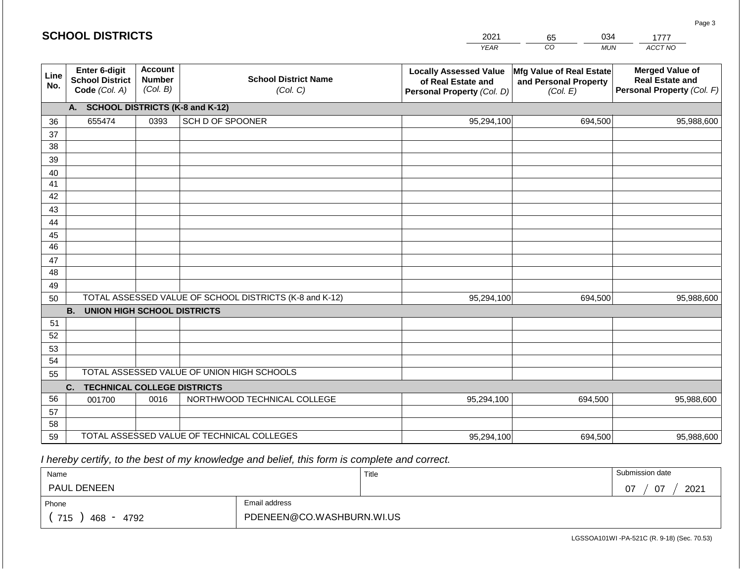## SCHOOL DISTRICTS

| 2021 | 65 | 034 | 1777 |
|---|---|---|---|
| YEAR | CO | MUN | ACCT NO |

| Line No. | Enter 6-digit School District Code (Col. A) | Account Number (Col. B) | School District Name (Col. C) | Locally Assessed Value of Real Estate and Personal Property (Col. D) | Mfg Value of Real Estate and Personal Property (Col. E) | Merged Value of Real Estate and Personal Property (Col. F) |
|---|---|---|---|---|---|---|
| | **A. SCHOOL DISTRICTS (K-8 and K-12)** | | | | | |
| 36 | 655474 | 0393 | SCH D OF SPOONER | 95,294,100 | 694,500 | 95,988,600 |
| 37 | | | | | | |
| 38 | | | | | | |
| 39 | | | | | | |
| 40 | | | | | | |
| 41 | | | | | | |
| 42 | | | | | | |
| 43 | | | | | | |
| 44 | | | | | | |
| 45 | | | | | | |
| 46 | | | | | | |
| 47 | | | | | | |
| 48 | | | | | | |
| 49 | | | | | | |
| 50 | TOTAL ASSESSED VALUE OF SCHOOL DISTRICTS (K-8 and K-12) | | | 95,294,100 | 694,500 | 95,988,600 |
| | **B. UNION HIGH SCHOOL DISTRICTS** | | | | | |
| 51 | | | | | | |
| 52 | | | | | | |
| 53 | | | | | | |
| 54 | | | | | | |
| 55 | TOTAL ASSESSED VALUE OF UNION HIGH SCHOOLS | | | | | |
| | **C. TECHNICAL COLLEGE DISTRICTS** | | | | | |
| 56 | 001700 | 0016 | NORTHWOOD TECHNICAL COLLEGE | 95,294,100 | 694,500 | 95,988,600 |
| 57 | | | | | | |
| 58 | | | | | | |
| 59 | TOTAL ASSESSED VALUE OF TECHNICAL COLLEGES | | | 95,294,100 | 694,500 | 95,988,600 |

*I hereby certify, to the best of my knowledge and belief, this form is complete and correct.*

| Name | Title | Submission date |
|---|---|---|
| PAUL DENEEN | | 07 / 07 / 2021 |
| Phone | Email address | |
| ( 715 ) 468 - 4792 | PDENEEN@CO.WASHBURN.WI.US | |

LGSSOA101WI -PA-521C (R. 9-18) (Sec. 70.53)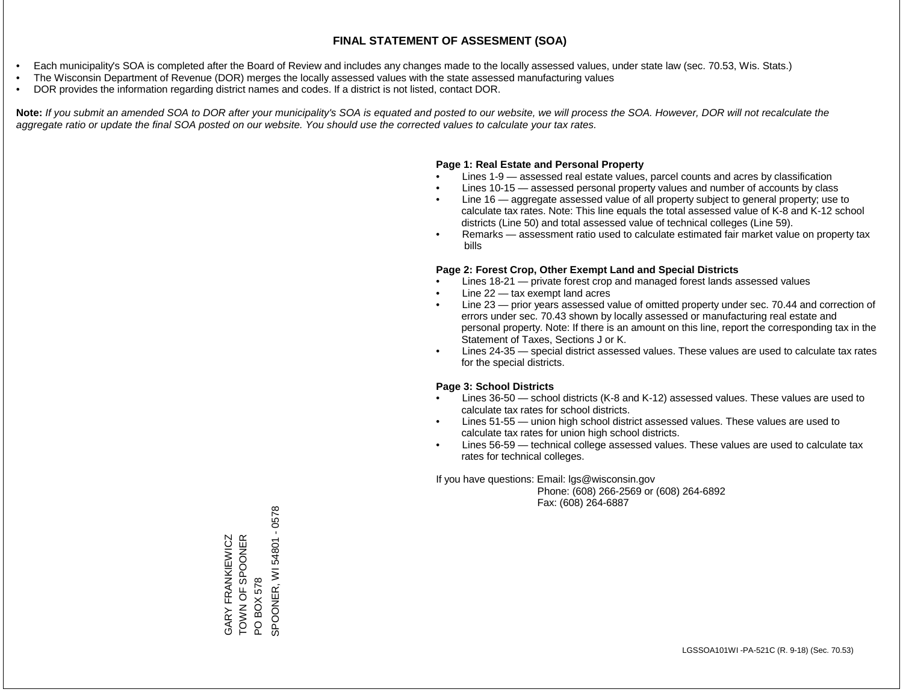# FINAL STATEMENT OF ASSESMENT (SOA)

- Each municipality's SOA is completed after the Board of Review and includes any changes made to the locally assessed values, under state law (sec. 70.53, Wis. Stats.)
- The Wisconsin Department of Revenue (DOR) merges the locally assessed values with the state assessed manufacturing values
- DOR provides the information regarding district names and codes. If a district is not listed, contact DOR.

**Note:** *If you submit an amended SOA to DOR after your municipality's SOA is equated and posted to our website, we will process the SOA. However, DOR will not recalculate the aggregate ratio or update the final SOA posted on our website. You should use the corrected values to calculate your tax rates.*

**Page 1: Real Estate and Personal Property**

- Lines 1-9 — assessed real estate values, parcel counts and acres by classification
- Lines 10-15 — assessed personal property values and number of accounts by class
- Line 16 — aggregate assessed value of all property subject to general property; use to calculate tax rates. Note: This line equals the total assessed value of K-8 and K-12 school districts (Line 50) and total assessed value of technical colleges (Line 59).
- Remarks — assessment ratio used to calculate estimated fair market value on property tax bills

**Page 2: Forest Crop, Other Exempt Land and Special Districts**

- Lines 18-21 — private forest crop and managed forest lands assessed values
- Line 22 — tax exempt land acres
- Line 23 — prior years assessed value of omitted property under sec. 70.44 and correction of errors under sec. 70.43 shown by locally assessed or manufacturing real estate and personal property. Note: If there is an amount on this line, report the corresponding tax in the Statement of Taxes, Sections J or K.
- Lines 24-35 — special district assessed values. These values are used to calculate tax rates for the special districts.

**Page 3: School Districts**

- Lines 36-50 — school districts (K-8 and K-12) assessed values. These values are used to calculate tax rates for school districts.
- Lines 51-55 — union high school district assessed values. These values are used to calculate tax rates for union high school districts.
- Lines 56-59 — technical college assessed values. These values are used to calculate tax rates for technical colleges.

If you have questions: Email: lgs@wisconsin.gov
Phone: (608) 266-2569 or (608) 264-6892
Fax: (608) 264-6887

GARY FRANKIEWICZ
TOWN OF SPOONER
PO BOX 578
SPOONER, WI 54801 - 0578

LGSSOA101WI -PA-521C (R. 9-18) (Sec. 70.53)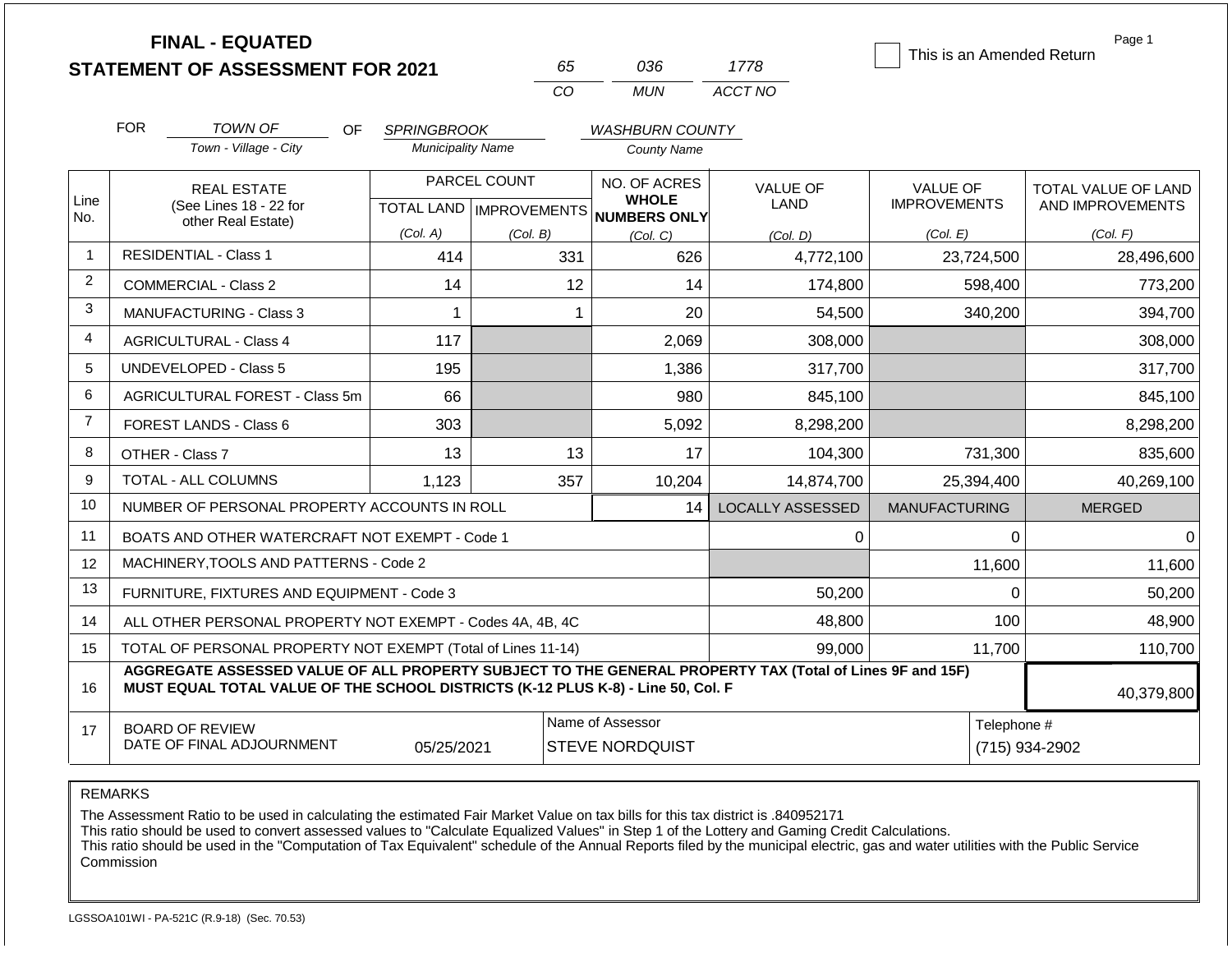# FINAL - EQUATED
## STATEMENT OF ASSESSMENT FOR 2021

| 65 | 036 | 1778 |
|---|---|---|
| CO | MUN | ACCT NO |

☐ This is an Amended Return

Page 1

FOR *TOWN OF* (Town - Village - City) OF *SPRINGBROOK* (Municipality Name) *WASHBURN COUNTY* (County Name)

| Line No. | REAL ESTATE (See Lines 18 - 22 for other Real Estate) | PARCEL COUNT TOTAL LAND (Col. A) | PARCEL COUNT IMPROVEMENTS (Col. B) | NO. OF ACRES WHOLE NUMBERS ONLY (Col. C) | VALUE OF LAND (Col. D) | VALUE OF IMPROVEMENTS (Col. E) | TOTAL VALUE OF LAND AND IMPROVEMENTS (Col. F) |
|---|---|---|---|---|---|---|---|
| 1 | RESIDENTIAL - Class 1 | 414 | 331 | 626 | 4,772,100 | 23,724,500 | 28,496,600 |
| 2 | COMMERCIAL - Class 2 | 14 | 12 | 14 | 174,800 | 598,400 | 773,200 |
| 3 | MANUFACTURING - Class 3 | 1 | 1 | 20 | 54,500 | 340,200 | 394,700 |
| 4 | AGRICULTURAL - Class 4 | 117 | | 2,069 | 308,000 | | 308,000 |
| 5 | UNDEVELOPED - Class 5 | 195 | | 1,386 | 317,700 | | 317,700 |
| 6 | AGRICULTURAL FOREST - Class 5m | 66 | | 980 | 845,100 | | 845,100 |
| 7 | FOREST LANDS - Class 6 | 303 | | 5,092 | 8,298,200 | | 8,298,200 |
| 8 | OTHER - Class 7 | 13 | 13 | 17 | 104,300 | 731,300 | 835,600 |
| 9 | TOTAL - ALL COLUMNS | 1,123 | 357 | 10,204 | 14,874,700 | 25,394,400 | 40,269,100 |
| 10 | NUMBER OF PERSONAL PROPERTY ACCOUNTS IN ROLL | | | 14 | LOCALLY ASSESSED | MANUFACTURING | MERGED |
| 11 | BOATS AND OTHER WATERCRAFT NOT EXEMPT - Code 1 | | | | 0 | 0 | 0 |
| 12 | MACHINERY,TOOLS AND PATTERNS - Code 2 | | | | | 11,600 | 11,600 |
| 13 | FURNITURE, FIXTURES AND EQUIPMENT - Code 3 | | | | 50,200 | 0 | 50,200 |
| 14 | ALL OTHER PERSONAL PROPERTY NOT EXEMPT - Codes 4A, 4B, 4C | | | | 48,800 | 100 | 48,900 |
| 15 | TOTAL OF PERSONAL PROPERTY NOT EXEMPT (Total of Lines 11-14) | | | | 99,000 | 11,700 | 110,700 |
| 16 | **AGGREGATE ASSESSED VALUE OF ALL PROPERTY SUBJECT TO THE GENERAL PROPERTY TAX (Total of Lines 9F and 15F) MUST EQUAL TOTAL VALUE OF THE SCHOOL DISTRICTS (K-12 PLUS K-8) - Line 50, Col. F** | | | | | | 40,379,800 |
| 17 | BOARD OF REVIEW DATE OF FINAL ADJOURNMENT | 05/25/2021 | | Name of Assessor: STEVE NORDQUIST | | Telephone #: (715) 934-2902 | |

REMARKS

The Assessment Ratio to be used in calculating the estimated Fair Market Value on tax bills for this tax district is .840952171
This ratio should be used to convert assessed values to "Calculate Equalized Values" in Step 1 of the Lottery and Gaming Credit Calculations.
This ratio should be used in the "Computation of Tax Equivalent" schedule of the Annual Reports filed by the municipal electric, gas and water utilities with the Public Service Commission

LGSSOA101WI - PA-521C (R.9-18) (Sec. 70.53)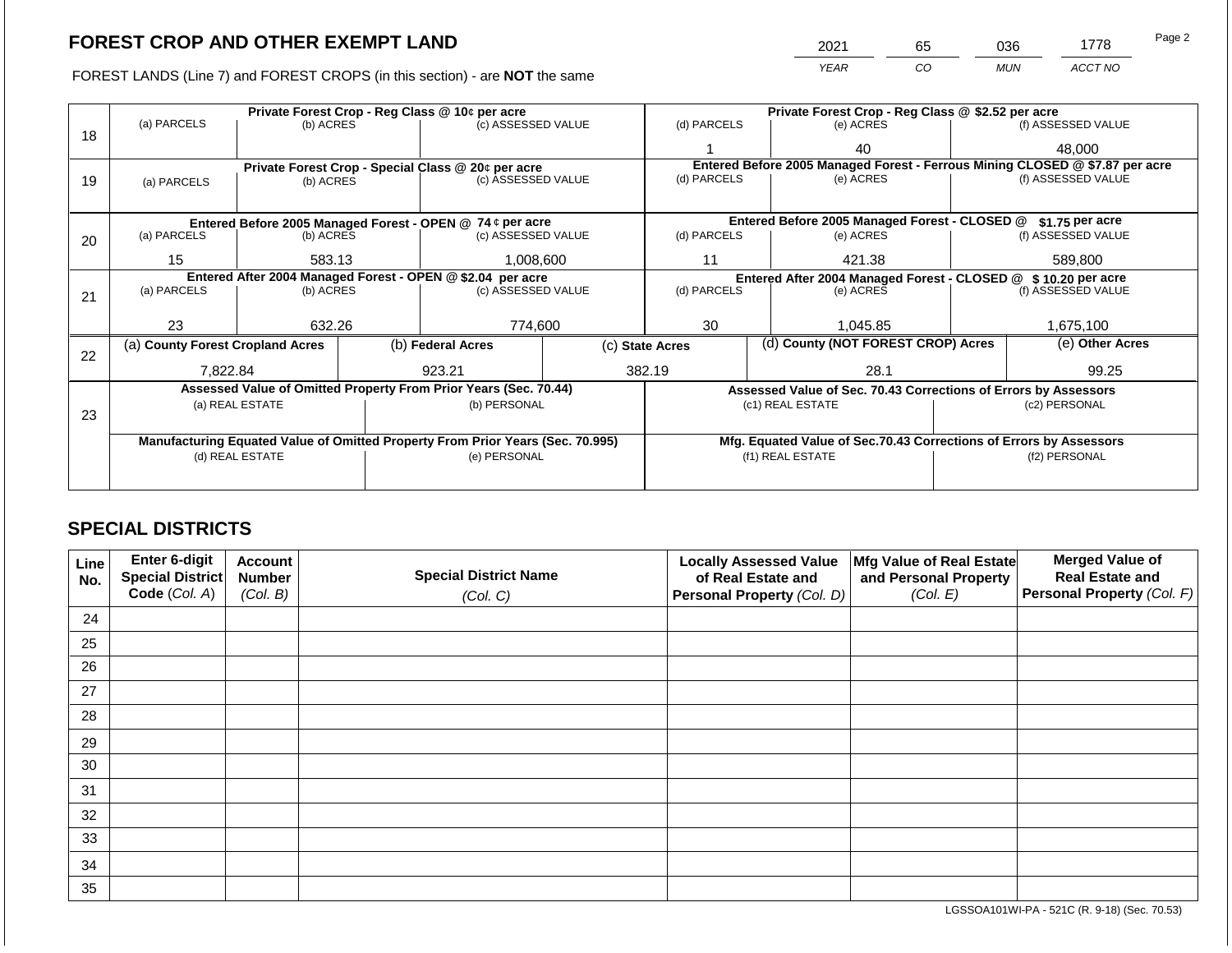## FOREST CROP AND OTHER EXEMPT LAND

FOREST LANDS (Line 7) and FOREST CROPS (in this section) - are **NOT** the same

| YEAR | CO | MUN | ACCT NO |
|---|---|---|---|
| 2021 | 65 | 036 | 1778 |

| Line | Private Forest Crop - Reg Class @ 10¢ per acre | | | Private Forest Crop - Reg Class @ $2.52 per acre | | |
|---|---|---|---|---|---|---|
| | (a) PARCELS | (b) ACRES | (c) ASSESSED VALUE | (d) PARCELS | (e) ACRES | (f) ASSESSED VALUE |
| 18 | | | | 1 | 40 | 48,000 |
| | **Private Forest Crop - Special Class @ 20¢ per acre** | | | **Entered Before 2005 Managed Forest - Ferrous Mining CLOSED @ $7.87 per acre** | | |
| | (a) PARCELS | (b) ACRES | (c) ASSESSED VALUE | (d) PARCELS | (e) ACRES | (f) ASSESSED VALUE |
| 19 | | | | | | |
| | **Entered Before 2005 Managed Forest - OPEN @ 74 ¢ per acre** | | | **Entered Before 2005 Managed Forest - CLOSED @ $1.75 per acre** | | |
| | (a) PARCELS | (b) ACRES | (c) ASSESSED VALUE | (d) PARCELS | (e) ACRES | (f) ASSESSED VALUE |
| 20 | 15 | 583.13 | 1,008,600 | 11 | 421.38 | 589,800 |
| | **Entered After 2004 Managed Forest - OPEN @ $2.04 per acre** | | | **Entered After 2004 Managed Forest - CLOSED @ $ 10.20 per acre** | | |
| | (a) PARCELS | (b) ACRES | (c) ASSESSED VALUE | (d) PARCELS | (e) ACRES | (f) ASSESSED VALUE |
| 21 | 23 | 632.26 | 774,600 | 30 | 1,045.85 | 1,675,100 |

| Line | (a) County Forest Cropland Acres | (b) Federal Acres | (c) State Acres | (d) County (NOT FOREST CROP) Acres | (e) Other Acres |
|---|---|---|---|---|---|
| 22 | 7,822.84 | 923.21 | 382.19 | 28.1 | 99.25 |

| Line | Assessed Value of Omitted Property From Prior Years (Sec. 70.44) | | Assessed Value of Sec. 70.43 Corrections of Errors by Assessors | |
|---|---|---|---|---|
| | (a) REAL ESTATE | (b) PERSONAL | (c1) REAL ESTATE | (c2) PERSONAL |
| 23 | | | | |
| | **Manufacturing Equated Value of Omitted Property From Prior Years (Sec. 70.995)** | | **Mfg. Equated Value of Sec.70.43 Corrections of Errors by Assessors** | |
| | (d) REAL ESTATE | (e) PERSONAL | (f1) REAL ESTATE | (f2) PERSONAL |
| | | | | |

## SPECIAL DISTRICTS

| Line No. | Enter 6-digit Special District Code (Col. A) | Account Number (Col. B) | Special District Name (Col. C) | Locally Assessed Value of Real Estate and Personal Property (Col. D) | Mfg Value of Real Estate and Personal Property (Col. E) | Merged Value of Real Estate and Personal Property (Col. F) |
|---|---|---|---|---|---|---|
| 24 | | | | | | |
| 25 | | | | | | |
| 26 | | | | | | |
| 27 | | | | | | |
| 28 | | | | | | |
| 29 | | | | | | |
| 30 | | | | | | |
| 31 | | | | | | |
| 32 | | | | | | |
| 33 | | | | | | |
| 34 | | | | | | |
| 35 | | | | | | |

LGSSOA101WI-PA - 521C (R. 9-18) (Sec. 70.53)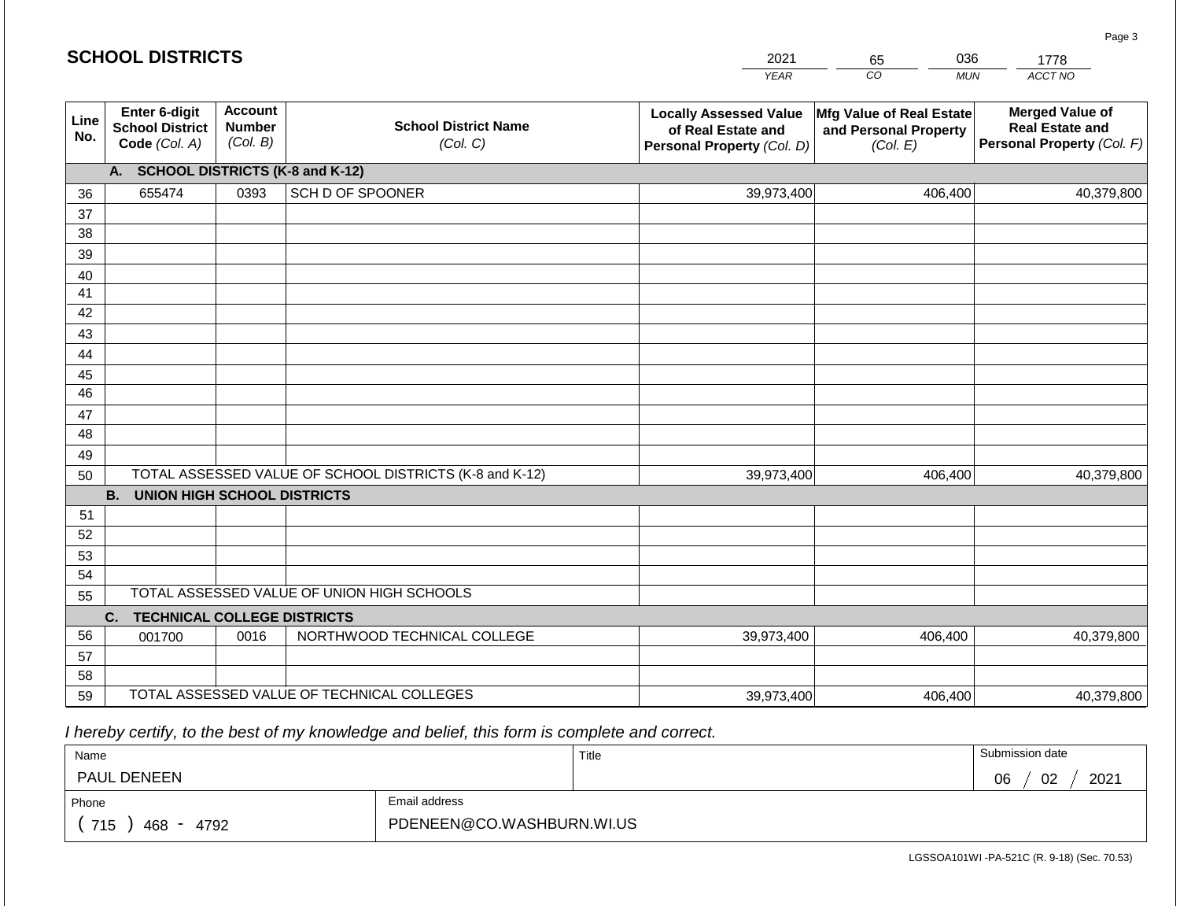# SCHOOL DISTRICTS

| 2021 | 65 | 036 | 1778 |
|---|---|---|---|
| *YEAR* | *CO* | *MUN* | *ACCT NO* |

| Line No. | Enter 6-digit School District Code *(Col. A)* | Account Number *(Col. B)* | School District Name *(Col. C)* | Locally Assessed Value of Real Estate and Personal Property *(Col. D)* | Mfg Value of Real Estate and Personal Property *(Col. E)* | Merged Value of Real Estate and Personal Property *(Col. F)* |
|---|---|---|---|---|---|---|
| | **A. SCHOOL DISTRICTS (K-8 and K-12)** | | | | | |
| 36 | 655474 | 0393 | SCH D OF SPOONER | 39,973,400 | 406,400 | 40,379,800 |
| 37 | | | | | | |
| 38 | | | | | | |
| 39 | | | | | | |
| 40 | | | | | | |
| 41 | | | | | | |
| 42 | | | | | | |
| 43 | | | | | | |
| 44 | | | | | | |
| 45 | | | | | | |
| 46 | | | | | | |
| 47 | | | | | | |
| 48 | | | | | | |
| 49 | | | | | | |
| 50 | TOTAL ASSESSED VALUE OF SCHOOL DISTRICTS (K-8 and K-12) | | | 39,973,400 | 406,400 | 40,379,800 |
| | **B. UNION HIGH SCHOOL DISTRICTS** | | | | | |
| 51 | | | | | | |
| 52 | | | | | | |
| 53 | | | | | | |
| 54 | | | | | | |
| 55 | TOTAL ASSESSED VALUE OF UNION HIGH SCHOOLS | | | | | |
| | **C. TECHNICAL COLLEGE DISTRICTS** | | | | | |
| 56 | 001700 | 0016 | NORTHWOOD TECHNICAL COLLEGE | 39,973,400 | 406,400 | 40,379,800 |
| 57 | | | | | | |
| 58 | | | | | | |
| 59 | TOTAL ASSESSED VALUE OF TECHNICAL COLLEGES | | | 39,973,400 | 406,400 | 40,379,800 |

*I hereby certify, to the best of my knowledge and belief, this form is complete and correct.*

| Name | Title | Submission date |
|---|---|---|
| PAUL DENEEN | | 06 / 02 / 2021 |
| **Phone** | **Email address** | |
| ( 715 ) 468 - 4792 | PDENEEN@CO.WASHBURN.WI.US | |

LGSSOA101WI -PA-521C (R. 9-18) (Sec. 70.53)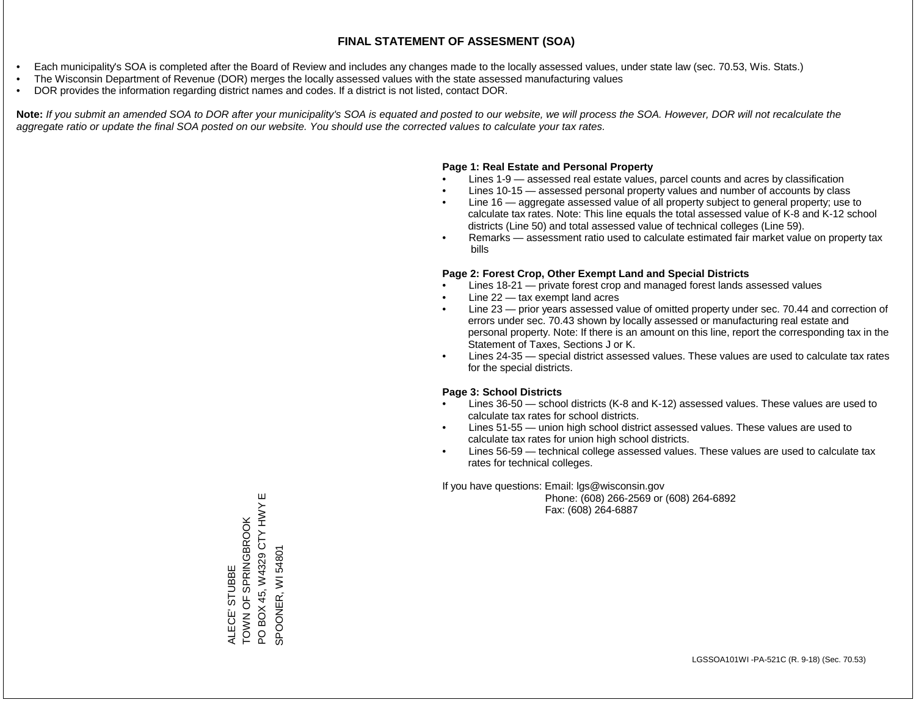# FINAL STATEMENT OF ASSESMENT (SOA)

- Each municipality's SOA is completed after the Board of Review and includes any changes made to the locally assessed values, under state law (sec. 70.53, Wis. Stats.)
- The Wisconsin Department of Revenue (DOR) merges the locally assessed values with the state assessed manufacturing values
- DOR provides the information regarding district names and codes. If a district is not listed, contact DOR.

**Note:** *If you submit an amended SOA to DOR after your municipality's SOA is equated and posted to our website, we will process the SOA. However, DOR will not recalculate the aggregate ratio or update the final SOA posted on our website. You should use the corrected values to calculate your tax rates.*

**Page 1: Real Estate and Personal Property**

- Lines 1-9 — assessed real estate values, parcel counts and acres by classification
- Lines 10-15 — assessed personal property values and number of accounts by class
- Line 16 — aggregate assessed value of all property subject to general property; use to calculate tax rates. Note: This line equals the total assessed value of K-8 and K-12 school districts (Line 50) and total assessed value of technical colleges (Line 59).
- Remarks — assessment ratio used to calculate estimated fair market value on property tax bills

**Page 2: Forest Crop, Other Exempt Land and Special Districts**

- Lines 18-21 — private forest crop and managed forest lands assessed values
- Line 22 — tax exempt land acres
- Line 23 — prior years assessed value of omitted property under sec. 70.44 and correction of errors under sec. 70.43 shown by locally assessed or manufacturing real estate and personal property. Note: If there is an amount on this line, report the corresponding tax in the Statement of Taxes, Sections J or K.
- Lines 24-35 — special district assessed values. These values are used to calculate tax rates for the special districts.

**Page 3: School Districts**

- Lines 36-50 — school districts (K-8 and K-12) assessed values. These values are used to calculate tax rates for school districts.
- Lines 51-55 — union high school district assessed values. These values are used to calculate tax rates for union high school districts.
- Lines 56-59 — technical college assessed values. These values are used to calculate tax rates for technical colleges.

If you have questions: Email: lgs@wisconsin.gov
Phone: (608) 266-2569 or (608) 264-6892
Fax: (608) 264-6887

ALECE' STUBBE
TOWN OF SPRINGBROOK
PO BOX 45, W4329 CTY HWY E
SPOONER, WI 54801

LGSSOA101WI -PA-521C (R. 9-18) (Sec. 70.53)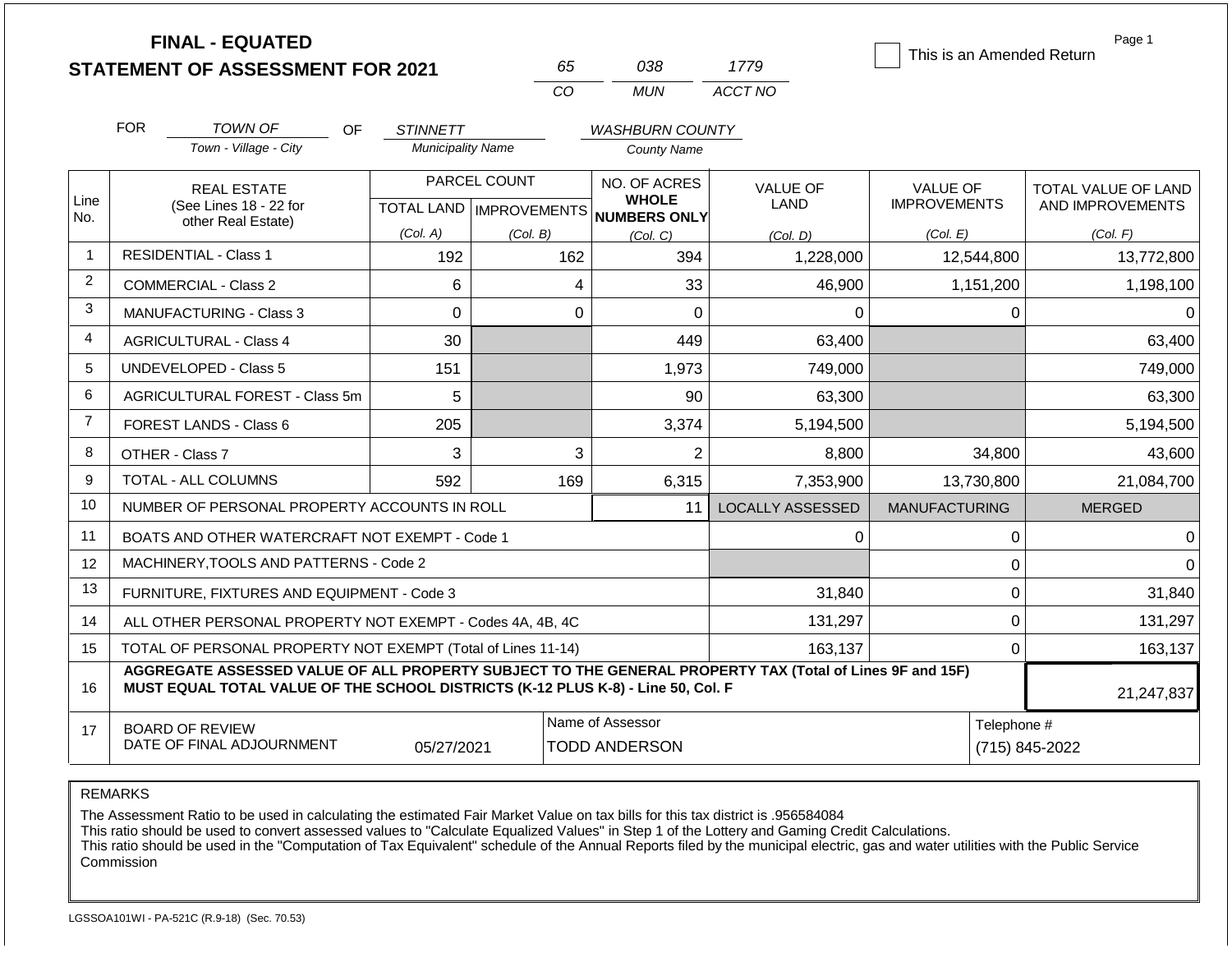# FINAL - EQUATED
## STATEMENT OF ASSESSMENT FOR 2021

65 | 038 | 1779
CO | MUN | ACCT NO

This is an Amended Return

Page 1

FOR TOWN OF (Town - Village - City) OF STINNETT (Municipality Name) WASHBURN COUNTY (County Name)

| Line No. | REAL ESTATE (See Lines 18 - 22 for other Real Estate) | PARCEL COUNT TOTAL LAND (Col. A) | PARCEL COUNT IMPROVEMENTS (Col. B) | NO. OF ACRES WHOLE NUMBERS ONLY (Col. C) | VALUE OF LAND (Col. D) | VALUE OF IMPROVEMENTS (Col. E) | TOTAL VALUE OF LAND AND IMPROVEMENTS (Col. F) |
|---|---|---|---|---|---|---|---|
| 1 | RESIDENTIAL - Class 1 | 192 | 162 | 394 | 1,228,000 | 12,544,800 | 13,772,800 |
| 2 | COMMERCIAL - Class 2 | 6 | 4 | 33 | 46,900 | 1,151,200 | 1,198,100 |
| 3 | MANUFACTURING - Class 3 | 0 | 0 | 0 | 0 | 0 | 0 |
| 4 | AGRICULTURAL - Class 4 | 30 | | 449 | 63,400 | | 63,400 |
| 5 | UNDEVELOPED - Class 5 | 151 | | 1,973 | 749,000 | | 749,000 |
| 6 | AGRICULTURAL FOREST - Class 5m | 5 | | 90 | 63,300 | | 63,300 |
| 7 | FOREST LANDS - Class 6 | 205 | | 3,374 | 5,194,500 | | 5,194,500 |
| 8 | OTHER - Class 7 | 3 | 3 | 2 | 8,800 | 34,800 | 43,600 |
| 9 | TOTAL - ALL COLUMNS | 592 | 169 | 6,315 | 7,353,900 | 13,730,800 | 21,084,700 |
| 10 | NUMBER OF PERSONAL PROPERTY ACCOUNTS IN ROLL | | | 11 | LOCALLY ASSESSED | MANUFACTURING | MERGED |
| 11 | BOATS AND OTHER WATERCRAFT NOT EXEMPT - Code 1 | | | | 0 | 0 | 0 |
| 12 | MACHINERY,TOOLS AND PATTERNS - Code 2 | | | | | 0 | 0 |
| 13 | FURNITURE, FIXTURES AND EQUIPMENT - Code 3 | | | | 31,840 | 0 | 31,840 |
| 14 | ALL OTHER PERSONAL PROPERTY NOT EXEMPT - Codes 4A, 4B, 4C | | | | 131,297 | 0 | 131,297 |
| 15 | TOTAL OF PERSONAL PROPERTY NOT EXEMPT (Total of Lines 11-14) | | | | 163,137 | 0 | 163,137 |
| 16 | **AGGREGATE ASSESSED VALUE OF ALL PROPERTY SUBJECT TO THE GENERAL PROPERTY TAX (Total of Lines 9F and 15F) MUST EQUAL TOTAL VALUE OF THE SCHOOL DISTRICTS (K-12 PLUS K-8) - Line 50, Col. F** | | | | | | 21,247,837 |
| 17 | BOARD OF REVIEW DATE OF FINAL ADJOURNMENT | 05/27/2021 | | Name of Assessor: TODD ANDERSON | | | Telephone #: (715) 845-2022 |

REMARKS

The Assessment Ratio to be used in calculating the estimated Fair Market Value on tax bills for this tax district is .956584084
This ratio should be used to convert assessed values to "Calculate Equalized Values" in Step 1 of the Lottery and Gaming Credit Calculations.
This ratio should be used in the "Computation of Tax Equivalent" schedule of the Annual Reports filed by the municipal electric, gas and water utilities with the Public Service Commission

LGSSOA101WI - PA-521C (R.9-18) (Sec. 70.53)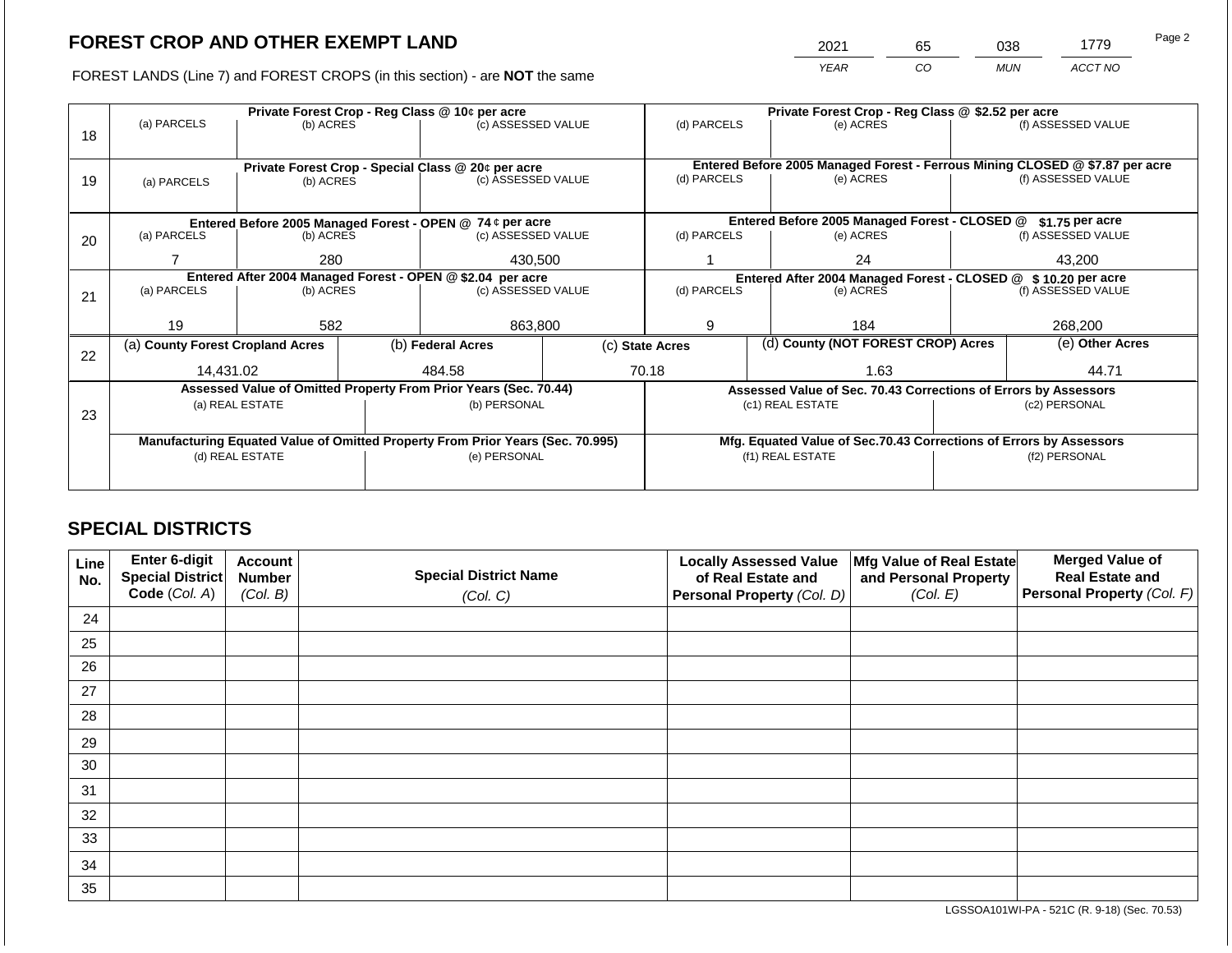# FOREST CROP AND OTHER EXEMPT LAND

FOREST LANDS (Line 7) and FOREST CROPS (in this section) - are **NOT** the same

| 2021 | 65 | 038 | 1779 |
|---|---|---|---|
| YEAR | CO | MUN | ACCT NO |

| Line | (a) PARCELS | (b) ACRES | (c) ASSESSED VALUE | (d) PARCELS | (e) ACRES | (f) ASSESSED VALUE |
|---|---|---|---|---|---|---|
| 18 | **Private Forest Crop - Reg Class @ 10¢ per acre** | | | **Private Forest Crop - Reg Class @ $2.52 per acre** | | |
| | | | | | | |
| 19 | **Private Forest Crop - Special Class @ 20¢ per acre** | | | **Entered Before 2005 Managed Forest - Ferrous Mining CLOSED @ $7.87 per acre** | | |
| | | | | | | |
| 20 | **Entered Before 2005 Managed Forest - OPEN @ 74 ¢ per acre** | | | **Entered Before 2005 Managed Forest - CLOSED @ $1.75 per acre** | | |
| | 7 | 280 | 430,500 | 1 | 24 | 43,200 |
| 21 | **Entered After 2004 Managed Forest - OPEN @ $2.04 per acre** | | | **Entered After 2004 Managed Forest - CLOSED @ $ 10.20 per acre** | | |
| | 19 | 582 | 863,800 | 9 | 184 | 268,200 |

| Line | (a) County Forest Cropland Acres | (b) Federal Acres | (c) State Acres | (d) County (NOT FOREST CROP) Acres | (e) Other Acres |
|---|---|---|---|---|---|
| 22 | 14,431.02 | 484.58 | 70.18 | 1.63 | 44.71 |

| Line | Assessed Value of Omitted Property From Prior Years (Sec. 70.44) | | Assessed Value of Sec. 70.43 Corrections of Errors by Assessors | |
|---|---|---|---|---|
| 23 | (a) REAL ESTATE | (b) PERSONAL | (c1) REAL ESTATE | (c2) PERSONAL |
| | | | | |
| | **Manufacturing Equated Value of Omitted Property From Prior Years (Sec. 70.995)** | | **Mfg. Equated Value of Sec.70.43 Corrections of Errors by Assessors** | |
| | (d) REAL ESTATE | (e) PERSONAL | (f1) REAL ESTATE | (f2) PERSONAL |
| | | | | |

## SPECIAL DISTRICTS

| Line No. | Enter 6-digit Special District Code (Col. A) | Account Number (Col. B) | Special District Name (Col. C) | Locally Assessed Value of Real Estate and Personal Property (Col. D) | Mfg Value of Real Estate and Personal Property (Col. E) | Merged Value of Real Estate and Personal Property (Col. F) |
|---|---|---|---|---|---|---|
| 24 | | | | | | |
| 25 | | | | | | |
| 26 | | | | | | |
| 27 | | | | | | |
| 28 | | | | | | |
| 29 | | | | | | |
| 30 | | | | | | |
| 31 | | | | | | |
| 32 | | | | | | |
| 33 | | | | | | |
| 34 | | | | | | |
| 35 | | | | | | |

LGSSOA101WI-PA - 521C (R. 9-18) (Sec. 70.53)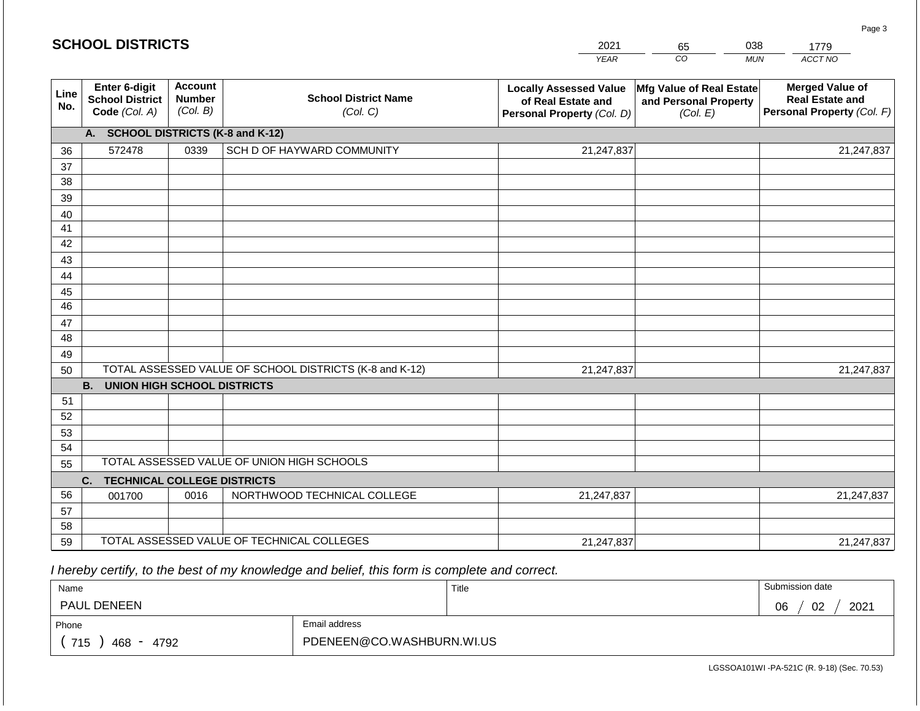# SCHOOL DISTRICTS

| 2021 | 65 | 038 | 1779 |
|---|---|---|---|
| YEAR | CO | MUN | ACCT NO |

| Line No. | Enter 6-digit School District Code (Col. A) | Account Number (Col. B) | School District Name (Col. C) | Locally Assessed Value of Real Estate and Personal Property (Col. D) | Mfg Value of Real Estate and Personal Property (Col. E) | Merged Value of Real Estate and Personal Property (Col. F) |
|---|---|---|---|---|---|---|
| | **A. SCHOOL DISTRICTS (K-8 and K-12)** | | | | | |
| 36 | 572478 | 0339 | SCH D OF HAYWARD COMMUNITY | 21,247,837 | | 21,247,837 |
| 37 | | | | | | |
| 38 | | | | | | |
| 39 | | | | | | |
| 40 | | | | | | |
| 41 | | | | | | |
| 42 | | | | | | |
| 43 | | | | | | |
| 44 | | | | | | |
| 45 | | | | | | |
| 46 | | | | | | |
| 47 | | | | | | |
| 48 | | | | | | |
| 49 | | | | | | |
| 50 | | | TOTAL ASSESSED VALUE OF SCHOOL DISTRICTS (K-8 and K-12) | 21,247,837 | | 21,247,837 |
| | **B. UNION HIGH SCHOOL DISTRICTS** | | | | | |
| 51 | | | | | | |
| 52 | | | | | | |
| 53 | | | | | | |
| 54 | | | | | | |
| 55 | | | TOTAL ASSESSED VALUE OF UNION HIGH SCHOOLS | | | |
| | **C. TECHNICAL COLLEGE DISTRICTS** | | | | | |
| 56 | 001700 | 0016 | NORTHWOOD TECHNICAL COLLEGE | 21,247,837 | | 21,247,837 |
| 57 | | | | | | |
| 58 | | | | | | |
| 59 | | | TOTAL ASSESSED VALUE OF TECHNICAL COLLEGES | 21,247,837 | | 21,247,837 |

*I hereby certify, to the best of my knowledge and belief, this form is complete and correct.*

| Name | Title | Submission date |
|---|---|---|
| PAUL DENEEN | | 06 / 02 / 2021 |
| Phone | Email address | |
| ( 715 ) 468 - 4792 | PDENEEN@CO.WASHBURN.WI.US | |

LGSSOA101WI -PA-521C (R. 9-18) (Sec. 70.53)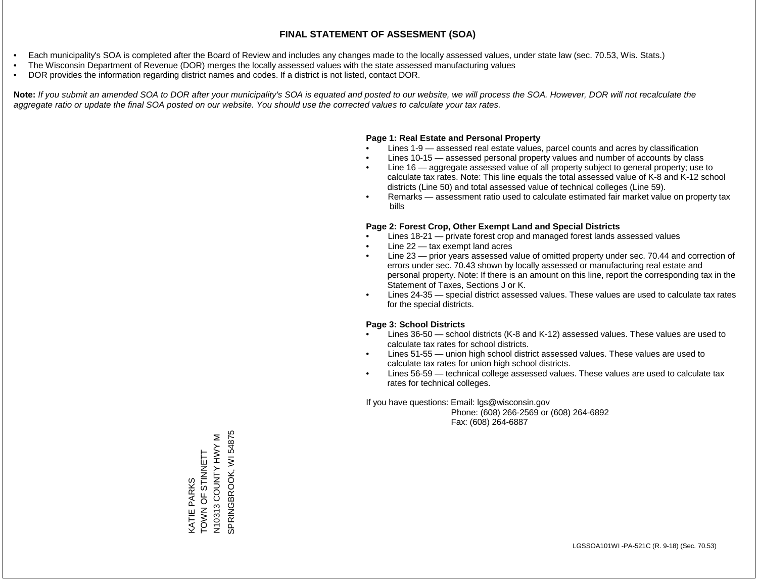# FINAL STATEMENT OF ASSESMENT (SOA)

- Each municipality's SOA is completed after the Board of Review and includes any changes made to the locally assessed values, under state law (sec. 70.53, Wis. Stats.)
- The Wisconsin Department of Revenue (DOR) merges the locally assessed values with the state assessed manufacturing values
- DOR provides the information regarding district names and codes. If a district is not listed, contact DOR.

**Note:** *If you submit an amended SOA to DOR after your municipality's SOA is equated and posted to our website, we will process the SOA. However, DOR will not recalculate the aggregate ratio or update the final SOA posted on our website. You should use the corrected values to calculate your tax rates.*

**Page 1: Real Estate and Personal Property**

- Lines 1-9 — assessed real estate values, parcel counts and acres by classification
- Lines 10-15 — assessed personal property values and number of accounts by class
- Line 16 — aggregate assessed value of all property subject to general property; use to calculate tax rates. Note: This line equals the total assessed value of K-8 and K-12 school districts (Line 50) and total assessed value of technical colleges (Line 59).
- Remarks — assessment ratio used to calculate estimated fair market value on property tax bills

**Page 2: Forest Crop, Other Exempt Land and Special Districts**

- Lines 18-21 — private forest crop and managed forest lands assessed values
- Line 22 — tax exempt land acres
- Line 23 — prior years assessed value of omitted property under sec. 70.44 and correction of errors under sec. 70.43 shown by locally assessed or manufacturing real estate and personal property. Note: If there is an amount on this line, report the corresponding tax in the Statement of Taxes, Sections J or K.
- Lines 24-35 — special district assessed values. These values are used to calculate tax rates for the special districts.

**Page 3: School Districts**

- Lines 36-50 — school districts (K-8 and K-12) assessed values. These values are used to calculate tax rates for school districts.
- Lines 51-55 — union high school district assessed values. These values are used to calculate tax rates for union high school districts.
- Lines 56-59 — technical college assessed values. These values are used to calculate tax rates for technical colleges.

If you have questions: Email: lgs@wisconsin.gov
Phone: (608) 266-2569 or (608) 264-6892
Fax: (608) 264-6887

KATIE PARKS
TOWN OF STINNETT
N10313 COUNTY HWY M
SPRINGBROOK, WI 54875

LGSSOA101WI -PA-521C (R. 9-18) (Sec. 70.53)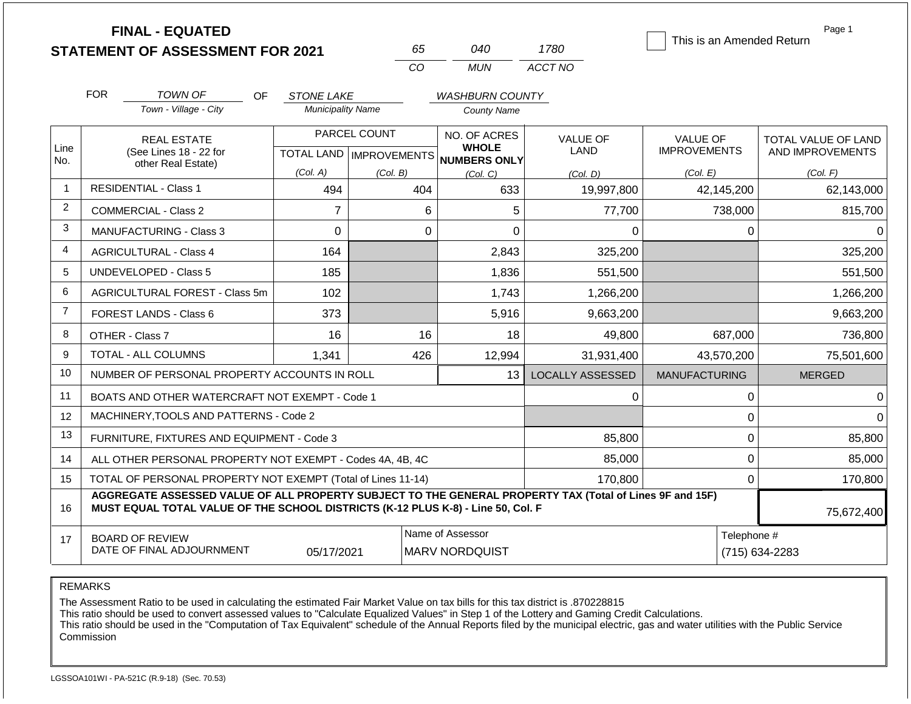**FINAL - EQUATED**
**STATEMENT OF ASSESSMENT FOR 2021**

| 65 | 040 | 1780 |
|---|---|---|
| CO | MUN | ACCT NO |

☐ This is an Amended Return

Page 1

FOR *TOWN OF* (Town - Village - City) OF *STONE LAKE* (Municipality Name) *WASHBURN COUNTY* (County Name)

| Line No. | REAL ESTATE (See Lines 18 - 22 for other Real Estate) | PARCEL COUNT TOTAL LAND (Col. A) | PARCEL COUNT IMPROVEMENTS (Col. B) | NO. OF ACRES WHOLE NUMBERS ONLY (Col. C) | VALUE OF LAND (Col. D) | VALUE OF IMPROVEMENTS (Col. E) | TOTAL VALUE OF LAND AND IMPROVEMENTS (Col. F) |
|---|---|---|---|---|---|---|---|
| 1 | RESIDENTIAL - Class 1 | 494 | 404 | 633 | 19,997,800 | 42,145,200 | 62,143,000 |
| 2 | COMMERCIAL - Class 2 | 7 | 6 | 5 | 77,700 | 738,000 | 815,700 |
| 3 | MANUFACTURING - Class 3 | 0 | 0 | 0 | 0 | 0 | 0 |
| 4 | AGRICULTURAL - Class 4 | 164 | | 2,843 | 325,200 | | 325,200 |
| 5 | UNDEVELOPED - Class 5 | 185 | | 1,836 | 551,500 | | 551,500 |
| 6 | AGRICULTURAL FOREST - Class 5m | 102 | | 1,743 | 1,266,200 | | 1,266,200 |
| 7 | FOREST LANDS - Class 6 | 373 | | 5,916 | 9,663,200 | | 9,663,200 |
| 8 | OTHER - Class 7 | 16 | 16 | 18 | 49,800 | 687,000 | 736,800 |
| 9 | TOTAL - ALL COLUMNS | 1,341 | 426 | 12,994 | 31,931,400 | 43,570,200 | 75,501,600 |
| 10 | NUMBER OF PERSONAL PROPERTY ACCOUNTS IN ROLL | | | 13 | LOCALLY ASSESSED | MANUFACTURING | MERGED |
| 11 | BOATS AND OTHER WATERCRAFT NOT EXEMPT - Code 1 | | | | 0 | 0 | 0 |
| 12 | MACHINERY,TOOLS AND PATTERNS - Code 2 | | | | | 0 | 0 |
| 13 | FURNITURE, FIXTURES AND EQUIPMENT - Code 3 | | | | 85,800 | 0 | 85,800 |
| 14 | ALL OTHER PERSONAL PROPERTY NOT EXEMPT - Codes 4A, 4B, 4C | | | | 85,000 | 0 | 85,000 |
| 15 | TOTAL OF PERSONAL PROPERTY NOT EXEMPT (Total of Lines 11-14) | | | | 170,800 | 0 | 170,800 |
| 16 | **AGGREGATE ASSESSED VALUE OF ALL PROPERTY SUBJECT TO THE GENERAL PROPERTY TAX (Total of Lines 9F and 15F) MUST EQUAL TOTAL VALUE OF THE SCHOOL DISTRICTS (K-12 PLUS K-8) - Line 50, Col. F** | | | | | | 75,672,400 |
| 17 | BOARD OF REVIEW DATE OF FINAL ADJOURNMENT | 05/17/2021 | Name of Assessor: MARV NORDQUIST | | | Telephone #: (715) 634-2283 | |

REMARKS

The Assessment Ratio to be used in calculating the estimated Fair Market Value on tax bills for this tax district is .870228815
This ratio should be used to convert assessed values to "Calculate Equalized Values" in Step 1 of the Lottery and Gaming Credit Calculations.
This ratio should be used in the "Computation of Tax Equivalent" schedule of the Annual Reports filed by the municipal electric, gas and water utilities with the Public Service Commission

LGSSOA101WI - PA-521C (R.9-18) (Sec. 70.53)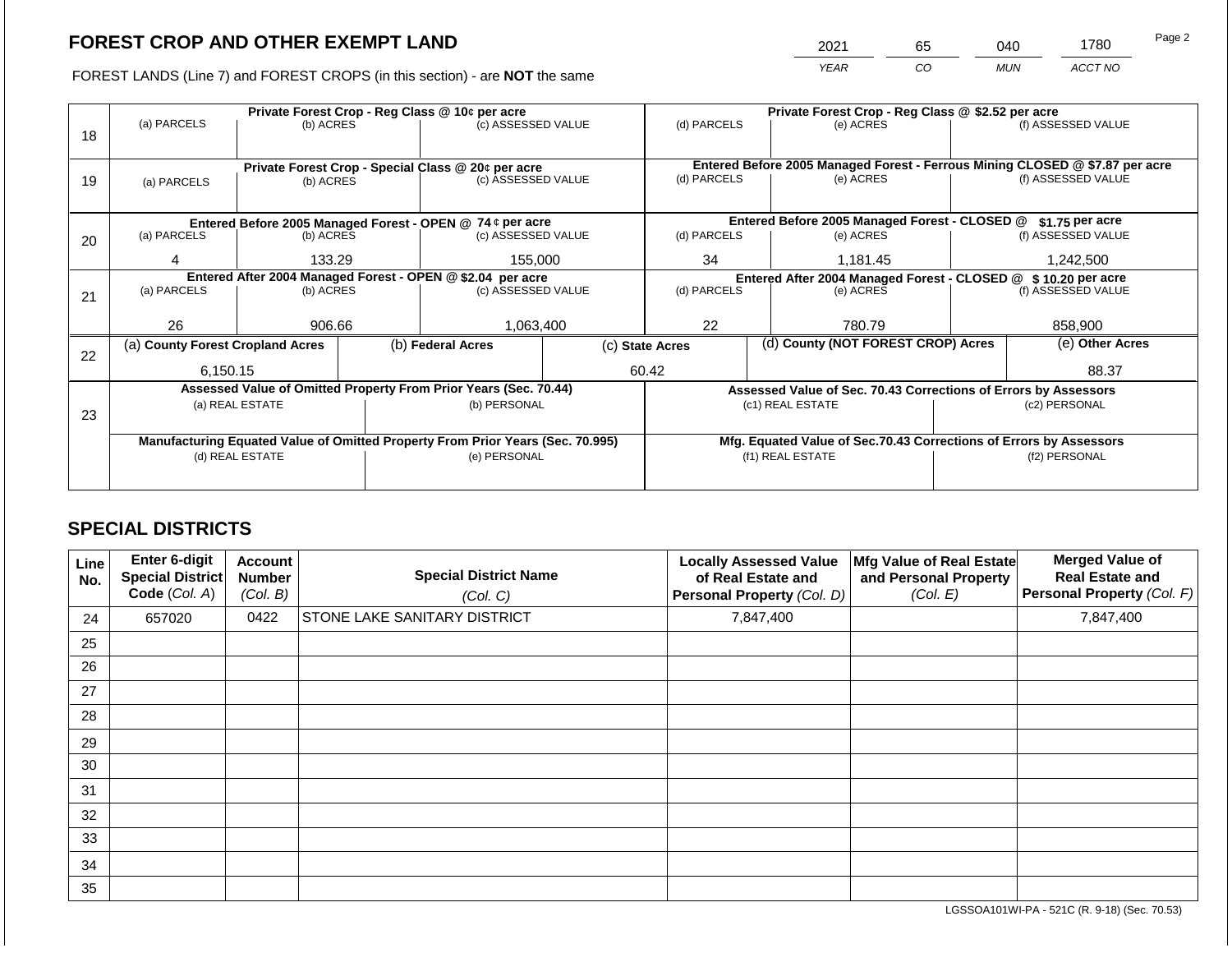# FOREST CROP AND OTHER EXEMPT LAND

| 2021 | 65 | 040 | 1780 |
|---|---|---|---|
| YEAR | CO | MUN | ACCT NO |

FOREST LANDS (Line 7) and FOREST CROPS (in this section) - are **NOT** the same

| Line | Private Forest Crop - Reg Class @ 10¢ per acre | | | Private Forest Crop - Reg Class @ $2.52 per acre | | |
|---|---|---|---|---|---|---|
| 18 | (a) PARCELS | (b) ACRES | (c) ASSESSED VALUE | (d) PARCELS | (e) ACRES | (f) ASSESSED VALUE |
| | | | | | | |
| | **Private Forest Crop - Special Class @ 20¢ per acre** | | | **Entered Before 2005 Managed Forest - Ferrous Mining CLOSED @ $7.87 per acre** | | |
| 19 | (a) PARCELS | (b) ACRES | (c) ASSESSED VALUE | (d) PARCELS | (e) ACRES | (f) ASSESSED VALUE |
| | | | | | | |
| | **Entered Before 2005 Managed Forest - OPEN @ 74 ¢ per acre** | | | **Entered Before 2005 Managed Forest - CLOSED @ $1.75 per acre** | | |
| 20 | (a) PARCELS | (b) ACRES | (c) ASSESSED VALUE | (d) PARCELS | (e) ACRES | (f) ASSESSED VALUE |
| | 4 | 133.29 | 155,000 | 34 | 1,181.45 | 1,242,500 |
| | **Entered After 2004 Managed Forest - OPEN @ $2.04 per acre** | | | **Entered After 2004 Managed Forest - CLOSED @ $ 10.20 per acre** | | |
| 21 | (a) PARCELS | (b) ACRES | (c) ASSESSED VALUE | (d) PARCELS | (e) ACRES | (f) ASSESSED VALUE |
| | 26 | 906.66 | 1,063,400 | 22 | 780.79 | 858,900 |

| Line | (a) County Forest Cropland Acres | (b) Federal Acres | (c) State Acres | (d) County (NOT FOREST CROP) Acres | (e) Other Acres |
|---|---|---|---|---|---|
| 22 | 6,150.15 | | 60.42 | | 88.37 |

| Line | Assessed Value of Omitted Property From Prior Years (Sec. 70.44) | | Assessed Value of Sec. 70.43 Corrections of Errors by Assessors | |
|---|---|---|---|---|
| 23 | (a) REAL ESTATE | (b) PERSONAL | (c1) REAL ESTATE | (c2) PERSONAL |
| | | | | |
| | **Manufacturing Equated Value of Omitted Property From Prior Years (Sec. 70.995)** | | **Mfg. Equated Value of Sec.70.43 Corrections of Errors by Assessors** | |
| | (d) REAL ESTATE | (e) PERSONAL | (f1) REAL ESTATE | (f2) PERSONAL |
| | | | | |

## SPECIAL DISTRICTS

| Line No. | Enter 6-digit Special District Code (Col. A) | Account Number (Col. B) | Special District Name (Col. C) | Locally Assessed Value of Real Estate and Personal Property (Col. D) | Mfg Value of Real Estate and Personal Property (Col. E) | Merged Value of Real Estate and Personal Property (Col. F) |
|---|---|---|---|---|---|---|
| 24 | 657020 | 0422 | STONE LAKE SANITARY DISTRICT | 7,847,400 | | 7,847,400 |
| 25 | | | | | | |
| 26 | | | | | | |
| 27 | | | | | | |
| 28 | | | | | | |
| 29 | | | | | | |
| 30 | | | | | | |
| 31 | | | | | | |
| 32 | | | | | | |
| 33 | | | | | | |
| 34 | | | | | | |
| 35 | | | | | | |

LGSSOA101WI-PA - 521C (R. 9-18) (Sec. 70.53)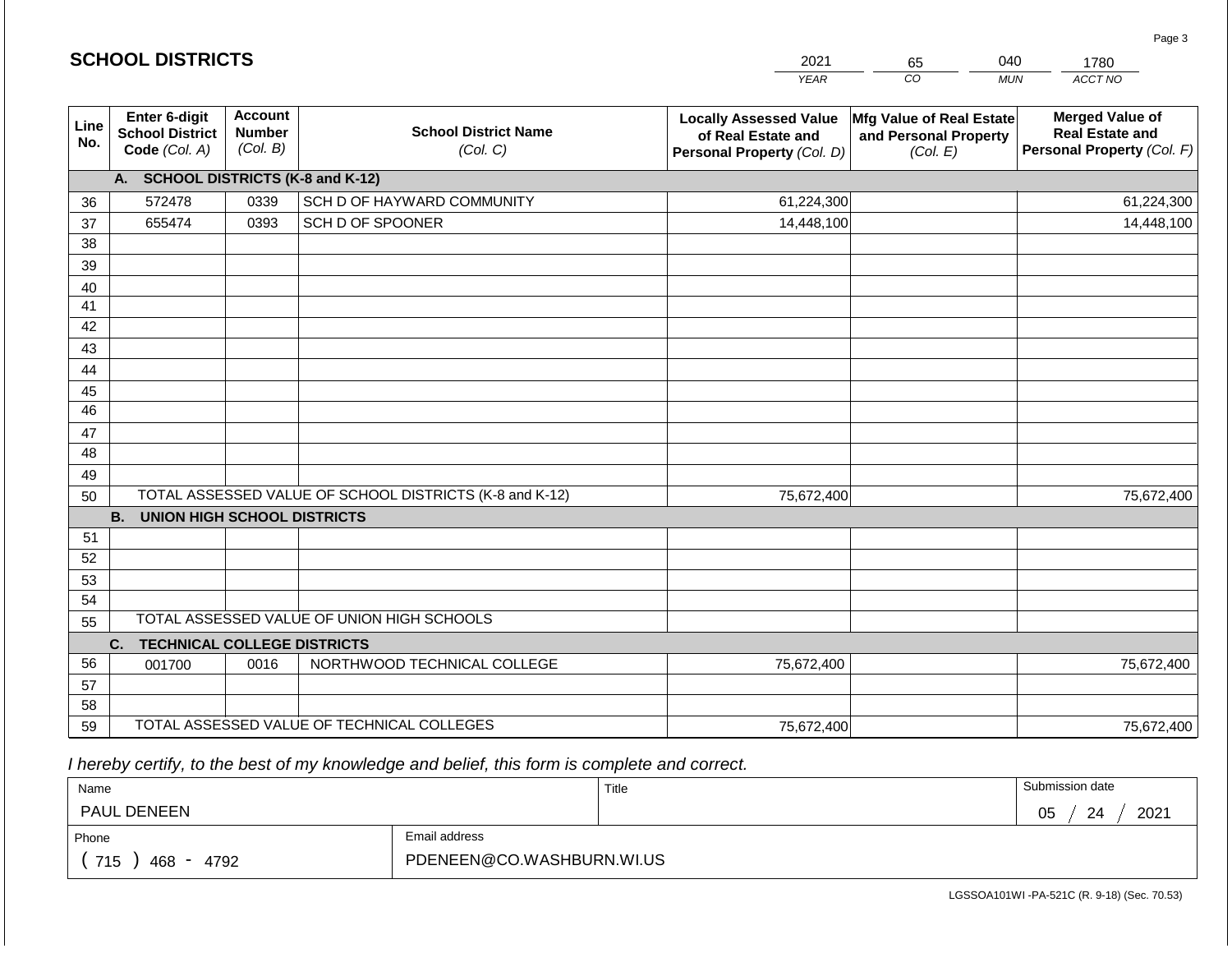## SCHOOL DISTRICTS

| 2021 | 65 | 040 | 1780 |
|---|---|---|---|
| YEAR | CO | MUN | ACCT NO |

| Line No. | Enter 6-digit School District Code *(Col. A)* | Account Number *(Col. B)* | School District Name *(Col. C)* | Locally Assessed Value of Real Estate and Personal Property *(Col. D)* | Mfg Value of Real Estate and Personal Property *(Col. E)* | Merged Value of Real Estate and Personal Property *(Col. F)* |
|---|---|---|---|---|---|---|
| | **A. SCHOOL DISTRICTS (K-8 and K-12)** | | | | | |
| 36 | 572478 | 0339 | SCH D OF HAYWARD COMMUNITY | 61,224,300 | | 61,224,300 |
| 37 | 655474 | 0393 | SCH D OF SPOONER | 14,448,100 | | 14,448,100 |
| 38 | | | | | | |
| 39 | | | | | | |
| 40 | | | | | | |
| 41 | | | | | | |
| 42 | | | | | | |
| 43 | | | | | | |
| 44 | | | | | | |
| 45 | | | | | | |
| 46 | | | | | | |
| 47 | | | | | | |
| 48 | | | | | | |
| 49 | | | | | | |
| 50 | TOTAL ASSESSED VALUE OF SCHOOL DISTRICTS (K-8 and K-12) | | | 75,672,400 | | 75,672,400 |
| | **B. UNION HIGH SCHOOL DISTRICTS** | | | | | |
| 51 | | | | | | |
| 52 | | | | | | |
| 53 | | | | | | |
| 54 | | | | | | |
| 55 | TOTAL ASSESSED VALUE OF UNION HIGH SCHOOLS | | | | | |
| | **C. TECHNICAL COLLEGE DISTRICTS** | | | | | |
| 56 | 001700 | 0016 | NORTHWOOD TECHNICAL COLLEGE | 75,672,400 | | 75,672,400 |
| 57 | | | | | | |
| 58 | | | | | | |
| 59 | TOTAL ASSESSED VALUE OF TECHNICAL COLLEGES | | | 75,672,400 | | 75,672,400 |

*I hereby certify, to the best of my knowledge and belief, this form is complete and correct.*

| Name | | Title | Submission date |
|---|---|---|---|
| PAUL DENEEN | | | 05 / 24 / 2021 |
| Phone | Email address | | |
| ( 715 ) 468 - 4792 | PDENEEN@CO.WASHBURN.WI.US | | |

LGSSOA101WI -PA-521C (R. 9-18) (Sec. 70.53)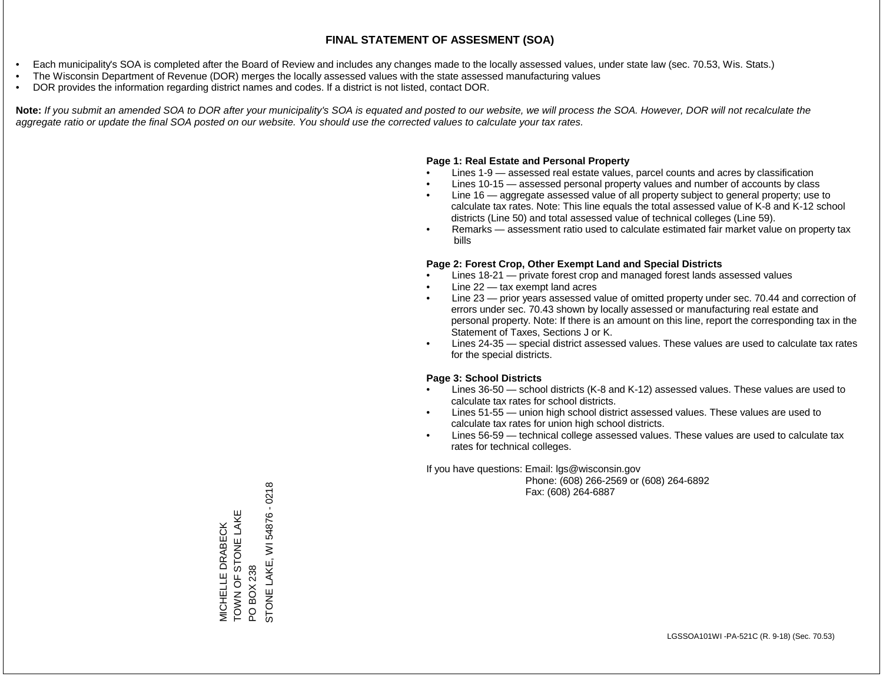# FINAL STATEMENT OF ASSESMENT (SOA)

- Each municipality's SOA is completed after the Board of Review and includes any changes made to the locally assessed values, under state law (sec. 70.53, Wis. Stats.)
- The Wisconsin Department of Revenue (DOR) merges the locally assessed values with the state assessed manufacturing values
- DOR provides the information regarding district names and codes. If a district is not listed, contact DOR.

**Note:** *If you submit an amended SOA to DOR after your municipality's SOA is equated and posted to our website, we will process the SOA. However, DOR will not recalculate the aggregate ratio or update the final SOA posted on our website. You should use the corrected values to calculate your tax rates.*

**Page 1: Real Estate and Personal Property**

- Lines 1-9 — assessed real estate values, parcel counts and acres by classification
- Lines 10-15 — assessed personal property values and number of accounts by class
- Line 16 — aggregate assessed value of all property subject to general property; use to calculate tax rates. Note: This line equals the total assessed value of K-8 and K-12 school districts (Line 50) and total assessed value of technical colleges (Line 59).
- Remarks — assessment ratio used to calculate estimated fair market value on property tax bills

**Page 2: Forest Crop, Other Exempt Land and Special Districts**

- Lines 18-21 — private forest crop and managed forest lands assessed values
- Line 22 — tax exempt land acres
- Line 23 — prior years assessed value of omitted property under sec. 70.44 and correction of errors under sec. 70.43 shown by locally assessed or manufacturing real estate and personal property. Note: If there is an amount on this line, report the corresponding tax in the Statement of Taxes, Sections J or K.
- Lines 24-35 — special district assessed values. These values are used to calculate tax rates for the special districts.

**Page 3: School Districts**

- Lines 36-50 — school districts (K-8 and K-12) assessed values. These values are used to calculate tax rates for school districts.
- Lines 51-55 — union high school district assessed values. These values are used to calculate tax rates for union high school districts.
- Lines 56-59 — technical college assessed values. These values are used to calculate tax rates for technical colleges.

If you have questions: Email: lgs@wisconsin.gov
Phone: (608) 266-2569 or (608) 264-6892
Fax: (608) 264-6887

MICHELLE DRABECK
TOWN OF STONE LAKE
PO BOX 238
STONE LAKE, WI 54876 - 0218

LGSSOA101WI -PA-521C (R. 9-18) (Sec. 70.53)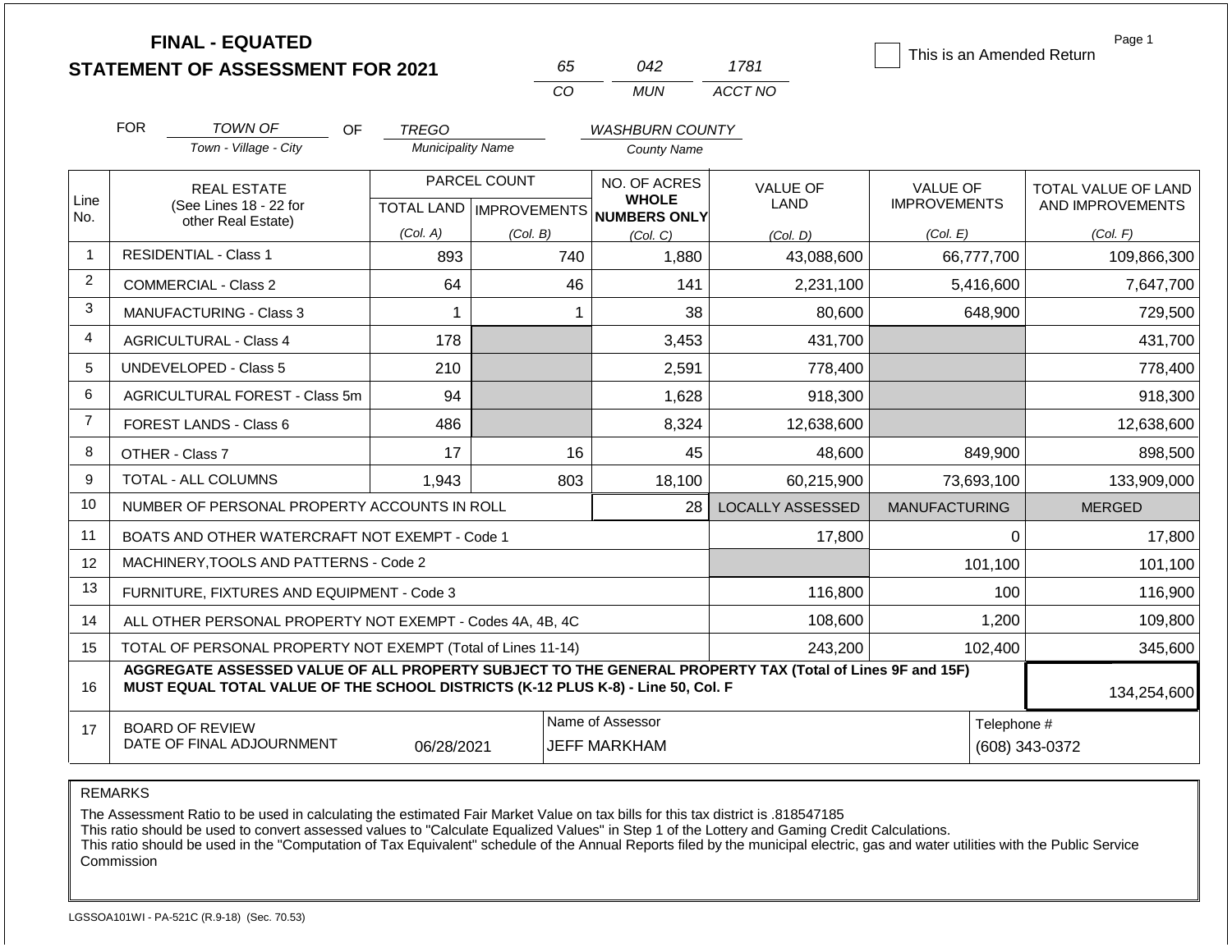# FINAL - EQUATED
## STATEMENT OF ASSESSMENT FOR 2021

| 65 | 042 | 1781 |
|---|---|---|
| CO | MUN | ACCT NO |

☐ This is an Amended Return

FOR *TOWN OF* (Town - Village - City) OF *TREGO* (Municipality Name) *WASHBURN COUNTY* (County Name)

| Line No. | REAL ESTATE (See Lines 18 - 22 for other Real Estate) | PARCEL COUNT TOTAL LAND (Col. A) | PARCEL COUNT IMPROVEMENTS (Col. B) | NO. OF ACRES WHOLE NUMBERS ONLY (Col. C) | VALUE OF LAND (Col. D) | VALUE OF IMPROVEMENTS (Col. E) | TOTAL VALUE OF LAND AND IMPROVEMENTS (Col. F) |
|---|---|---|---|---|---|---|---|
| 1 | RESIDENTIAL - Class 1 | 893 | 740 | 1,880 | 43,088,600 | 66,777,700 | 109,866,300 |
| 2 | COMMERCIAL - Class 2 | 64 | 46 | 141 | 2,231,100 | 5,416,600 | 7,647,700 |
| 3 | MANUFACTURING - Class 3 | 1 | 1 | 38 | 80,600 | 648,900 | 729,500 |
| 4 | AGRICULTURAL - Class 4 | 178 | | 3,453 | 431,700 | | 431,700 |
| 5 | UNDEVELOPED - Class 5 | 210 | | 2,591 | 778,400 | | 778,400 |
| 6 | AGRICULTURAL FOREST - Class 5m | 94 | | 1,628 | 918,300 | | 918,300 |
| 7 | FOREST LANDS - Class 6 | 486 | | 8,324 | 12,638,600 | | 12,638,600 |
| 8 | OTHER - Class 7 | 17 | 16 | 45 | 48,600 | 849,900 | 898,500 |
| 9 | TOTAL - ALL COLUMNS | 1,943 | 803 | 18,100 | 60,215,900 | 73,693,100 | 133,909,000 |

| Line No. | | | LOCALLY ASSESSED | MANUFACTURING | MERGED |
|---|---|---|---|---|---|
| 10 | NUMBER OF PERSONAL PROPERTY ACCOUNTS IN ROLL | 28 | | | |
| 11 | BOATS AND OTHER WATERCRAFT NOT EXEMPT - Code 1 | | 17,800 | 0 | 17,800 |
| 12 | MACHINERY,TOOLS AND PATTERNS - Code 2 | | | 101,100 | 101,100 |
| 13 | FURNITURE, FIXTURES AND EQUIPMENT - Code 3 | | 116,800 | 100 | 116,900 |
| 14 | ALL OTHER PERSONAL PROPERTY NOT EXEMPT - Codes 4A, 4B, 4C | | 108,600 | 1,200 | 109,800 |
| 15 | TOTAL OF PERSONAL PROPERTY NOT EXEMPT (Total of Lines 11-14) | | 243,200 | 102,400 | 345,600 |
| 16 | **AGGREGATE ASSESSED VALUE OF ALL PROPERTY SUBJECT TO THE GENERAL PROPERTY TAX (Total of Lines 9F and 15F) MUST EQUAL TOTAL VALUE OF THE SCHOOL DISTRICTS (K-12 PLUS K-8) - Line 50, Col. F** | | | | 134,254,600 |

| 17 | BOARD OF REVIEW DATE OF FINAL ADJOURNMENT | 06/28/2021 | Name of Assessor: JEFF MARKHAM | Telephone #: (608) 343-0372 |
|---|---|---|---|---|

REMARKS

The Assessment Ratio to be used in calculating the estimated Fair Market Value on tax bills for this tax district is .818547185
This ratio should be used to convert assessed values to "Calculate Equalized Values" in Step 1 of the Lottery and Gaming Credit Calculations.
This ratio should be used in the "Computation of Tax Equivalent" schedule of the Annual Reports filed by the municipal electric, gas and water utilities with the Public Service Commission

LGSSOA101WI - PA-521C (R.9-18) (Sec. 70.53)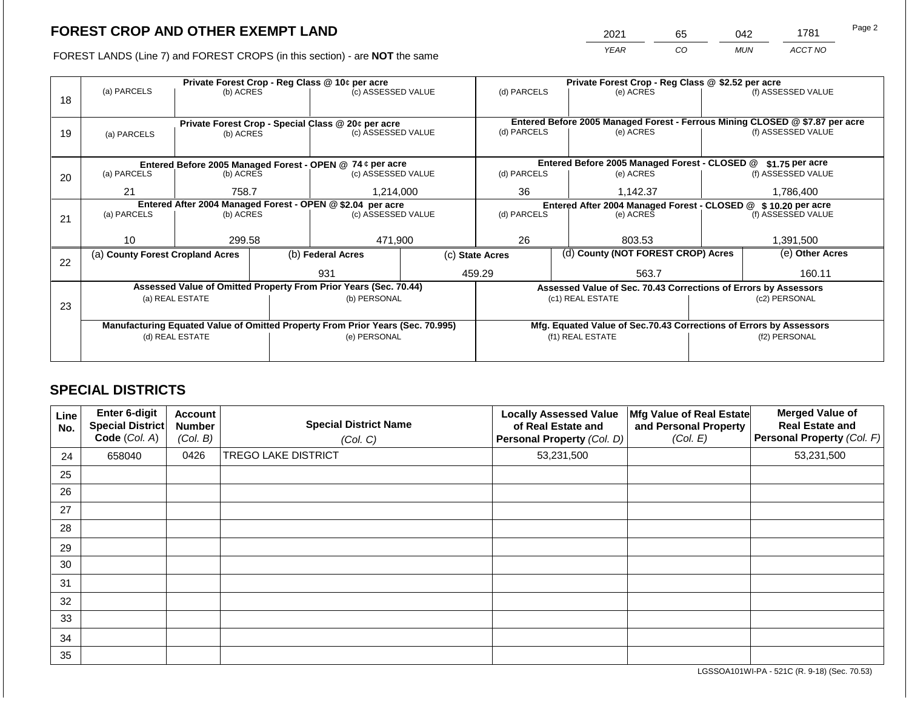## FOREST CROP AND OTHER EXEMPT LAND

FOREST LANDS (Line 7) and FOREST CROPS (in this section) - are **NOT** the same

| 2021 | 65 | 042 | 1781 |
|---|---|---|---|
| *YEAR* | *CO* | *MUN* | *ACCT NO* |

| Line | Private Forest Crop - Reg Class @ 10¢ per acre | | | Private Forest Crop - Reg Class @ $2.52 per acre | | |
|---|---|---|---|---|---|---|
| 18 | (a) PARCELS | (b) ACRES | (c) ASSESSED VALUE | (d) PARCELS | (e) ACRES | (f) ASSESSED VALUE |
| | | | | | | |
| | **Private Forest Crop - Special Class @ 20¢ per acre** | | | **Entered Before 2005 Managed Forest - Ferrous Mining CLOSED @ $7.87 per acre** | | |
| 19 | (a) PARCELS | (b) ACRES | (c) ASSESSED VALUE | (d) PARCELS | (e) ACRES | (f) ASSESSED VALUE |
| | | | | | | |
| | **Entered Before 2005 Managed Forest - OPEN @ 74 ¢ per acre** | | | **Entered Before 2005 Managed Forest - CLOSED @ $1.75 per acre** | | |
| 20 | (a) PARCELS | (b) ACRES | (c) ASSESSED VALUE | (d) PARCELS | (e) ACRES | (f) ASSESSED VALUE |
| | 21 | 758.7 | 1,214,000 | 36 | 1,142.37 | 1,786,400 |
| | **Entered After 2004 Managed Forest - OPEN @ $2.04 per acre** | | | **Entered After 2004 Managed Forest - CLOSED @ $ 10.20 per acre** | | |
| 21 | (a) PARCELS | (b) ACRES | (c) ASSESSED VALUE | (d) PARCELS | (e) ACRES | (f) ASSESSED VALUE |
| | 10 | 299.58 | 471,900 | 26 | 803.53 | 1,391,500 |

| Line | (a) County Forest Cropland Acres | (b) Federal Acres | (c) State Acres | (d) County (NOT FOREST CROP) Acres | (e) Other Acres |
|---|---|---|---|---|---|
| 22 | | 931 | 459.29 | 563.7 | 160.11 |

| Line | Assessed Value of Omitted Property From Prior Years (Sec. 70.44) | | Assessed Value of Sec. 70.43 Corrections of Errors by Assessors | |
|---|---|---|---|---|
| 23 | (a) REAL ESTATE | (b) PERSONAL | (c1) REAL ESTATE | (c2) PERSONAL |
| | | | | |
| | **Manufacturing Equated Value of Omitted Property From Prior Years (Sec. 70.995)** | | **Mfg. Equated Value of Sec.70.43 Corrections of Errors by Assessors** | |
| | (d) REAL ESTATE | (e) PERSONAL | (f1) REAL ESTATE | (f2) PERSONAL |
| | | | | |

## SPECIAL DISTRICTS

| Line No. | Enter 6-digit Special District Code (*Col. A*) | Account Number (*Col. B*) | Special District Name (*Col. C*) | Locally Assessed Value of Real Estate and Personal Property (*Col. D*) | Mfg Value of Real Estate and Personal Property (*Col. E*) | Merged Value of Real Estate and Personal Property (*Col. F*) |
|---|---|---|---|---|---|---|
| 24 | 658040 | 0426 | TREGO LAKE DISTRICT | 53,231,500 | | 53,231,500 |
| 25 | | | | | | |
| 26 | | | | | | |
| 27 | | | | | | |
| 28 | | | | | | |
| 29 | | | | | | |
| 30 | | | | | | |
| 31 | | | | | | |
| 32 | | | | | | |
| 33 | | | | | | |
| 34 | | | | | | |
| 35 | | | | | | |

LGSSOA101WI-PA - 521C (R. 9-18) (Sec. 70.53)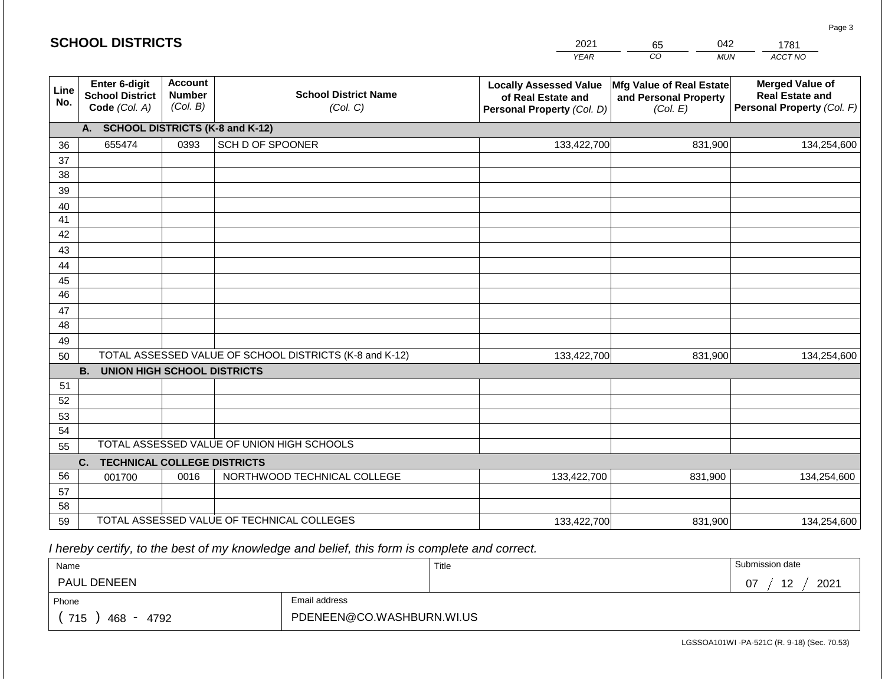## SCHOOL DISTRICTS

| 2021 | 65 | 042 | 1781 |
|---|---|---|---|
| YEAR | CO | MUN | ACCT NO |

| Line No. | Enter 6-digit School District Code (Col. A) | Account Number (Col. B) | School District Name (Col. C) | Locally Assessed Value of Real Estate and Personal Property (Col. D) | Mfg Value of Real Estate and Personal Property (Col. E) | Merged Value of Real Estate and Personal Property (Col. F) |
|---|---|---|---|---|---|---|
| | **A. SCHOOL DISTRICTS (K-8 and K-12)** | | | | | |
| 36 | 655474 | 0393 | SCH D OF SPOONER | 133,422,700 | 831,900 | 134,254,600 |
| 37 | | | | | | |
| 38 | | | | | | |
| 39 | | | | | | |
| 40 | | | | | | |
| 41 | | | | | | |
| 42 | | | | | | |
| 43 | | | | | | |
| 44 | | | | | | |
| 45 | | | | | | |
| 46 | | | | | | |
| 47 | | | | | | |
| 48 | | | | | | |
| 49 | | | | | | |
| 50 | TOTAL ASSESSED VALUE OF SCHOOL DISTRICTS (K-8 and K-12) | | | 133,422,700 | 831,900 | 134,254,600 |
| | **B. UNION HIGH SCHOOL DISTRICTS** | | | | | |
| 51 | | | | | | |
| 52 | | | | | | |
| 53 | | | | | | |
| 54 | | | | | | |
| 55 | TOTAL ASSESSED VALUE OF UNION HIGH SCHOOLS | | | | | |
| | **C. TECHNICAL COLLEGE DISTRICTS** | | | | | |
| 56 | 001700 | 0016 | NORTHWOOD TECHNICAL COLLEGE | 133,422,700 | 831,900 | 134,254,600 |
| 57 | | | | | | |
| 58 | | | | | | |
| 59 | TOTAL ASSESSED VALUE OF TECHNICAL COLLEGES | | | 133,422,700 | 831,900 | 134,254,600 |

*I hereby certify, to the best of my knowledge and belief, this form is complete and correct.*

| Name | Title | Submission date |
|---|---|---|
| PAUL DENEEN | | 07 / 12 / 2021 |

| Phone | Email address |
|---|---|
| ( 715 ) 468 - 4792 | PDENEEN@CO.WASHBURN.WI.US |

LGSSOA101WI -PA-521C (R. 9-18) (Sec. 70.53)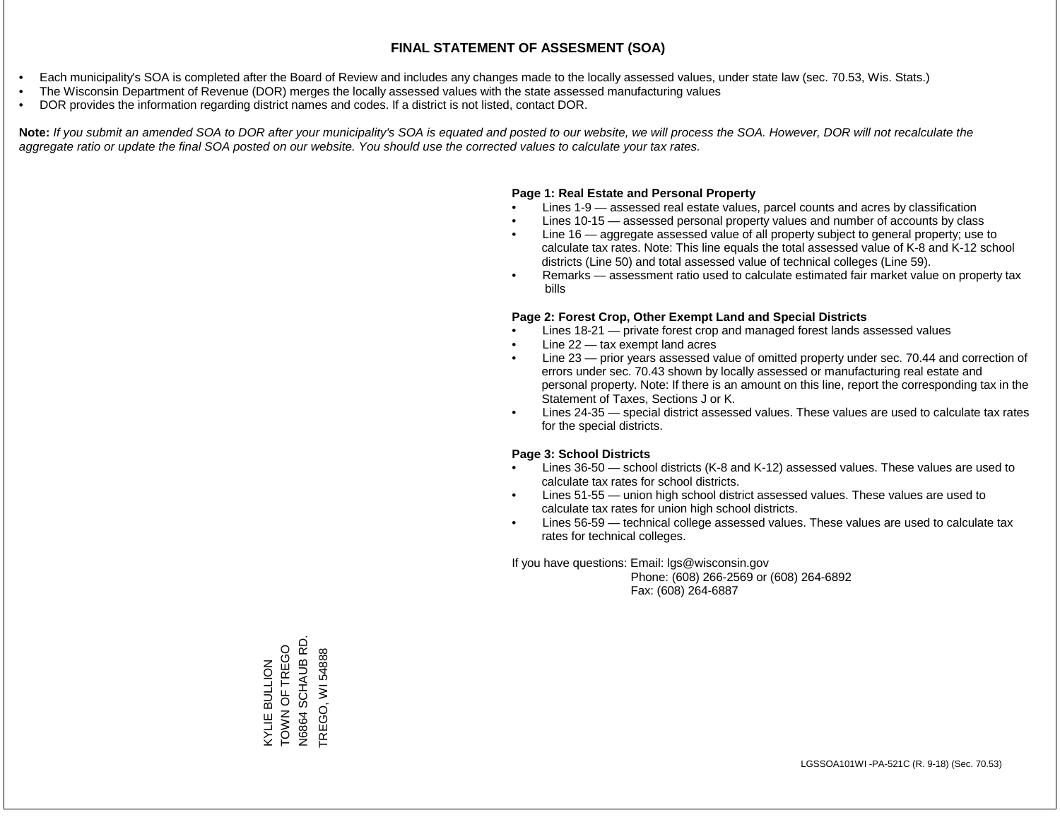# FINAL STATEMENT OF ASSESMENT (SOA)

- Each municipality's SOA is completed after the Board of Review and includes any changes made to the locally assessed values, under state law (sec. 70.53, Wis. Stats.)
- The Wisconsin Department of Revenue (DOR) merges the locally assessed values with the state assessed manufacturing values
- DOR provides the information regarding district names and codes. If a district is not listed, contact DOR.

**Note:** *If you submit an amended SOA to DOR after your municipality's SOA is equated and posted to our website, we will process the SOA. However, DOR will not recalculate the aggregate ratio or update the final SOA posted on our website. You should use the corrected values to calculate your tax rates.*

**Page 1: Real Estate and Personal Property**

- Lines 1-9 — assessed real estate values, parcel counts and acres by classification
- Lines 10-15 — assessed personal property values and number of accounts by class
- Line 16 — aggregate assessed value of all property subject to general property; use to calculate tax rates. Note: This line equals the total assessed value of K-8 and K-12 school districts (Line 50) and total assessed value of technical colleges (Line 59).
- Remarks — assessment ratio used to calculate estimated fair market value on property tax bills

**Page 2: Forest Crop, Other Exempt Land and Special Districts**

- Lines 18-21 — private forest crop and managed forest lands assessed values
- Line 22 — tax exempt land acres
- Line 23 — prior years assessed value of omitted property under sec. 70.44 and correction of errors under sec. 70.43 shown by locally assessed or manufacturing real estate and personal property. Note: If there is an amount on this line, report the corresponding tax in the Statement of Taxes, Sections J or K.
- Lines 24-35 — special district assessed values. These values are used to calculate tax rates for the special districts.

**Page 3: School Districts**

- Lines 36-50 — school districts (K-8 and K-12) assessed values. These values are used to calculate tax rates for school districts.
- Lines 51-55 — union high school district assessed values. These values are used to calculate tax rates for union high school districts.
- Lines 56-59 — technical college assessed values. These values are used to calculate tax rates for technical colleges.

If you have questions: Email: lgs@wisconsin.gov
Phone: (608) 266-2569 or (608) 264-6892
Fax: (608) 264-6887

KYLIE BULLION
TOWN OF TREGO
N6864 SCHAUB RD.
TREGO, WI 54888

LGSSOA101WI -PA-521C (R. 9-18) (Sec. 70.53)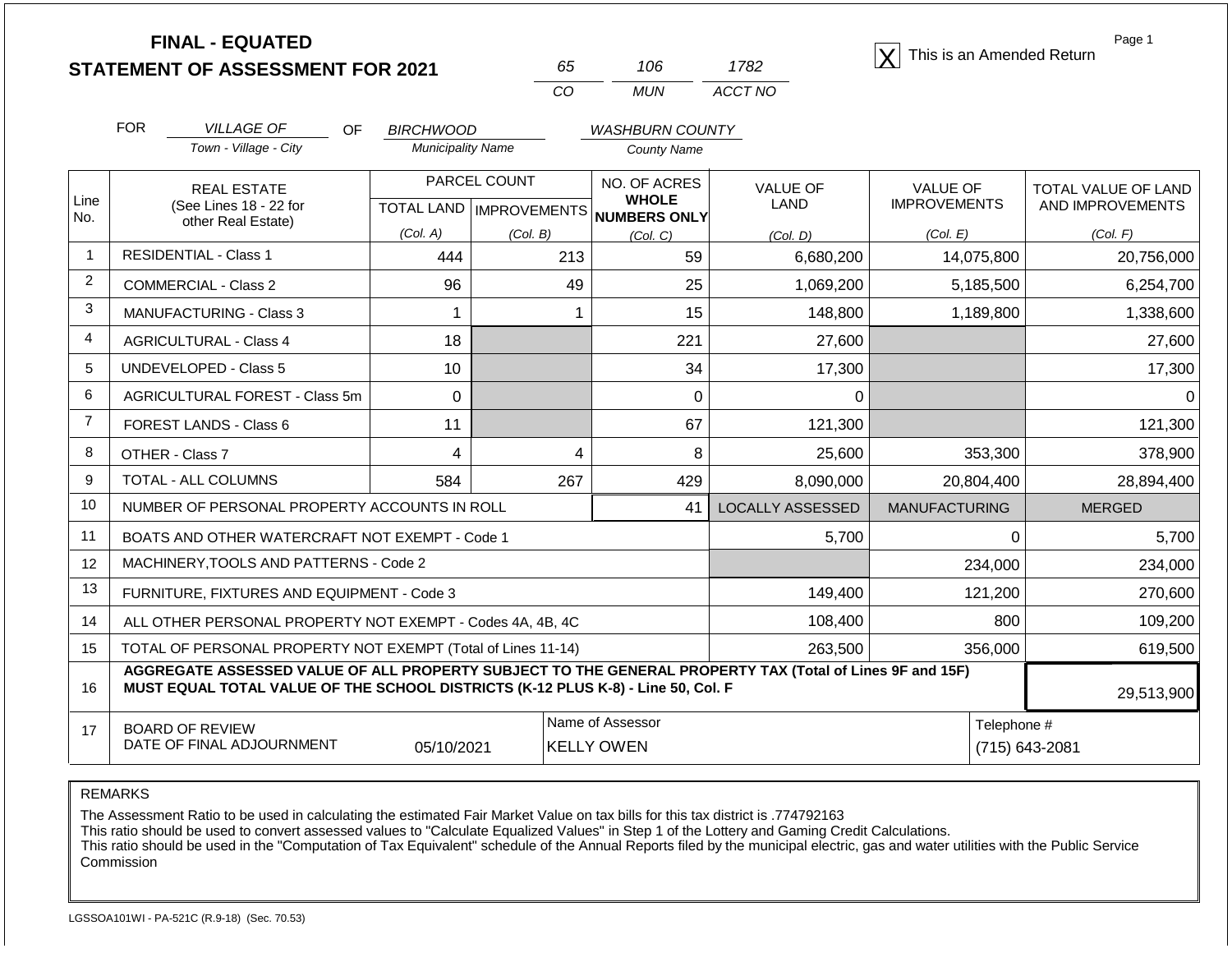# FINAL - EQUATED
## STATEMENT OF ASSESSMENT FOR 2021

| 65 | 106 | 1782 |
|---|---|---|
| CO | MUN | ACCT NO |

[X] This is an Amended Return

FOR *VILLAGE OF* (Town - Village - City) OF *BIRCHWOOD* (Municipality Name) *WASHBURN COUNTY* (County Name)

| Line No. | REAL ESTATE (See Lines 18 - 22 for other Real Estate) | PARCEL COUNT TOTAL LAND (Col. A) | PARCEL COUNT IMPROVEMENTS (Col. B) | NO. OF ACRES WHOLE NUMBERS ONLY (Col. C) | VALUE OF LAND (Col. D) | VALUE OF IMPROVEMENTS (Col. E) | TOTAL VALUE OF LAND AND IMPROVEMENTS (Col. F) |
|---|---|---|---|---|---|---|---|
| 1 | RESIDENTIAL - Class 1 | 444 | 213 | 59 | 6,680,200 | 14,075,800 | 20,756,000 |
| 2 | COMMERCIAL - Class 2 | 96 | 49 | 25 | 1,069,200 | 5,185,500 | 6,254,700 |
| 3 | MANUFACTURING - Class 3 | 1 | 1 | 15 | 148,800 | 1,189,800 | 1,338,600 |
| 4 | AGRICULTURAL - Class 4 | 18 | | 221 | 27,600 | | 27,600 |
| 5 | UNDEVELOPED - Class 5 | 10 | | 34 | 17,300 | | 17,300 |
| 6 | AGRICULTURAL FOREST - Class 5m | 0 | | 0 | 0 | | 0 |
| 7 | FOREST LANDS - Class 6 | 11 | | 67 | 121,300 | | 121,300 |
| 8 | OTHER - Class 7 | 4 | 4 | 8 | 25,600 | 353,300 | 378,900 |
| 9 | TOTAL - ALL COLUMNS | 584 | 267 | 429 | 8,090,000 | 20,804,400 | 28,894,400 |
| 10 | NUMBER OF PERSONAL PROPERTY ACCOUNTS IN ROLL | | | 41 | LOCALLY ASSESSED | MANUFACTURING | MERGED |
| 11 | BOATS AND OTHER WATERCRAFT NOT EXEMPT - Code 1 | | | | 5,700 | 0 | 5,700 |
| 12 | MACHINERY,TOOLS AND PATTERNS - Code 2 | | | | | 234,000 | 234,000 |
| 13 | FURNITURE, FIXTURES AND EQUIPMENT - Code 3 | | | | 149,400 | 121,200 | 270,600 |
| 14 | ALL OTHER PERSONAL PROPERTY NOT EXEMPT - Codes 4A, 4B, 4C | | | | 108,400 | 800 | 109,200 |
| 15 | TOTAL OF PERSONAL PROPERTY NOT EXEMPT (Total of Lines 11-14) | | | | 263,500 | 356,000 | 619,500 |
| 16 | **AGGREGATE ASSESSED VALUE OF ALL PROPERTY SUBJECT TO THE GENERAL PROPERTY TAX (Total of Lines 9F and 15F) MUST EQUAL TOTAL VALUE OF THE SCHOOL DISTRICTS (K-12 PLUS K-8) - Line 50, Col. F** | | | | | | 29,513,900 |
| 17 | BOARD OF REVIEW DATE OF FINAL ADJOURNMENT | 05/10/2021 | | Name of Assessor: KELLY OWEN | | Telephone #: (715) 643-2081 | |

REMARKS

The Assessment Ratio to be used in calculating the estimated Fair Market Value on tax bills for this tax district is .774792163
This ratio should be used to convert assessed values to "Calculate Equalized Values" in Step 1 of the Lottery and Gaming Credit Calculations.
This ratio should be used in the "Computation of Tax Equivalent" schedule of the Annual Reports filed by the municipal electric, gas and water utilities with the Public Service Commission

LGSSOA101WI - PA-521C (R.9-18) (Sec. 70.53)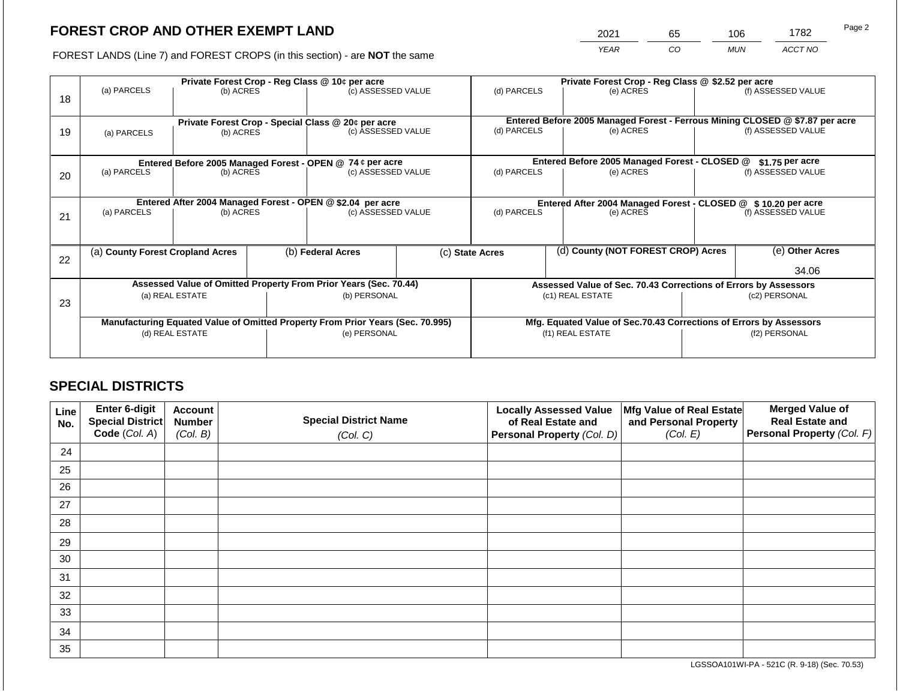# FOREST CROP AND OTHER EXEMPT LAND

FOREST LANDS (Line 7) and FOREST CROPS (in this section) - are **NOT** the same

| YEAR | CO | MUN | ACCT NO |
|---|---|---|---|
| 2021 | 65 | 106 | 1782 |

| | Private Forest Crop - Reg Class @ 10¢ per acre | | | Private Forest Crop - Reg Class @ $2.52 per acre | | |
|---|---|---|---|---|---|---|
| 18 | (a) PARCELS | (b) ACRES | (c) ASSESSED VALUE | (d) PARCELS | (e) ACRES | (f) ASSESSED VALUE |
| | **Private Forest Crop - Special Class @ 20¢ per acre** | | | **Entered Before 2005 Managed Forest - Ferrous Mining CLOSED @ $7.87 per acre** | | |
| 19 | (a) PARCELS | (b) ACRES | (c) ASSESSED VALUE | (d) PARCELS | (e) ACRES | (f) ASSESSED VALUE |
| | **Entered Before 2005 Managed Forest - OPEN @ 74 ¢ per acre** | | | **Entered Before 2005 Managed Forest - CLOSED @ $1.75 per acre** | | |
| 20 | (a) PARCELS | (b) ACRES | (c) ASSESSED VALUE | (d) PARCELS | (e) ACRES | (f) ASSESSED VALUE |
| | **Entered After 2004 Managed Forest - OPEN @ $2.04 per acre** | | | **Entered After 2004 Managed Forest - CLOSED @ $ 10.20 per acre** | | |
| 21 | (a) PARCELS | (b) ACRES | (c) ASSESSED VALUE | (d) PARCELS | (e) ACRES | (f) ASSESSED VALUE |

| | (a) County Forest Cropland Acres | (b) Federal Acres | (c) State Acres | (d) County (NOT FOREST CROP) Acres | (e) Other Acres |
|---|---|---|---|---|---|
| 22 | | | | | 34.06 |

| | Assessed Value of Omitted Property From Prior Years (Sec. 70.44) | | Assessed Value of Sec. 70.43 Corrections of Errors by Assessors | |
|---|---|---|---|---|
| 23 | (a) REAL ESTATE | (b) PERSONAL | (c1) REAL ESTATE | (c2) PERSONAL |
| | **Manufacturing Equated Value of Omitted Property From Prior Years (Sec. 70.995)** | | **Mfg. Equated Value of Sec.70.43 Corrections of Errors by Assessors** | |
| | (d) REAL ESTATE | (e) PERSONAL | (f1) REAL ESTATE | (f2) PERSONAL |

## SPECIAL DISTRICTS

| Line No. | Enter 6-digit Special District Code (Col. A) | Account Number (Col. B) | Special District Name (Col. C) | Locally Assessed Value of Real Estate and Personal Property (Col. D) | Mfg Value of Real Estate and Personal Property (Col. E) | Merged Value of Real Estate and Personal Property (Col. F) |
|---|---|---|---|---|---|---|
| 24 | | | | | | |
| 25 | | | | | | |
| 26 | | | | | | |
| 27 | | | | | | |
| 28 | | | | | | |
| 29 | | | | | | |
| 30 | | | | | | |
| 31 | | | | | | |
| 32 | | | | | | |
| 33 | | | | | | |
| 34 | | | | | | |
| 35 | | | | | | |

LGSSOA101WI-PA - 521C (R. 9-18) (Sec. 70.53)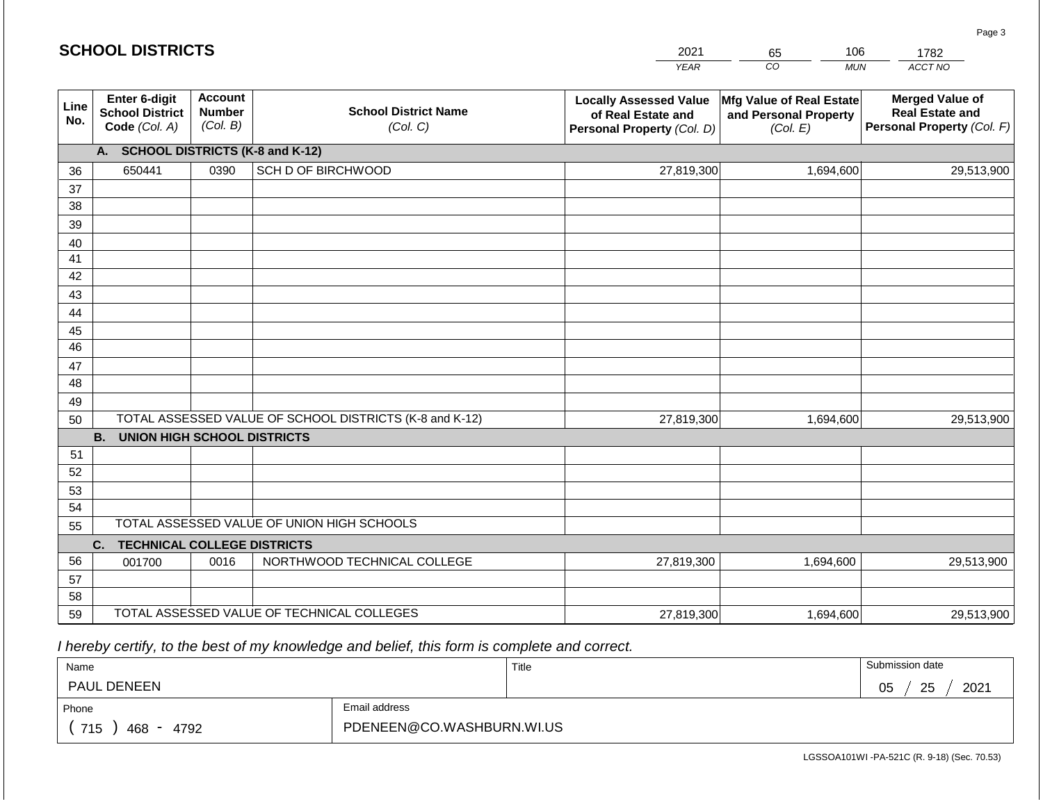## SCHOOL DISTRICTS

| 2021 | 65 | 106 | 1782 |
|---|---|---|---|
| YEAR | CO | MUN | ACCT NO |

| Line No. | Enter 6-digit School District Code (Col. A) | Account Number (Col. B) | School District Name (Col. C) | Locally Assessed Value of Real Estate and Personal Property (Col. D) | Mfg Value of Real Estate and Personal Property (Col. E) | Merged Value of Real Estate and Personal Property (Col. F) |
|---|---|---|---|---|---|---|
| | **A. SCHOOL DISTRICTS (K-8 and K-12)** | | | | | |
| 36 | 650441 | 0390 | SCH D OF BIRCHWOOD | 27,819,300 | 1,694,600 | 29,513,900 |
| 37 | | | | | | |
| 38 | | | | | | |
| 39 | | | | | | |
| 40 | | | | | | |
| 41 | | | | | | |
| 42 | | | | | | |
| 43 | | | | | | |
| 44 | | | | | | |
| 45 | | | | | | |
| 46 | | | | | | |
| 47 | | | | | | |
| 48 | | | | | | |
| 49 | | | | | | |
| 50 | TOTAL ASSESSED VALUE OF SCHOOL DISTRICTS (K-8 and K-12) | | | 27,819,300 | 1,694,600 | 29,513,900 |
| | **B. UNION HIGH SCHOOL DISTRICTS** | | | | | |
| 51 | | | | | | |
| 52 | | | | | | |
| 53 | | | | | | |
| 54 | | | | | | |
| 55 | TOTAL ASSESSED VALUE OF UNION HIGH SCHOOLS | | | | | |
| | **C. TECHNICAL COLLEGE DISTRICTS** | | | | | |
| 56 | 001700 | 0016 | NORTHWOOD TECHNICAL COLLEGE | 27,819,300 | 1,694,600 | 29,513,900 |
| 57 | | | | | | |
| 58 | | | | | | |
| 59 | TOTAL ASSESSED VALUE OF TECHNICAL COLLEGES | | | 27,819,300 | 1,694,600 | 29,513,900 |

*I hereby certify, to the best of my knowledge and belief, this form is complete and correct.*

| Name | Title | Submission date |
|---|---|---|
| PAUL DENEEN | | 05 / 25 / 2021 |
| Phone | Email address | |
| ( 715 ) 468 - 4792 | PDENEEN@CO.WASHBURN.WI.US | |

LGSSOA101WI -PA-521C (R. 9-18) (Sec. 70.53)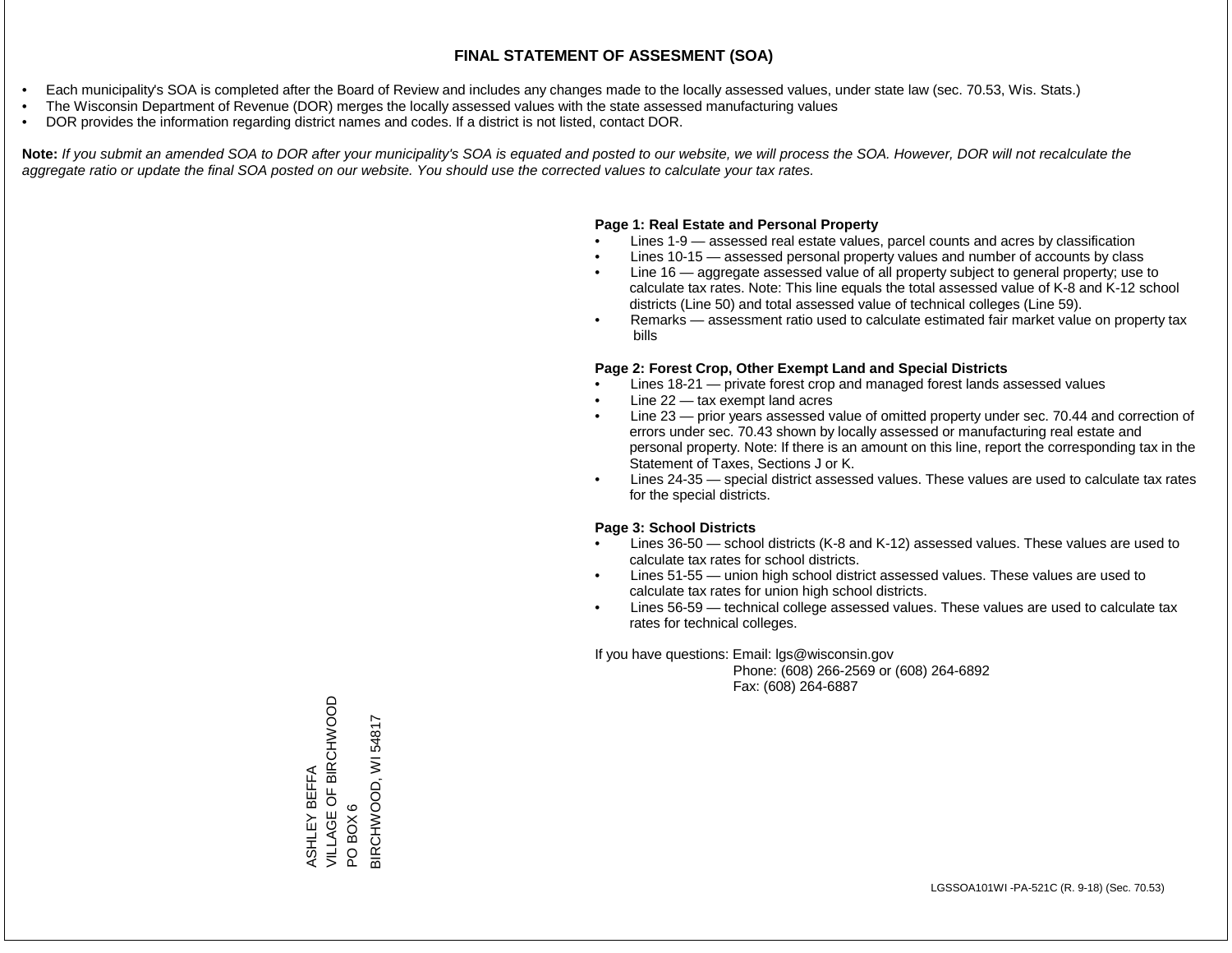# FINAL STATEMENT OF ASSESMENT (SOA)

- Each municipality's SOA is completed after the Board of Review and includes any changes made to the locally assessed values, under state law (sec. 70.53, Wis. Stats.)
- The Wisconsin Department of Revenue (DOR) merges the locally assessed values with the state assessed manufacturing values
- DOR provides the information regarding district names and codes. If a district is not listed, contact DOR.

**Note:** *If you submit an amended SOA to DOR after your municipality's SOA is equated and posted to our website, we will process the SOA. However, DOR will not recalculate the aggregate ratio or update the final SOA posted on our website. You should use the corrected values to calculate your tax rates.*

**Page 1: Real Estate and Personal Property**

- Lines 1-9 — assessed real estate values, parcel counts and acres by classification
- Lines 10-15 — assessed personal property values and number of accounts by class
- Line 16 — aggregate assessed value of all property subject to general property; use to calculate tax rates. Note: This line equals the total assessed value of K-8 and K-12 school districts (Line 50) and total assessed value of technical colleges (Line 59).
- Remarks — assessment ratio used to calculate estimated fair market value on property tax bills

**Page 2: Forest Crop, Other Exempt Land and Special Districts**

- Lines 18-21 — private forest crop and managed forest lands assessed values
- Line 22 — tax exempt land acres
- Line 23 — prior years assessed value of omitted property under sec. 70.44 and correction of errors under sec. 70.43 shown by locally assessed or manufacturing real estate and personal property. Note: If there is an amount on this line, report the corresponding tax in the Statement of Taxes, Sections J or K.
- Lines 24-35 — special district assessed values. These values are used to calculate tax rates for the special districts.

**Page 3: School Districts**

- Lines 36-50 — school districts (K-8 and K-12) assessed values. These values are used to calculate tax rates for school districts.
- Lines 51-55 — union high school district assessed values. These values are used to calculate tax rates for union high school districts.
- Lines 56-59 — technical college assessed values. These values are used to calculate tax rates for technical colleges.

If you have questions: Email: lgs@wisconsin.gov
Phone: (608) 266-2569 or (608) 264-6892
Fax: (608) 264-6887

ASHLEY BEFFA
VILLAGE OF BIRCHWOOD
PO BOX 6
BIRCHWOOD, WI 54817

LGSSOA101WI -PA-521C (R. 9-18) (Sec. 70.53)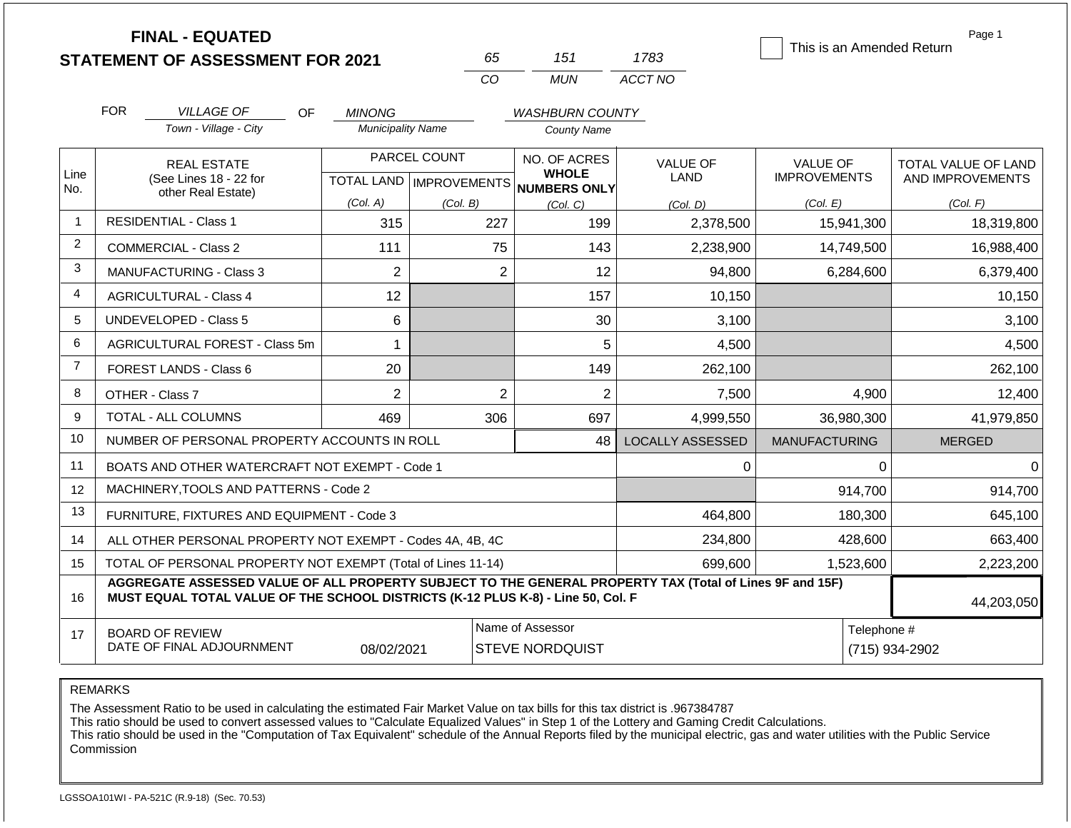# FINAL - EQUATED
# STATEMENT OF ASSESSMENT FOR 2021

| 65 | 151 | 1783 |
|---|---|---|
| CO | MUN | ACCT NO |

☐ This is an Amended Return

Page 1

FOR *VILLAGE OF* (Town - Village - City) OF *MINONG* (Municipality Name) *WASHBURN COUNTY* (County Name)

| Line No. | REAL ESTATE (See Lines 18 - 22 for other Real Estate) | PARCEL COUNT TOTAL LAND (Col. A) | PARCEL COUNT IMPROVEMENTS (Col. B) | NO. OF ACRES WHOLE NUMBERS ONLY (Col. C) | VALUE OF LAND (Col. D) | VALUE OF IMPROVEMENTS (Col. E) | TOTAL VALUE OF LAND AND IMPROVEMENTS (Col. F) |
|---|---|---|---|---|---|---|---|
| 1 | RESIDENTIAL - Class 1 | 315 | 227 | 199 | 2,378,500 | 15,941,300 | 18,319,800 |
| 2 | COMMERCIAL - Class 2 | 111 | 75 | 143 | 2,238,900 | 14,749,500 | 16,988,400 |
| 3 | MANUFACTURING - Class 3 | 2 | 2 | 12 | 94,800 | 6,284,600 | 6,379,400 |
| 4 | AGRICULTURAL - Class 4 | 12 | | 157 | 10,150 | | 10,150 |
| 5 | UNDEVELOPED - Class 5 | 6 | | 30 | 3,100 | | 3,100 |
| 6 | AGRICULTURAL FOREST - Class 5m | 1 | | 5 | 4,500 | | 4,500 |
| 7 | FOREST LANDS - Class 6 | 20 | | 149 | 262,100 | | 262,100 |
| 8 | OTHER - Class 7 | 2 | 2 | 2 | 7,500 | 4,900 | 12,400 |
| 9 | TOTAL - ALL COLUMNS | 469 | 306 | 697 | 4,999,550 | 36,980,300 | 41,979,850 |
| 10 | NUMBER OF PERSONAL PROPERTY ACCOUNTS IN ROLL | | | 48 | LOCALLY ASSESSED | MANUFACTURING | MERGED |
| 11 | BOATS AND OTHER WATERCRAFT NOT EXEMPT - Code 1 | | | | 0 | 0 | 0 |
| 12 | MACHINERY,TOOLS AND PATTERNS - Code 2 | | | | | 914,700 | 914,700 |
| 13 | FURNITURE, FIXTURES AND EQUIPMENT - Code 3 | | | | 464,800 | 180,300 | 645,100 |
| 14 | ALL OTHER PERSONAL PROPERTY NOT EXEMPT - Codes 4A, 4B, 4C | | | | 234,800 | 428,600 | 663,400 |
| 15 | TOTAL OF PERSONAL PROPERTY NOT EXEMPT (Total of Lines 11-14) | | | | 699,600 | 1,523,600 | 2,223,200 |
| 16 | **AGGREGATE ASSESSED VALUE OF ALL PROPERTY SUBJECT TO THE GENERAL PROPERTY TAX (Total of Lines 9F and 15F) MUST EQUAL TOTAL VALUE OF THE SCHOOL DISTRICTS (K-12 PLUS K-8) - Line 50, Col. F** | | | | | | 44,203,050 |
| 17 | BOARD OF REVIEW DATE OF FINAL ADJOURNMENT | 08/02/2021 | Name of Assessor | STEVE NORDQUIST | | Telephone # | (715) 934-2902 |

REMARKS

The Assessment Ratio to be used in calculating the estimated Fair Market Value on tax bills for this tax district is .967384787
This ratio should be used to convert assessed values to "Calculate Equalized Values" in Step 1 of the Lottery and Gaming Credit Calculations.
This ratio should be used in the "Computation of Tax Equivalent" schedule of the Annual Reports filed by the municipal electric, gas and water utilities with the Public Service Commission

LGSSOA101WI - PA-521C (R.9-18) (Sec. 70.53)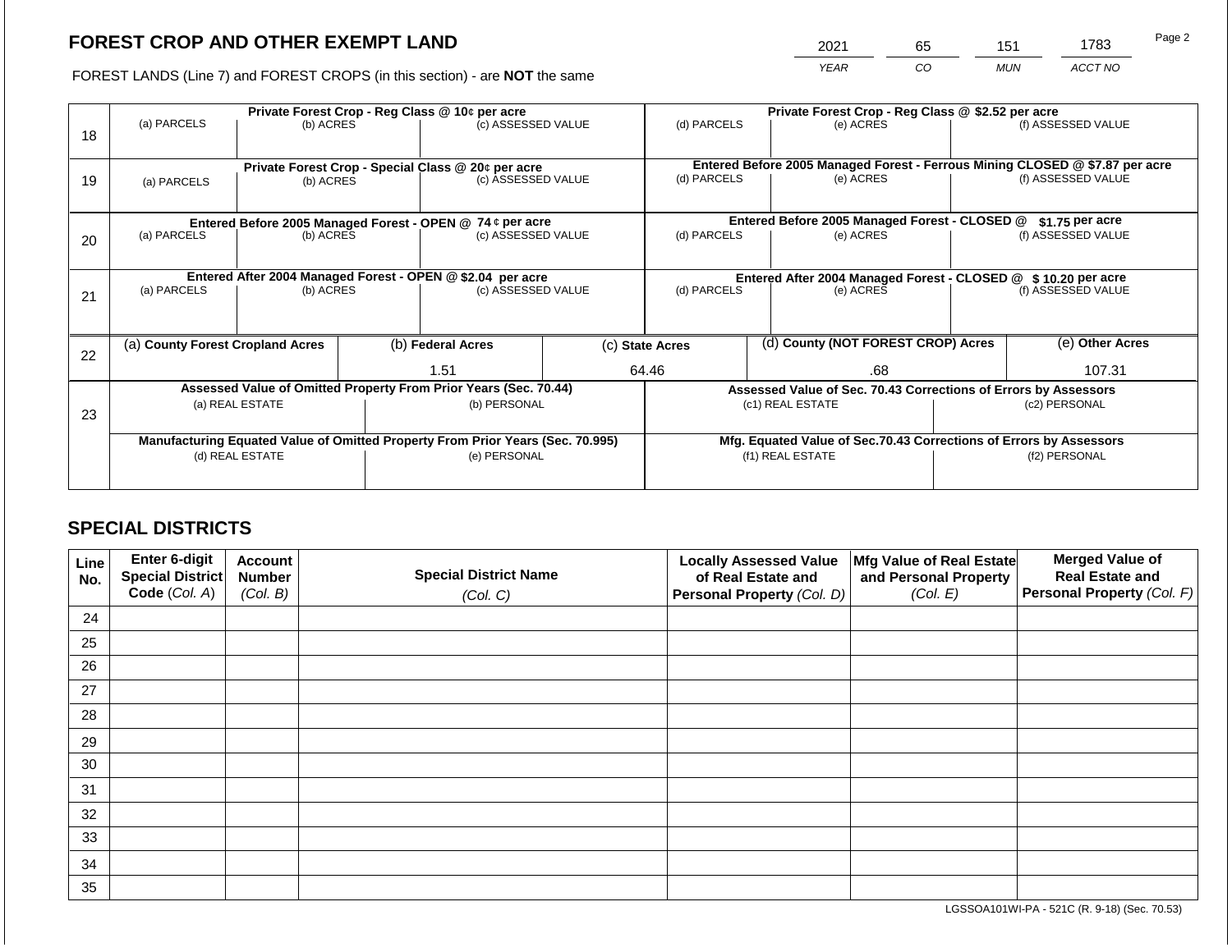# FOREST CROP AND OTHER EXEMPT LAND

| 2021 | 65 | 151 | 1783 |
|---|---|---|---|
| YEAR | CO | MUN | ACCT NO |

FOREST LANDS (Line 7) and FOREST CROPS (in this section) - are **NOT** the same

| Line | Private Forest Crop - Reg Class @ 10¢ per acre | | | Private Forest Crop - Reg Class @ $2.52 per acre | | |
|---|---|---|---|---|---|---|
| | (a) PARCELS | (b) ACRES | (c) ASSESSED VALUE | (d) PARCELS | (e) ACRES | (f) ASSESSED VALUE |
| 18 | | | | | | |
| | **Private Forest Crop - Special Class @ 20¢ per acre** | | | **Entered Before 2005 Managed Forest - Ferrous Mining CLOSED @ $7.87 per acre** | | |
| | (a) PARCELS | (b) ACRES | (c) ASSESSED VALUE | (d) PARCELS | (e) ACRES | (f) ASSESSED VALUE |
| 19 | | | | | | |
| | **Entered Before 2005 Managed Forest - OPEN @ 74 ¢ per acre** | | | **Entered Before 2005 Managed Forest - CLOSED @ $1.75 per acre** | | |
| | (a) PARCELS | (b) ACRES | (c) ASSESSED VALUE | (d) PARCELS | (e) ACRES | (f) ASSESSED VALUE |
| 20 | | | | | | |
| | **Entered After 2004 Managed Forest - OPEN @ $2.04 per acre** | | | **Entered After 2004 Managed Forest - CLOSED @ $ 10.20 per acre** | | |
| | (a) PARCELS | (b) ACRES | (c) ASSESSED VALUE | (d) PARCELS | (e) ACRES | (f) ASSESSED VALUE |
| 21 | | | | | | |

| Line | (a) County Forest Cropland Acres | (b) Federal Acres | (c) State Acres | (d) County (NOT FOREST CROP) Acres | (e) Other Acres |
|---|---|---|---|---|---|
| 22 | | 1.51 | 64.46 | .68 | 107.31 |

| Line | Assessed Value of Omitted Property From Prior Years (Sec. 70.44) | | Assessed Value of Sec. 70.43 Corrections of Errors by Assessors | |
|---|---|---|---|---|
| | (a) REAL ESTATE | (b) PERSONAL | (c1) REAL ESTATE | (c2) PERSONAL |
| 23 | | | | |
| | **Manufacturing Equated Value of Omitted Property From Prior Years (Sec. 70.995)** | | **Mfg. Equated Value of Sec.70.43 Corrections of Errors by Assessors** | |
| | (d) REAL ESTATE | (e) PERSONAL | (f1) REAL ESTATE | (f2) PERSONAL |
| | | | | |

## SPECIAL DISTRICTS

| Line No. | Enter 6-digit Special District Code (Col. A) | Account Number (Col. B) | Special District Name (Col. C) | Locally Assessed Value of Real Estate and Personal Property (Col. D) | Mfg Value of Real Estate and Personal Property (Col. E) | Merged Value of Real Estate and Personal Property (Col. F) |
|---|---|---|---|---|---|---|
| 24 | | | | | | |
| 25 | | | | | | |
| 26 | | | | | | |
| 27 | | | | | | |
| 28 | | | | | | |
| 29 | | | | | | |
| 30 | | | | | | |
| 31 | | | | | | |
| 32 | | | | | | |
| 33 | | | | | | |
| 34 | | | | | | |
| 35 | | | | | | |

LGSSOA101WI-PA - 521C (R. 9-18) (Sec. 70.53)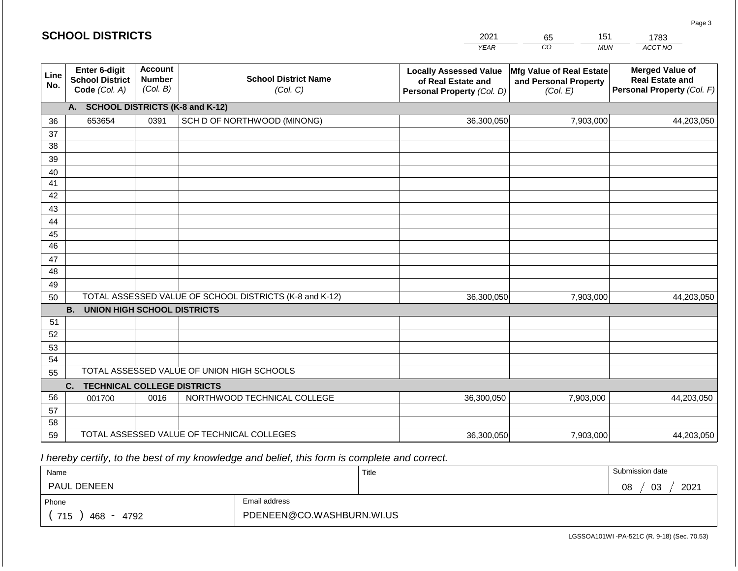## SCHOOL DISTRICTS

| 2021 | 65 | 151 | 1783 |
|---|---|---|---|
| YEAR | CO | MUN | ACCT NO |

| Line No. | Enter 6-digit School District Code (Col. A) | Account Number (Col. B) | School District Name (Col. C) | Locally Assessed Value of Real Estate and Personal Property (Col. D) | Mfg Value of Real Estate and Personal Property (Col. E) | Merged Value of Real Estate and Personal Property (Col. F) |
|---|---|---|---|---|---|---|
| | **A. SCHOOL DISTRICTS (K-8 and K-12)** | | | | | |
| 36 | 653654 | 0391 | SCH D OF NORTHWOOD (MINONG) | 36,300,050 | 7,903,000 | 44,203,050 |
| 37 | | | | | | |
| 38 | | | | | | |
| 39 | | | | | | |
| 40 | | | | | | |
| 41 | | | | | | |
| 42 | | | | | | |
| 43 | | | | | | |
| 44 | | | | | | |
| 45 | | | | | | |
| 46 | | | | | | |
| 47 | | | | | | |
| 48 | | | | | | |
| 49 | | | | | | |
| 50 | TOTAL ASSESSED VALUE OF SCHOOL DISTRICTS (K-8 and K-12) | | | 36,300,050 | 7,903,000 | 44,203,050 |
| | **B. UNION HIGH SCHOOL DISTRICTS** | | | | | |
| 51 | | | | | | |
| 52 | | | | | | |
| 53 | | | | | | |
| 54 | | | | | | |
| 55 | TOTAL ASSESSED VALUE OF UNION HIGH SCHOOLS | | | | | |
| | **C. TECHNICAL COLLEGE DISTRICTS** | | | | | |
| 56 | 001700 | 0016 | NORTHWOOD TECHNICAL COLLEGE | 36,300,050 | 7,903,000 | 44,203,050 |
| 57 | | | | | | |
| 58 | | | | | | |
| 59 | TOTAL ASSESSED VALUE OF TECHNICAL COLLEGES | | | 36,300,050 | 7,903,000 | 44,203,050 |

*I hereby certify, to the best of my knowledge and belief, this form is complete and correct.*

| Name | Title | Submission date |
|---|---|---|
| PAUL DENEEN | | 08 / 03 / 2021 |
| Phone | Email address | |
| ( 715 ) 468 - 4792 | PDENEEN@CO.WASHBURN.WI.US | |

LGSSOA101WI -PA-521C (R. 9-18) (Sec. 70.53)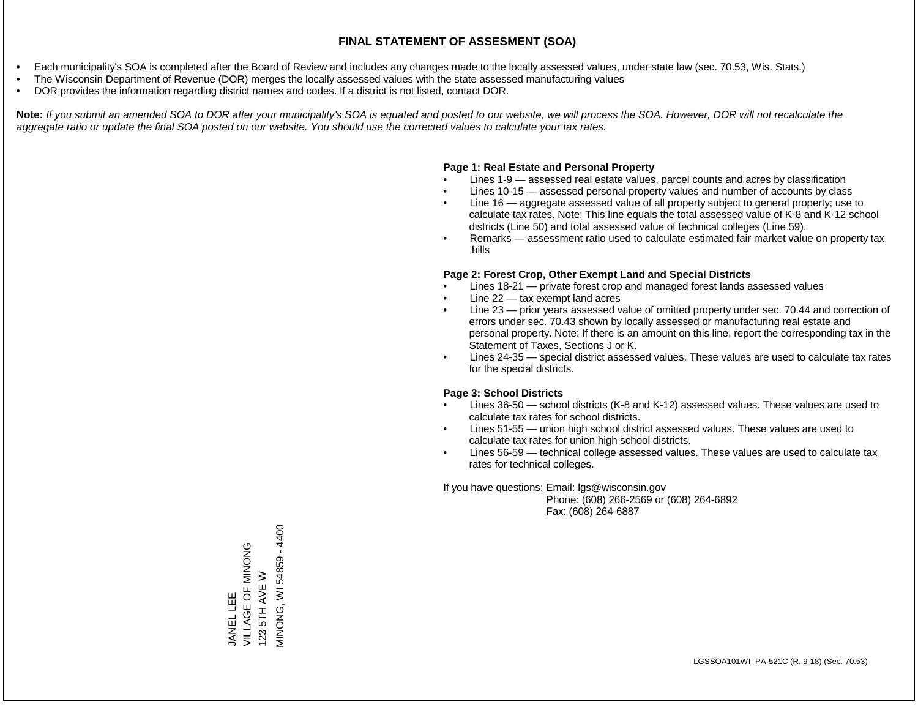# FINAL STATEMENT OF ASSESMENT (SOA)

- Each municipality's SOA is completed after the Board of Review and includes any changes made to the locally assessed values, under state law (sec. 70.53, Wis. Stats.)
- The Wisconsin Department of Revenue (DOR) merges the locally assessed values with the state assessed manufacturing values
- DOR provides the information regarding district names and codes. If a district is not listed, contact DOR.

**Note:** *If you submit an amended SOA to DOR after your municipality's SOA is equated and posted to our website, we will process the SOA. However, DOR will not recalculate the aggregate ratio or update the final SOA posted on our website. You should use the corrected values to calculate your tax rates.*

**Page 1: Real Estate and Personal Property**

- Lines 1-9 — assessed real estate values, parcel counts and acres by classification
- Lines 10-15 — assessed personal property values and number of accounts by class
- Line 16 — aggregate assessed value of all property subject to general property; use to calculate tax rates. Note: This line equals the total assessed value of K-8 and K-12 school districts (Line 50) and total assessed value of technical colleges (Line 59).
- Remarks — assessment ratio used to calculate estimated fair market value on property tax bills

**Page 2: Forest Crop, Other Exempt Land and Special Districts**

- Lines 18-21 — private forest crop and managed forest lands assessed values
- Line 22 — tax exempt land acres
- Line 23 — prior years assessed value of omitted property under sec. 70.44 and correction of errors under sec. 70.43 shown by locally assessed or manufacturing real estate and personal property. Note: If there is an amount on this line, report the corresponding tax in the Statement of Taxes, Sections J or K.
- Lines 24-35 — special district assessed values. These values are used to calculate tax rates for the special districts.

**Page 3: School Districts**

- Lines 36-50 — school districts (K-8 and K-12) assessed values. These values are used to calculate tax rates for school districts.
- Lines 51-55 — union high school district assessed values. These values are used to calculate tax rates for union high school districts.
- Lines 56-59 — technical college assessed values. These values are used to calculate tax rates for technical colleges.

If you have questions: Email: lgs@wisconsin.gov
Phone: (608) 266-2569 or (608) 264-6892
Fax: (608) 264-6887

JANEL LEE
VILLAGE OF MINONG
123 5TH AVE W
MINONG, WI 54859 - 4400

LGSSOA101WI -PA-521C (R. 9-18) (Sec. 70.53)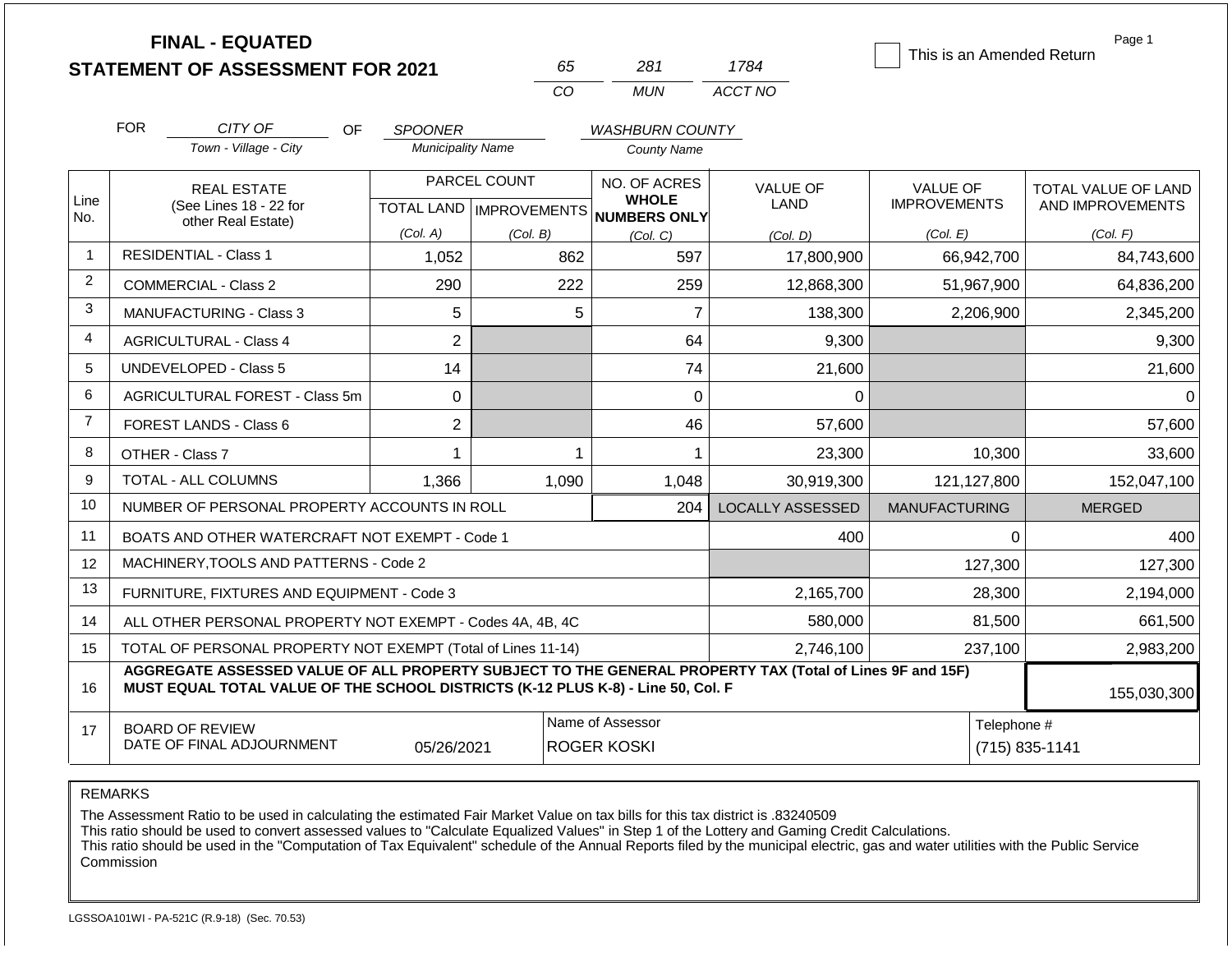# FINAL - EQUATED
## STATEMENT OF ASSESSMENT FOR 2021

| 65 | 281 | 1784 |
|---|---|---|
| CO | MUN | ACCT NO |

☐ This is an Amended Return

Page 1

FOR CITY OF (Town - Village - City) OF SPOONER (Municipality Name) WASHBURN COUNTY (County Name)

| Line No. | REAL ESTATE (See Lines 18 - 22 for other Real Estate) | PARCEL COUNT TOTAL LAND (Col. A) | PARCEL COUNT IMPROVEMENTS (Col. B) | NO. OF ACRES WHOLE NUMBERS ONLY (Col. C) | VALUE OF LAND (Col. D) | VALUE OF IMPROVEMENTS (Col. E) | TOTAL VALUE OF LAND AND IMPROVEMENTS (Col. F) |
|---|---|---|---|---|---|---|---|
| 1 | RESIDENTIAL - Class 1 | 1,052 | 862 | 597 | 17,800,900 | 66,942,700 | 84,743,600 |
| 2 | COMMERCIAL - Class 2 | 290 | 222 | 259 | 12,868,300 | 51,967,900 | 64,836,200 |
| 3 | MANUFACTURING - Class 3 | 5 | 5 | 7 | 138,300 | 2,206,900 | 2,345,200 |
| 4 | AGRICULTURAL - Class 4 | 2 | | 64 | 9,300 | | 9,300 |
| 5 | UNDEVELOPED - Class 5 | 14 | | 74 | 21,600 | | 21,600 |
| 6 | AGRICULTURAL FOREST - Class 5m | 0 | | 0 | 0 | | 0 |
| 7 | FOREST LANDS - Class 6 | 2 | | 46 | 57,600 | | 57,600 |
| 8 | OTHER - Class 7 | 1 | 1 | 1 | 23,300 | 10,300 | 33,600 |
| 9 | TOTAL - ALL COLUMNS | 1,366 | 1,090 | 1,048 | 30,919,300 | 121,127,800 | 152,047,100 |
| 10 | NUMBER OF PERSONAL PROPERTY ACCOUNTS IN ROLL | | | 204 | LOCALLY ASSESSED | MANUFACTURING | MERGED |
| 11 | BOATS AND OTHER WATERCRAFT NOT EXEMPT - Code 1 | | | | 400 | 0 | 400 |
| 12 | MACHINERY,TOOLS AND PATTERNS - Code 2 | | | | | 127,300 | 127,300 |
| 13 | FURNITURE, FIXTURES AND EQUIPMENT - Code 3 | | | | 2,165,700 | 28,300 | 2,194,000 |
| 14 | ALL OTHER PERSONAL PROPERTY NOT EXEMPT - Codes 4A, 4B, 4C | | | | 580,000 | 81,500 | 661,500 |
| 15 | TOTAL OF PERSONAL PROPERTY NOT EXEMPT (Total of Lines 11-14) | | | | 2,746,100 | 237,100 | 2,983,200 |
| 16 | AGGREGATE ASSESSED VALUE OF ALL PROPERTY SUBJECT TO THE GENERAL PROPERTY TAX (Total of Lines 9F and 15F) MUST EQUAL TOTAL VALUE OF THE SCHOOL DISTRICTS (K-12 PLUS K-8) - Line 50, Col. F | | | | | | 155,030,300 |
| 17 | BOARD OF REVIEW DATE OF FINAL ADJOURNMENT | 05/26/2021 | | Name of Assessor: ROGER KOSKI | | Telephone #: (715) 835-1141 | |

REMARKS

The Assessment Ratio to be used in calculating the estimated Fair Market Value on tax bills for this tax district is .83240509
This ratio should be used to convert assessed values to "Calculate Equalized Values" in Step 1 of the Lottery and Gaming Credit Calculations.
This ratio should be used in the "Computation of Tax Equivalent" schedule of the Annual Reports filed by the municipal electric, gas and water utilities with the Public Service Commission

LGSSOA101WI - PA-521C (R.9-18) (Sec. 70.53)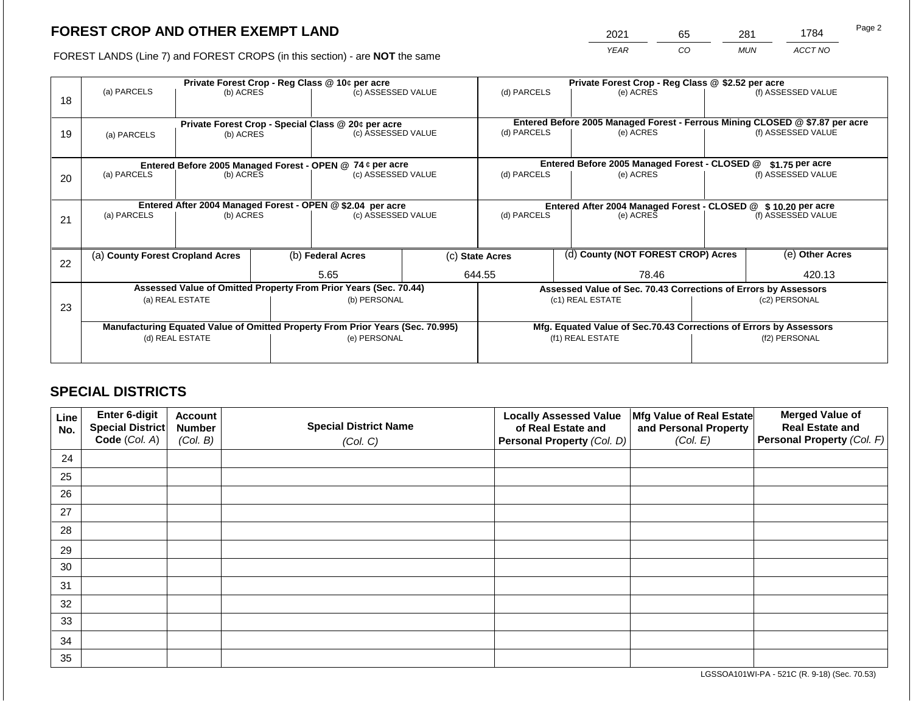# FOREST CROP AND OTHER EXEMPT LAND

FOREST LANDS (Line 7) and FOREST CROPS (in this section) - are **NOT** the same

| 2021 | 65 | 281 | 1784 |
|---|---|---|---|
| *YEAR* | *CO* | *MUN* | *ACCT NO* |

| Line | Private Forest Crop - Reg Class @ 10¢ per acre | | | Private Forest Crop - Reg Class @ $2.52 per acre | | |
|---|---|---|---|---|---|---|
| 18 | (a) PARCELS | (b) ACRES | (c) ASSESSED VALUE | (d) PARCELS | (e) ACRES | (f) ASSESSED VALUE |
| | | | | | | |
| | **Private Forest Crop - Special Class @ 20¢ per acre** | | | **Entered Before 2005 Managed Forest - Ferrous Mining CLOSED @ $7.87 per acre** | | |
| 19 | (a) PARCELS | (b) ACRES | (c) ASSESSED VALUE | (d) PARCELS | (e) ACRES | (f) ASSESSED VALUE |
| | | | | | | |
| | **Entered Before 2005 Managed Forest - OPEN @ 74 ¢ per acre** | | | **Entered Before 2005 Managed Forest - CLOSED @ $1.75 per acre** | | |
| 20 | (a) PARCELS | (b) ACRES | (c) ASSESSED VALUE | (d) PARCELS | (e) ACRES | (f) ASSESSED VALUE |
| | | | | | | |
| | **Entered After 2004 Managed Forest - OPEN @ $2.04 per acre** | | | **Entered After 2004 Managed Forest - CLOSED @ $ 10.20 per acre** | | |
| 21 | (a) PARCELS | (b) ACRES | (c) ASSESSED VALUE | (d) PARCELS | (e) ACRES | (f) ASSESSED VALUE |
| | | | | | | |

| Line | (a) **County Forest Cropland Acres** | (b) **Federal Acres** | (c) **State Acres** | (d) **County (NOT FOREST CROP) Acres** | (e) **Other Acres** |
|---|---|---|---|---|---|
| 22 | | 5.65 | 644.55 | 78.46 | 420.13 |

| Line | Assessed Value of Omitted Property From Prior Years (Sec. 70.44) | | Assessed Value of Sec. 70.43 Corrections of Errors by Assessors | |
|---|---|---|---|---|
| 23 | (a) REAL ESTATE | (b) PERSONAL | (c1) REAL ESTATE | (c2) PERSONAL |
| | | | | |
| | **Manufacturing Equated Value of Omitted Property From Prior Years (Sec. 70.995)** | | **Mfg. Equated Value of Sec.70.43 Corrections of Errors by Assessors** | |
| | (d) REAL ESTATE | (e) PERSONAL | (f1) REAL ESTATE | (f2) PERSONAL |
| | | | | |

# SPECIAL DISTRICTS

| Line No. | Enter 6-digit Special District Code (*Col. A*) | Account Number (*Col. B*) | Special District Name (*Col. C*) | Locally Assessed Value of Real Estate and Personal Property (*Col. D*) | Mfg Value of Real Estate and Personal Property (*Col. E*) | Merged Value of Real Estate and Personal Property (*Col. F*) |
|---|---|---|---|---|---|---|
| 24 | | | | | | |
| 25 | | | | | | |
| 26 | | | | | | |
| 27 | | | | | | |
| 28 | | | | | | |
| 29 | | | | | | |
| 30 | | | | | | |
| 31 | | | | | | |
| 32 | | | | | | |
| 33 | | | | | | |
| 34 | | | | | | |
| 35 | | | | | | |

LGSSOA101WI-PA - 521C (R. 9-18) (Sec. 70.53)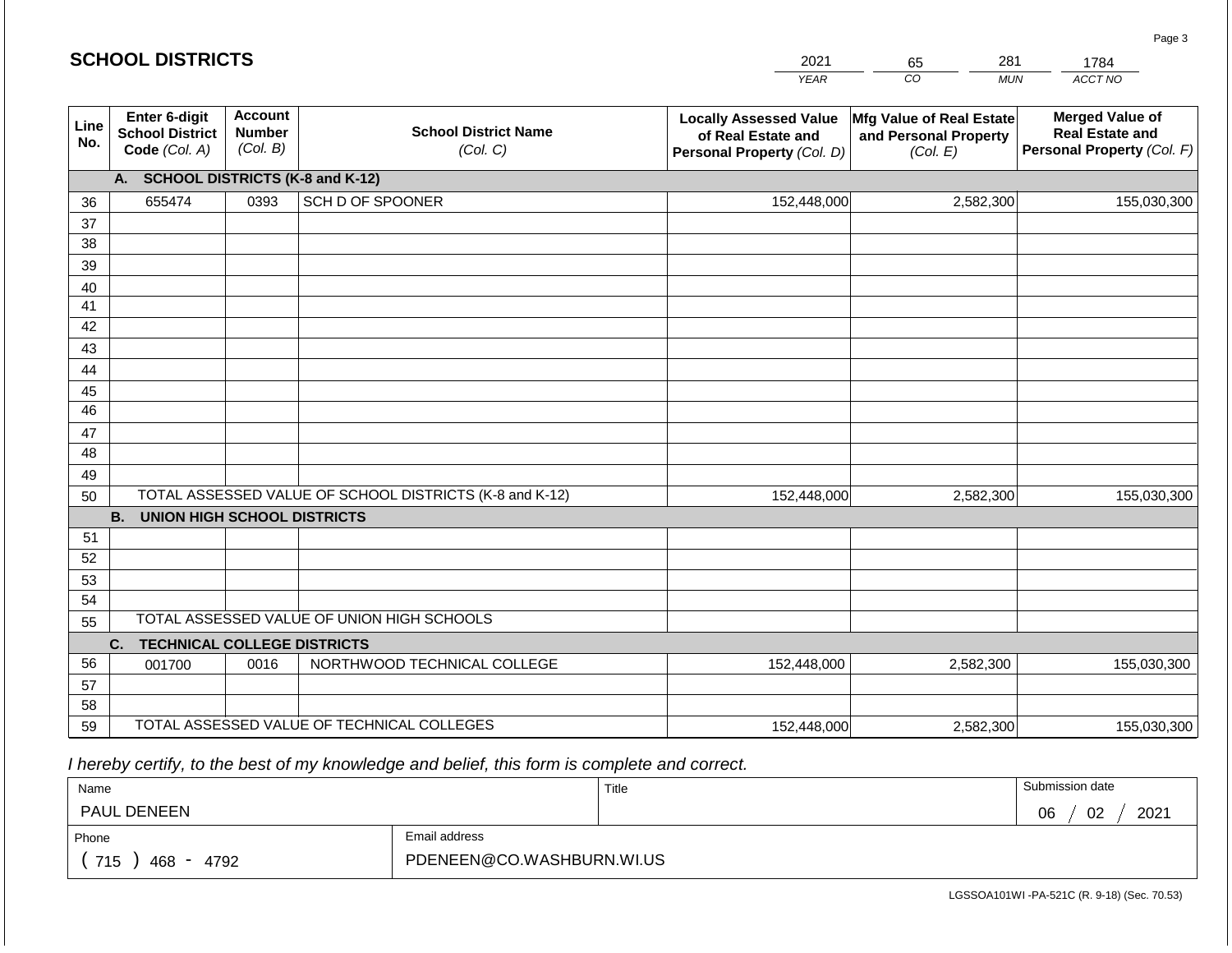# SCHOOL DISTRICTS

| 2021 | 65 | 281 | 1784 |
|---|---|---|---|
| YEAR | CO | MUN | ACCT NO |

| Line No. | Enter 6-digit School District Code (Col. A) | Account Number (Col. B) | School District Name (Col. C) | Locally Assessed Value of Real Estate and Personal Property (Col. D) | Mfg Value of Real Estate and Personal Property (Col. E) | Merged Value of Real Estate and Personal Property (Col. F) |
|---|---|---|---|---|---|---|
| | **A. SCHOOL DISTRICTS (K-8 and K-12)** | | | | | |
| 36 | 655474 | 0393 | SCH D OF SPOONER | 152,448,000 | 2,582,300 | 155,030,300 |
| 37 | | | | | | |
| 38 | | | | | | |
| 39 | | | | | | |
| 40 | | | | | | |
| 41 | | | | | | |
| 42 | | | | | | |
| 43 | | | | | | |
| 44 | | | | | | |
| 45 | | | | | | |
| 46 | | | | | | |
| 47 | | | | | | |
| 48 | | | | | | |
| 49 | | | | | | |
| 50 | TOTAL ASSESSED VALUE OF SCHOOL DISTRICTS (K-8 and K-12) | | | 152,448,000 | 2,582,300 | 155,030,300 |
| | **B. UNION HIGH SCHOOL DISTRICTS** | | | | | |
| 51 | | | | | | |
| 52 | | | | | | |
| 53 | | | | | | |
| 54 | | | | | | |
| 55 | TOTAL ASSESSED VALUE OF UNION HIGH SCHOOLS | | | | | |
| | **C. TECHNICAL COLLEGE DISTRICTS** | | | | | |
| 56 | 001700 | 0016 | NORTHWOOD TECHNICAL COLLEGE | 152,448,000 | 2,582,300 | 155,030,300 |
| 57 | | | | | | |
| 58 | | | | | | |
| 59 | TOTAL ASSESSED VALUE OF TECHNICAL COLLEGES | | | 152,448,000 | 2,582,300 | 155,030,300 |

*I hereby certify, to the best of my knowledge and belief, this form is complete and correct.*

| Name | Title | Submission date |
|---|---|---|
| PAUL DENEEN | | 06 / 02 / 2021 |

| Phone | Email address |
|---|---|
| ( 715 ) 468 - 4792 | PDENEEN@CO.WASHBURN.WI.US |

LGSSOA101WI -PA-521C (R. 9-18) (Sec. 70.53)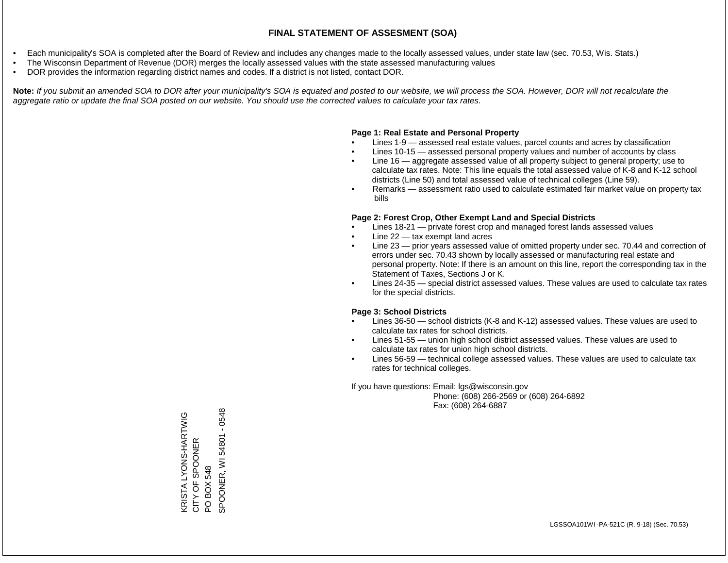# FINAL STATEMENT OF ASSESMENT (SOA)

- Each municipality's SOA is completed after the Board of Review and includes any changes made to the locally assessed values, under state law (sec. 70.53, Wis. Stats.)
- The Wisconsin Department of Revenue (DOR) merges the locally assessed values with the state assessed manufacturing values
- DOR provides the information regarding district names and codes. If a district is not listed, contact DOR.

**Note:** *If you submit an amended SOA to DOR after your municipality's SOA is equated and posted to our website, we will process the SOA. However, DOR will not recalculate the aggregate ratio or update the final SOA posted on our website. You should use the corrected values to calculate your tax rates.*

**Page 1: Real Estate and Personal Property**

- Lines 1-9 — assessed real estate values, parcel counts and acres by classification
- Lines 10-15 — assessed personal property values and number of accounts by class
- Line 16 — aggregate assessed value of all property subject to general property; use to calculate tax rates. Note: This line equals the total assessed value of K-8 and K-12 school districts (Line 50) and total assessed value of technical colleges (Line 59).
- Remarks — assessment ratio used to calculate estimated fair market value on property tax bills

**Page 2: Forest Crop, Other Exempt Land and Special Districts**

- Lines 18-21 — private forest crop and managed forest lands assessed values
- Line 22 — tax exempt land acres
- Line 23 — prior years assessed value of omitted property under sec. 70.44 and correction of errors under sec. 70.43 shown by locally assessed or manufacturing real estate and personal property. Note: If there is an amount on this line, report the corresponding tax in the Statement of Taxes, Sections J or K.
- Lines 24-35 — special district assessed values. These values are used to calculate tax rates for the special districts.

**Page 3: School Districts**

- Lines 36-50 — school districts (K-8 and K-12) assessed values. These values are used to calculate tax rates for school districts.
- Lines 51-55 — union high school district assessed values. These values are used to calculate tax rates for union high school districts.
- Lines 56-59 — technical college assessed values. These values are used to calculate tax rates for technical colleges.

If you have questions: Email: lgs@wisconsin.gov
Phone: (608) 266-2569 or (608) 264-6892
Fax: (608) 264-6887

KRISTA LYONS-HARTWIG
CITY OF SPOONER
PO BOX 548
SPOONER, WI 54801 - 0548

LGSSOA101WI -PA-521C (R. 9-18) (Sec. 70.53)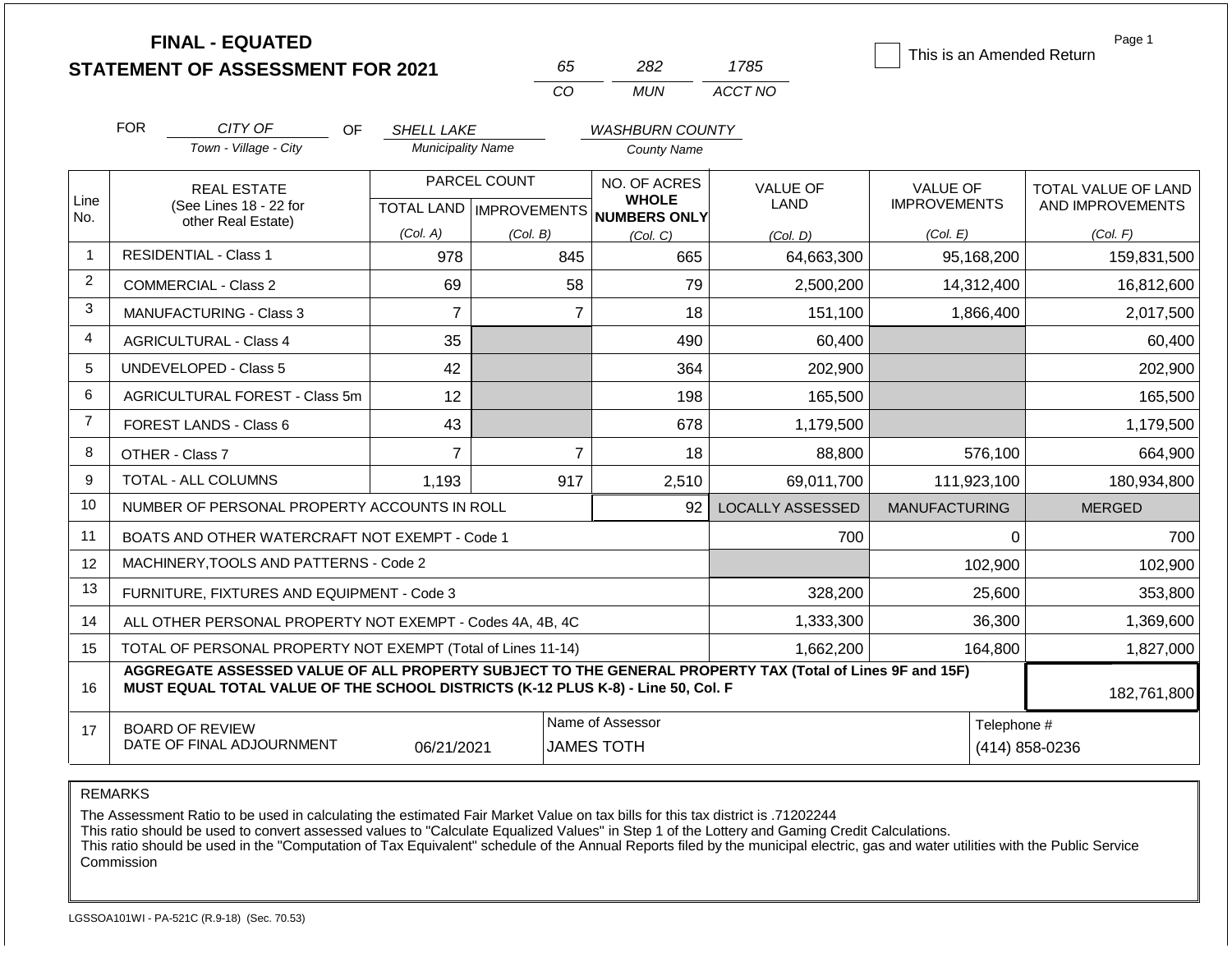**FINAL - EQUATED**
**STATEMENT OF ASSESSMENT FOR 2021**

| 65 | 282 | 1785 |
|---|---|---|
| CO | MUN | ACCT NO |

☐ This is an Amended Return

Page 1

FOR *CITY OF* (Town - Village - City) OF *SHELL LAKE* (Municipality Name) *WASHBURN COUNTY* (County Name)

| Line No. | REAL ESTATE (See Lines 18 - 22 for other Real Estate) | PARCEL COUNT TOTAL LAND (Col. A) | PARCEL COUNT IMPROVEMENTS (Col. B) | NO. OF ACRES WHOLE NUMBERS ONLY (Col. C) | VALUE OF LAND (Col. D) | VALUE OF IMPROVEMENTS (Col. E) | TOTAL VALUE OF LAND AND IMPROVEMENTS (Col. F) |
|---|---|---|---|---|---|---|---|
| 1 | RESIDENTIAL - Class 1 | 978 | 845 | 665 | 64,663,300 | 95,168,200 | 159,831,500 |
| 2 | COMMERCIAL - Class 2 | 69 | 58 | 79 | 2,500,200 | 14,312,400 | 16,812,600 |
| 3 | MANUFACTURING - Class 3 | 7 | 7 | 18 | 151,100 | 1,866,400 | 2,017,500 |
| 4 | AGRICULTURAL - Class 4 | 35 | | 490 | 60,400 | | 60,400 |
| 5 | UNDEVELOPED - Class 5 | 42 | | 364 | 202,900 | | 202,900 |
| 6 | AGRICULTURAL FOREST - Class 5m | 12 | | 198 | 165,500 | | 165,500 |
| 7 | FOREST LANDS - Class 6 | 43 | | 678 | 1,179,500 | | 1,179,500 |
| 8 | OTHER - Class 7 | 7 | 7 | 18 | 88,800 | 576,100 | 664,900 |
| 9 | TOTAL - ALL COLUMNS | 1,193 | 917 | 2,510 | 69,011,700 | 111,923,100 | 180,934,800 |
| 10 | NUMBER OF PERSONAL PROPERTY ACCOUNTS IN ROLL | | | 92 | LOCALLY ASSESSED | MANUFACTURING | MERGED |
| 11 | BOATS AND OTHER WATERCRAFT NOT EXEMPT - Code 1 | | | | 700 | 0 | 700 |
| 12 | MACHINERY,TOOLS AND PATTERNS - Code 2 | | | | | 102,900 | 102,900 |
| 13 | FURNITURE, FIXTURES AND EQUIPMENT - Code 3 | | | | 328,200 | 25,600 | 353,800 |
| 14 | ALL OTHER PERSONAL PROPERTY NOT EXEMPT - Codes 4A, 4B, 4C | | | | 1,333,300 | 36,300 | 1,369,600 |
| 15 | TOTAL OF PERSONAL PROPERTY NOT EXEMPT (Total of Lines 11-14) | | | | 1,662,200 | 164,800 | 1,827,000 |
| 16 | **AGGREGATE ASSESSED VALUE OF ALL PROPERTY SUBJECT TO THE GENERAL PROPERTY TAX (Total of Lines 9F and 15F) MUST EQUAL TOTAL VALUE OF THE SCHOOL DISTRICTS (K-12 PLUS K-8) - Line 50, Col. F** | | | | | | 182,761,800 |
| 17 | BOARD OF REVIEW DATE OF FINAL ADJOURNMENT | 06/21/2021 | Name of Assessor: JAMES TOTH | | | Telephone #: (414) 858-0236 | |

REMARKS

The Assessment Ratio to be used in calculating the estimated Fair Market Value on tax bills for this tax district is .71202244
This ratio should be used to convert assessed values to "Calculate Equalized Values" in Step 1 of the Lottery and Gaming Credit Calculations.
This ratio should be used in the "Computation of Tax Equivalent" schedule of the Annual Reports filed by the municipal electric, gas and water utilities with the Public Service Commission

LGSSOA101WI - PA-521C (R.9-18) (Sec. 70.53)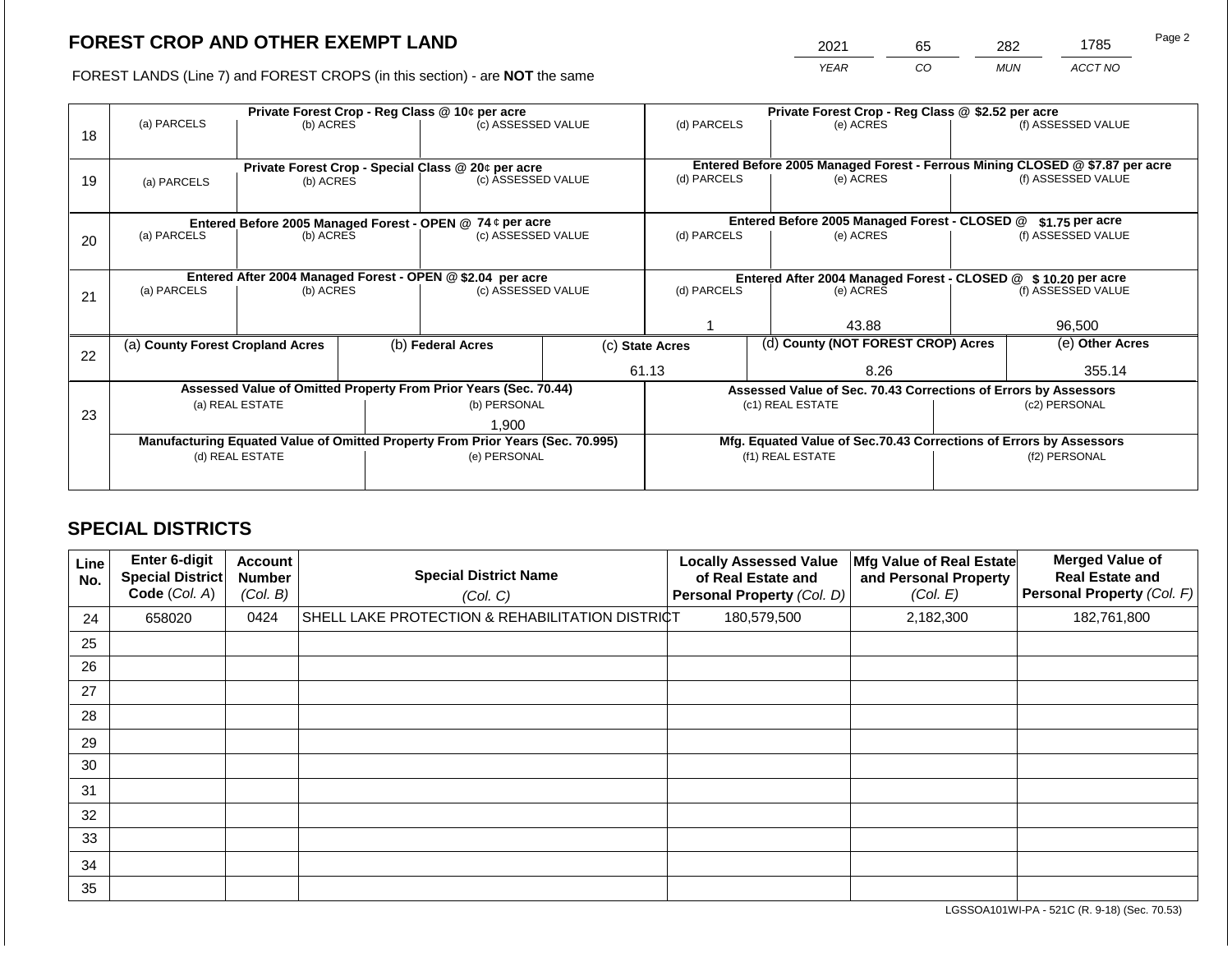# FOREST CROP AND OTHER EXEMPT LAND

FOREST LANDS (Line 7) and FOREST CROPS (in this section) - are **NOT** the same

| 2021 | 65 | 282 | 1785 |
|---|---|---|---|
| YEAR | CO | MUN | ACCT NO |

| Line | Private Forest Crop - Reg Class @ 10¢ per acre | | | Private Forest Crop - Reg Class @ $2.52 per acre | | |
|---|---|---|---|---|---|---|
| 18 | (a) PARCELS | (b) ACRES | (c) ASSESSED VALUE | (d) PARCELS | (e) ACRES | (f) ASSESSED VALUE |
| | | | | | | |
| | **Private Forest Crop - Special Class @ 20¢ per acre** | | | **Entered Before 2005 Managed Forest - Ferrous Mining CLOSED @ $7.87 per acre** | | |
| 19 | (a) PARCELS | (b) ACRES | (c) ASSESSED VALUE | (d) PARCELS | (e) ACRES | (f) ASSESSED VALUE |
| | | | | | | |
| | **Entered Before 2005 Managed Forest - OPEN @ 74 ¢ per acre** | | | **Entered Before 2005 Managed Forest - CLOSED @ $1.75 per acre** | | |
| 20 | (a) PARCELS | (b) ACRES | (c) ASSESSED VALUE | (d) PARCELS | (e) ACRES | (f) ASSESSED VALUE |
| | | | | | | |
| | **Entered After 2004 Managed Forest - OPEN @ $2.04 per acre** | | | **Entered After 2004 Managed Forest - CLOSED @ $ 10.20 per acre** | | |
| 21 | (a) PARCELS | (b) ACRES | (c) ASSESSED VALUE | (d) PARCELS | (e) ACRES | (f) ASSESSED VALUE |
| | | | | 1 | 43.88 | 96,500 |

| Line | (a) County Forest Cropland Acres | (b) Federal Acres | (c) State Acres | (d) County (NOT FOREST CROP) Acres | (e) Other Acres |
|---|---|---|---|---|---|
| 22 | | | 61.13 | 8.26 | 355.14 |

| Line | Assessed Value of Omitted Property From Prior Years (Sec. 70.44) | | Assessed Value of Sec. 70.43 Corrections of Errors by Assessors | |
|---|---|---|---|---|
| 23 | (a) REAL ESTATE | (b) PERSONAL | (c1) REAL ESTATE | (c2) PERSONAL |
| | | 1,900 | | |
| | **Manufacturing Equated Value of Omitted Property From Prior Years (Sec. 70.995)** | | **Mfg. Equated Value of Sec.70.43 Corrections of Errors by Assessors** | |
| | (d) REAL ESTATE | (e) PERSONAL | (f1) REAL ESTATE | (f2) PERSONAL |
| | | | | |

## SPECIAL DISTRICTS

| Line No. | Enter 6-digit Special District Code (Col. A) | Account Number (Col. B) | Special District Name (Col. C) | Locally Assessed Value of Real Estate and Personal Property (Col. D) | Mfg Value of Real Estate and Personal Property (Col. E) | Merged Value of Real Estate and Personal Property (Col. F) |
|---|---|---|---|---|---|---|
| 24 | 658020 | 0424 | SHELL LAKE PROTECTION & REHABILITATION DISTRICT | 180,579,500 | 2,182,300 | 182,761,800 |
| 25 | | | | | | |
| 26 | | | | | | |
| 27 | | | | | | |
| 28 | | | | | | |
| 29 | | | | | | |
| 30 | | | | | | |
| 31 | | | | | | |
| 32 | | | | | | |
| 33 | | | | | | |
| 34 | | | | | | |
| 35 | | | | | | |

LGSSOA101WI-PA - 521C (R. 9-18) (Sec. 70.53)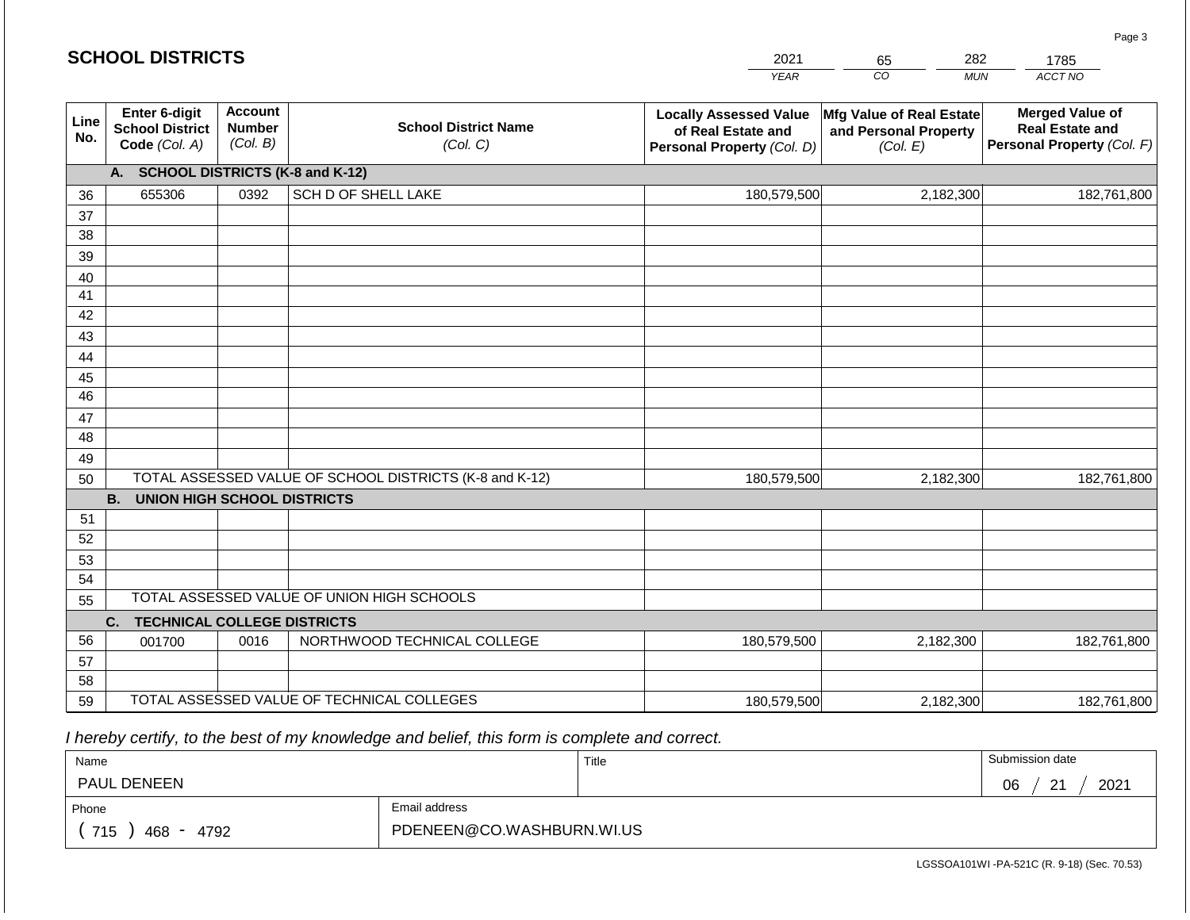# SCHOOL DISTRICTS

| 2021 | 65 | 282 | 1785 |
|---|---|---|---|
| YEAR | CO | MUN | ACCT NO |

| Line No. | Enter 6-digit School District Code (Col. A) | Account Number (Col. B) | School District Name (Col. C) | Locally Assessed Value of Real Estate and Personal Property (Col. D) | Mfg Value of Real Estate and Personal Property (Col. E) | Merged Value of Real Estate and Personal Property (Col. F) |
|---|---|---|---|---|---|---|
| | **A. SCHOOL DISTRICTS (K-8 and K-12)** | | | | | |
| 36 | 655306 | 0392 | SCH D OF SHELL LAKE | 180,579,500 | 2,182,300 | 182,761,800 |
| 37 | | | | | | |
| 38 | | | | | | |
| 39 | | | | | | |
| 40 | | | | | | |
| 41 | | | | | | |
| 42 | | | | | | |
| 43 | | | | | | |
| 44 | | | | | | |
| 45 | | | | | | |
| 46 | | | | | | |
| 47 | | | | | | |
| 48 | | | | | | |
| 49 | | | | | | |
| 50 | TOTAL ASSESSED VALUE OF SCHOOL DISTRICTS (K-8 and K-12) | | | 180,579,500 | 2,182,300 | 182,761,800 |
| | **B. UNION HIGH SCHOOL DISTRICTS** | | | | | |
| 51 | | | | | | |
| 52 | | | | | | |
| 53 | | | | | | |
| 54 | | | | | | |
| 55 | TOTAL ASSESSED VALUE OF UNION HIGH SCHOOLS | | | | | |
| | **C. TECHNICAL COLLEGE DISTRICTS** | | | | | |
| 56 | 001700 | 0016 | NORTHWOOD TECHNICAL COLLEGE | 180,579,500 | 2,182,300 | 182,761,800 |
| 57 | | | | | | |
| 58 | | | | | | |
| 59 | TOTAL ASSESSED VALUE OF TECHNICAL COLLEGES | | | 180,579,500 | 2,182,300 | 182,761,800 |

*I hereby certify, to the best of my knowledge and belief, this form is complete and correct.*

| Name | Title | Submission date |
|---|---|---|
| PAUL DENEEN | | 06 / 21 / 2021 |
| **Phone** | **Email address** | |
| ( 715 ) 468 - 4792 | PDENEEN@CO.WASHBURN.WI.US | |

LGSSOA101WI -PA-521C (R. 9-18) (Sec. 70.53)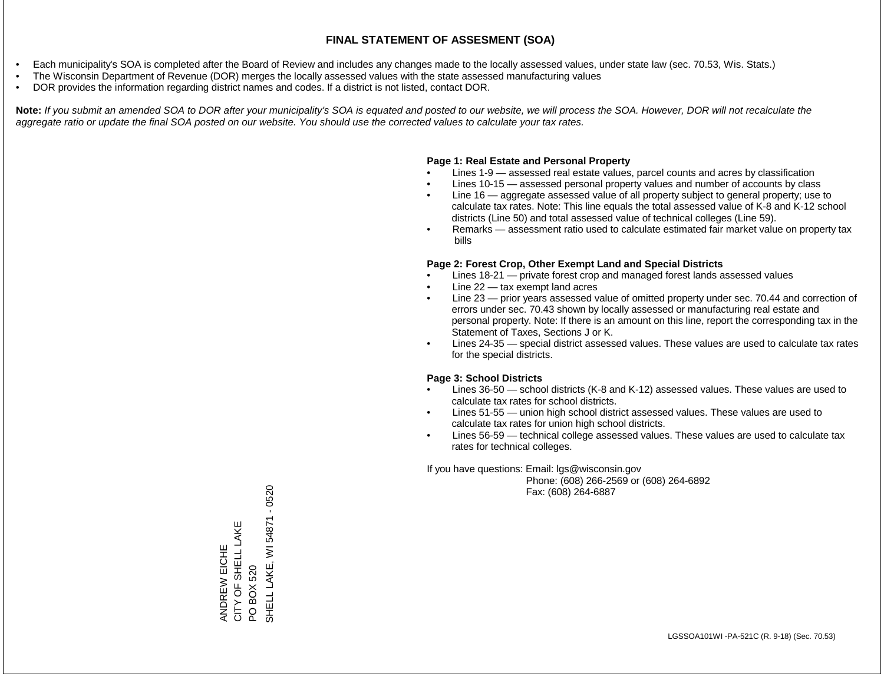# FINAL STATEMENT OF ASSESMENT (SOA)

- Each municipality's SOA is completed after the Board of Review and includes any changes made to the locally assessed values, under state law (sec. 70.53, Wis. Stats.)
- The Wisconsin Department of Revenue (DOR) merges the locally assessed values with the state assessed manufacturing values
- DOR provides the information regarding district names and codes. If a district is not listed, contact DOR.

**Note:** *If you submit an amended SOA to DOR after your municipality's SOA is equated and posted to our website, we will process the SOA. However, DOR will not recalculate the aggregate ratio or update the final SOA posted on our website. You should use the corrected values to calculate your tax rates.*

**Page 1: Real Estate and Personal Property**

- Lines 1-9 — assessed real estate values, parcel counts and acres by classification
- Lines 10-15 — assessed personal property values and number of accounts by class
- Line 16 — aggregate assessed value of all property subject to general property; use to calculate tax rates. Note: This line equals the total assessed value of K-8 and K-12 school districts (Line 50) and total assessed value of technical colleges (Line 59).
- Remarks — assessment ratio used to calculate estimated fair market value on property tax bills

**Page 2: Forest Crop, Other Exempt Land and Special Districts**

- Lines 18-21 — private forest crop and managed forest lands assessed values
- Line 22 — tax exempt land acres
- Line 23 — prior years assessed value of omitted property under sec. 70.44 and correction of errors under sec. 70.43 shown by locally assessed or manufacturing real estate and personal property. Note: If there is an amount on this line, report the corresponding tax in the Statement of Taxes, Sections J or K.
- Lines 24-35 — special district assessed values. These values are used to calculate tax rates for the special districts.

**Page 3: School Districts**

- Lines 36-50 — school districts (K-8 and K-12) assessed values. These values are used to calculate tax rates for school districts.
- Lines 51-55 — union high school district assessed values. These values are used to calculate tax rates for union high school districts.
- Lines 56-59 — technical college assessed values. These values are used to calculate tax rates for technical colleges.

If you have questions: Email: lgs@wisconsin.gov
Phone: (608) 266-2569 or (608) 264-6892
Fax: (608) 264-6887

ANDREW EICHE
CITY OF SHELL LAKE
PO BOX 520
SHELL LAKE, WI 54871 - 0520

LGSSOA101WI -PA-521C (R. 9-18) (Sec. 70.53)